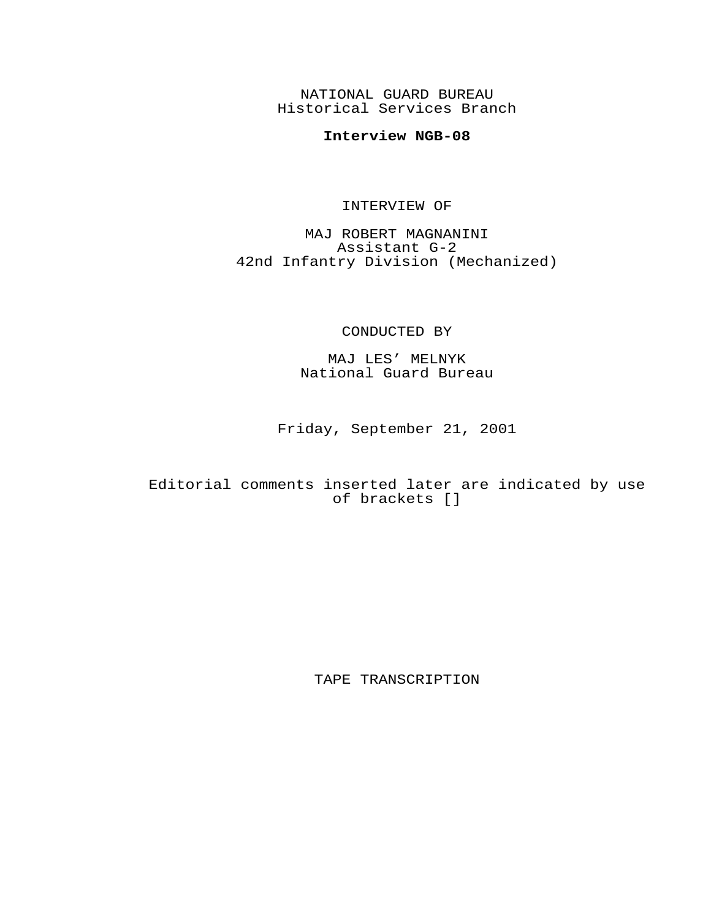NATIONAL GUARD BUREAU
Historical Services Branch

**Interview NGB-08**

INTERVIEW OF

MAJ ROBERT MAGNANINI
Assistant G-2
42nd Infantry Division (Mechanized)

CONDUCTED BY

MAJ LES' MELNYK
National Guard Bureau

Friday, September 21, 2001

Editorial comments inserted later are indicated by use of brackets []

TAPE TRANSCRIPTION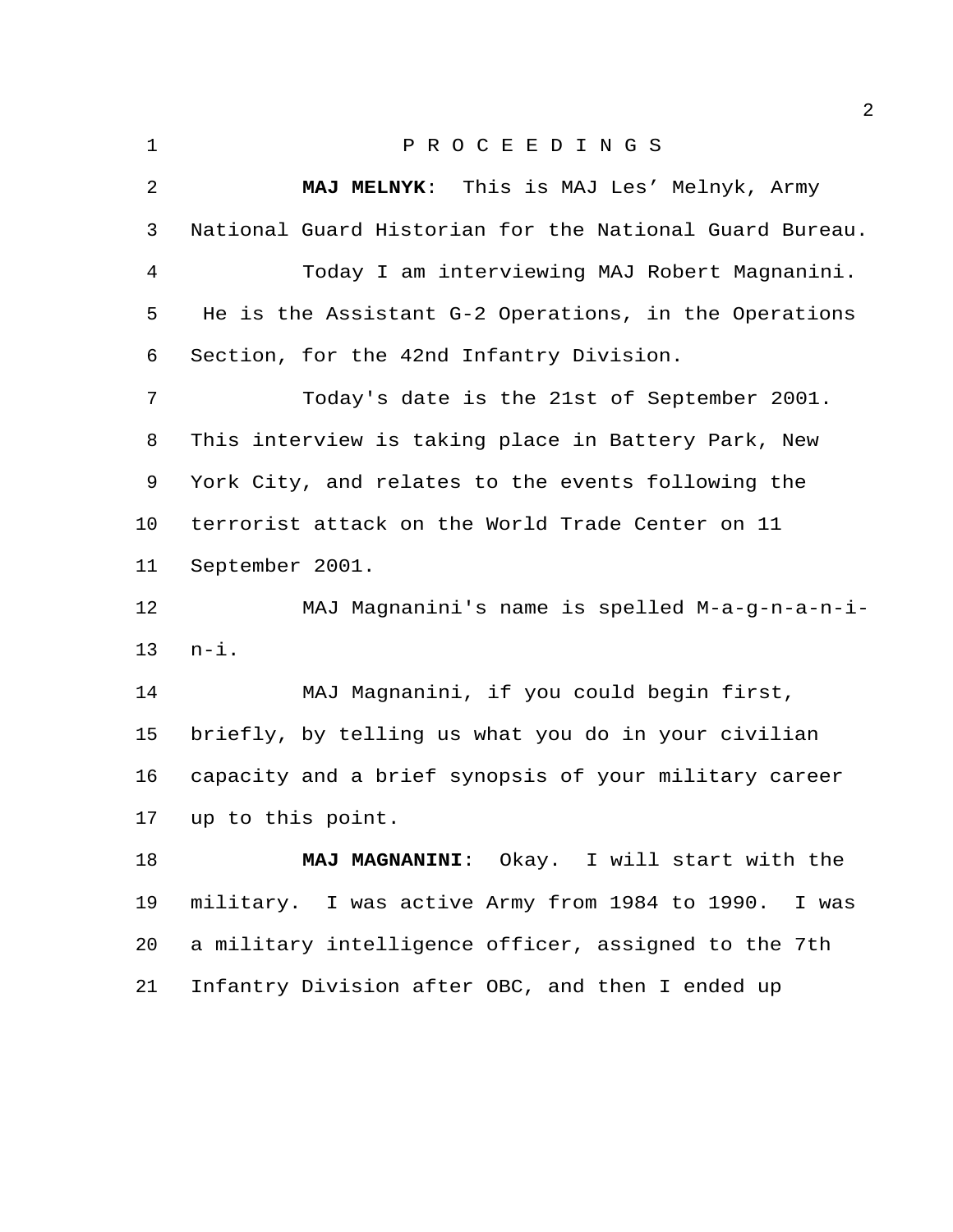P R O C E E D I N G S

**MAJ MELNYK**: This is MAJ Les' Melnyk, Army National Guard Historian for the National Guard Bureau.

Today I am interviewing MAJ Robert Magnanini. He is the Assistant G-2 Operations, in the Operations Section, for the 42nd Infantry Division.

Today's date is the 21st of September 2001. This interview is taking place in Battery Park, New York City, and relates to the events following the terrorist attack on the World Trade Center on 11 September 2001.

MAJ Magnanini's name is spelled M-a-g-n-a-n-i-n-i.

MAJ Magnanini, if you could begin first, briefly, by telling us what you do in your civilian capacity and a brief synopsis of your military career up to this point.

**MAJ MAGNANINI**: Okay. I will start with the military. I was active Army from 1984 to 1990. I was a military intelligence officer, assigned to the 7th Infantry Division after OBC, and then I ended up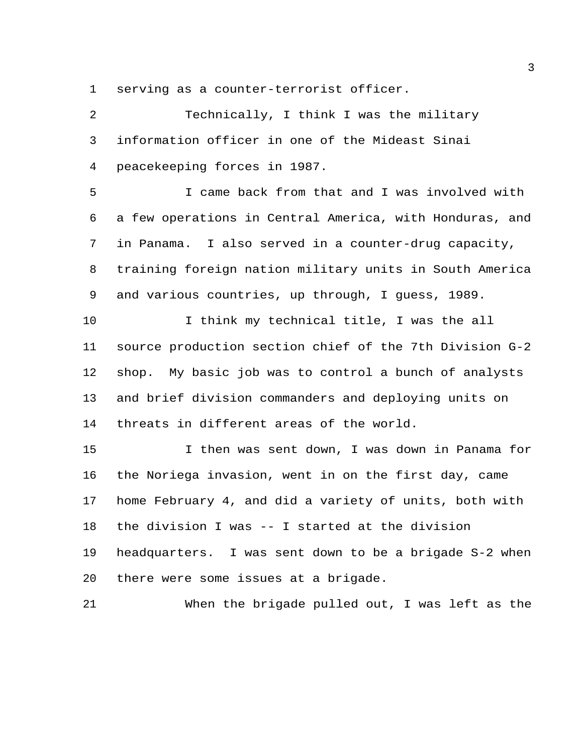serving as a counter-terrorist officer.

Technically, I think I was the military information officer in one of the Mideast Sinai peacekeeping forces in 1987.

I came back from that and I was involved with a few operations in Central America, with Honduras, and in Panama. I also served in a counter-drug capacity, training foreign nation military units in South America and various countries, up through, I guess, 1989.

I think my technical title, I was the all source production section chief of the 7th Division G-2 shop. My basic job was to control a bunch of analysts and brief division commanders and deploying units on threats in different areas of the world.

I then was sent down, I was down in Panama for the Noriega invasion, went in on the first day, came home February 4, and did a variety of units, both with the division I was -- I started at the division headquarters. I was sent down to be a brigade S-2 when there were some issues at a brigade.

When the brigade pulled out, I was left as the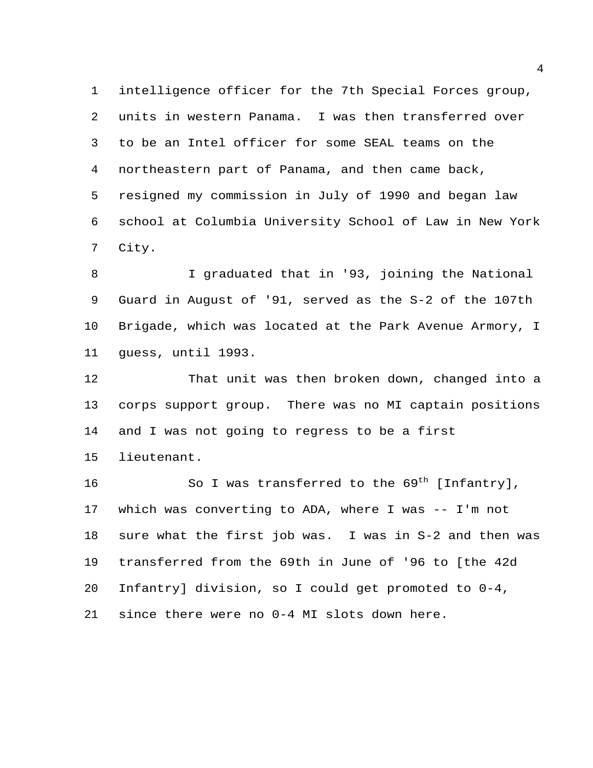intelligence officer for the 7th Special Forces group, units in western Panama. I was then transferred over to be an Intel officer for some SEAL teams on the northeastern part of Panama, and then came back, resigned my commission in July of 1990 and began law school at Columbia University School of Law in New York City.

I graduated that in '93, joining the National Guard in August of '91, served as the S-2 of the 107th Brigade, which was located at the Park Avenue Armory, I guess, until 1993.

That unit was then broken down, changed into a corps support group. There was no MI captain positions and I was not going to regress to be a first lieutenant.

So I was transferred to the 69th [Infantry], which was converting to ADA, where I was -- I'm not sure what the first job was. I was in S-2 and then was transferred from the 69th in June of '96 to [the 42d Infantry] division, so I could get promoted to 0-4, since there were no 0-4 MI slots down here.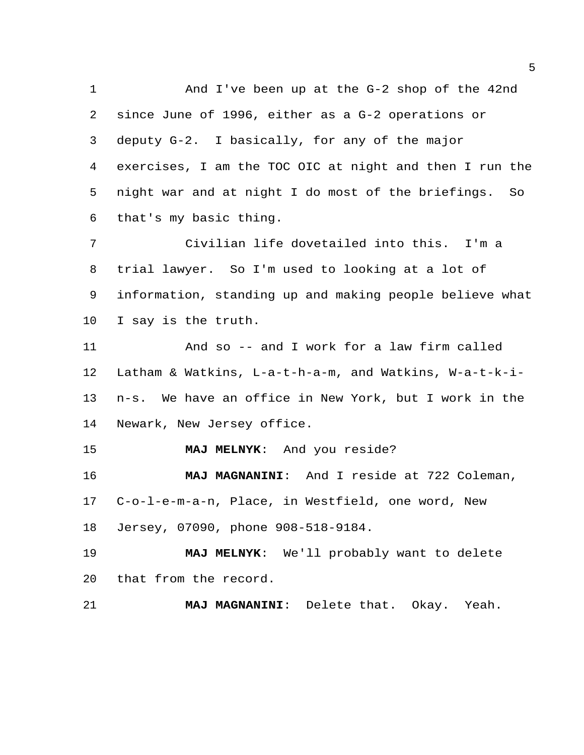And I've been up at the G-2 shop of the 42nd since June of 1996, either as a G-2 operations or deputy G-2. I basically, for any of the major exercises, I am the TOC OIC at night and then I run the night war and at night I do most of the briefings. So that's my basic thing.

Civilian life dovetailed into this. I'm a trial lawyer. So I'm used to looking at a lot of information, standing up and making people believe what I say is the truth.

And so -- and I work for a law firm called Latham & Watkins, L-a-t-h-a-m, and Watkins, W-a-t-k-i-n-s. We have an office in New York, but I work in the Newark, New Jersey office.

**MAJ MELNYK**: And you reside?

**MAJ MAGNANINI**: And I reside at 722 Coleman, C-o-l-e-m-a-n, Place, in Westfield, one word, New Jersey, 07090, phone 908-518-9184.

**MAJ MELNYK**: We'll probably want to delete that from the record.

**MAJ MAGNANINI**: Delete that. Okay. Yeah.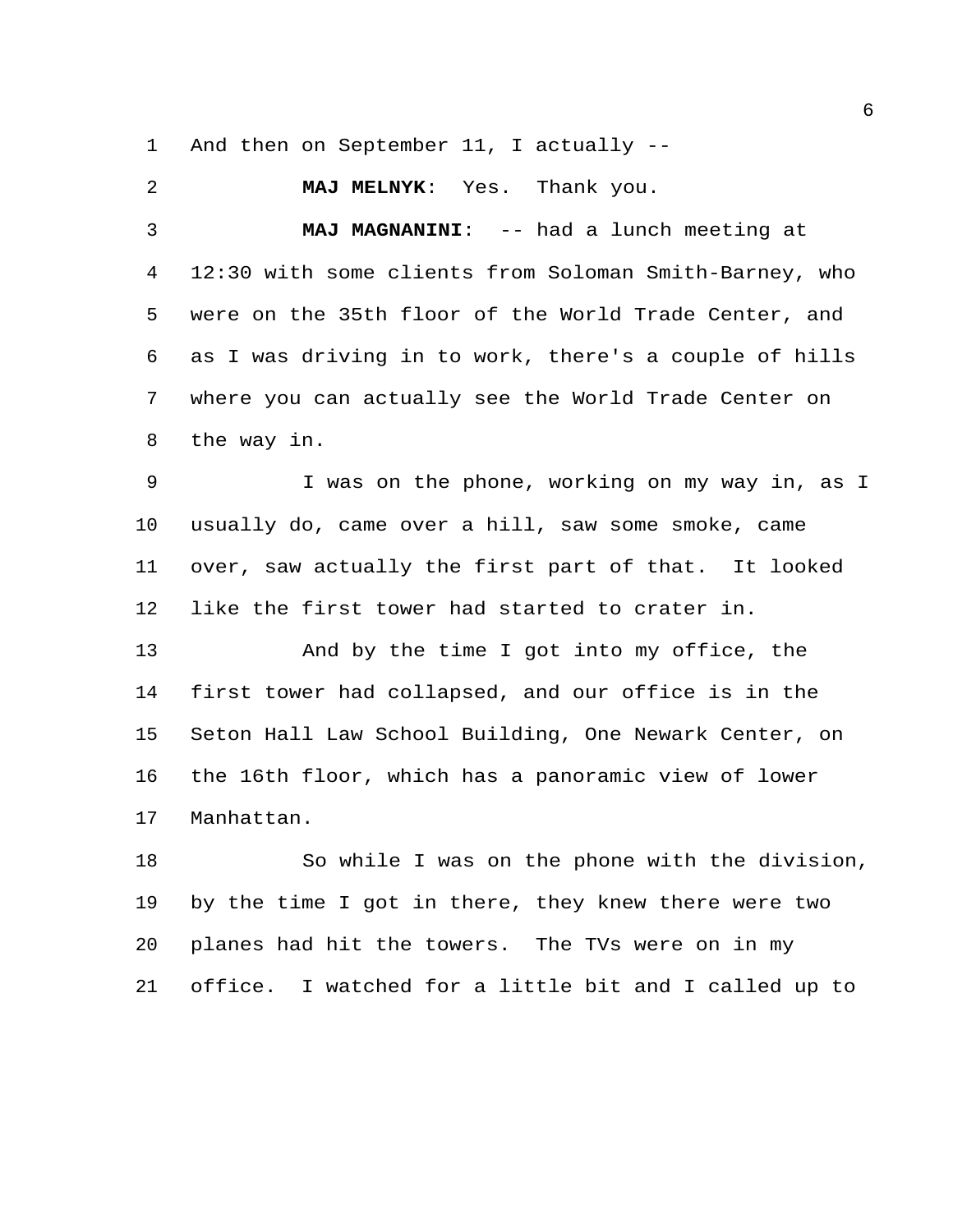And then on September 11, I actually --

**MAJ MELNYK**: Yes. Thank you.

**MAJ MAGNANINI**: -- had a lunch meeting at 12:30 with some clients from Soloman Smith-Barney, who were on the 35th floor of the World Trade Center, and as I was driving in to work, there's a couple of hills where you can actually see the World Trade Center on the way in.

I was on the phone, working on my way in, as I usually do, came over a hill, saw some smoke, came over, saw actually the first part of that. It looked like the first tower had started to crater in.

And by the time I got into my office, the first tower had collapsed, and our office is in the Seton Hall Law School Building, One Newark Center, on the 16th floor, which has a panoramic view of lower Manhattan.

So while I was on the phone with the division, by the time I got in there, they knew there were two planes had hit the towers. The TVs were on in my office. I watched for a little bit and I called up to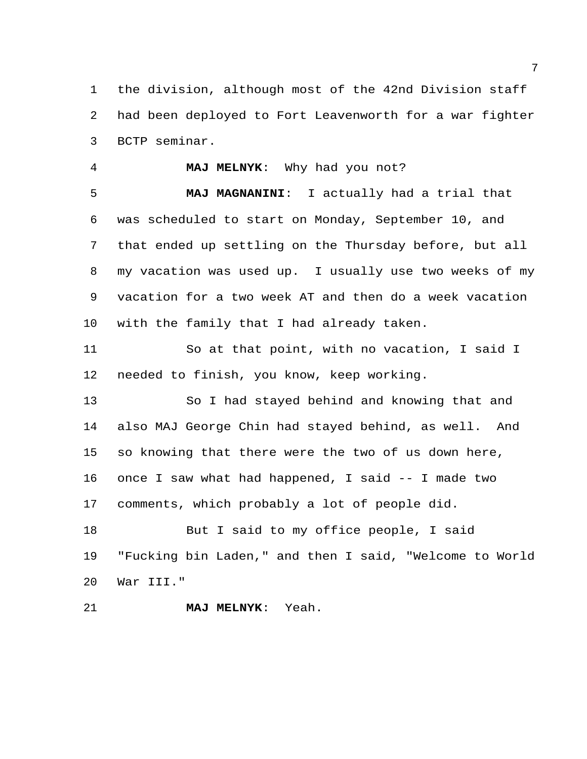the division, although most of the 42nd Division staff had been deployed to Fort Leavenworth for a war fighter BCTP seminar.

**MAJ MELNYK**: Why had you not?

**MAJ MAGNANINI**: I actually had a trial that was scheduled to start on Monday, September 10, and that ended up settling on the Thursday before, but all my vacation was used up. I usually use two weeks of my vacation for a two week AT and then do a week vacation with the family that I had already taken.

So at that point, with no vacation, I said I needed to finish, you know, keep working.

So I had stayed behind and knowing that and also MAJ George Chin had stayed behind, as well. And so knowing that there were the two of us down here, once I saw what had happened, I said -- I made two comments, which probably a lot of people did.

But I said to my office people, I said "Fucking bin Laden," and then I said, "Welcome to World War III."

**MAJ MELNYK**: Yeah.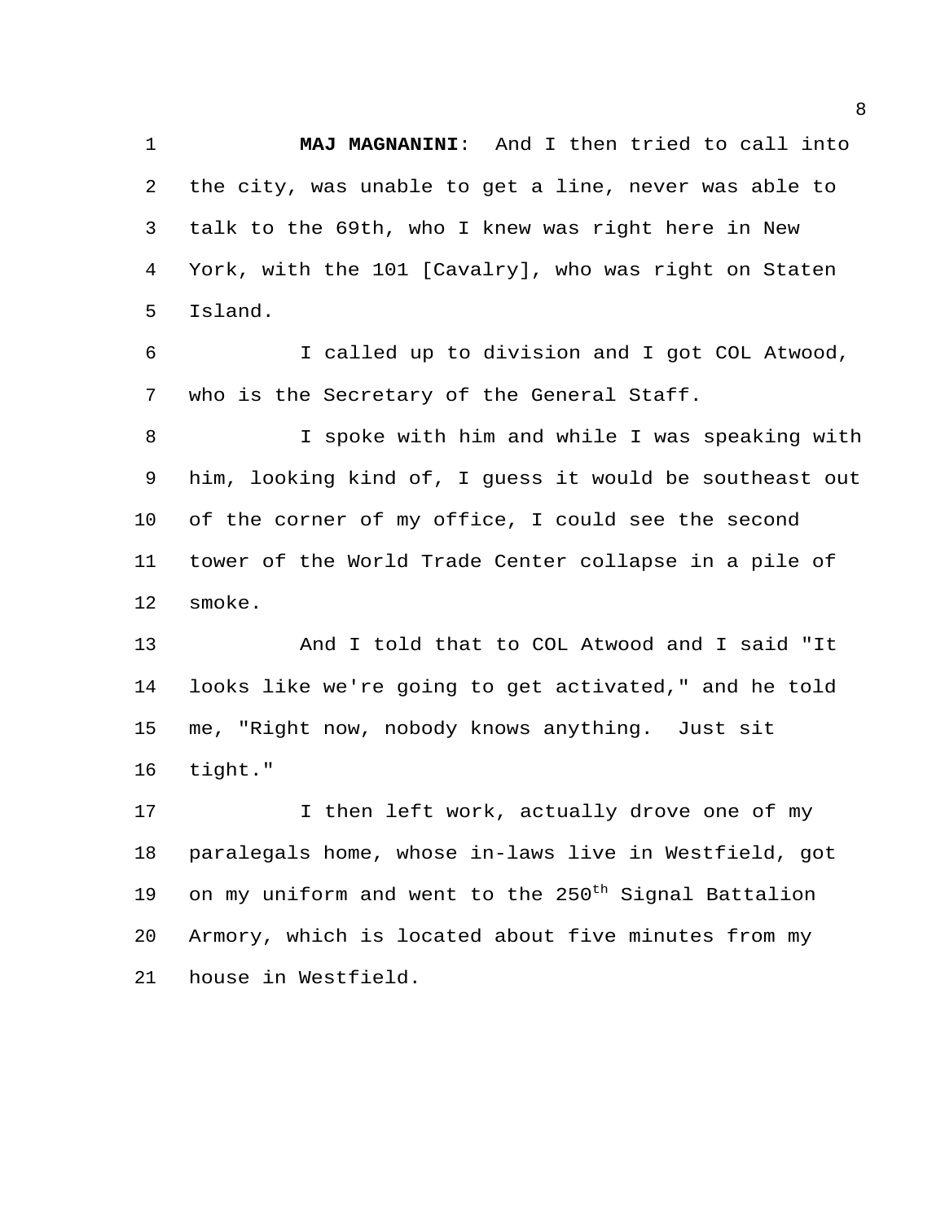**MAJ MAGNANINI**: And I then tried to call into the city, was unable to get a line, never was able to talk to the 69th, who I knew was right here in New York, with the 101 [Cavalry], who was right on Staten Island.

I called up to division and I got COL Atwood, who is the Secretary of the General Staff.

I spoke with him and while I was speaking with him, looking kind of, I guess it would be southeast out of the corner of my office, I could see the second tower of the World Trade Center collapse in a pile of smoke.

And I told that to COL Atwood and I said "It looks like we're going to get activated," and he told me, "Right now, nobody knows anything. Just sit tight."

I then left work, actually drove one of my paralegals home, whose in-laws live in Westfield, got on my uniform and went to the 250th Signal Battalion Armory, which is located about five minutes from my house in Westfield.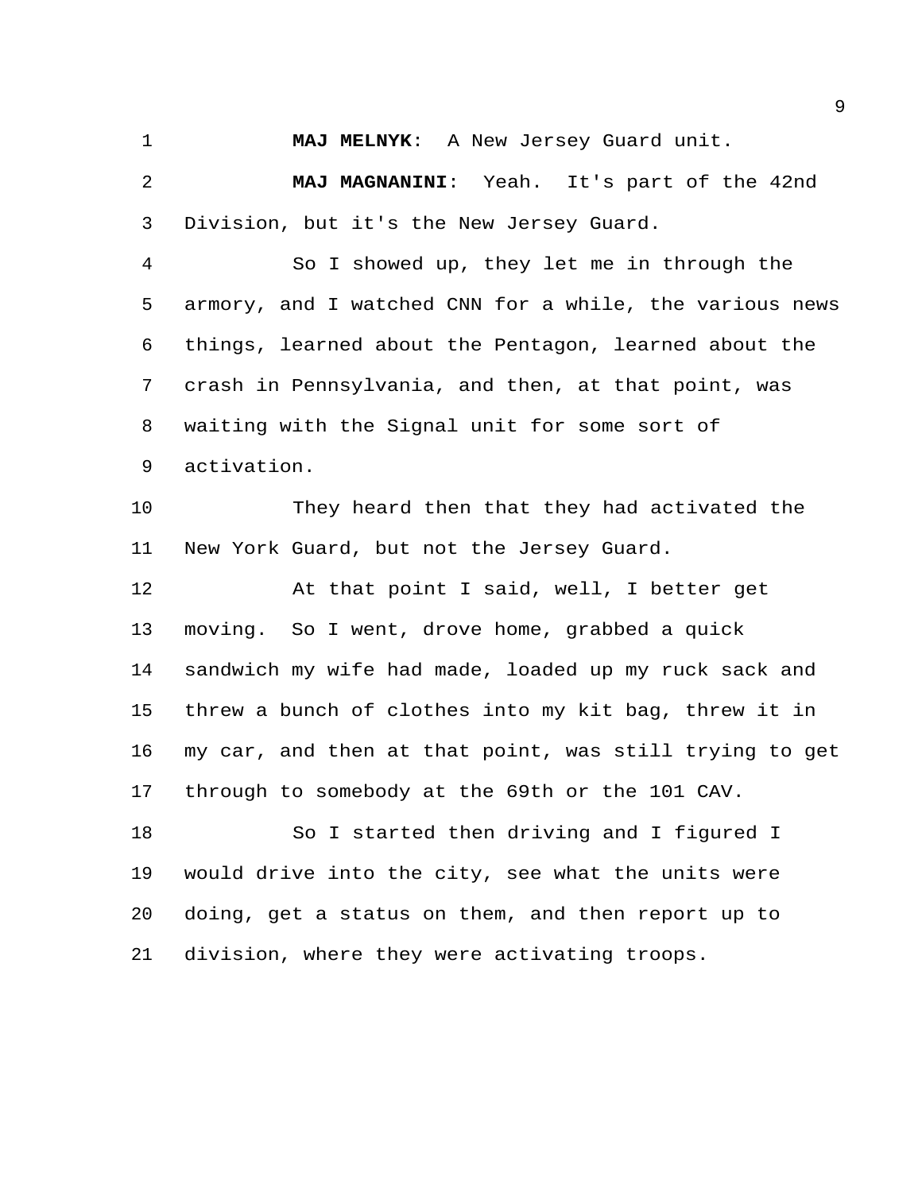**MAJ MELNYK**: A New Jersey Guard unit.

**MAJ MAGNANINI**: Yeah. It's part of the 42nd Division, but it's the New Jersey Guard.

So I showed up, they let me in through the armory, and I watched CNN for a while, the various news things, learned about the Pentagon, learned about the crash in Pennsylvania, and then, at that point, was waiting with the Signal unit for some sort of activation.

They heard then that they had activated the New York Guard, but not the Jersey Guard.

At that point I said, well, I better get moving. So I went, drove home, grabbed a quick sandwich my wife had made, loaded up my ruck sack and threw a bunch of clothes into my kit bag, threw it in my car, and then at that point, was still trying to get through to somebody at the 69th or the 101 CAV.

So I started then driving and I figured I would drive into the city, see what the units were doing, get a status on them, and then report up to division, where they were activating troops.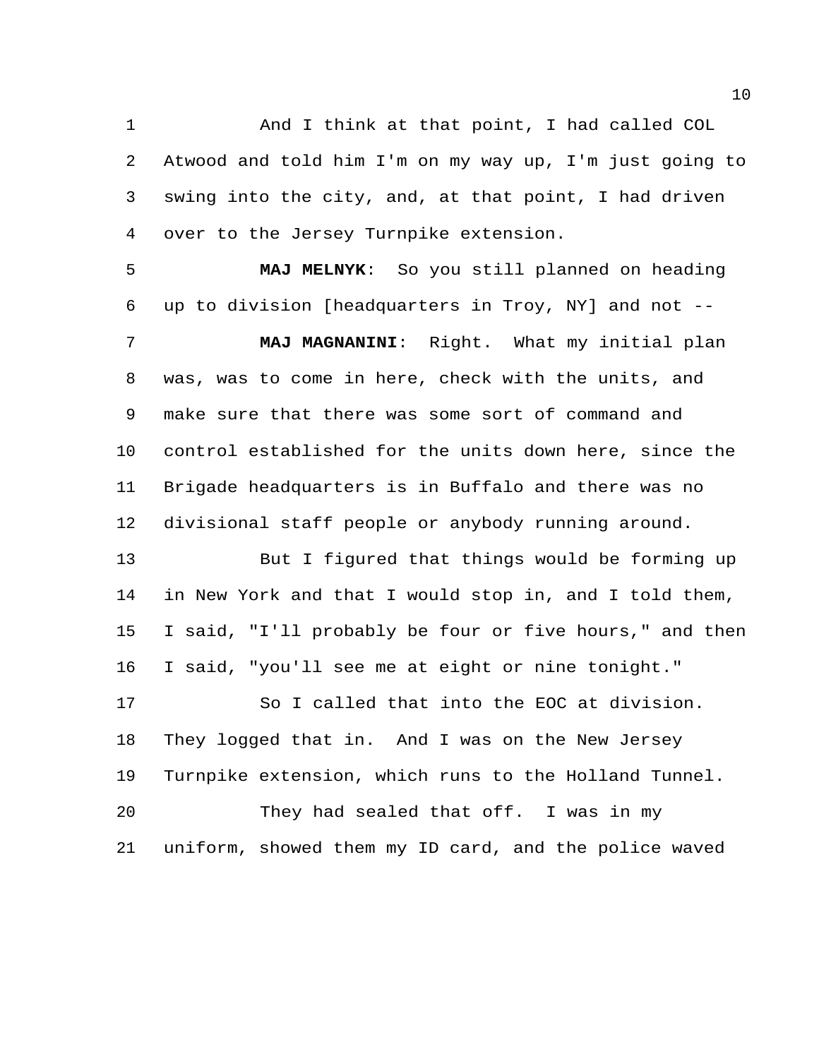And I think at that point, I had called COL Atwood and told him I'm on my way up, I'm just going to swing into the city, and, at that point, I had driven over to the Jersey Turnpike extension.

**MAJ MELNYK**: So you still planned on heading up to division [headquarters in Troy, NY] and not --

**MAJ MAGNANINI**: Right. What my initial plan was, was to come in here, check with the units, and make sure that there was some sort of command and control established for the units down here, since the Brigade headquarters is in Buffalo and there was no divisional staff people or anybody running around.

But I figured that things would be forming up in New York and that I would stop in, and I told them, I said, "I'll probably be four or five hours," and then I said, "you'll see me at eight or nine tonight."

So I called that into the EOC at division. They logged that in. And I was on the New Jersey Turnpike extension, which runs to the Holland Tunnel.

They had sealed that off. I was in my uniform, showed them my ID card, and the police waved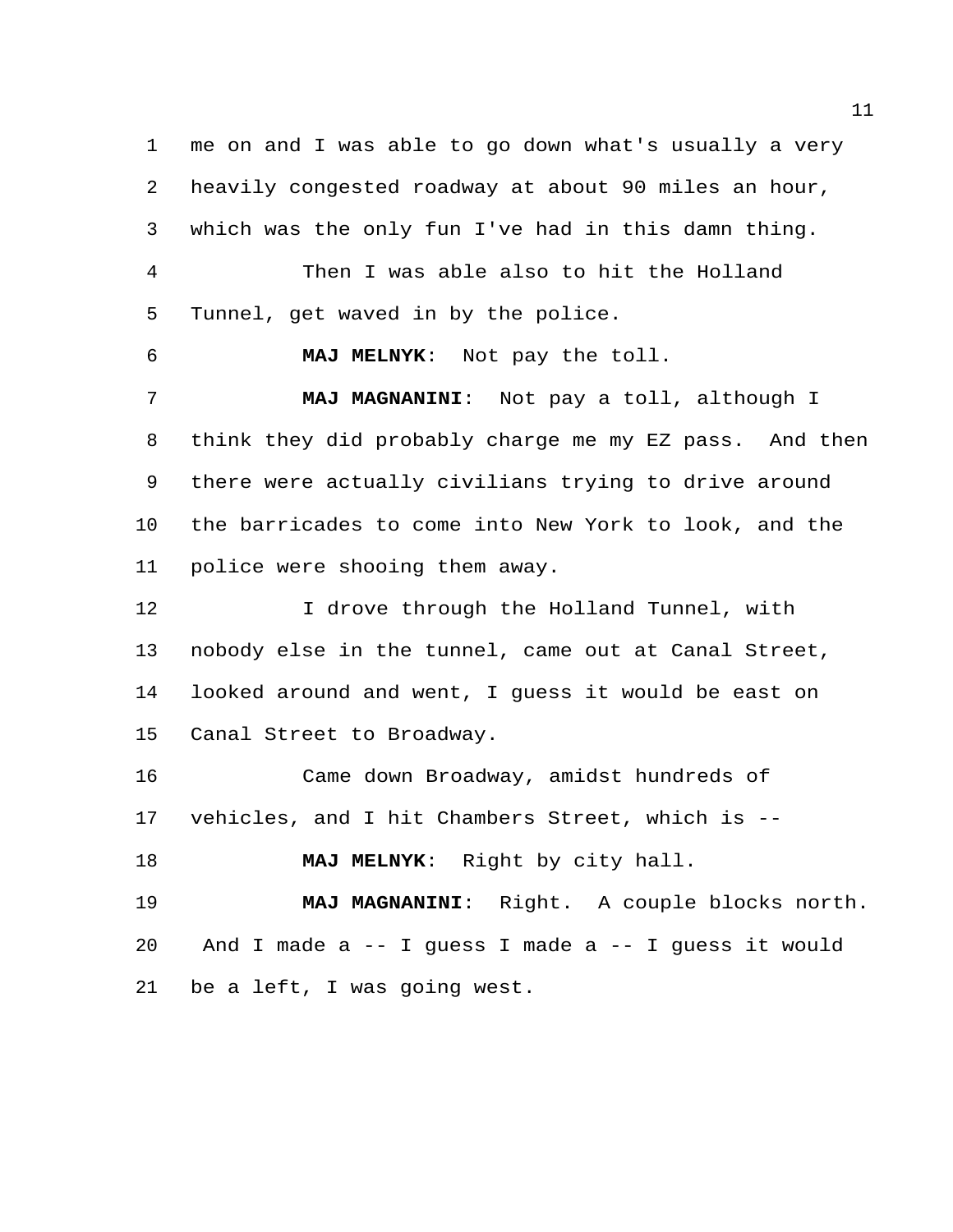me on and I was able to go down what's usually a very heavily congested roadway at about 90 miles an hour, which was the only fun I've had in this damn thing.

Then I was able also to hit the Holland Tunnel, get waved in by the police.

**MAJ MELNYK**: Not pay the toll.

**MAJ MAGNANINI**: Not pay a toll, although I think they did probably charge me my EZ pass. And then there were actually civilians trying to drive around the barricades to come into New York to look, and the police were shooing them away.

I drove through the Holland Tunnel, with nobody else in the tunnel, came out at Canal Street, looked around and went, I guess it would be east on Canal Street to Broadway.

Came down Broadway, amidst hundreds of vehicles, and I hit Chambers Street, which is --

**MAJ MELNYK**: Right by city hall.

**MAJ MAGNANINI**: Right. A couple blocks north. And I made a -- I guess I made a -- I guess it would be a left, I was going west.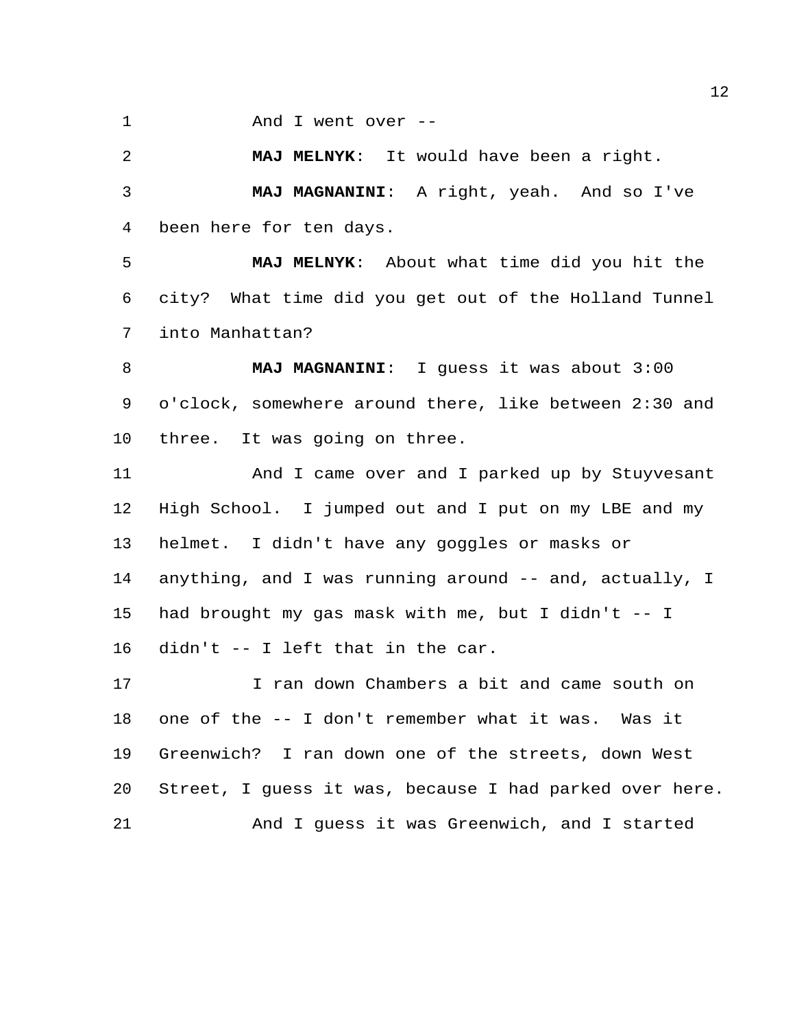And I went over --

**MAJ MELNYK**: It would have been a right.

**MAJ MAGNANINI**: A right, yeah. And so I've been here for ten days.

**MAJ MELNYK**: About what time did you hit the city? What time did you get out of the Holland Tunnel into Manhattan?

**MAJ MAGNANINI**: I guess it was about 3:00 o'clock, somewhere around there, like between 2:30 and three. It was going on three.

And I came over and I parked up by Stuyvesant High School. I jumped out and I put on my LBE and my helmet. I didn't have any goggles or masks or anything, and I was running around -- and, actually, I had brought my gas mask with me, but I didn't -- I didn't -- I left that in the car.

I ran down Chambers a bit and came south on one of the -- I don't remember what it was. Was it Greenwich? I ran down one of the streets, down West Street, I guess it was, because I had parked over here.

And I guess it was Greenwich, and I started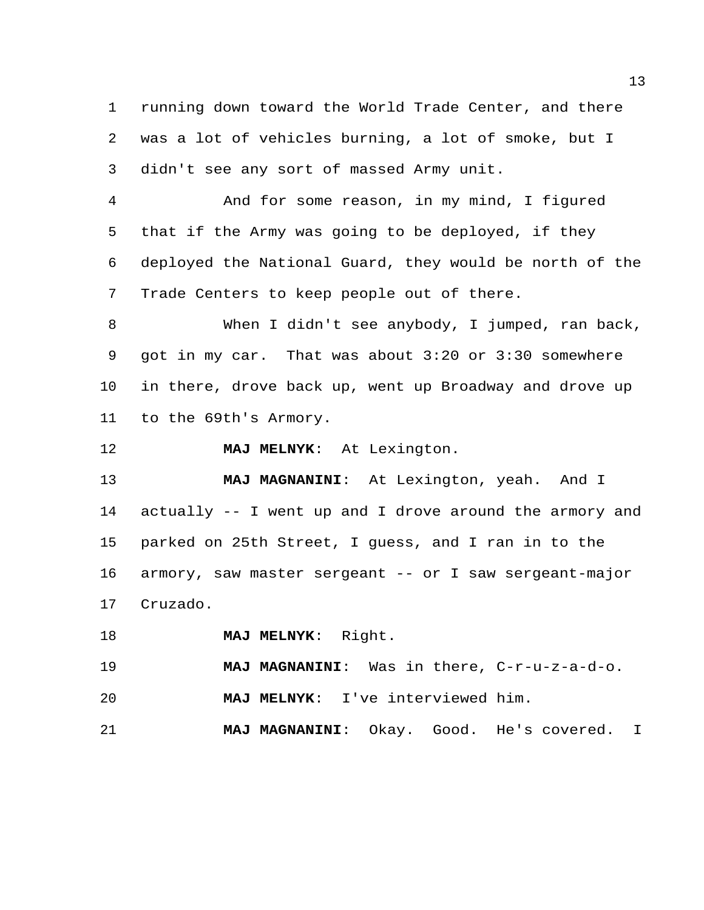running down toward the World Trade Center, and there was a lot of vehicles burning, a lot of smoke, but I didn't see any sort of massed Army unit.

And for some reason, in my mind, I figured that if the Army was going to be deployed, if they deployed the National Guard, they would be north of the Trade Centers to keep people out of there.

When I didn't see anybody, I jumped, ran back, got in my car. That was about 3:20 or 3:30 somewhere in there, drove back up, went up Broadway and drove up to the 69th's Armory.

**MAJ MELNYK**: At Lexington.

**MAJ MAGNANINI**: At Lexington, yeah. And I actually -- I went up and I drove around the armory and parked on 25th Street, I guess, and I ran in to the armory, saw master sergeant -- or I saw sergeant-major Cruzado.

**MAJ MELNYK**: Right.

**MAJ MAGNANINI**: Was in there, C-r-u-z-a-d-o.

**MAJ MELNYK**: I've interviewed him.

**MAJ MAGNANINI**: Okay. Good. He's covered. I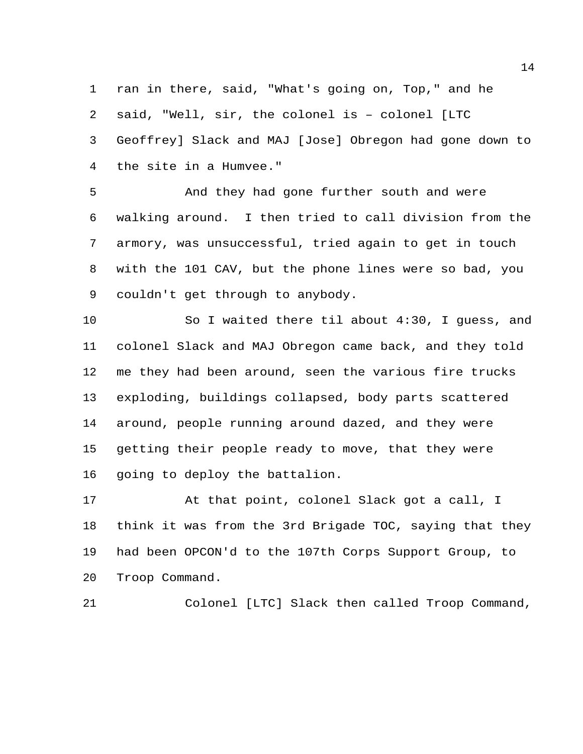ran in there, said, "What's going on, Top," and he said, "Well, sir, the colonel is – colonel [LTC Geoffrey] Slack and MAJ [Jose] Obregon had gone down to the site in a Humvee."

And they had gone further south and were walking around. I then tried to call division from the armory, was unsuccessful, tried again to get in touch with the 101 CAV, but the phone lines were so bad, you couldn't get through to anybody.

So I waited there til about 4:30, I guess, and colonel Slack and MAJ Obregon came back, and they told me they had been around, seen the various fire trucks exploding, buildings collapsed, body parts scattered around, people running around dazed, and they were getting their people ready to move, that they were going to deploy the battalion.

At that point, colonel Slack got a call, I think it was from the 3rd Brigade TOC, saying that they had been OPCON'd to the 107th Corps Support Group, to Troop Command.

Colonel [LTC] Slack then called Troop Command,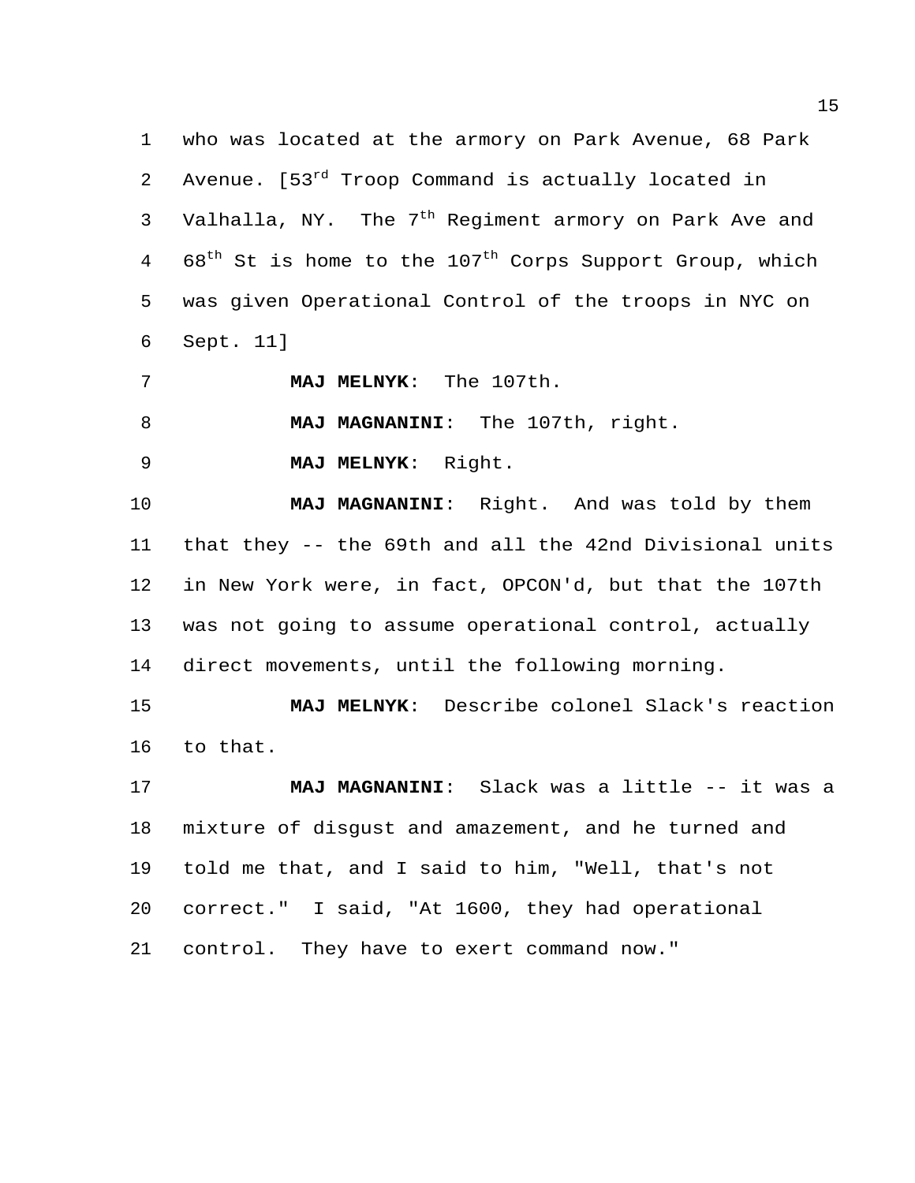who was located at the armory on Park Avenue, 68 Park Avenue. [53rd Troop Command is actually located in Valhalla, NY. The 7th Regiment armory on Park Ave and 68th St is home to the 107th Corps Support Group, which was given Operational Control of the troops in NYC on Sept. 11]

**MAJ MELNYK**: The 107th.

**MAJ MAGNANINI**: The 107th, right.

**MAJ MELNYK**: Right.

**MAJ MAGNANINI**: Right. And was told by them that they -- the 69th and all the 42nd Divisional units in New York were, in fact, OPCON'd, but that the 107th was not going to assume operational control, actually direct movements, until the following morning.

**MAJ MELNYK**: Describe colonel Slack's reaction to that.

**MAJ MAGNANINI**: Slack was a little -- it was a mixture of disgust and amazement, and he turned and told me that, and I said to him, "Well, that's not correct." I said, "At 1600, they had operational control. They have to exert command now."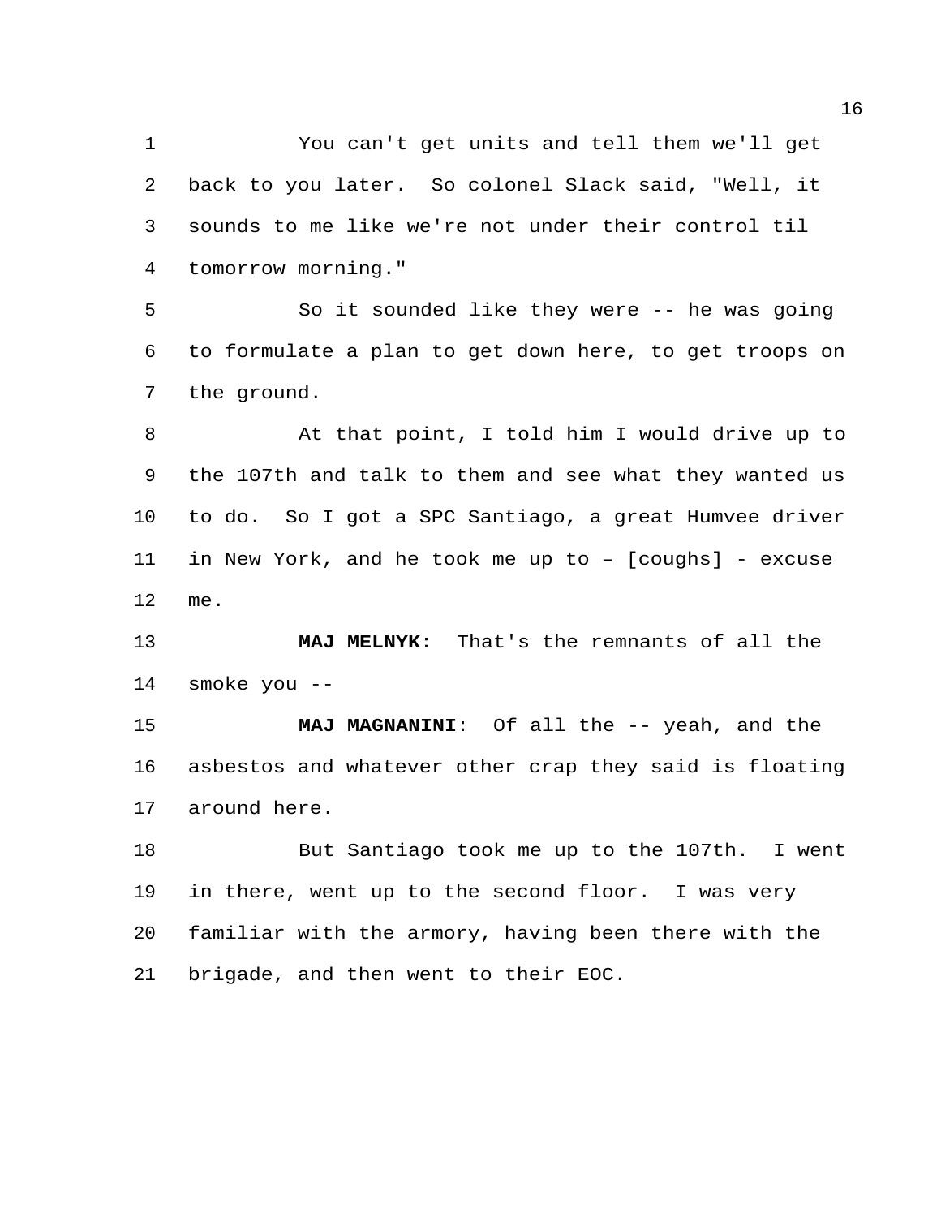You can't get units and tell them we'll get back to you later. So colonel Slack said, "Well, it sounds to me like we're not under their control til tomorrow morning."

So it sounded like they were -- he was going to formulate a plan to get down here, to get troops on the ground.

At that point, I told him I would drive up to the 107th and talk to them and see what they wanted us to do. So I got a SPC Santiago, a great Humvee driver in New York, and he took me up to – [coughs] - excuse me.

**MAJ MELNYK**: That's the remnants of all the smoke you --

**MAJ MAGNANINI**: Of all the -- yeah, and the asbestos and whatever other crap they said is floating around here.

But Santiago took me up to the 107th. I went in there, went up to the second floor. I was very familiar with the armory, having been there with the brigade, and then went to their EOC.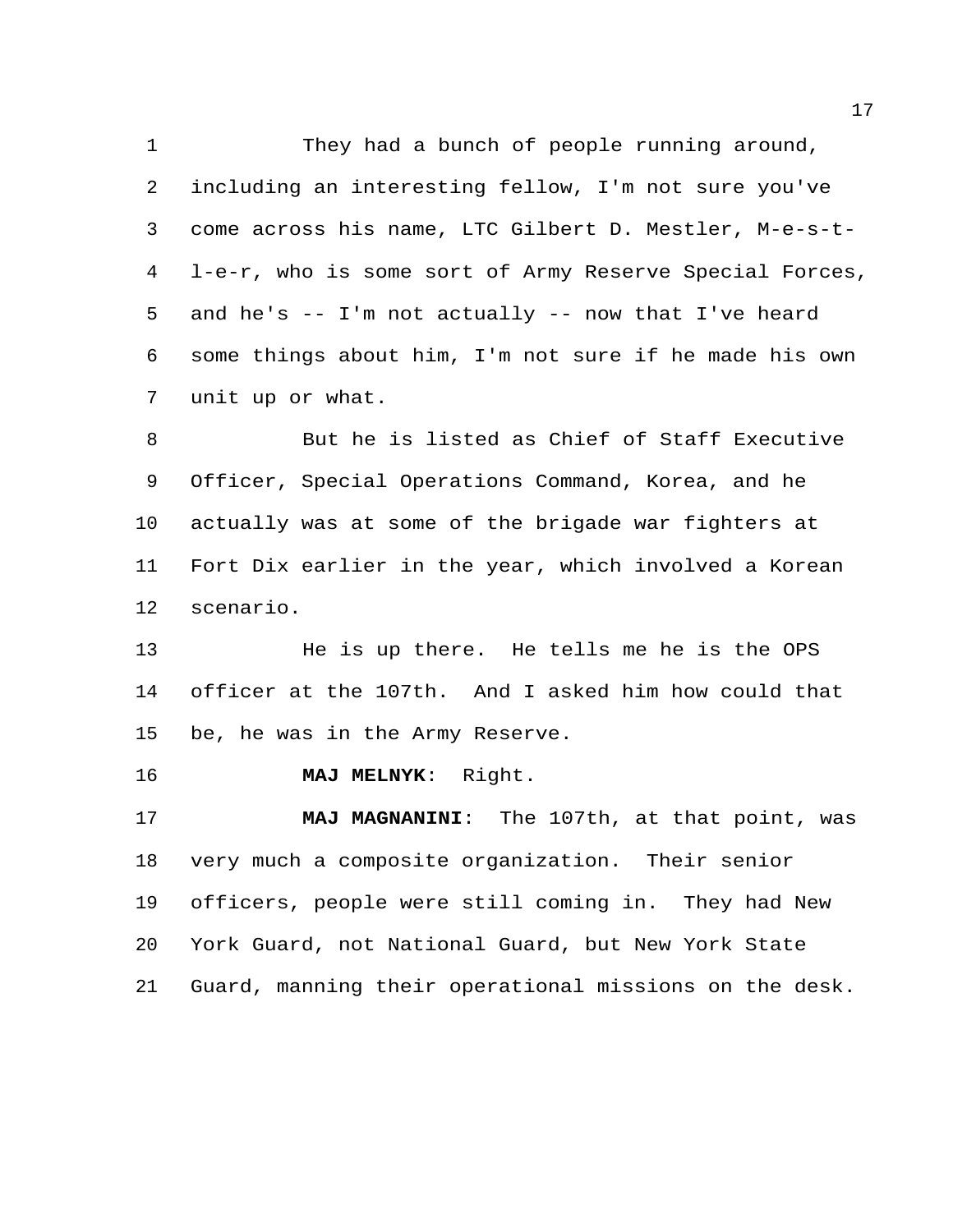They had a bunch of people running around, including an interesting fellow, I'm not sure you've come across his name, LTC Gilbert D. Mestler, M-e-s-t-l-e-r, who is some sort of Army Reserve Special Forces, and he's -- I'm not actually -- now that I've heard some things about him, I'm not sure if he made his own unit up or what.

But he is listed as Chief of Staff Executive Officer, Special Operations Command, Korea, and he actually was at some of the brigade war fighters at Fort Dix earlier in the year, which involved a Korean scenario.

He is up there. He tells me he is the OPS officer at the 107th. And I asked him how could that be, he was in the Army Reserve.

**MAJ MELNYK**: Right.

**MAJ MAGNANINI**: The 107th, at that point, was very much a composite organization. Their senior officers, people were still coming in. They had New York Guard, not National Guard, but New York State Guard, manning their operational missions on the desk.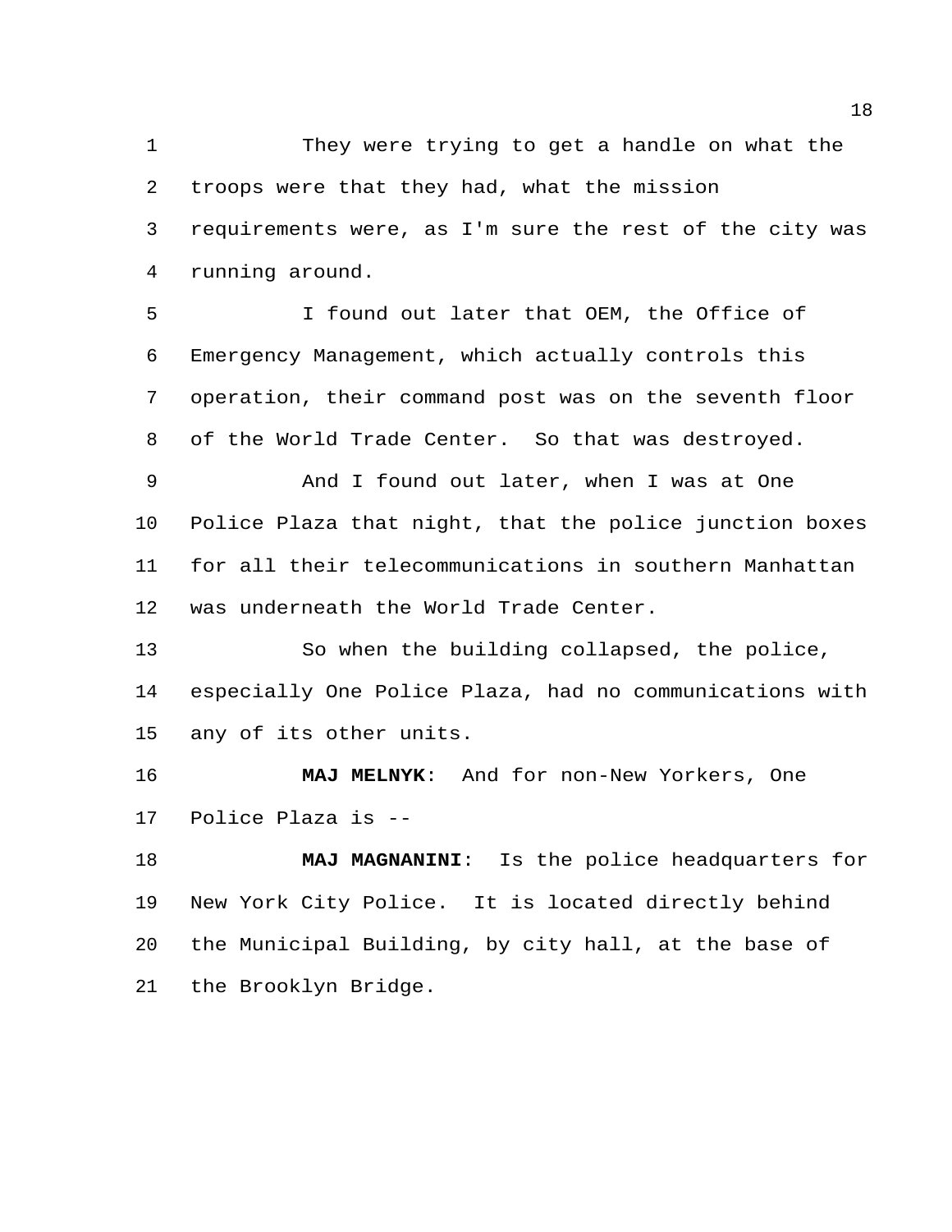They were trying to get a handle on what the troops were that they had, what the mission requirements were, as I'm sure the rest of the city was running around.

I found out later that OEM, the Office of Emergency Management, which actually controls this operation, their command post was on the seventh floor of the World Trade Center. So that was destroyed.

And I found out later, when I was at One Police Plaza that night, that the police junction boxes for all their telecommunications in southern Manhattan was underneath the World Trade Center.

So when the building collapsed, the police, especially One Police Plaza, had no communications with any of its other units.

**MAJ MELNYK**: And for non-New Yorkers, One Police Plaza is --

**MAJ MAGNANINI**: Is the police headquarters for New York City Police. It is located directly behind the Municipal Building, by city hall, at the base of the Brooklyn Bridge.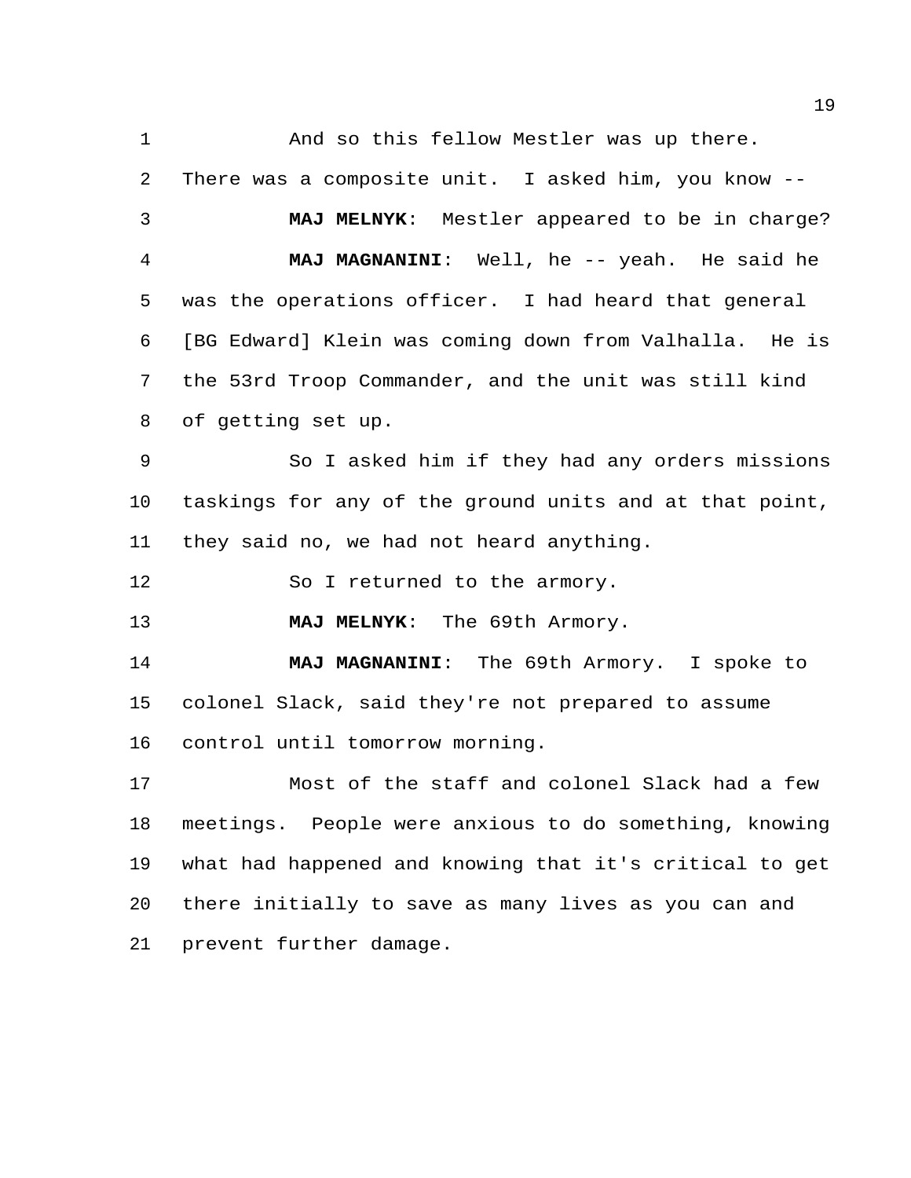And so this fellow Mestler was up there. There was a composite unit. I asked him, you know --

**MAJ MELNYK**: Mestler appeared to be in charge?

**MAJ MAGNANINI**: Well, he -- yeah. He said he was the operations officer. I had heard that general [BG Edward] Klein was coming down from Valhalla. He is the 53rd Troop Commander, and the unit was still kind of getting set up.

So I asked him if they had any orders missions taskings for any of the ground units and at that point, they said no, we had not heard anything.

So I returned to the armory.

**MAJ MELNYK**: The 69th Armory.

**MAJ MAGNANINI**: The 69th Armory. I spoke to colonel Slack, said they're not prepared to assume control until tomorrow morning.

Most of the staff and colonel Slack had a few meetings. People were anxious to do something, knowing what had happened and knowing that it's critical to get there initially to save as many lives as you can and prevent further damage.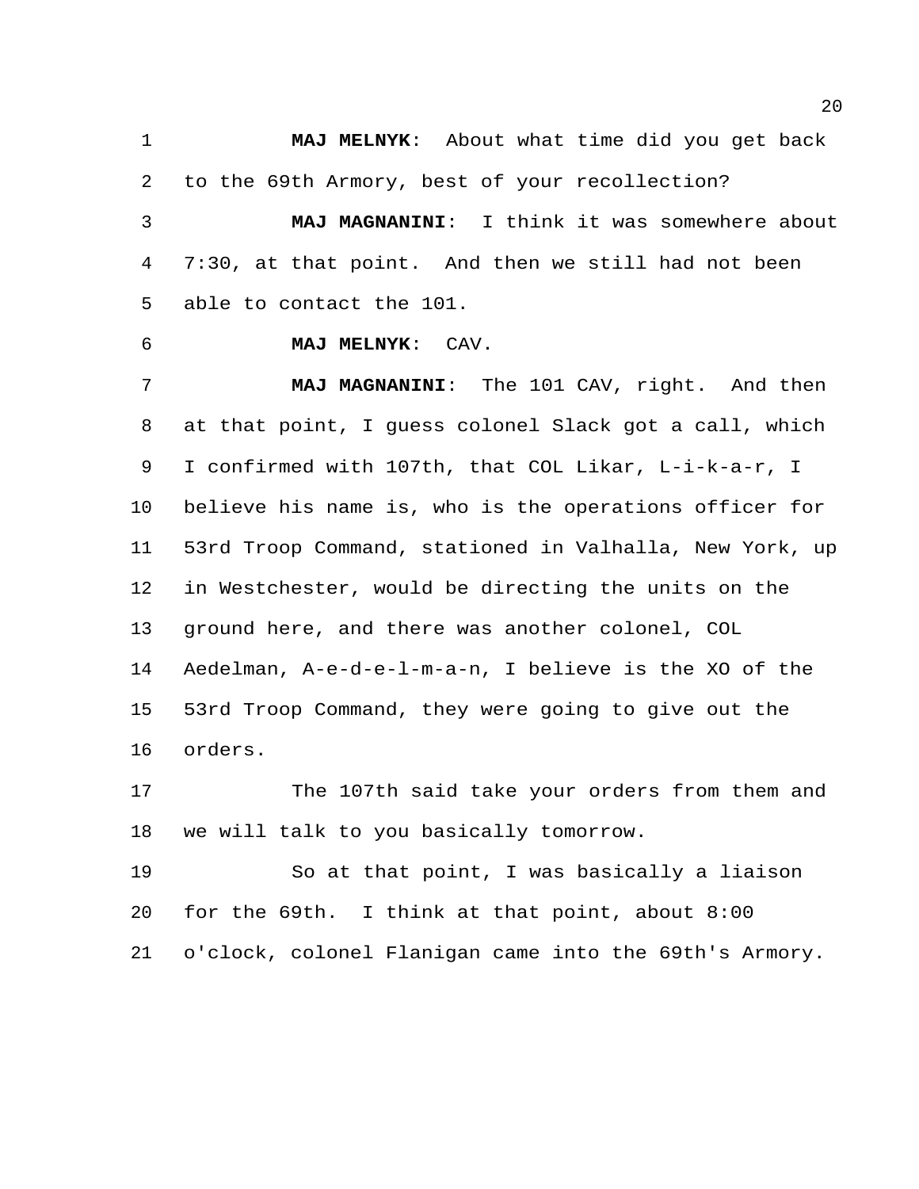**MAJ MELNYK**: About what time did you get back to the 69th Armory, best of your recollection?

**MAJ MAGNANINI**: I think it was somewhere about 7:30, at that point. And then we still had not been able to contact the 101.

**MAJ MELNYK**: CAV.

**MAJ MAGNANINI**: The 101 CAV, right. And then at that point, I guess colonel Slack got a call, which I confirmed with 107th, that COL Likar, L-i-k-a-r, I believe his name is, who is the operations officer for 53rd Troop Command, stationed in Valhalla, New York, up in Westchester, would be directing the units on the ground here, and there was another colonel, COL Aedelman, A-e-d-e-l-m-a-n, I believe is the XO of the 53rd Troop Command, they were going to give out the orders.

The 107th said take your orders from them and we will talk to you basically tomorrow.

So at that point, I was basically a liaison for the 69th. I think at that point, about 8:00 o'clock, colonel Flanigan came into the 69th's Armory.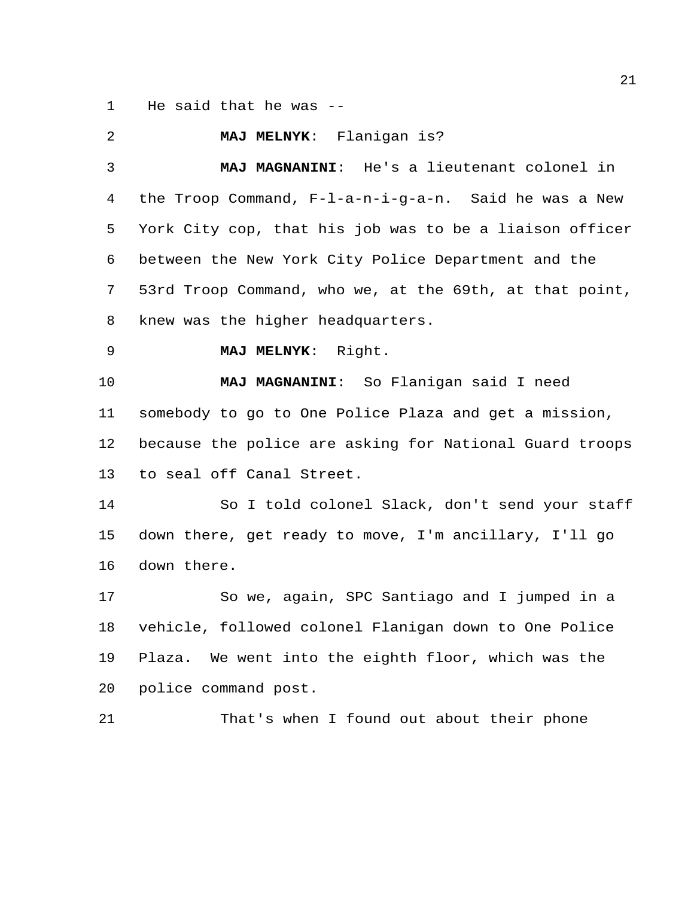He said that he was --

**MAJ MELNYK**: Flanigan is?

**MAJ MAGNANINI**: He's a lieutenant colonel in the Troop Command, F-l-a-n-i-g-a-n. Said he was a New York City cop, that his job was to be a liaison officer between the New York City Police Department and the 53rd Troop Command, who we, at the 69th, at that point, knew was the higher headquarters.

**MAJ MELNYK**: Right.

**MAJ MAGNANINI**: So Flanigan said I need somebody to go to One Police Plaza and get a mission, because the police are asking for National Guard troops to seal off Canal Street.

So I told colonel Slack, don't send your staff down there, get ready to move, I'm ancillary, I'll go down there.

So we, again, SPC Santiago and I jumped in a vehicle, followed colonel Flanigan down to One Police Plaza. We went into the eighth floor, which was the police command post.

That's when I found out about their phone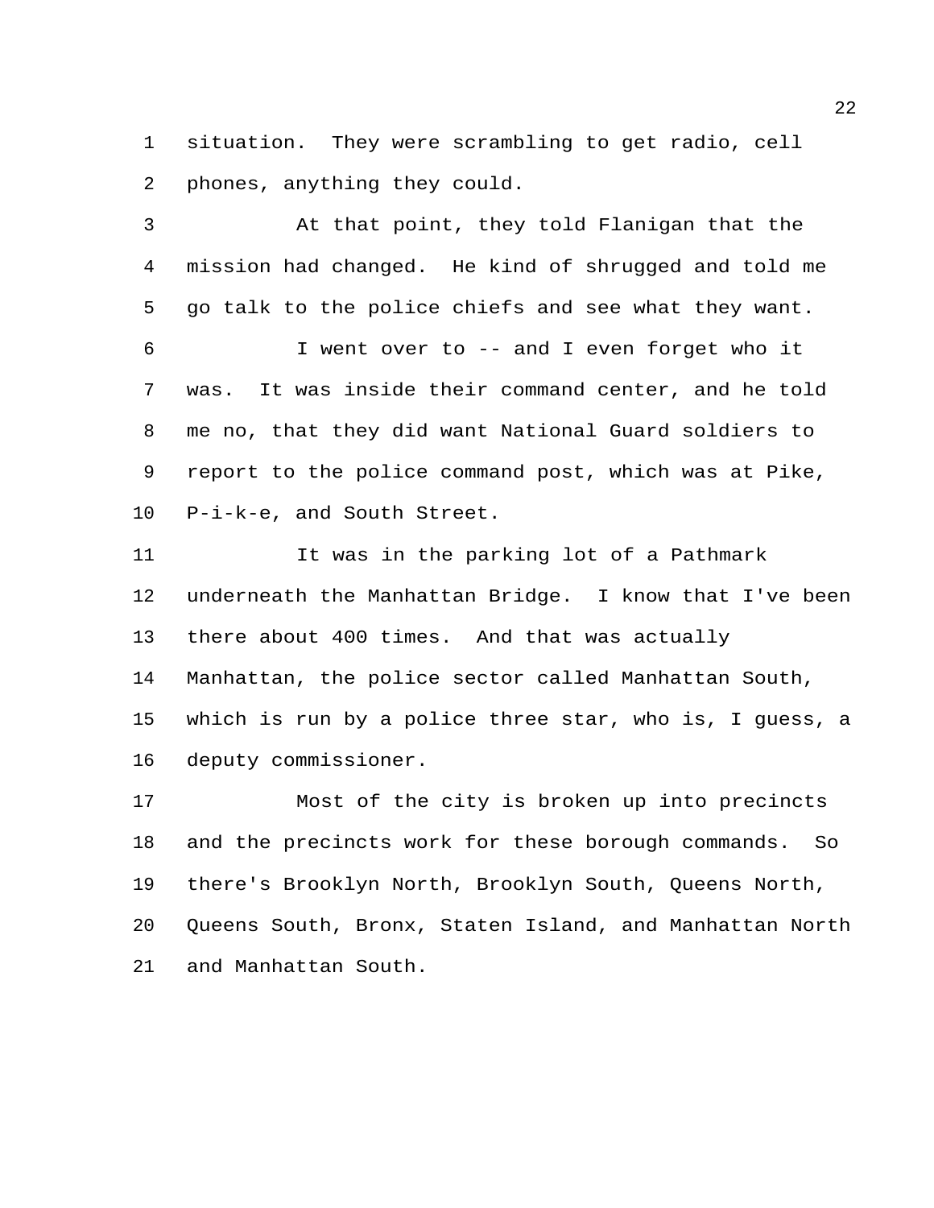situation. They were scrambling to get radio, cell phones, anything they could.

At that point, they told Flanigan that the mission had changed. He kind of shrugged and told me go talk to the police chiefs and see what they want.

I went over to -- and I even forget who it was. It was inside their command center, and he told me no, that they did want National Guard soldiers to report to the police command post, which was at Pike, P-i-k-e, and South Street.

It was in the parking lot of a Pathmark underneath the Manhattan Bridge. I know that I've been there about 400 times. And that was actually Manhattan, the police sector called Manhattan South, which is run by a police three star, who is, I guess, a deputy commissioner.

Most of the city is broken up into precincts and the precincts work for these borough commands. So there's Brooklyn North, Brooklyn South, Queens North, Queens South, Bronx, Staten Island, and Manhattan North and Manhattan South.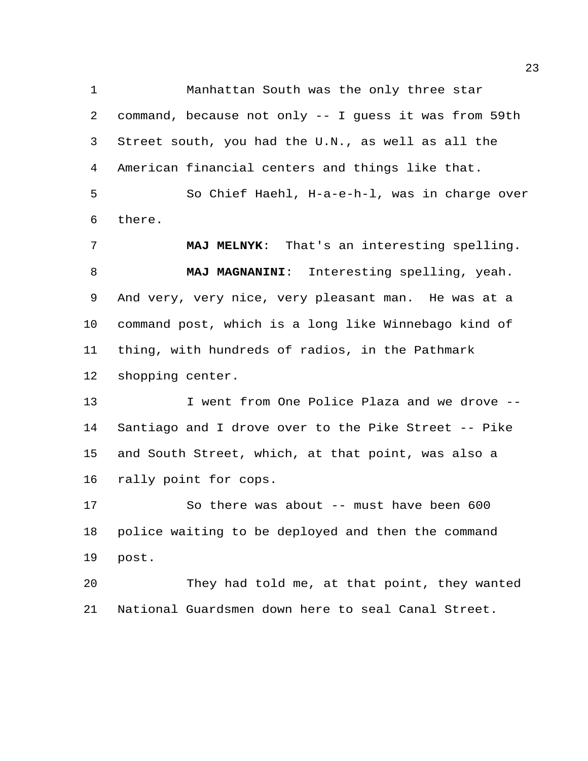Manhattan South was the only three star command, because not only -- I guess it was from 59th Street south, you had the U.N., as well as all the American financial centers and things like that.

So Chief Haehl, H-a-e-h-l, was in charge over there.

**MAJ MELNYK**: That's an interesting spelling.

**MAJ MAGNANINI**: Interesting spelling, yeah. And very, very nice, very pleasant man. He was at a command post, which is a long like Winnebago kind of thing, with hundreds of radios, in the Pathmark shopping center.

I went from One Police Plaza and we drove -- Santiago and I drove over to the Pike Street -- Pike and South Street, which, at that point, was also a rally point for cops.

So there was about -- must have been 600 police waiting to be deployed and then the command post.

They had told me, at that point, they wanted National Guardsmen down here to seal Canal Street.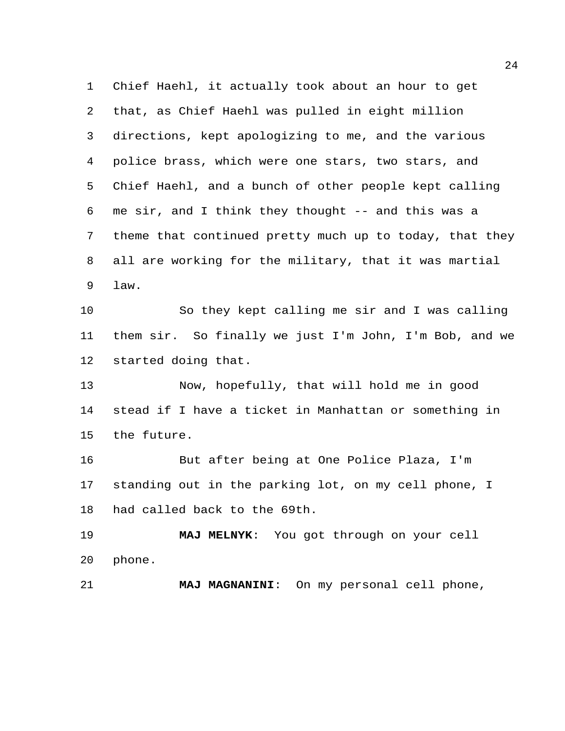Chief Haehl, it actually took about an hour to get that, as Chief Haehl was pulled in eight million directions, kept apologizing to me, and the various police brass, which were one stars, two stars, and Chief Haehl, and a bunch of other people kept calling me sir, and I think they thought -- and this was a theme that continued pretty much up to today, that they all are working for the military, that it was martial law.

So they kept calling me sir and I was calling them sir. So finally we just I'm John, I'm Bob, and we started doing that.

Now, hopefully, that will hold me in good stead if I have a ticket in Manhattan or something in the future.

But after being at One Police Plaza, I'm standing out in the parking lot, on my cell phone, I had called back to the 69th.

**MAJ MELNYK**: You got through on your cell phone.

**MAJ MAGNANINI**: On my personal cell phone,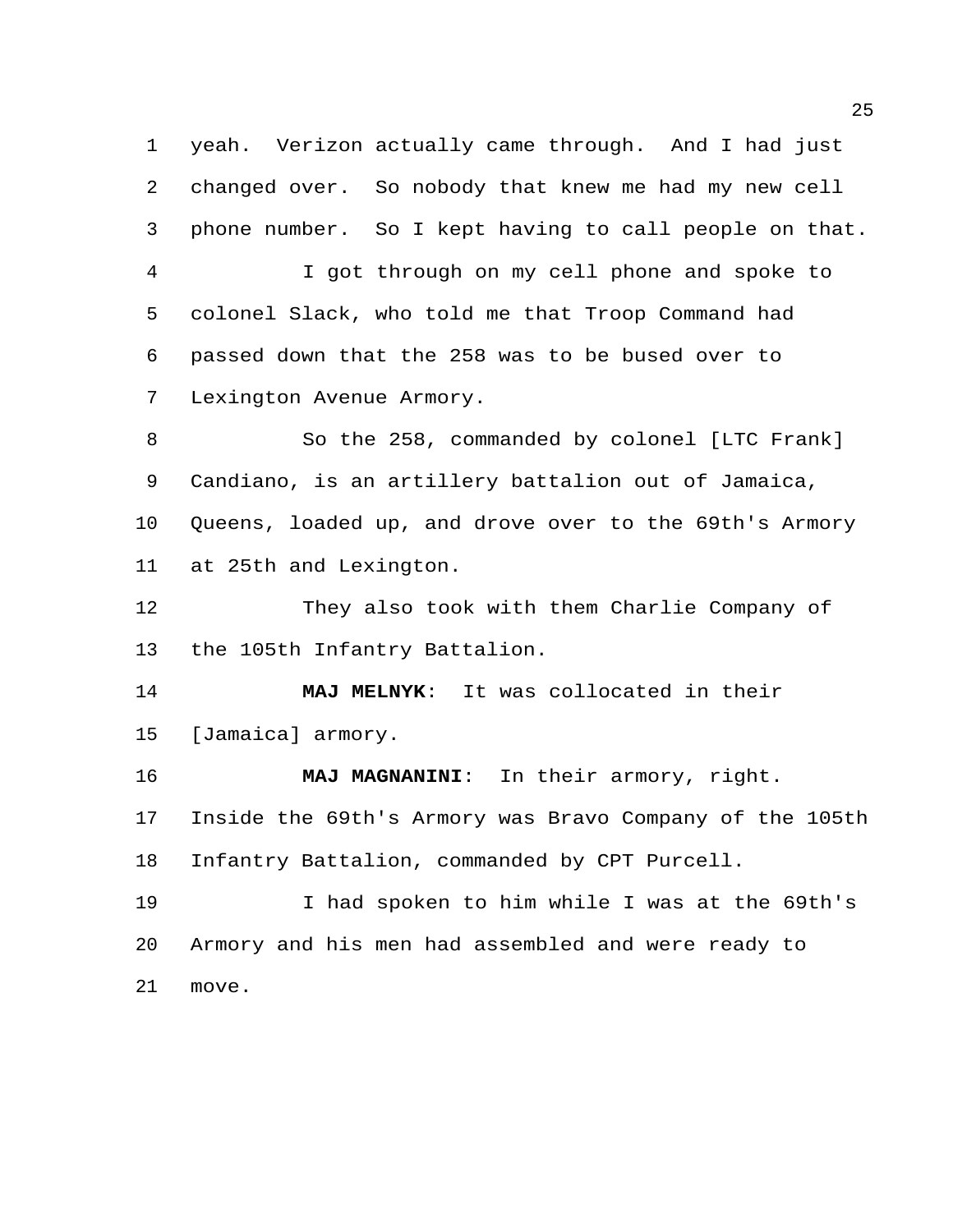yeah. Verizon actually came through. And I had just changed over. So nobody that knew me had my new cell phone number. So I kept having to call people on that.

I got through on my cell phone and spoke to colonel Slack, who told me that Troop Command had passed down that the 258 was to be bused over to Lexington Avenue Armory.

So the 258, commanded by colonel [LTC Frank] Candiano, is an artillery battalion out of Jamaica, Queens, loaded up, and drove over to the 69th's Armory at 25th and Lexington.

They also took with them Charlie Company of the 105th Infantry Battalion.

**MAJ MELNYK**: It was collocated in their [Jamaica] armory.

**MAJ MAGNANINI**: In their armory, right. Inside the 69th's Armory was Bravo Company of the 105th Infantry Battalion, commanded by CPT Purcell.

I had spoken to him while I was at the 69th's Armory and his men had assembled and were ready to move.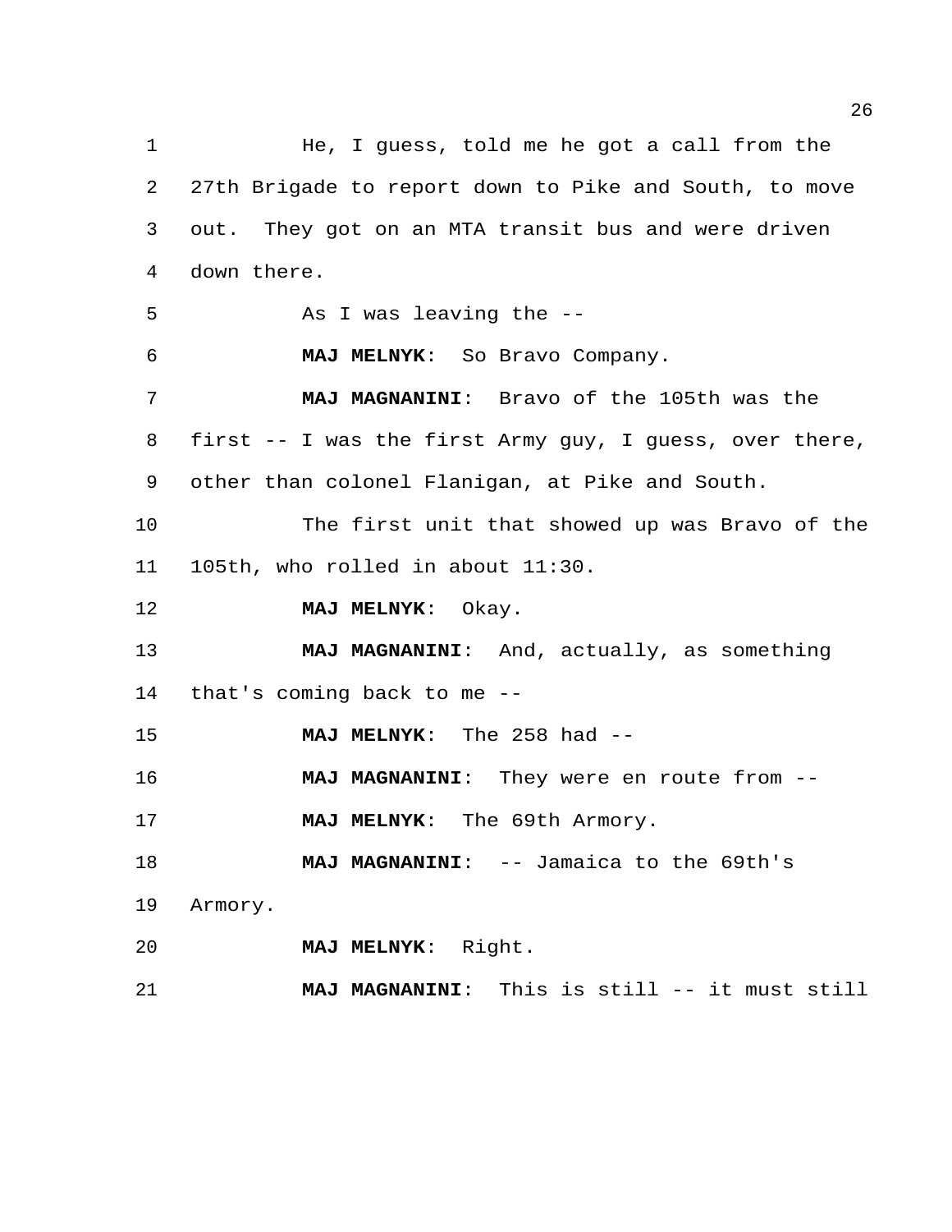He, I guess, told me he got a call from the 27th Brigade to report down to Pike and South, to move out. They got on an MTA transit bus and were driven down there.

As I was leaving the --

**MAJ MELNYK**: So Bravo Company.

**MAJ MAGNANINI**: Bravo of the 105th was the first -- I was the first Army guy, I guess, over there, other than colonel Flanigan, at Pike and South.

The first unit that showed up was Bravo of the 105th, who rolled in about 11:30.

**MAJ MELNYK**: Okay.

**MAJ MAGNANINI**: And, actually, as something that's coming back to me --

**MAJ MELNYK**: The 258 had --

**MAJ MAGNANINI**: They were en route from --

**MAJ MELNYK**: The 69th Armory.

**MAJ MAGNANINI**: -- Jamaica to the 69th's Armory.

**MAJ MELNYK**: Right.

**MAJ MAGNANINI**: This is still -- it must still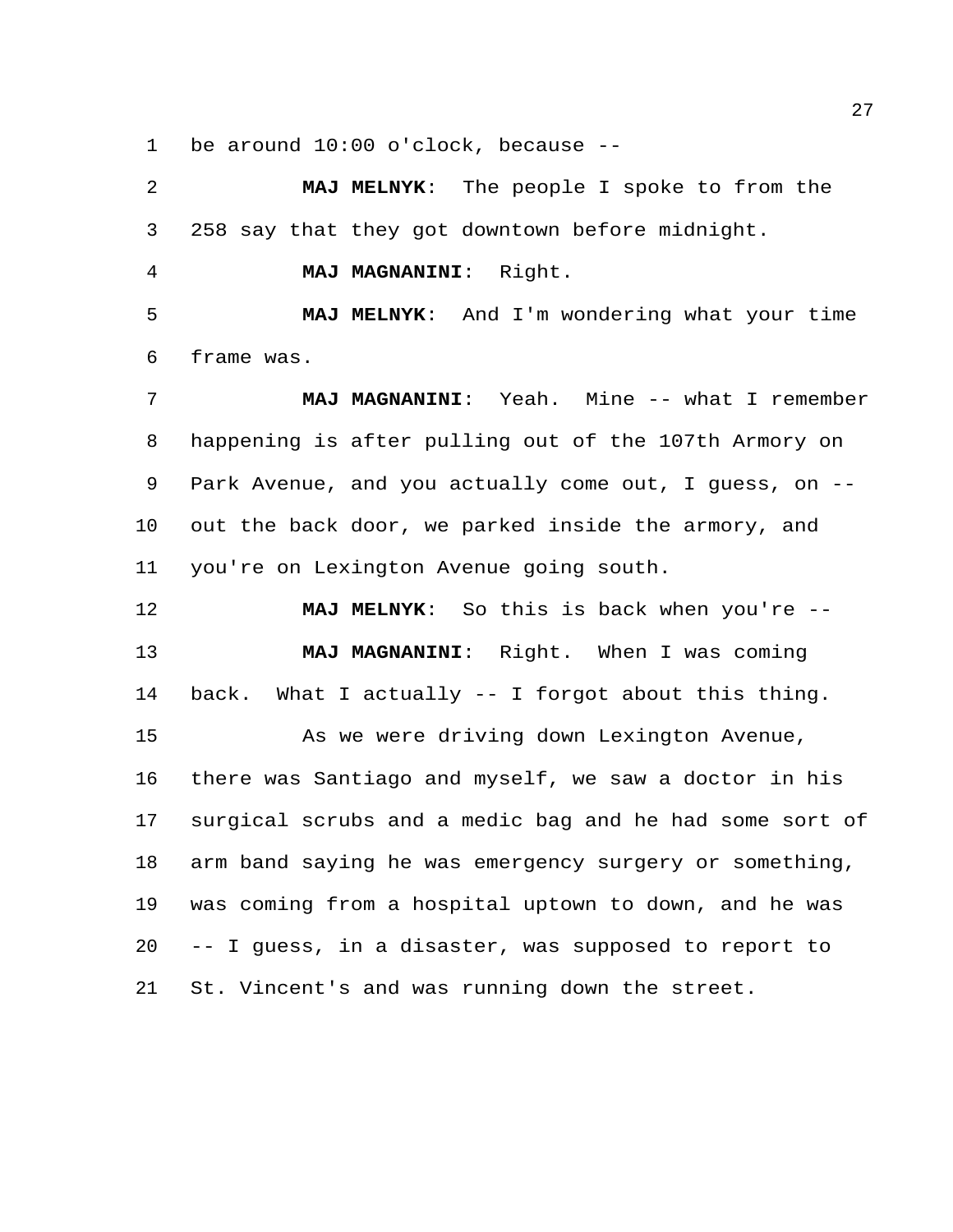be around 10:00 o'clock, because --

**MAJ MELNYK**: The people I spoke to from the 258 say that they got downtown before midnight.

**MAJ MAGNANINI**: Right.

**MAJ MELNYK**: And I'm wondering what your time frame was.

**MAJ MAGNANINI**: Yeah. Mine -- what I remember happening is after pulling out of the 107th Armory on Park Avenue, and you actually come out, I guess, on -- out the back door, we parked inside the armory, and you're on Lexington Avenue going south.

**MAJ MELNYK**: So this is back when you're --

**MAJ MAGNANINI**: Right. When I was coming back. What I actually -- I forgot about this thing.

As we were driving down Lexington Avenue, there was Santiago and myself, we saw a doctor in his surgical scrubs and a medic bag and he had some sort of arm band saying he was emergency surgery or something, was coming from a hospital uptown to down, and he was -- I guess, in a disaster, was supposed to report to St. Vincent's and was running down the street.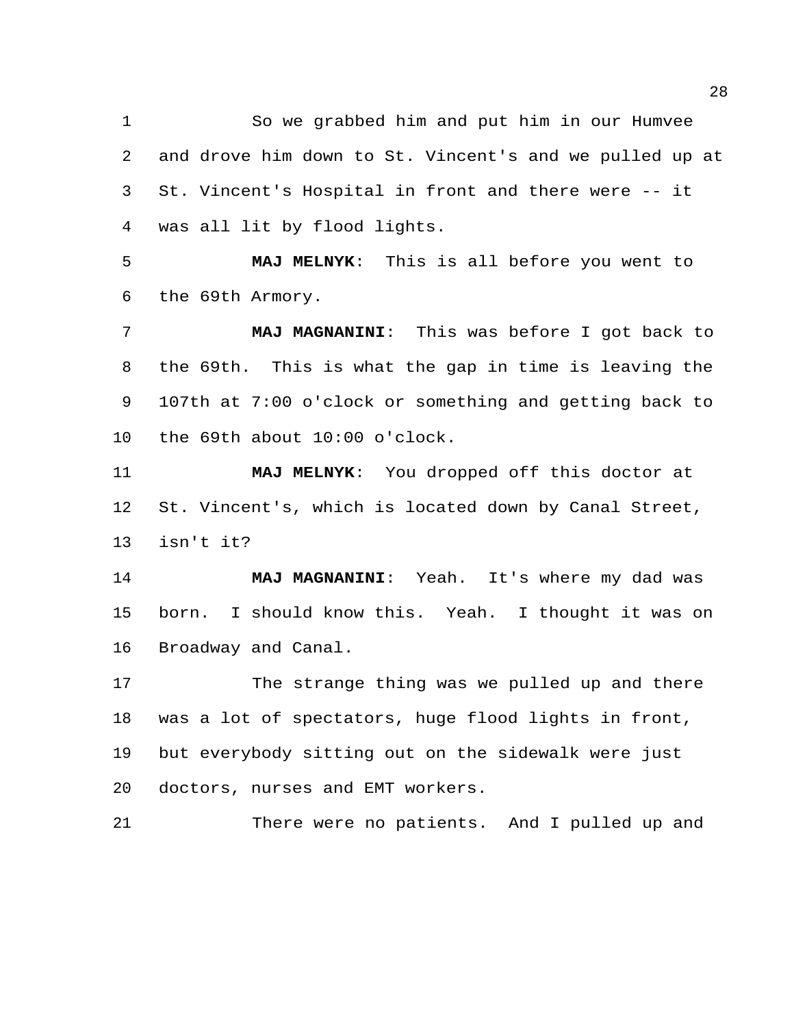So we grabbed him and put him in our Humvee and drove him down to St. Vincent's and we pulled up at St. Vincent's Hospital in front and there were -- it was all lit by flood lights.

**MAJ MELNYK**: This is all before you went to the 69th Armory.

**MAJ MAGNANINI**: This was before I got back to the 69th. This is what the gap in time is leaving the 107th at 7:00 o'clock or something and getting back to the 69th about 10:00 o'clock.

**MAJ MELNYK**: You dropped off this doctor at St. Vincent's, which is located down by Canal Street, isn't it?

**MAJ MAGNANINI**: Yeah. It's where my dad was born. I should know this. Yeah. I thought it was on Broadway and Canal.

The strange thing was we pulled up and there was a lot of spectators, huge flood lights in front, but everybody sitting out on the sidewalk were just doctors, nurses and EMT workers.

There were no patients. And I pulled up and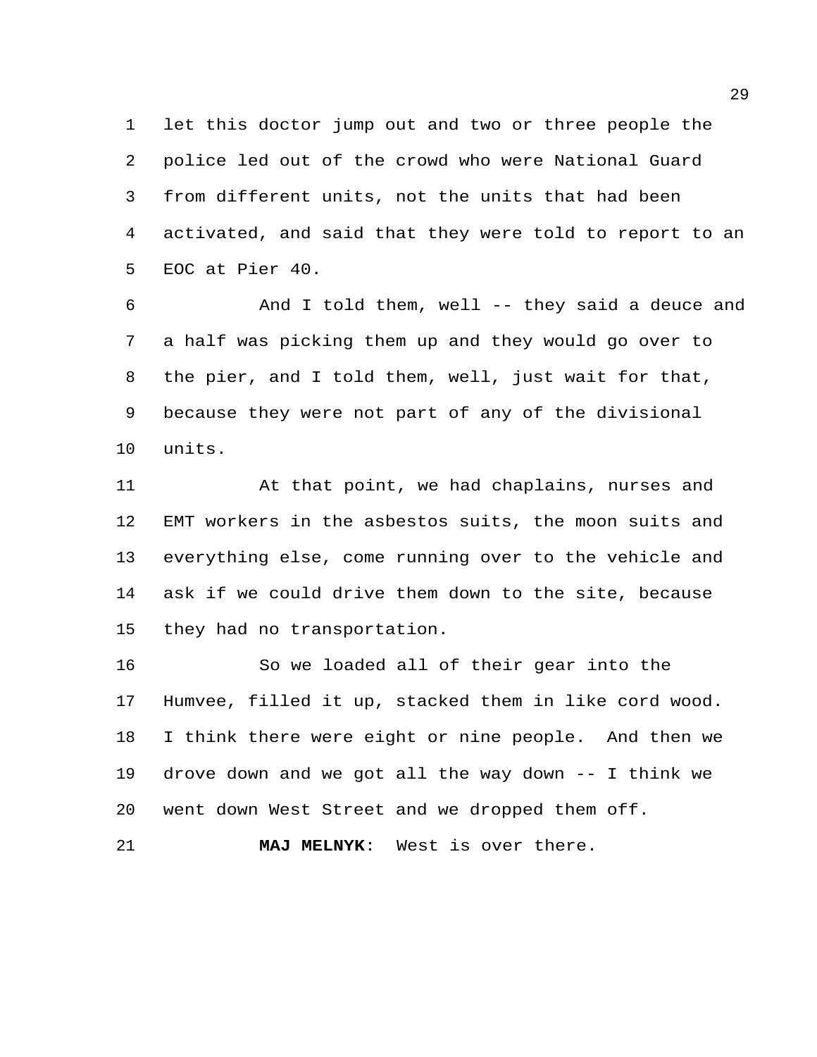let this doctor jump out and two or three people the police led out of the crowd who were National Guard from different units, not the units that had been activated, and said that they were told to report to an EOC at Pier 40.

And I told them, well -- they said a deuce and a half was picking them up and they would go over to the pier, and I told them, well, just wait for that, because they were not part of any of the divisional units.

At that point, we had chaplains, nurses and EMT workers in the asbestos suits, the moon suits and everything else, come running over to the vehicle and ask if we could drive them down to the site, because they had no transportation.

So we loaded all of their gear into the Humvee, filled it up, stacked them in like cord wood. I think there were eight or nine people. And then we drove down and we got all the way down -- I think we went down West Street and we dropped them off.

**MAJ MELNYK**: West is over there.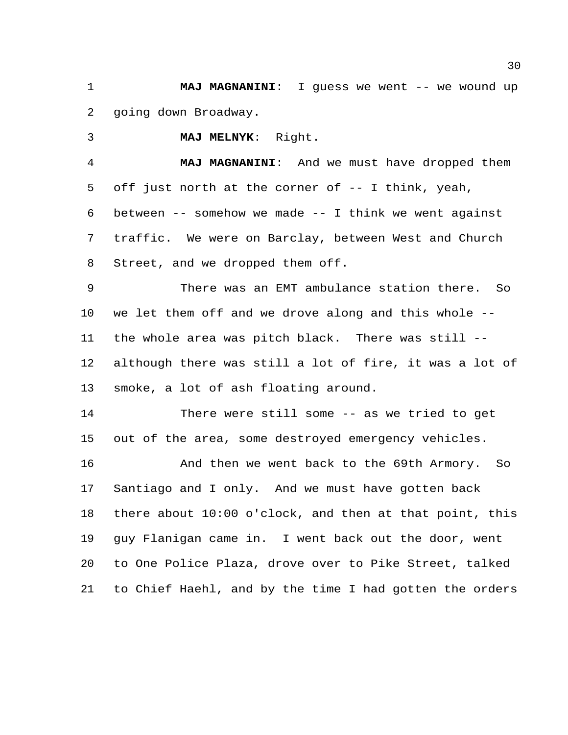**MAJ MAGNANINI**: I guess we went -- we wound up going down Broadway.

**MAJ MELNYK**: Right.

**MAJ MAGNANINI**: And we must have dropped them off just north at the corner of -- I think, yeah, between -- somehow we made -- I think we went against traffic. We were on Barclay, between West and Church Street, and we dropped them off.

There was an EMT ambulance station there. So we let them off and we drove along and this whole -- the whole area was pitch black. There was still -- although there was still a lot of fire, it was a lot of smoke, a lot of ash floating around.

There were still some -- as we tried to get out of the area, some destroyed emergency vehicles.

And then we went back to the 69th Armory. So Santiago and I only. And we must have gotten back there about 10:00 o'clock, and then at that point, this guy Flanigan came in. I went back out the door, went to One Police Plaza, drove over to Pike Street, talked to Chief Haehl, and by the time I had gotten the orders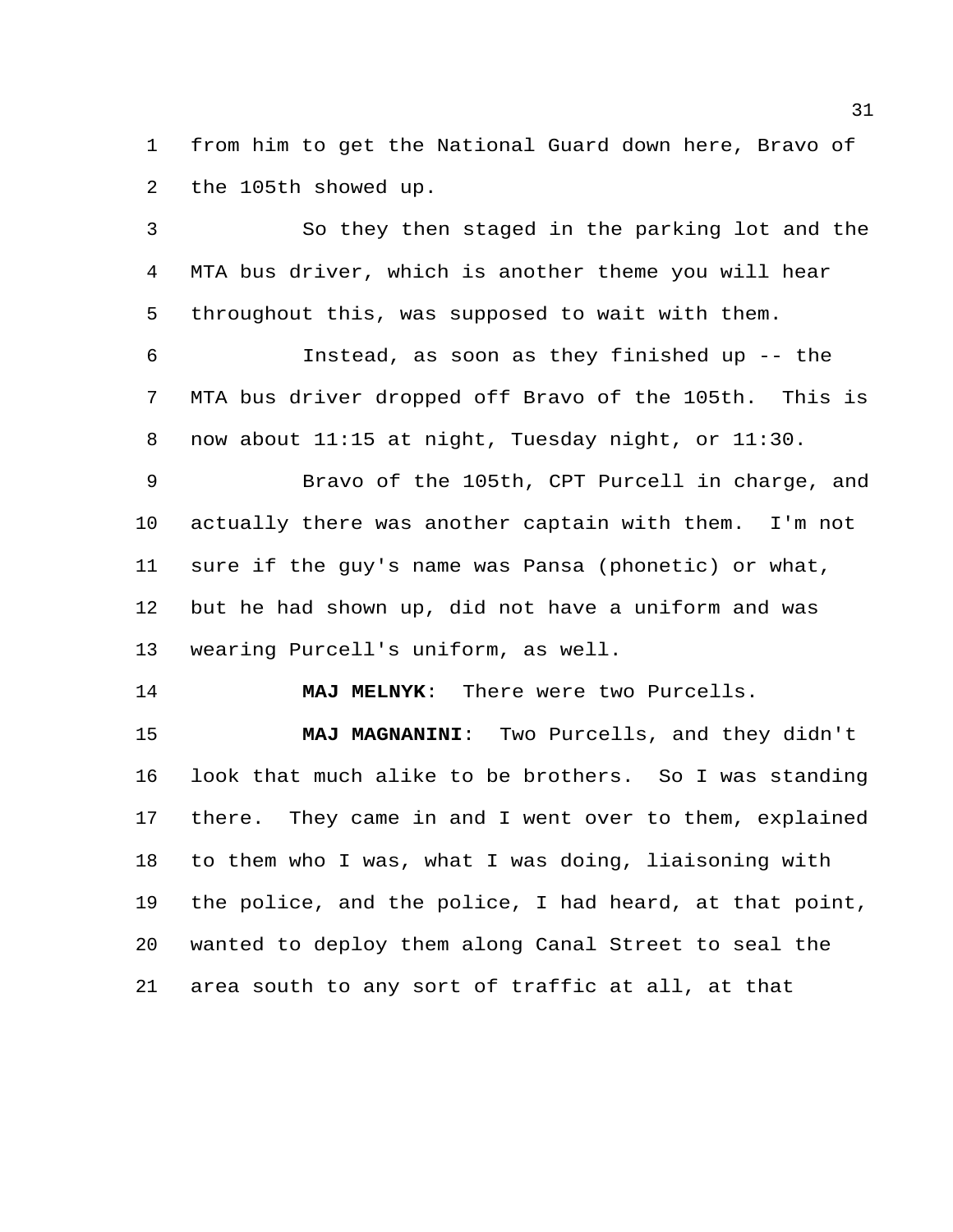from him to get the National Guard down here, Bravo of the 105th showed up.

So they then staged in the parking lot and the MTA bus driver, which is another theme you will hear throughout this, was supposed to wait with them.

Instead, as soon as they finished up -- the MTA bus driver dropped off Bravo of the 105th. This is now about 11:15 at night, Tuesday night, or 11:30.

Bravo of the 105th, CPT Purcell in charge, and actually there was another captain with them. I'm not sure if the guy's name was Pansa (phonetic) or what, but he had shown up, did not have a uniform and was wearing Purcell's uniform, as well.

**MAJ MELNYK**: There were two Purcells.

**MAJ MAGNANINI**: Two Purcells, and they didn't look that much alike to be brothers. So I was standing there. They came in and I went over to them, explained to them who I was, what I was doing, liaisoning with the police, and the police, I had heard, at that point, wanted to deploy them along Canal Street to seal the area south to any sort of traffic at all, at that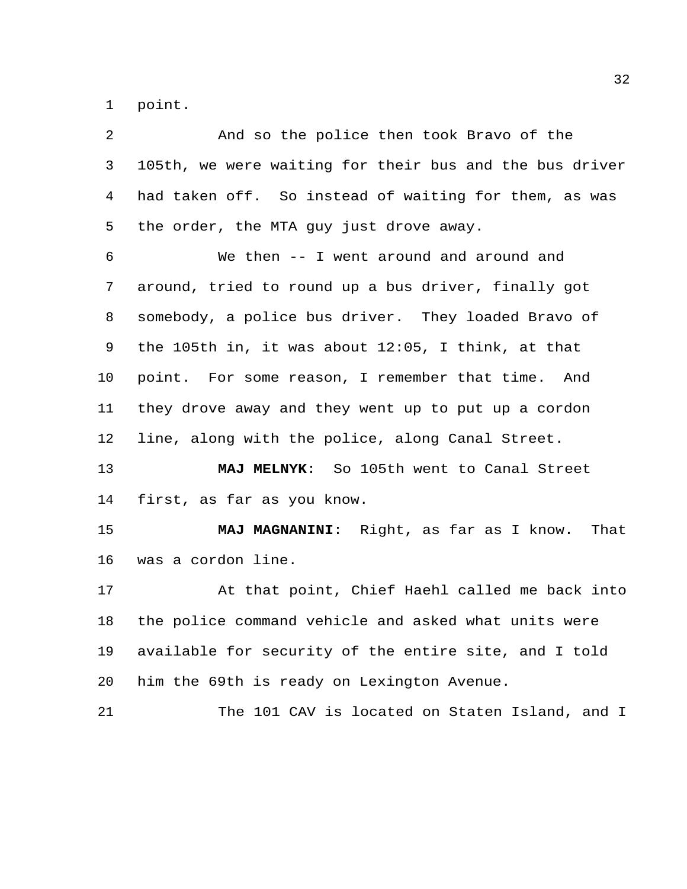point.

And so the police then took Bravo of the 105th, we were waiting for their bus and the bus driver had taken off. So instead of waiting for them, as was the order, the MTA guy just drove away.

We then -- I went around and around and around, tried to round up a bus driver, finally got somebody, a police bus driver. They loaded Bravo of the 105th in, it was about 12:05, I think, at that point. For some reason, I remember that time. And they drove away and they went up to put up a cordon line, along with the police, along Canal Street.

**MAJ MELNYK**: So 105th went to Canal Street first, as far as you know.

**MAJ MAGNANINI**: Right, as far as I know. That was a cordon line.

At that point, Chief Haehl called me back into the police command vehicle and asked what units were available for security of the entire site, and I told him the 69th is ready on Lexington Avenue.

The 101 CAV is located on Staten Island, and I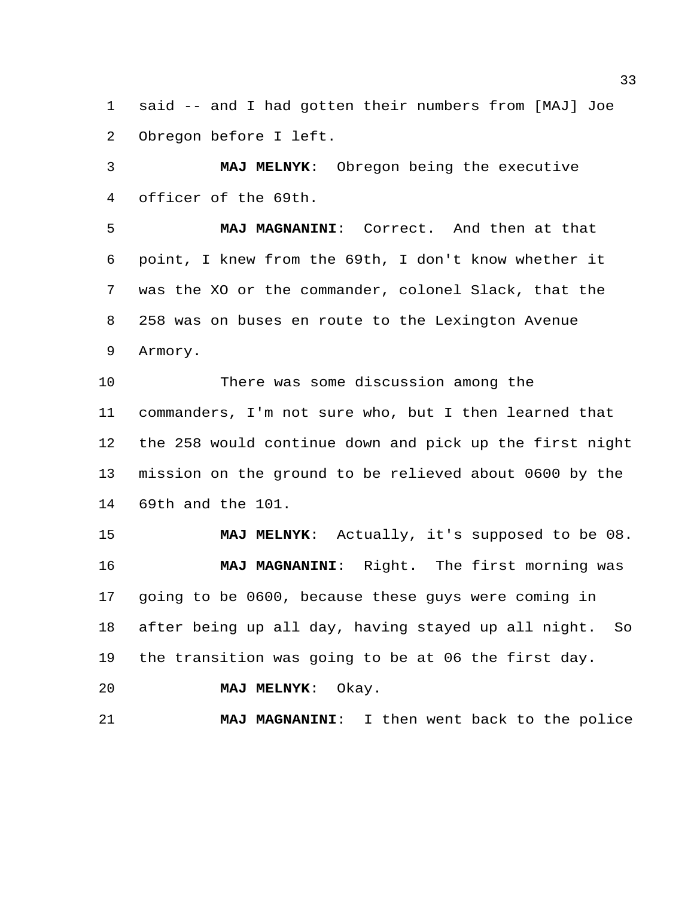said -- and I had gotten their numbers from [MAJ] Joe Obregon before I left.

**MAJ MELNYK**: Obregon being the executive officer of the 69th.

**MAJ MAGNANINI**: Correct. And then at that point, I knew from the 69th, I don't know whether it was the XO or the commander, colonel Slack, that the 258 was on buses en route to the Lexington Avenue Armory.

There was some discussion among the commanders, I'm not sure who, but I then learned that the 258 would continue down and pick up the first night mission on the ground to be relieved about 0600 by the 69th and the 101.

**MAJ MELNYK**: Actually, it's supposed to be 08.

**MAJ MAGNANINI**: Right. The first morning was going to be 0600, because these guys were coming in after being up all day, having stayed up all night. So the transition was going to be at 06 the first day.

**MAJ MELNYK**: Okay.

**MAJ MAGNANINI**: I then went back to the police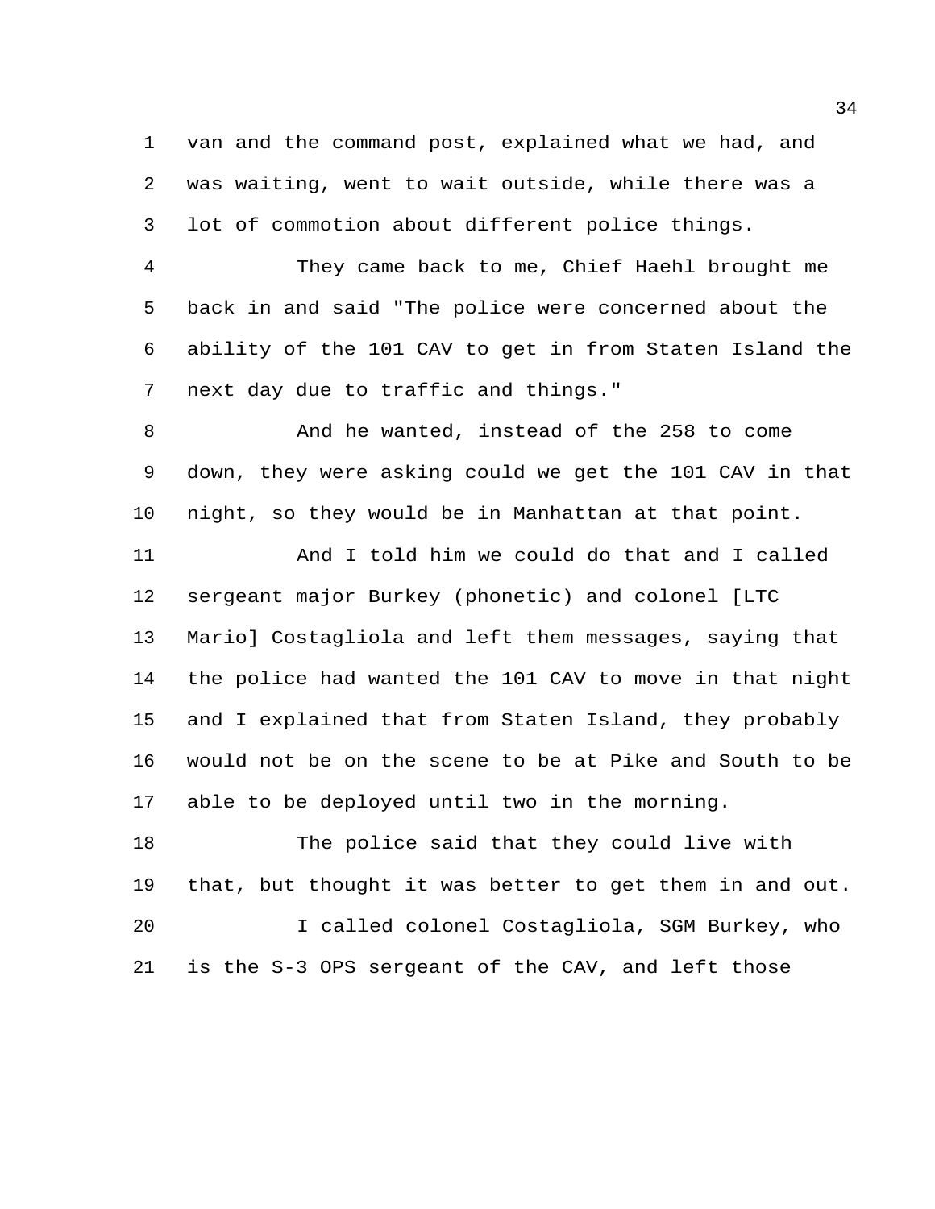van and the command post, explained what we had, and was waiting, went to wait outside, while there was a lot of commotion about different police things.

They came back to me, Chief Haehl brought me back in and said "The police were concerned about the ability of the 101 CAV to get in from Staten Island the next day due to traffic and things."

And he wanted, instead of the 258 to come down, they were asking could we get the 101 CAV in that night, so they would be in Manhattan at that point.

And I told him we could do that and I called sergeant major Burkey (phonetic) and colonel [LTC Mario] Costagliola and left them messages, saying that the police had wanted the 101 CAV to move in that night and I explained that from Staten Island, they probably would not be on the scene to be at Pike and South to be able to be deployed until two in the morning.

The police said that they could live with that, but thought it was better to get them in and out.

I called colonel Costagliola, SGM Burkey, who is the S-3 OPS sergeant of the CAV, and left those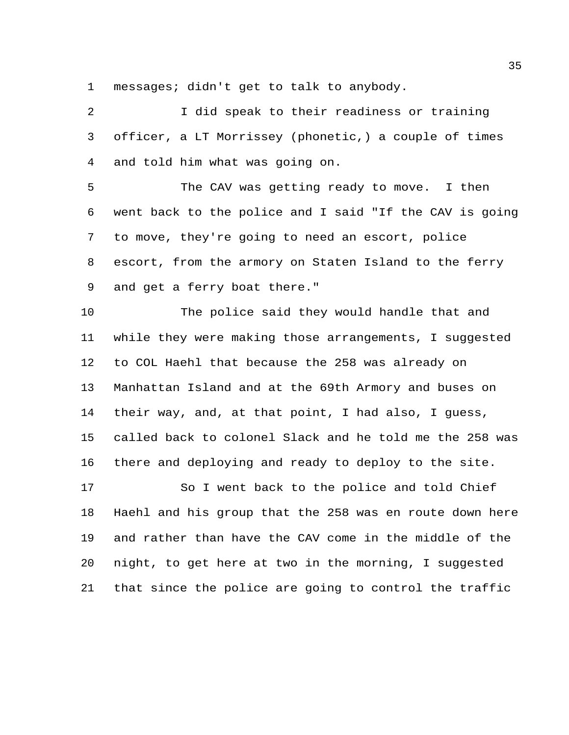messages; didn't get to talk to anybody.

I did speak to their readiness or training officer, a LT Morrissey (phonetic,) a couple of times and told him what was going on.

The CAV was getting ready to move. I then went back to the police and I said "If the CAV is going to move, they're going to need an escort, police escort, from the armory on Staten Island to the ferry and get a ferry boat there."

The police said they would handle that and while they were making those arrangements, I suggested to COL Haehl that because the 258 was already on Manhattan Island and at the 69th Armory and buses on their way, and, at that point, I had also, I guess, called back to colonel Slack and he told me the 258 was there and deploying and ready to deploy to the site.

So I went back to the police and told Chief Haehl and his group that the 258 was en route down here and rather than have the CAV come in the middle of the night, to get here at two in the morning, I suggested that since the police are going to control the traffic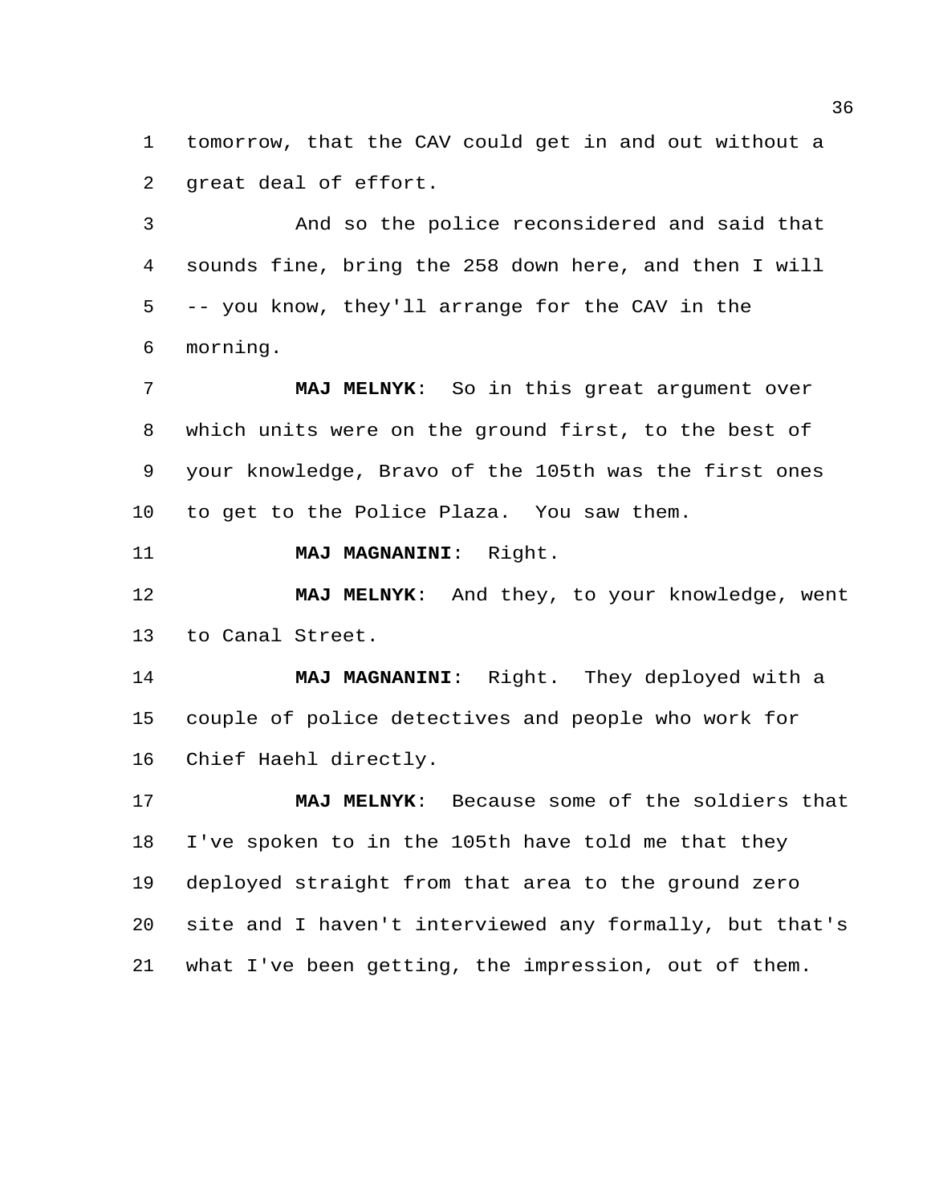tomorrow, that the CAV could get in and out without a great deal of effort.

And so the police reconsidered and said that sounds fine, bring the 258 down here, and then I will -- you know, they'll arrange for the CAV in the morning.

**MAJ MELNYK**: So in this great argument over which units were on the ground first, to the best of your knowledge, Bravo of the 105th was the first ones to get to the Police Plaza. You saw them.

**MAJ MAGNANINI**: Right.

**MAJ MELNYK**: And they, to your knowledge, went to Canal Street.

**MAJ MAGNANINI**: Right. They deployed with a couple of police detectives and people who work for Chief Haehl directly.

**MAJ MELNYK**: Because some of the soldiers that I've spoken to in the 105th have told me that they deployed straight from that area to the ground zero site and I haven't interviewed any formally, but that's what I've been getting, the impression, out of them.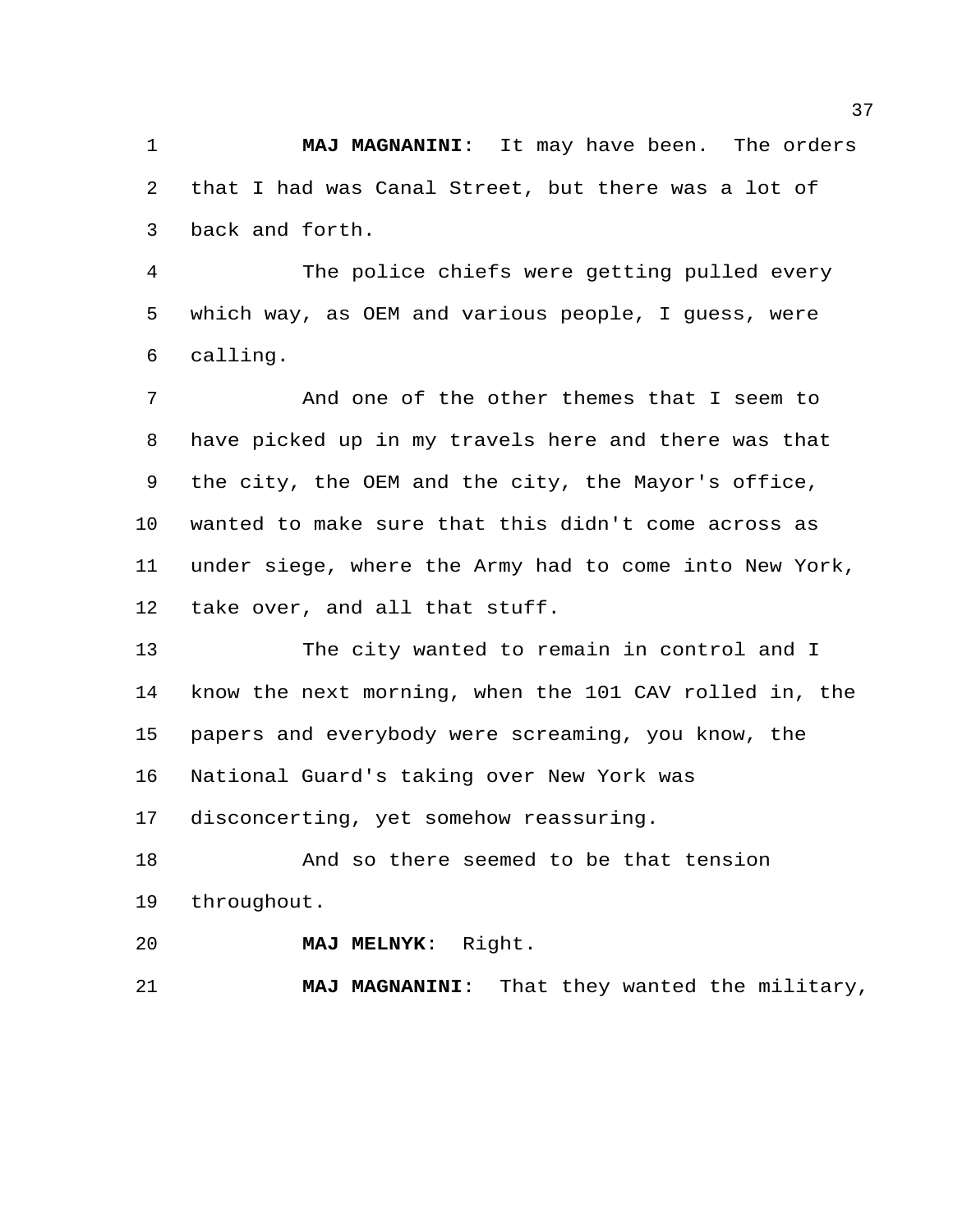**MAJ MAGNANINI**: It may have been. The orders that I had was Canal Street, but there was a lot of back and forth.

The police chiefs were getting pulled every which way, as OEM and various people, I guess, were calling.

And one of the other themes that I seem to have picked up in my travels here and there was that the city, the OEM and the city, the Mayor's office, wanted to make sure that this didn't come across as under siege, where the Army had to come into New York, take over, and all that stuff.

The city wanted to remain in control and I know the next morning, when the 101 CAV rolled in, the papers and everybody were screaming, you know, the National Guard's taking over New York was disconcerting, yet somehow reassuring.

And so there seemed to be that tension throughout.

**MAJ MELNYK**: Right.

**MAJ MAGNANINI**: That they wanted the military,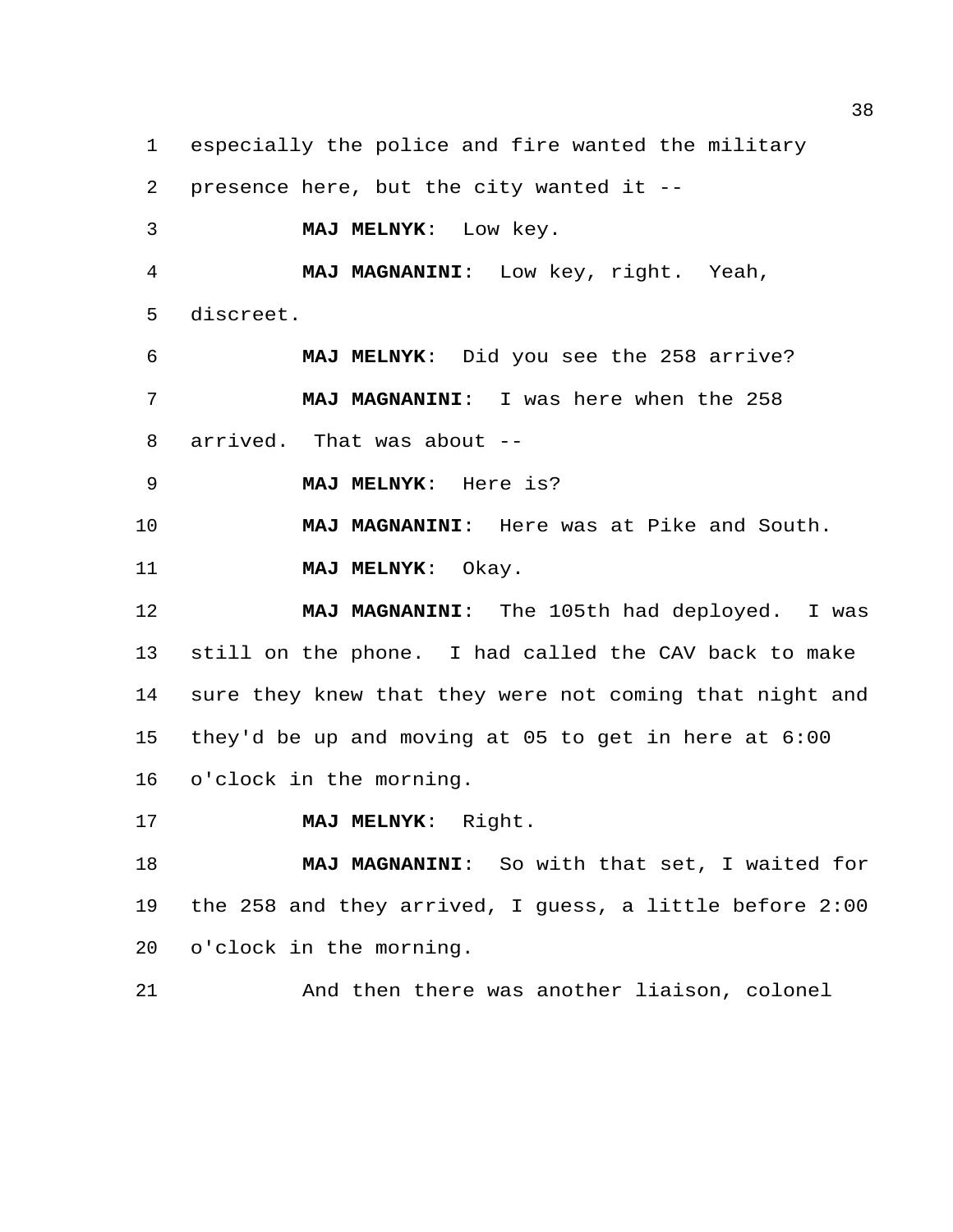especially the police and fire wanted the military presence here, but the city wanted it --

**MAJ MELNYK**: Low key.

**MAJ MAGNANINI**: Low key, right. Yeah, discreet.

**MAJ MELNYK**: Did you see the 258 arrive?

**MAJ MAGNANINI**: I was here when the 258 arrived. That was about --

**MAJ MELNYK**: Here is?

**MAJ MAGNANINI**: Here was at Pike and South.

**MAJ MELNYK**: Okay.

**MAJ MAGNANINI**: The 105th had deployed. I was still on the phone. I had called the CAV back to make sure they knew that they were not coming that night and they'd be up and moving at 05 to get in here at 6:00 o'clock in the morning.

**MAJ MELNYK**: Right.

**MAJ MAGNANINI**: So with that set, I waited for the 258 and they arrived, I guess, a little before 2:00 o'clock in the morning.

And then there was another liaison, colonel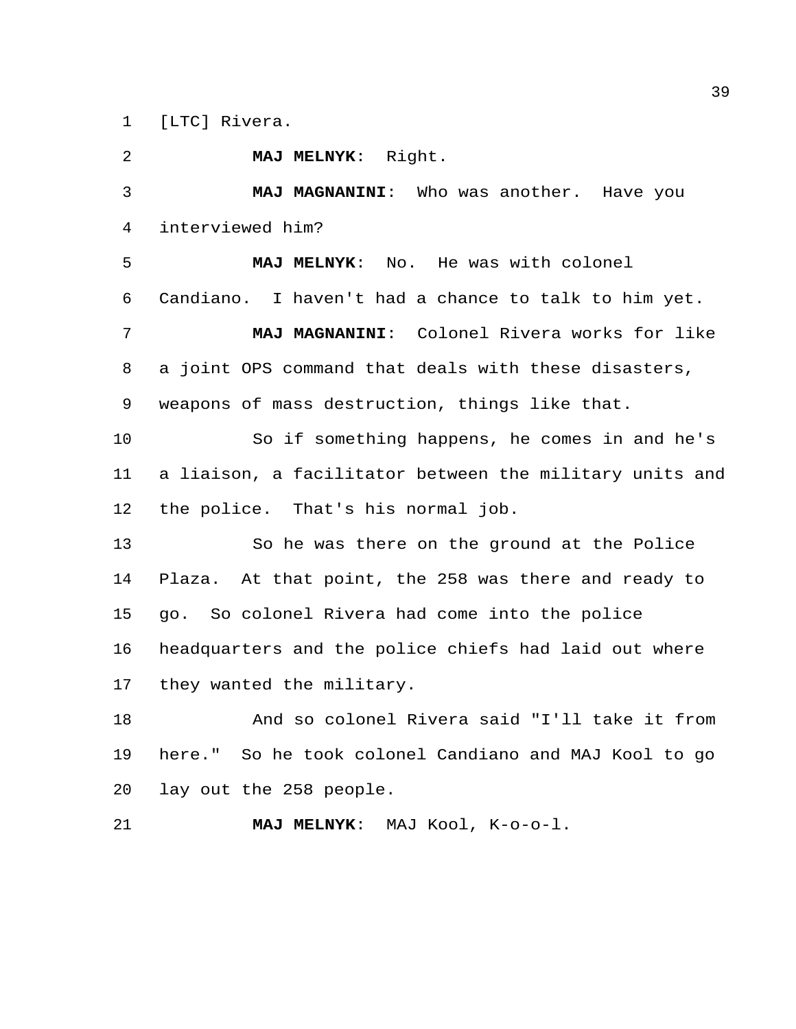[LTC] Rivera.

**MAJ MELNYK**: Right.

**MAJ MAGNANINI**: Who was another. Have you interviewed him?

**MAJ MELNYK**: No. He was with colonel Candiano. I haven't had a chance to talk to him yet.

**MAJ MAGNANINI**: Colonel Rivera works for like a joint OPS command that deals with these disasters, weapons of mass destruction, things like that.

So if something happens, he comes in and he's a liaison, a facilitator between the military units and the police. That's his normal job.

So he was there on the ground at the Police Plaza. At that point, the 258 was there and ready to go. So colonel Rivera had come into the police headquarters and the police chiefs had laid out where they wanted the military.

And so colonel Rivera said "I'll take it from here." So he took colonel Candiano and MAJ Kool to go lay out the 258 people.

**MAJ MELNYK**: MAJ Kool, K-o-o-l.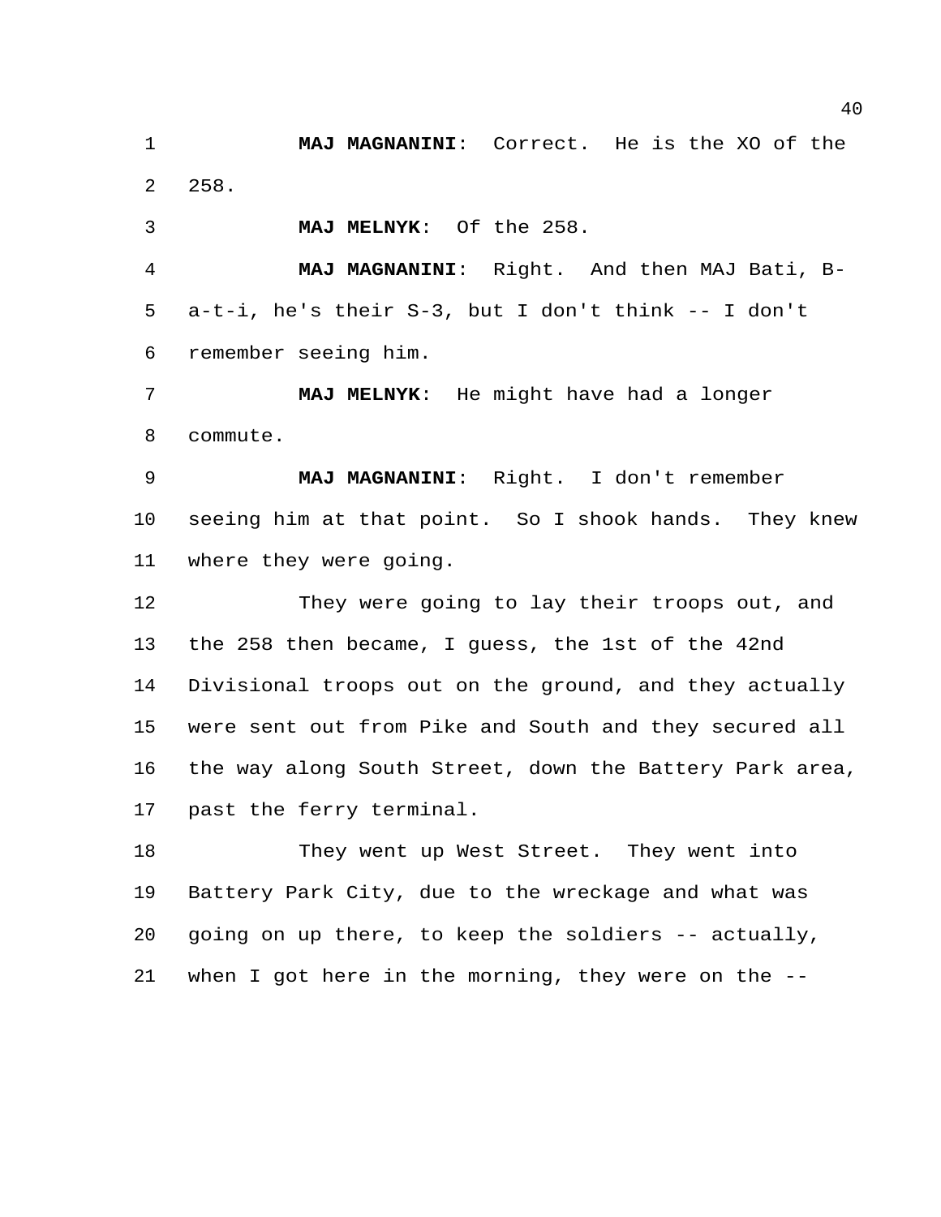**MAJ MAGNANINI**: Correct. He is the XO of the 258.

**MAJ MELNYK**: Of the 258.

**MAJ MAGNANINI**: Right. And then MAJ Bati, B-a-t-i, he's their S-3, but I don't think -- I don't remember seeing him.

**MAJ MELNYK**: He might have had a longer commute.

**MAJ MAGNANINI**: Right. I don't remember seeing him at that point. So I shook hands. They knew where they were going.

They were going to lay their troops out, and the 258 then became, I guess, the 1st of the 42nd Divisional troops out on the ground, and they actually were sent out from Pike and South and they secured all the way along South Street, down the Battery Park area, past the ferry terminal.

They went up West Street. They went into Battery Park City, due to the wreckage and what was going on up there, to keep the soldiers -- actually, when I got here in the morning, they were on the --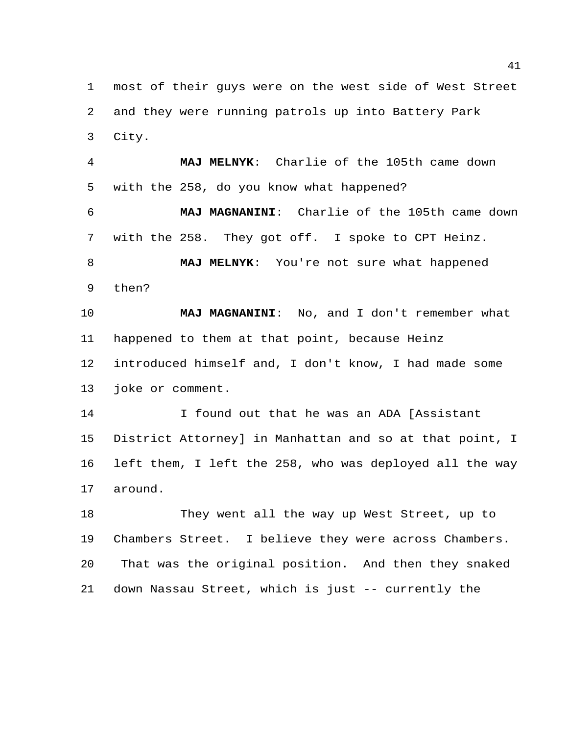most of their guys were on the west side of West Street and they were running patrols up into Battery Park City.

**MAJ MELNYK**: Charlie of the 105th came down with the 258, do you know what happened?

**MAJ MAGNANINI**: Charlie of the 105th came down with the 258. They got off. I spoke to CPT Heinz.

**MAJ MELNYK**: You're not sure what happened then?

**MAJ MAGNANINI**: No, and I don't remember what happened to them at that point, because Heinz introduced himself and, I don't know, I had made some joke or comment.

I found out that he was an ADA [Assistant District Attorney] in Manhattan and so at that point, I left them, I left the 258, who was deployed all the way around.

They went all the way up West Street, up to Chambers Street. I believe they were across Chambers. That was the original position. And then they snaked down Nassau Street, which is just -- currently the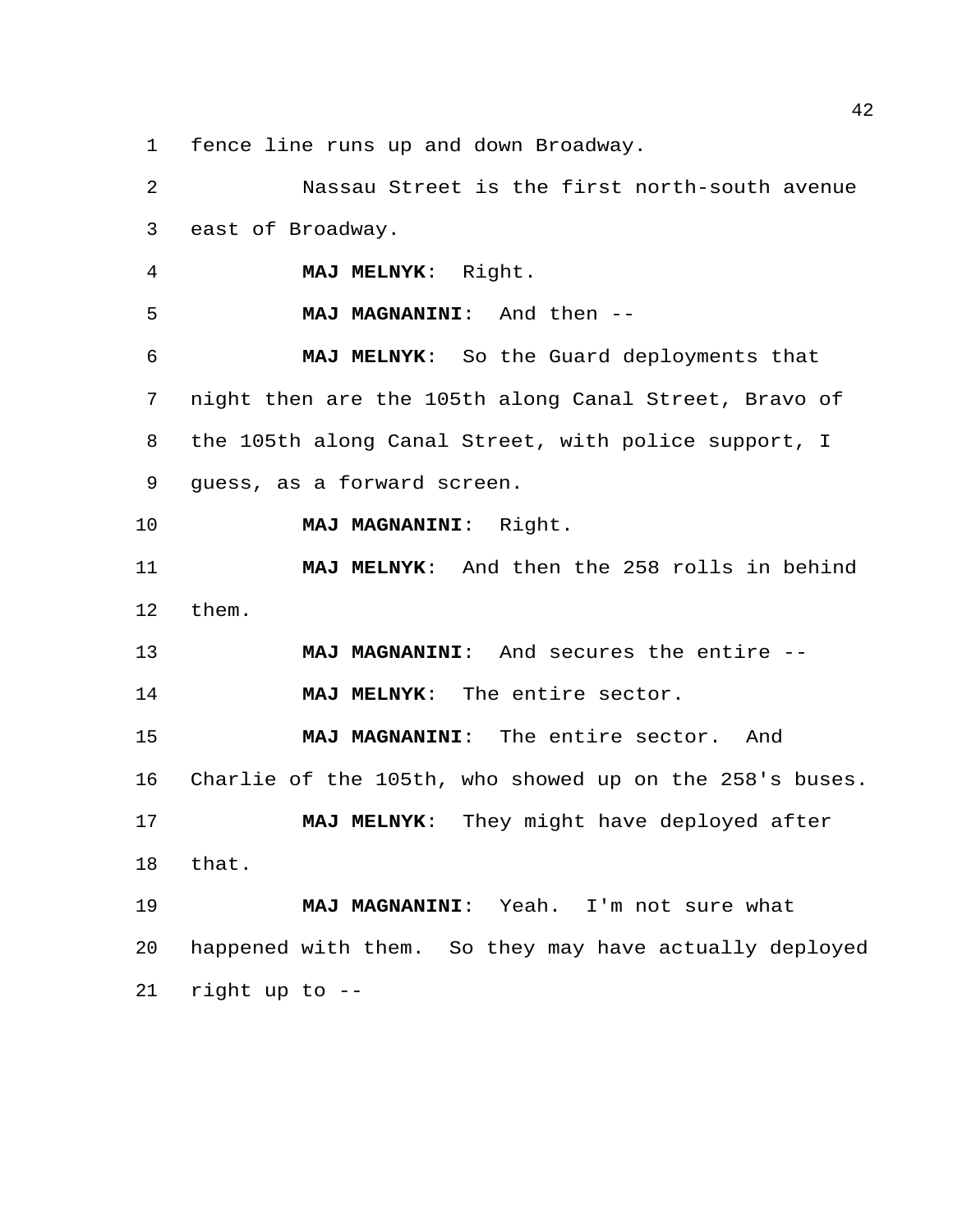fence line runs up and down Broadway.

Nassau Street is the first north-south avenue east of Broadway.

**MAJ MELNYK**: Right.

**MAJ MAGNANINI**: And then --

**MAJ MELNYK**: So the Guard deployments that night then are the 105th along Canal Street, Bravo of the 105th along Canal Street, with police support, I guess, as a forward screen.

**MAJ MAGNANINI**: Right.

**MAJ MELNYK**: And then the 258 rolls in behind them.

**MAJ MAGNANINI**: And secures the entire --

**MAJ MELNYK**: The entire sector.

**MAJ MAGNANINI**: The entire sector. And Charlie of the 105th, who showed up on the 258's buses.

**MAJ MELNYK**: They might have deployed after that.

**MAJ MAGNANINI**: Yeah. I'm not sure what happened with them. So they may have actually deployed right up to --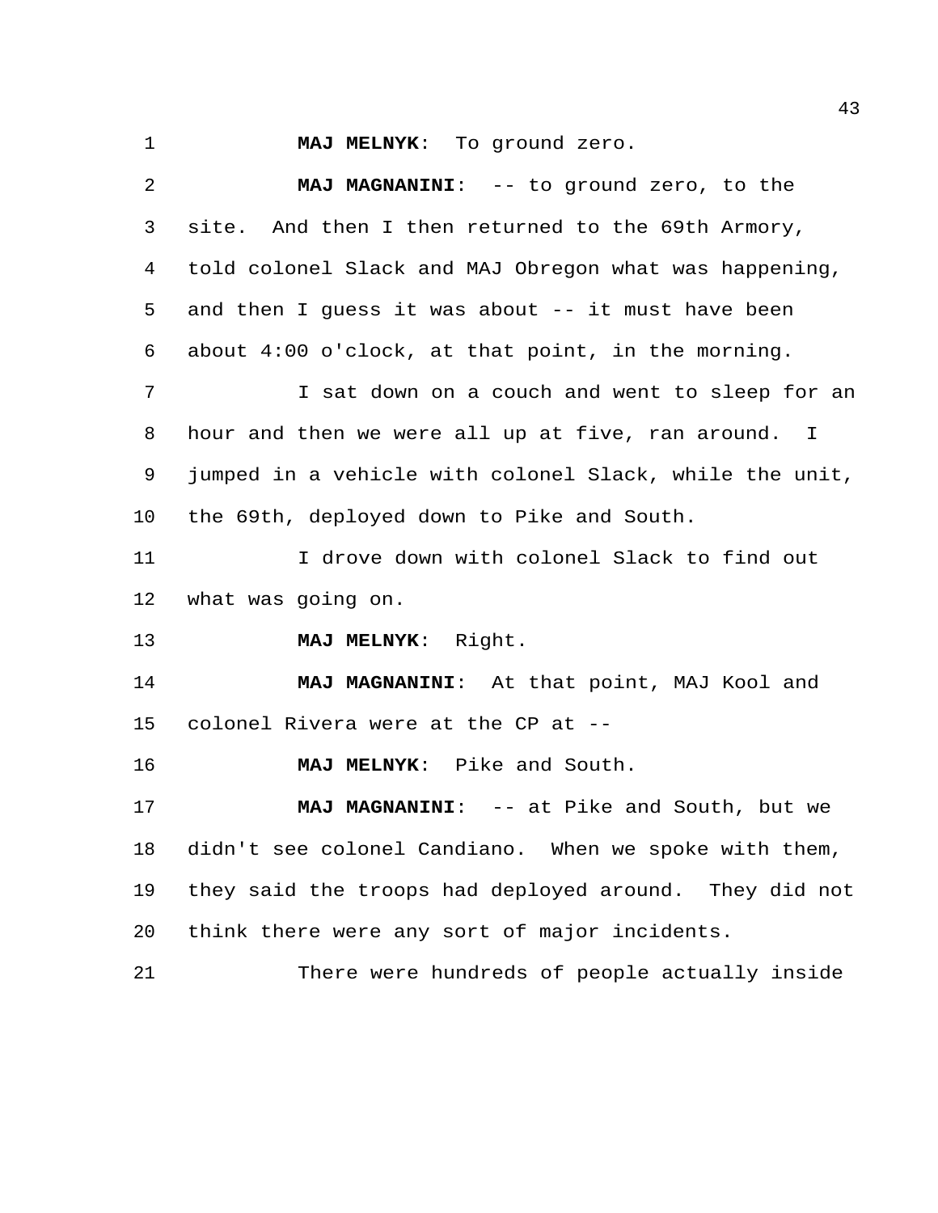**MAJ MELNYK**: To ground zero.

**MAJ MAGNANINI**: -- to ground zero, to the site. And then I then returned to the 69th Armory, told colonel Slack and MAJ Obregon what was happening, and then I guess it was about -- it must have been about 4:00 o'clock, at that point, in the morning.

I sat down on a couch and went to sleep for an hour and then we were all up at five, ran around. I jumped in a vehicle with colonel Slack, while the unit, the 69th, deployed down to Pike and South.

I drove down with colonel Slack to find out what was going on.

**MAJ MELNYK**: Right.

**MAJ MAGNANINI**: At that point, MAJ Kool and colonel Rivera were at the CP at --

**MAJ MELNYK**: Pike and South.

**MAJ MAGNANINI**: -- at Pike and South, but we didn't see colonel Candiano. When we spoke with them, they said the troops had deployed around. They did not think there were any sort of major incidents.

There were hundreds of people actually inside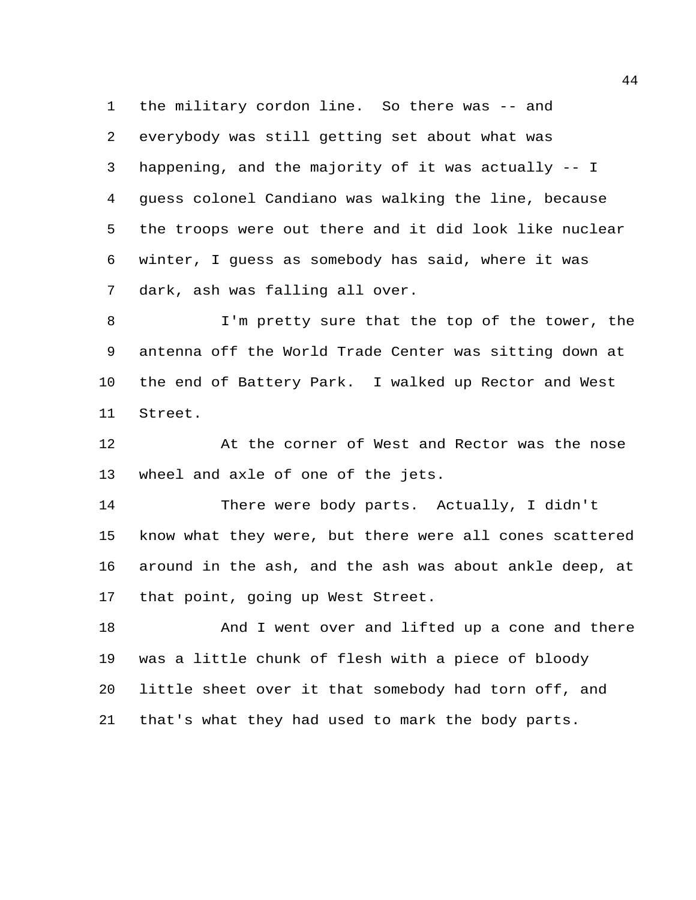the military cordon line. So there was -- and everybody was still getting set about what was happening, and the majority of it was actually -- I guess colonel Candiano was walking the line, because the troops were out there and it did look like nuclear winter, I guess as somebody has said, where it was dark, ash was falling all over.

I'm pretty sure that the top of the tower, the antenna off the World Trade Center was sitting down at the end of Battery Park. I walked up Rector and West Street.

At the corner of West and Rector was the nose wheel and axle of one of the jets.

There were body parts. Actually, I didn't know what they were, but there were all cones scattered around in the ash, and the ash was about ankle deep, at that point, going up West Street.

And I went over and lifted up a cone and there was a little chunk of flesh with a piece of bloody little sheet over it that somebody had torn off, and that's what they had used to mark the body parts.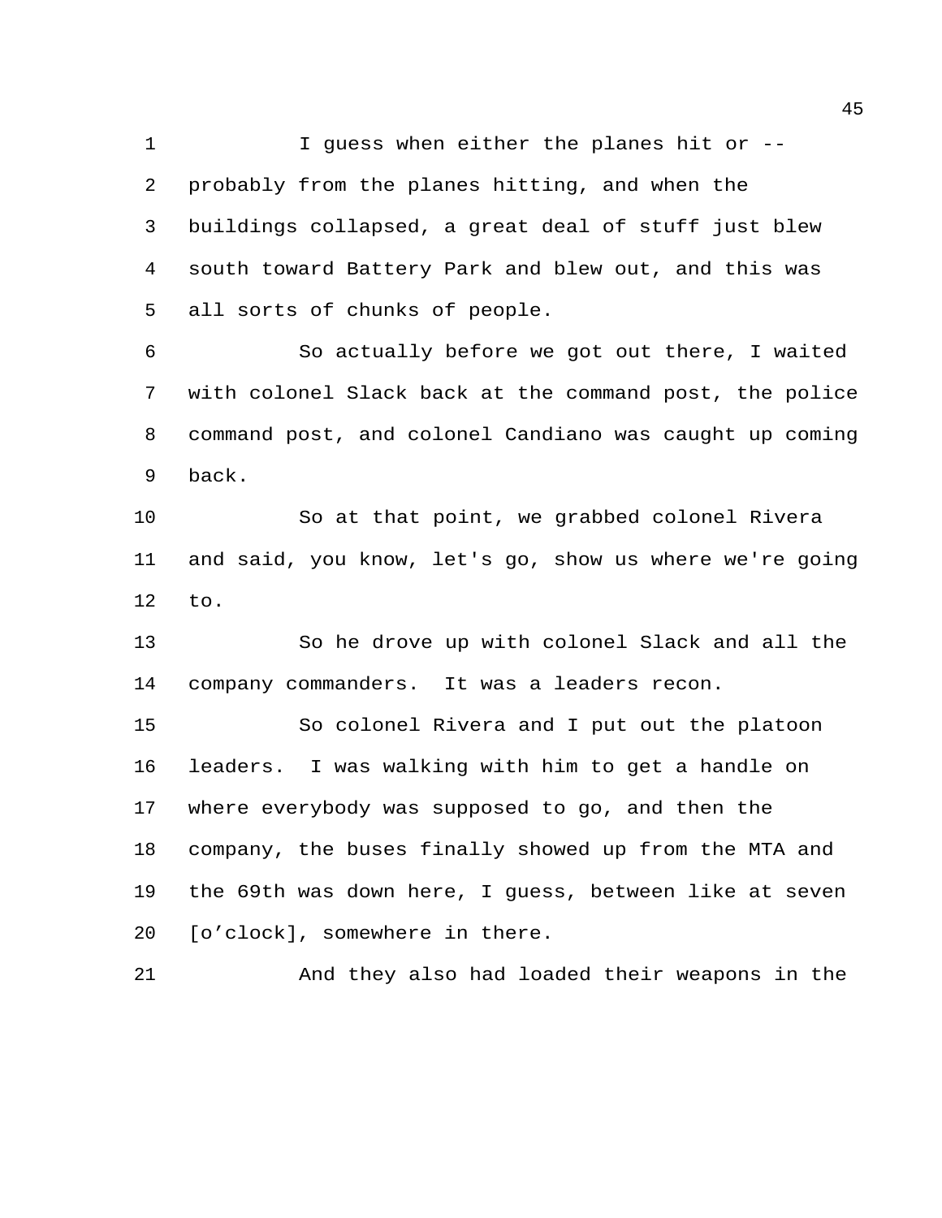I guess when either the planes hit or -- probably from the planes hitting, and when the buildings collapsed, a great deal of stuff just blew south toward Battery Park and blew out, and this was all sorts of chunks of people.

So actually before we got out there, I waited with colonel Slack back at the command post, the police command post, and colonel Candiano was caught up coming back.

So at that point, we grabbed colonel Rivera and said, you know, let's go, show us where we're going to.

So he drove up with colonel Slack and all the company commanders. It was a leaders recon.

So colonel Rivera and I put out the platoon leaders. I was walking with him to get a handle on where everybody was supposed to go, and then the company, the buses finally showed up from the MTA and the 69th was down here, I guess, between like at seven [o'clock], somewhere in there.

And they also had loaded their weapons in the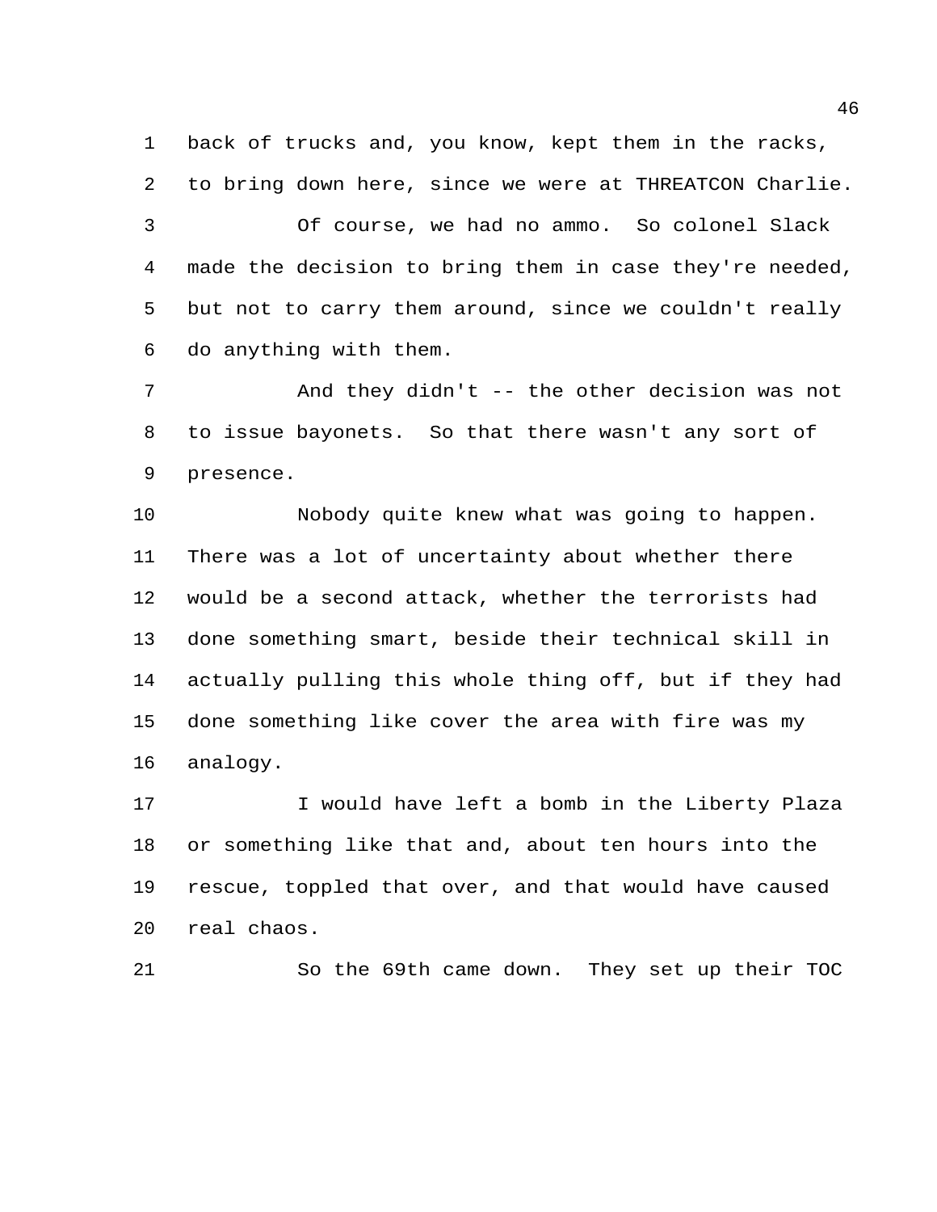back of trucks and, you know, kept them in the racks, to bring down here, since we were at THREATCON Charlie.

Of course, we had no ammo. So colonel Slack made the decision to bring them in case they're needed, but not to carry them around, since we couldn't really do anything with them.

And they didn't -- the other decision was not to issue bayonets. So that there wasn't any sort of presence.

Nobody quite knew what was going to happen. There was a lot of uncertainty about whether there would be a second attack, whether the terrorists had done something smart, beside their technical skill in actually pulling this whole thing off, but if they had done something like cover the area with fire was my analogy.

I would have left a bomb in the Liberty Plaza or something like that and, about ten hours into the rescue, toppled that over, and that would have caused real chaos.

So the 69th came down. They set up their TOC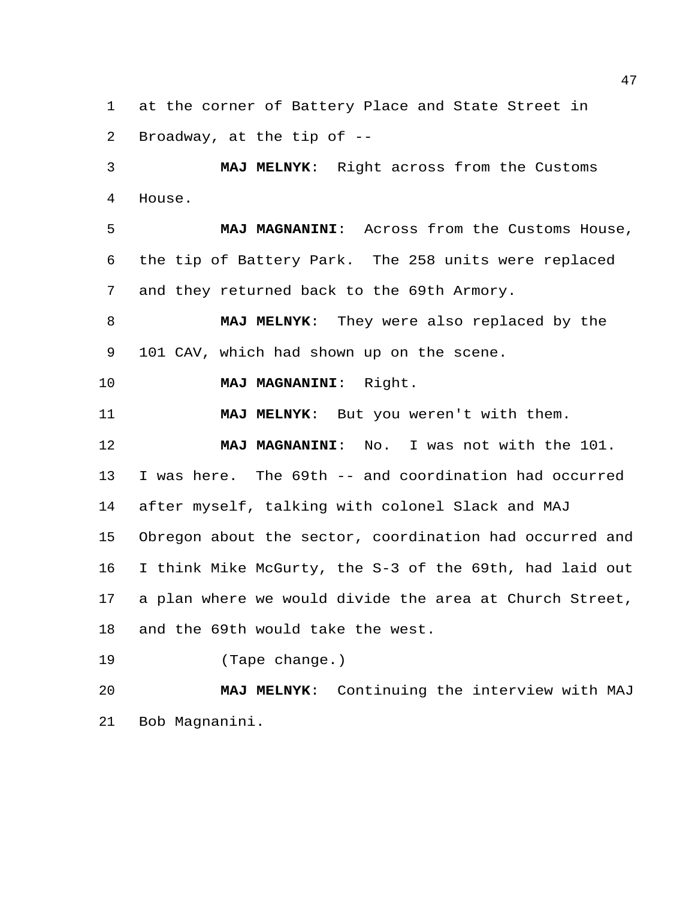at the corner of Battery Place and State Street in Broadway, at the tip of --

**MAJ MELNYK**: Right across from the Customs House.

**MAJ MAGNANINI**: Across from the Customs House, the tip of Battery Park. The 258 units were replaced and they returned back to the 69th Armory.

**MAJ MELNYK**: They were also replaced by the 101 CAV, which had shown up on the scene.

**MAJ MAGNANINI**: Right.

**MAJ MELNYK**: But you weren't with them.

**MAJ MAGNANINI**: No. I was not with the 101. I was here. The 69th -- and coordination had occurred after myself, talking with colonel Slack and MAJ Obregon about the sector, coordination had occurred and I think Mike McGurty, the S-3 of the 69th, had laid out a plan where we would divide the area at Church Street, and the 69th would take the west.

(Tape change.)

**MAJ MELNYK**: Continuing the interview with MAJ Bob Magnanini.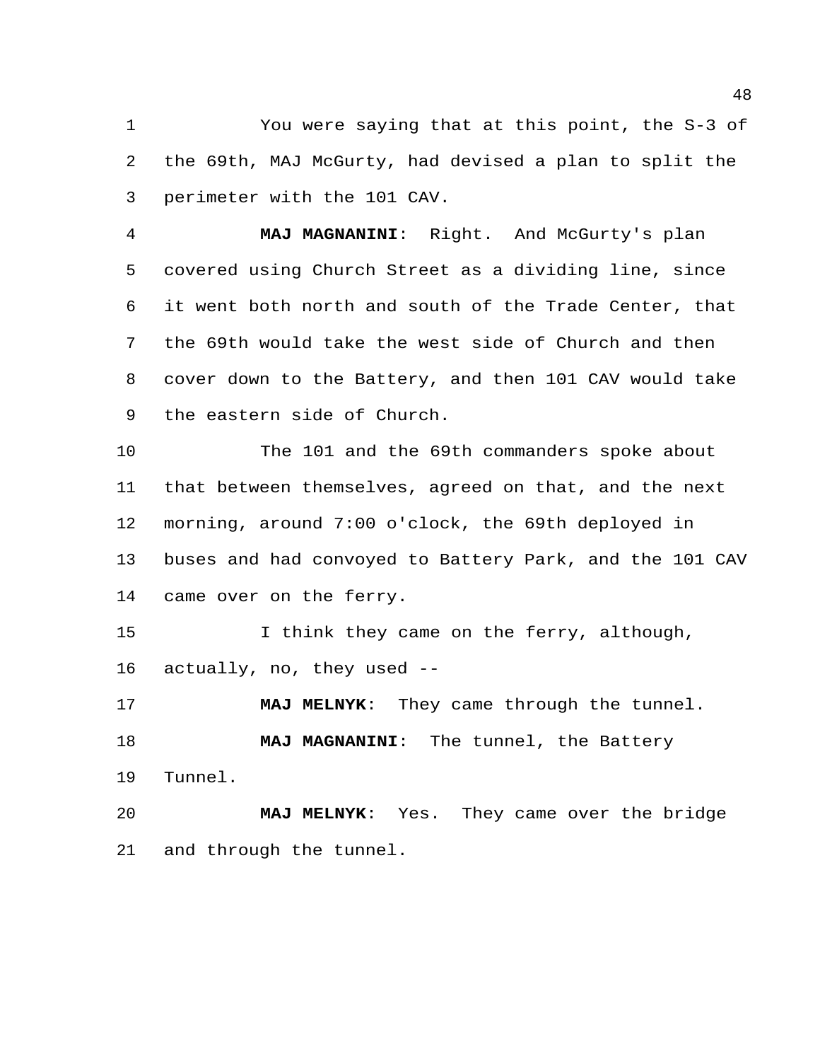You were saying that at this point, the S-3 of the 69th, MAJ McGurty, had devised a plan to split the perimeter with the 101 CAV.

**MAJ MAGNANINI**: Right. And McGurty's plan covered using Church Street as a dividing line, since it went both north and south of the Trade Center, that the 69th would take the west side of Church and then cover down to the Battery, and then 101 CAV would take the eastern side of Church.

The 101 and the 69th commanders spoke about that between themselves, agreed on that, and the next morning, around 7:00 o'clock, the 69th deployed in buses and had convoyed to Battery Park, and the 101 CAV came over on the ferry.

I think they came on the ferry, although, actually, no, they used --

**MAJ MELNYK**: They came through the tunnel.

**MAJ MAGNANINI**: The tunnel, the Battery Tunnel.

**MAJ MELNYK**: Yes. They came over the bridge and through the tunnel.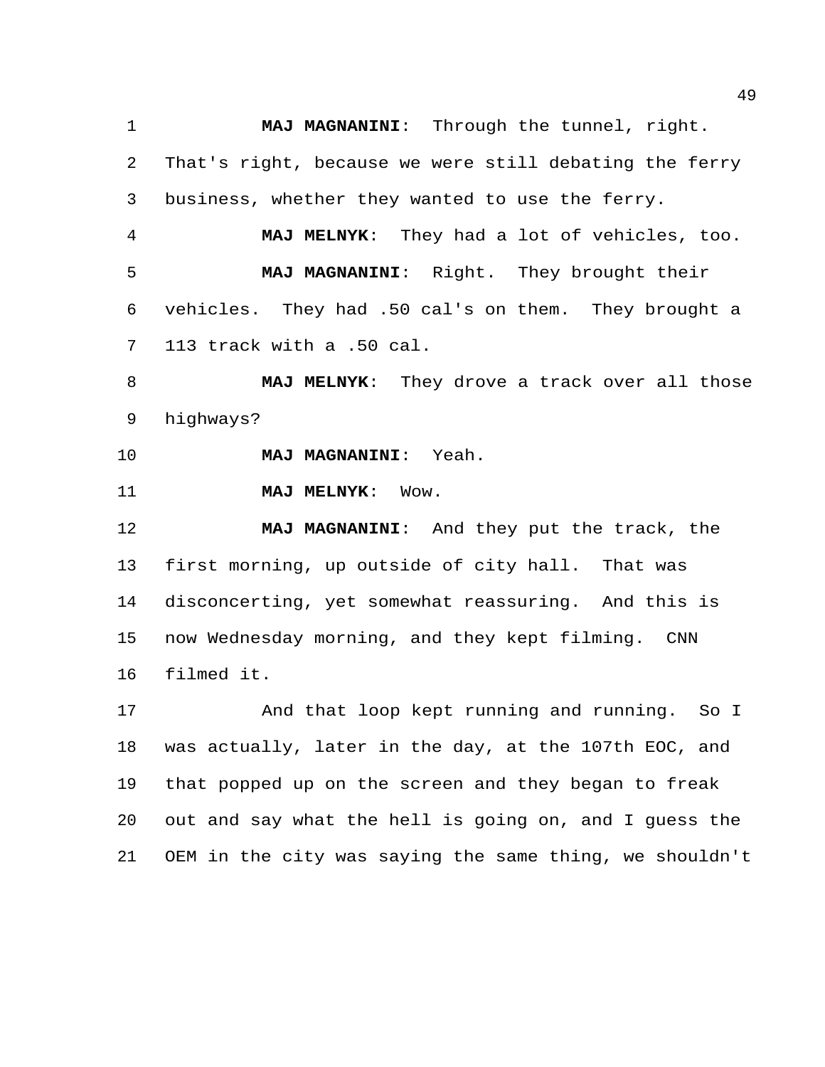**MAJ MAGNANINI**: Through the tunnel, right. That's right, because we were still debating the ferry business, whether they wanted to use the ferry.

**MAJ MELNYK**: They had a lot of vehicles, too.

**MAJ MAGNANINI**: Right. They brought their vehicles. They had .50 cal's on them. They brought a 113 track with a .50 cal.

**MAJ MELNYK**: They drove a track over all those highways?

**MAJ MAGNANINI**: Yeah.

**MAJ MELNYK**: Wow.

**MAJ MAGNANINI**: And they put the track, the first morning, up outside of city hall. That was disconcerting, yet somewhat reassuring. And this is now Wednesday morning, and they kept filming. CNN filmed it.

And that loop kept running and running. So I was actually, later in the day, at the 107th EOC, and that popped up on the screen and they began to freak out and say what the hell is going on, and I guess the OEM in the city was saying the same thing, we shouldn't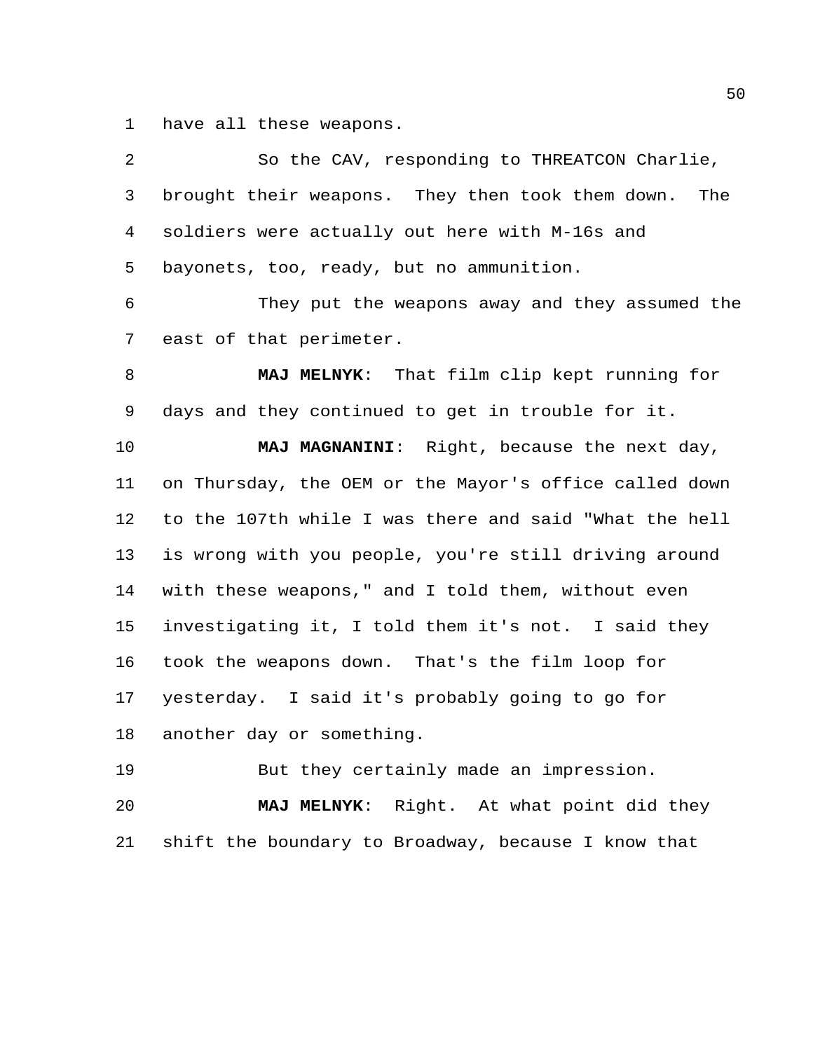have all these weapons.

So the CAV, responding to THREATCON Charlie, brought their weapons. They then took them down. The soldiers were actually out here with M-16s and bayonets, too, ready, but no ammunition.

They put the weapons away and they assumed the east of that perimeter.

**MAJ MELNYK**: That film clip kept running for days and they continued to get in trouble for it.

**MAJ MAGNANINI**: Right, because the next day, on Thursday, the OEM or the Mayor's office called down to the 107th while I was there and said "What the hell is wrong with you people, you're still driving around with these weapons," and I told them, without even investigating it, I told them it's not. I said they took the weapons down. That's the film loop for yesterday. I said it's probably going to go for another day or something.

But they certainly made an impression.

**MAJ MELNYK**: Right. At what point did they shift the boundary to Broadway, because I know that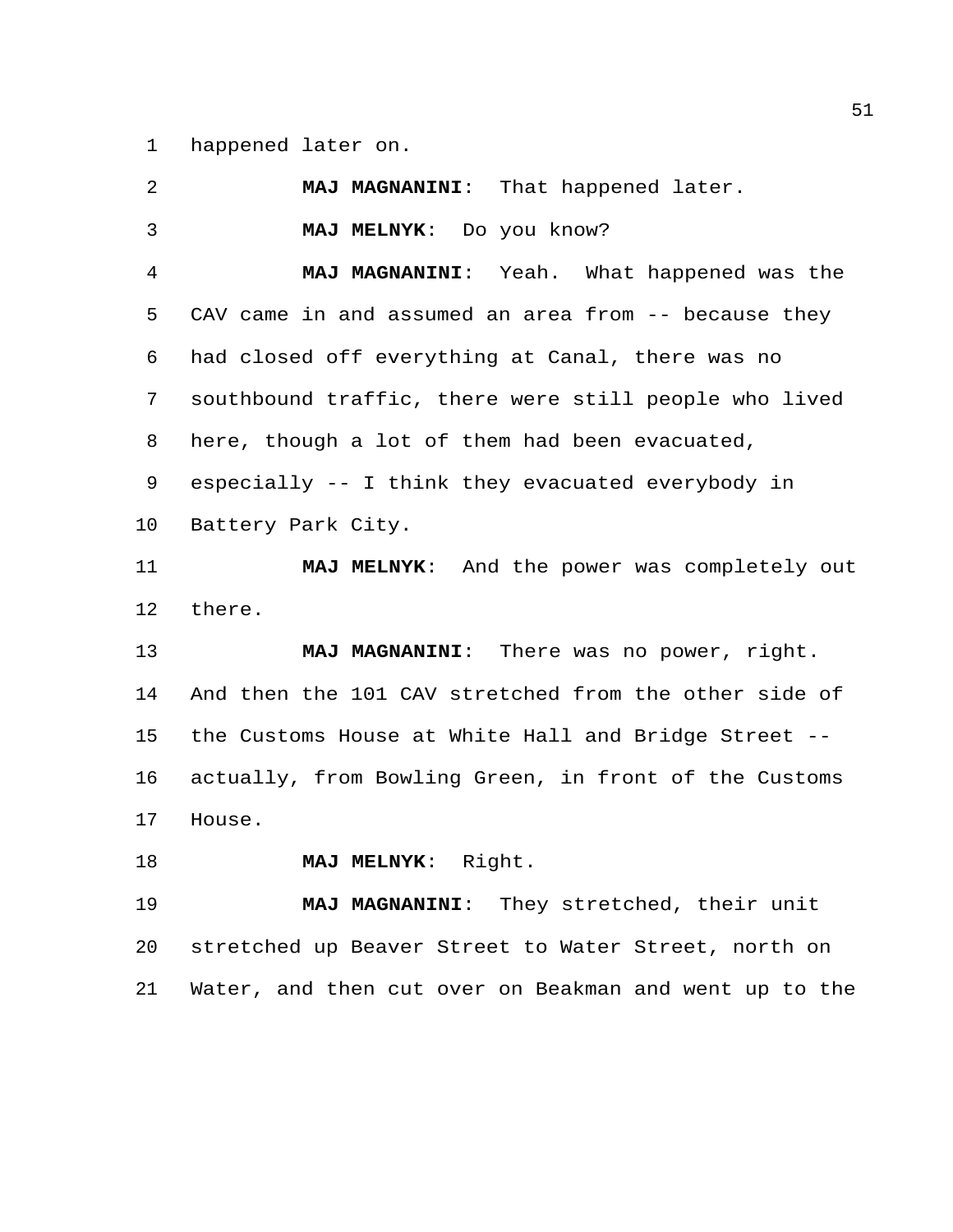happened later on.

**MAJ MAGNANINI**: That happened later.

**MAJ MELNYK**: Do you know?

**MAJ MAGNANINI**: Yeah. What happened was the CAV came in and assumed an area from -- because they had closed off everything at Canal, there was no southbound traffic, there were still people who lived here, though a lot of them had been evacuated, especially -- I think they evacuated everybody in Battery Park City.

**MAJ MELNYK**: And the power was completely out there.

**MAJ MAGNANINI**: There was no power, right. And then the 101 CAV stretched from the other side of the Customs House at White Hall and Bridge Street -- actually, from Bowling Green, in front of the Customs House.

**MAJ MELNYK**: Right.

**MAJ MAGNANINI**: They stretched, their unit stretched up Beaver Street to Water Street, north on Water, and then cut over on Beakman and went up to the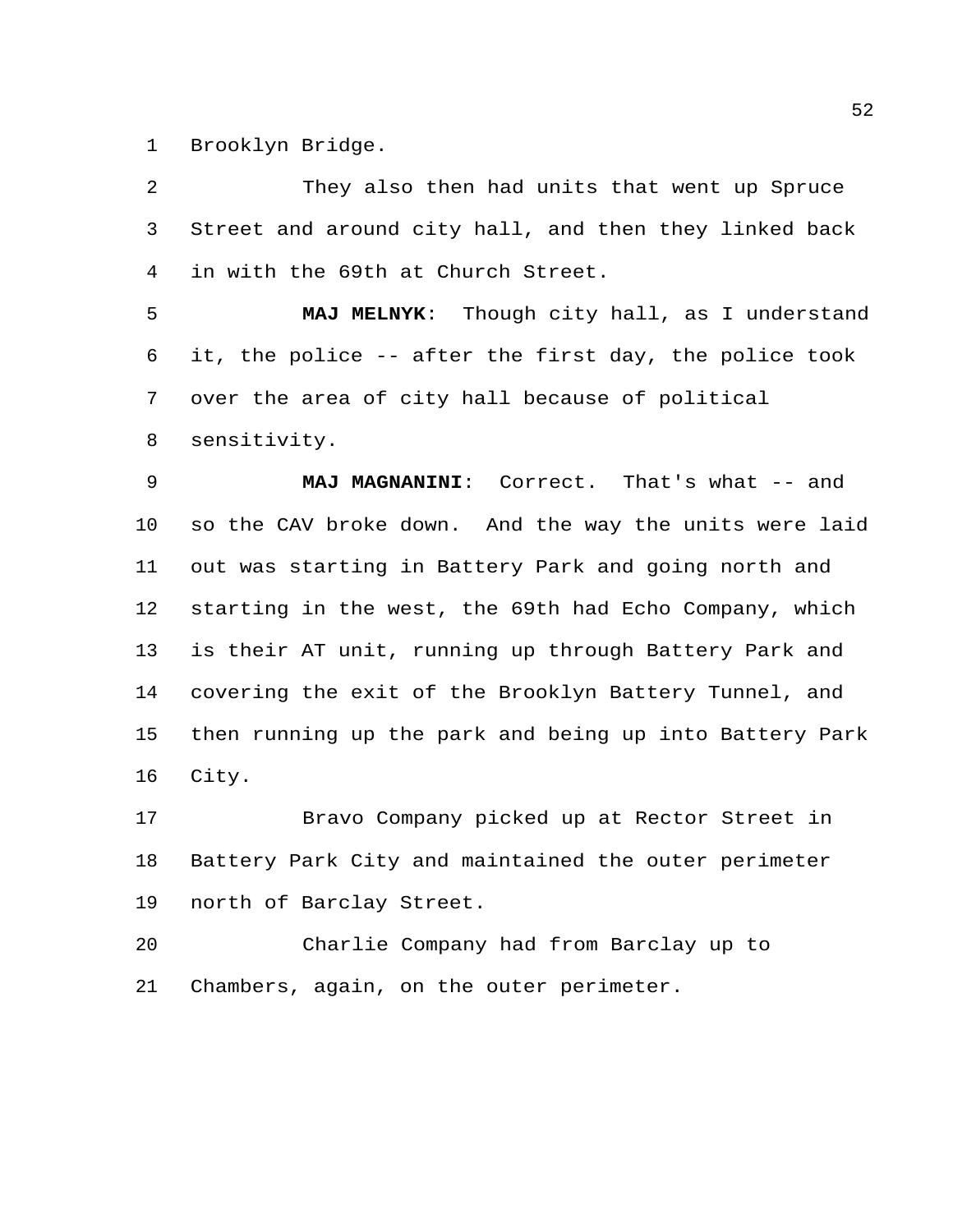Brooklyn Bridge.

They also then had units that went up Spruce Street and around city hall, and then they linked back in with the 69th at Church Street.

**MAJ MELNYK**: Though city hall, as I understand it, the police -- after the first day, the police took over the area of city hall because of political sensitivity.

**MAJ MAGNANINI**: Correct. That's what -- and so the CAV broke down. And the way the units were laid out was starting in Battery Park and going north and starting in the west, the 69th had Echo Company, which is their AT unit, running up through Battery Park and covering the exit of the Brooklyn Battery Tunnel, and then running up the park and being up into Battery Park City.

Bravo Company picked up at Rector Street in Battery Park City and maintained the outer perimeter north of Barclay Street.

Charlie Company had from Barclay up to Chambers, again, on the outer perimeter.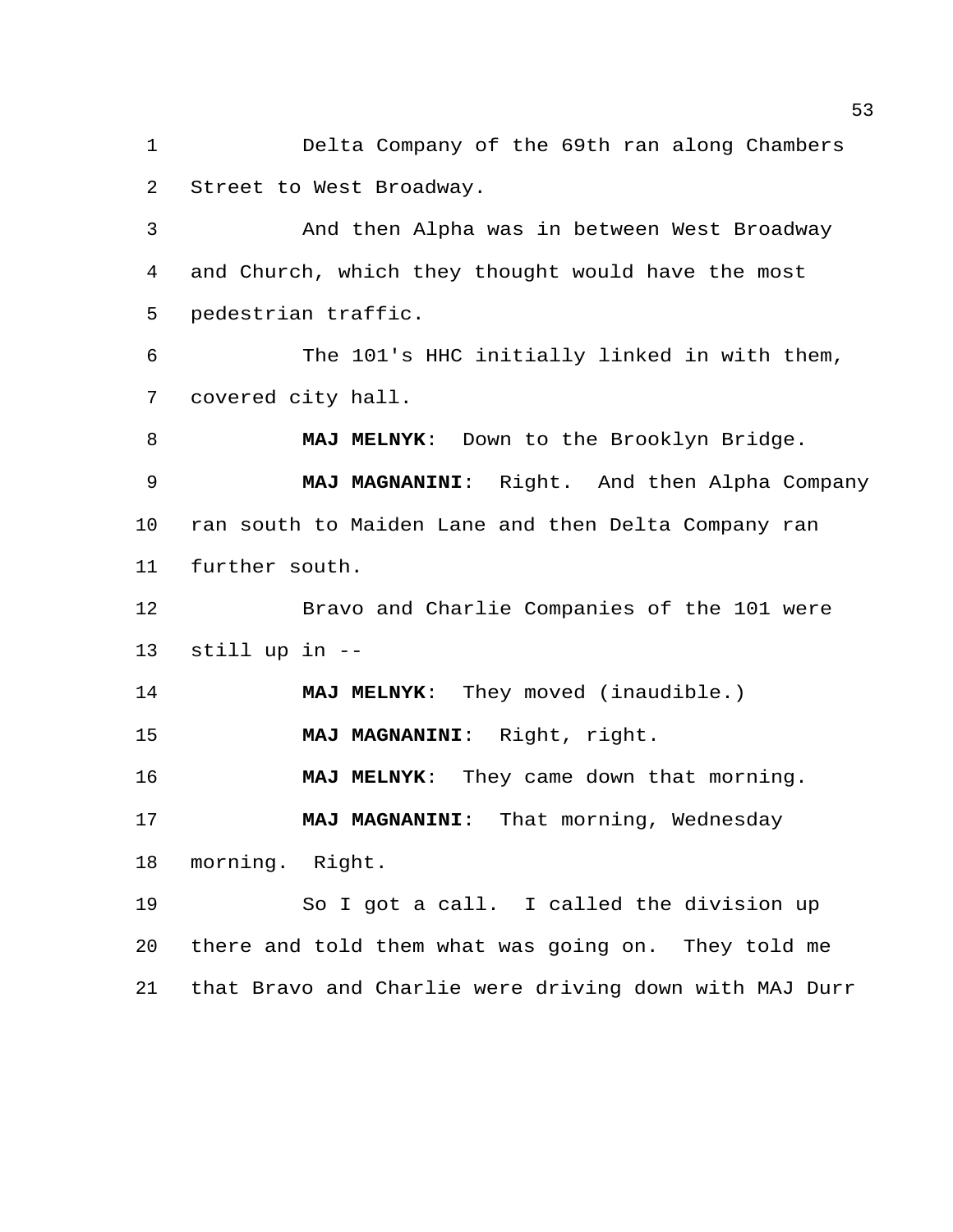Delta Company of the 69th ran along Chambers Street to West Broadway.

And then Alpha was in between West Broadway and Church, which they thought would have the most pedestrian traffic.

The 101's HHC initially linked in with them, covered city hall.

**MAJ MELNYK**: Down to the Brooklyn Bridge.

**MAJ MAGNANINI**: Right. And then Alpha Company ran south to Maiden Lane and then Delta Company ran further south.

Bravo and Charlie Companies of the 101 were still up in --

**MAJ MELNYK**: They moved (inaudible.)

**MAJ MAGNANINI**: Right, right.

**MAJ MELNYK**: They came down that morning.

**MAJ MAGNANINI**: That morning, Wednesday morning. Right.

So I got a call. I called the division up there and told them what was going on. They told me that Bravo and Charlie were driving down with MAJ Durr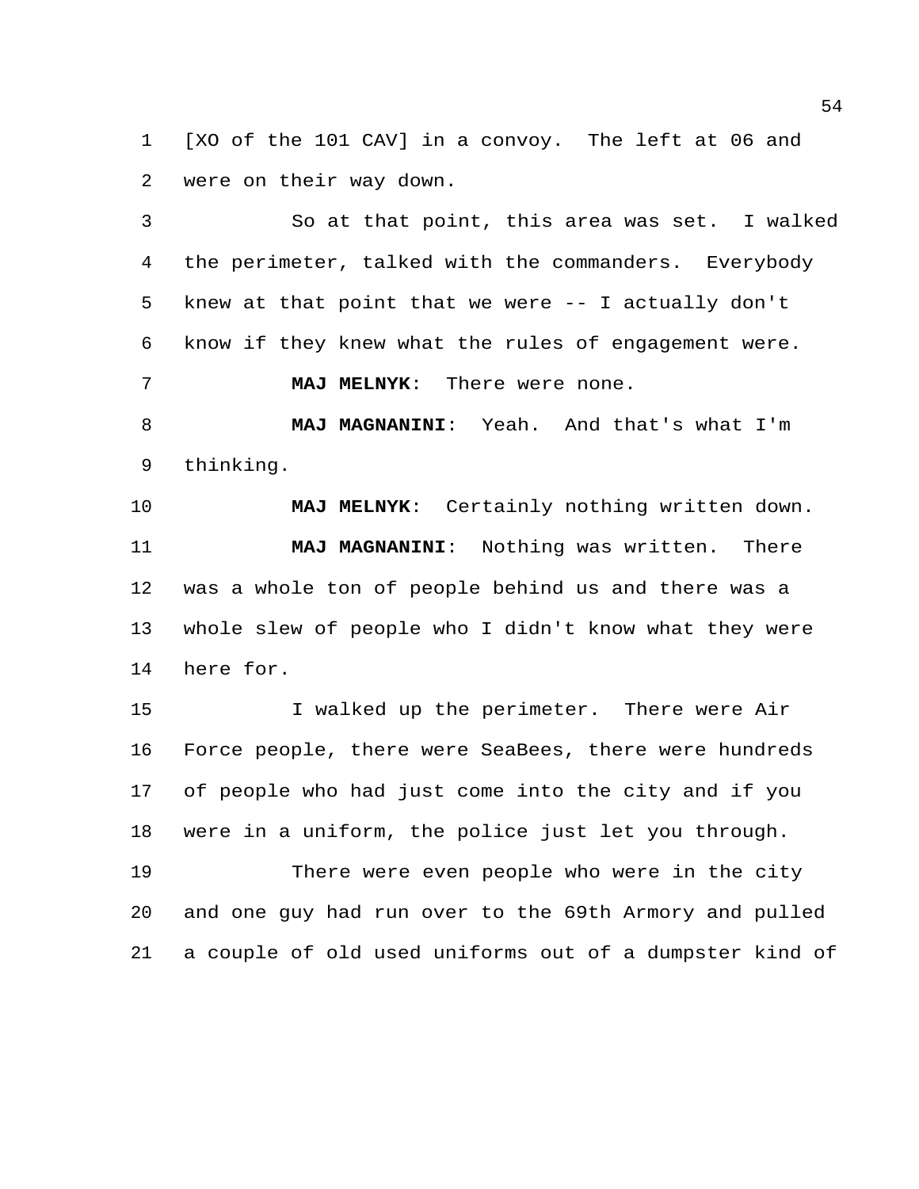[XO of the 101 CAV] in a convoy. The left at 06 and were on their way down.

So at that point, this area was set. I walked the perimeter, talked with the commanders. Everybody knew at that point that we were -- I actually don't know if they knew what the rules of engagement were.

**MAJ MELNYK**: There were none.

**MAJ MAGNANINI**: Yeah. And that's what I'm thinking.

**MAJ MELNYK**: Certainly nothing written down.

**MAJ MAGNANINI**: Nothing was written. There was a whole ton of people behind us and there was a whole slew of people who I didn't know what they were here for.

I walked up the perimeter. There were Air Force people, there were SeaBees, there were hundreds of people who had just come into the city and if you were in a uniform, the police just let you through.

There were even people who were in the city and one guy had run over to the 69th Armory and pulled a couple of old used uniforms out of a dumpster kind of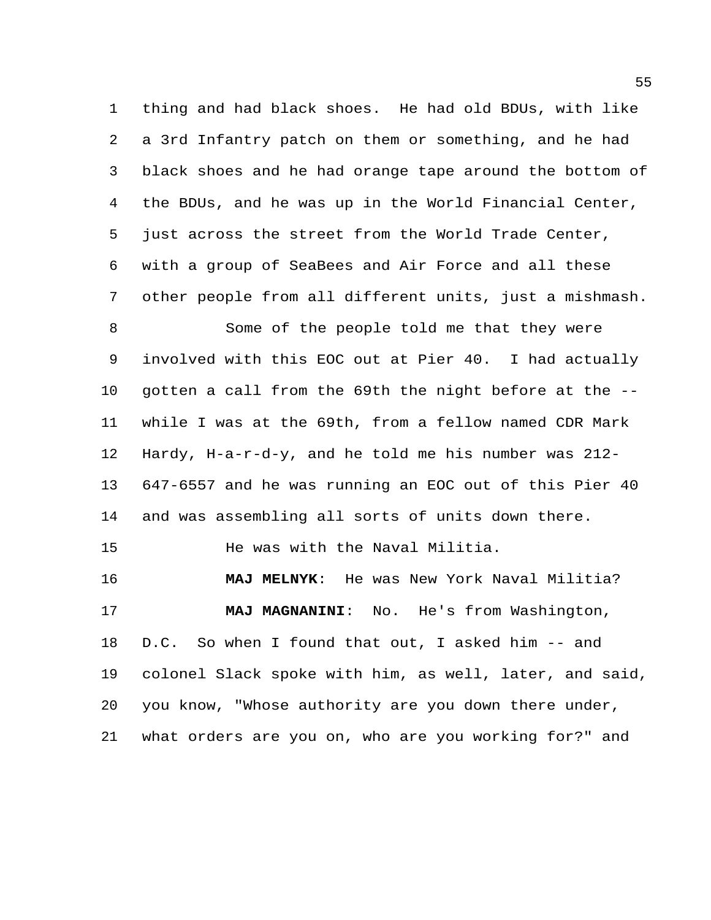thing and had black shoes. He had old BDUs, with like a 3rd Infantry patch on them or something, and he had black shoes and he had orange tape around the bottom of the BDUs, and he was up in the World Financial Center, just across the street from the World Trade Center, with a group of SeaBees and Air Force and all these other people from all different units, just a mishmash.

Some of the people told me that they were involved with this EOC out at Pier 40. I had actually gotten a call from the 69th the night before at the -- while I was at the 69th, from a fellow named CDR Mark Hardy, H-a-r-d-y, and he told me his number was 212-647-6557 and he was running an EOC out of this Pier 40 and was assembling all sorts of units down there.

He was with the Naval Militia.

**MAJ MELNYK**: He was New York Naval Militia?

**MAJ MAGNANINI**: No. He's from Washington, D.C. So when I found that out, I asked him -- and colonel Slack spoke with him, as well, later, and said, you know, "Whose authority are you down there under, what orders are you on, who are you working for?" and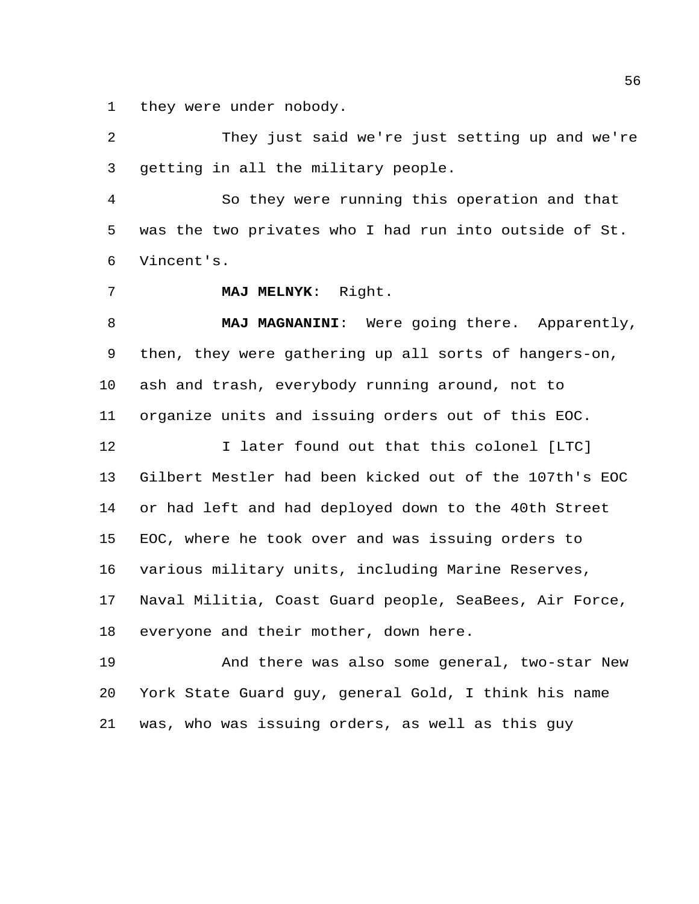they were under nobody.

They just said we're just setting up and we're getting in all the military people.

So they were running this operation and that was the two privates who I had run into outside of St. Vincent's.

**MAJ MELNYK**: Right.

**MAJ MAGNANINI**: Were going there. Apparently, then, they were gathering up all sorts of hangers-on, ash and trash, everybody running around, not to organize units and issuing orders out of this EOC.

I later found out that this colonel [LTC] Gilbert Mestler had been kicked out of the 107th's EOC or had left and had deployed down to the 40th Street EOC, where he took over and was issuing orders to various military units, including Marine Reserves, Naval Militia, Coast Guard people, SeaBees, Air Force, everyone and their mother, down here.

And there was also some general, two-star New York State Guard guy, general Gold, I think his name was, who was issuing orders, as well as this guy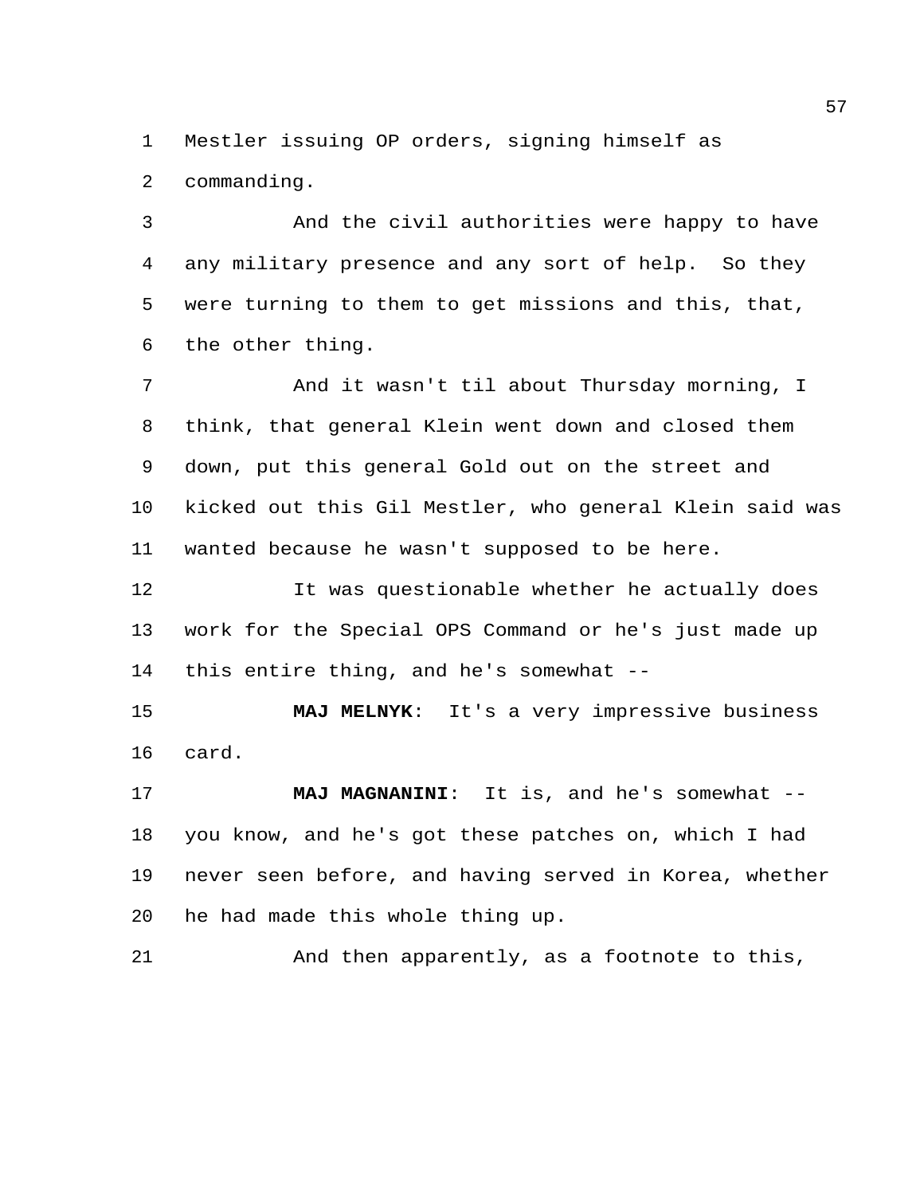Mestler issuing OP orders, signing himself as commanding.

And the civil authorities were happy to have any military presence and any sort of help. So they were turning to them to get missions and this, that, the other thing.

And it wasn't til about Thursday morning, I think, that general Klein went down and closed them down, put this general Gold out on the street and kicked out this Gil Mestler, who general Klein said was wanted because he wasn't supposed to be here.

It was questionable whether he actually does work for the Special OPS Command or he's just made up this entire thing, and he's somewhat --

**MAJ MELNYK**: It's a very impressive business card.

**MAJ MAGNANINI**: It is, and he's somewhat -- you know, and he's got these patches on, which I had never seen before, and having served in Korea, whether he had made this whole thing up.

And then apparently, as a footnote to this,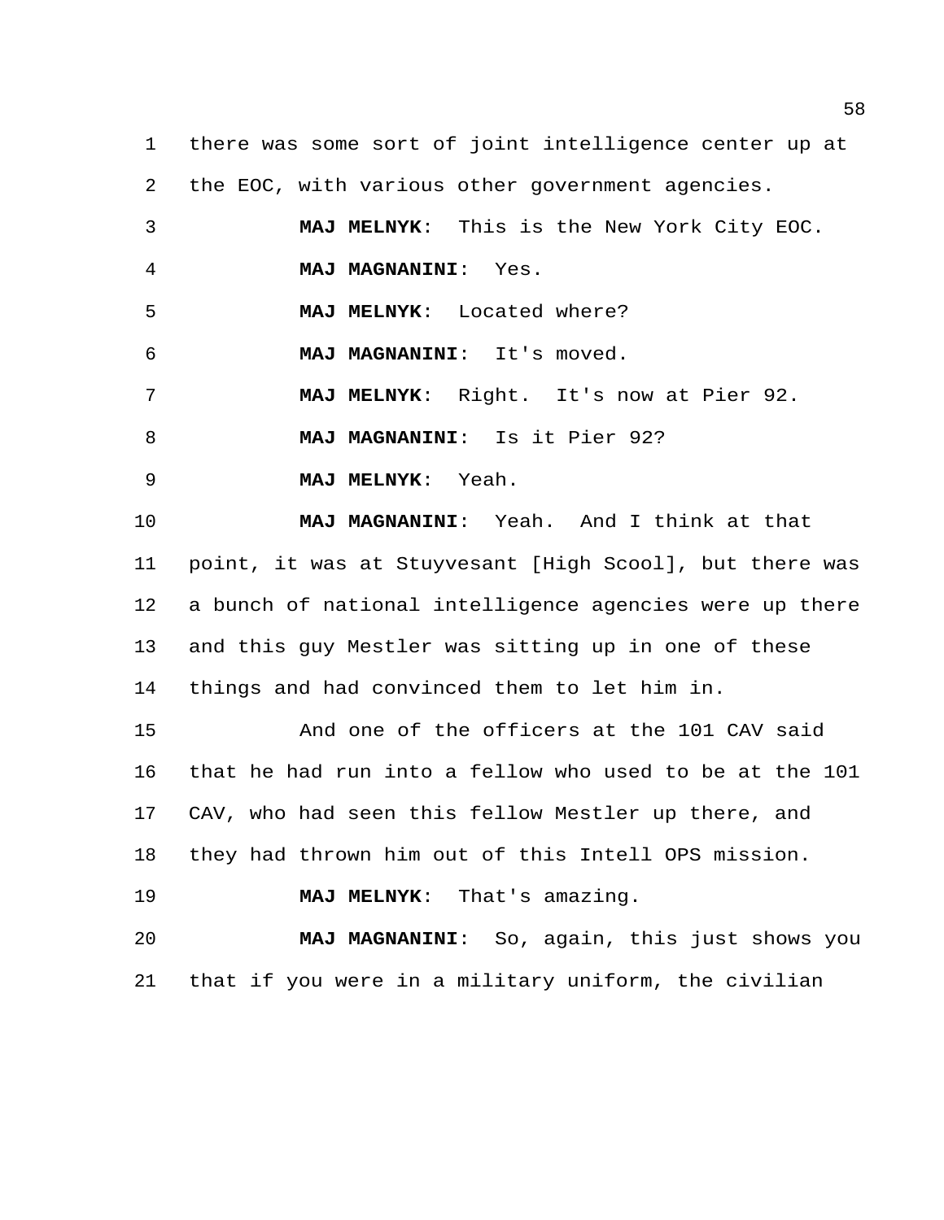there was some sort of joint intelligence center up at the EOC, with various other government agencies.

**MAJ MELNYK**: This is the New York City EOC.

**MAJ MAGNANINI**: Yes.

**MAJ MELNYK**: Located where?

**MAJ MAGNANINI**: It's moved.

**MAJ MELNYK**: Right. It's now at Pier 92.

**MAJ MAGNANINI**: Is it Pier 92?

**MAJ MELNYK**: Yeah.

**MAJ MAGNANINI**: Yeah. And I think at that point, it was at Stuyvesant [High Scool], but there was a bunch of national intelligence agencies were up there and this guy Mestler was sitting up in one of these things and had convinced them to let him in.

And one of the officers at the 101 CAV said that he had run into a fellow who used to be at the 101 CAV, who had seen this fellow Mestler up there, and they had thrown him out of this Intell OPS mission.

**MAJ MELNYK**: That's amazing.

**MAJ MAGNANINI**: So, again, this just shows you that if you were in a military uniform, the civilian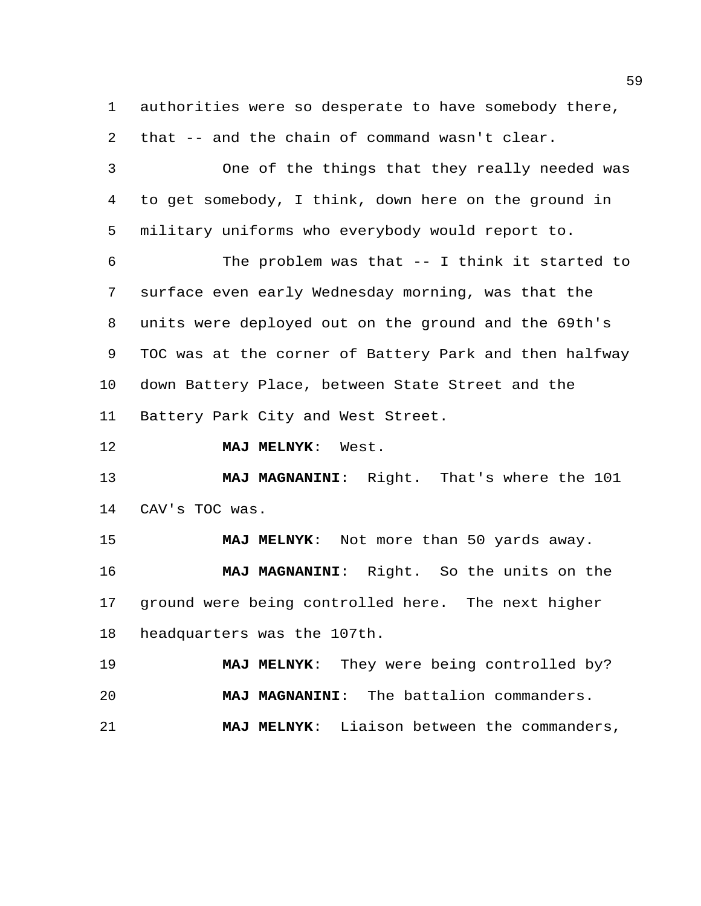authorities were so desperate to have somebody there, that -- and the chain of command wasn't clear.

One of the things that they really needed was to get somebody, I think, down here on the ground in military uniforms who everybody would report to.

The problem was that -- I think it started to surface even early Wednesday morning, was that the units were deployed out on the ground and the 69th's TOC was at the corner of Battery Park and then halfway down Battery Place, between State Street and the Battery Park City and West Street.

**MAJ MELNYK**: West.

**MAJ MAGNANINI**: Right. That's where the 101 CAV's TOC was.

**MAJ MELNYK**: Not more than 50 yards away.

**MAJ MAGNANINI**: Right. So the units on the ground were being controlled here. The next higher headquarters was the 107th.

**MAJ MELNYK**: They were being controlled by?

**MAJ MAGNANINI**: The battalion commanders.

**MAJ MELNYK**: Liaison between the commanders,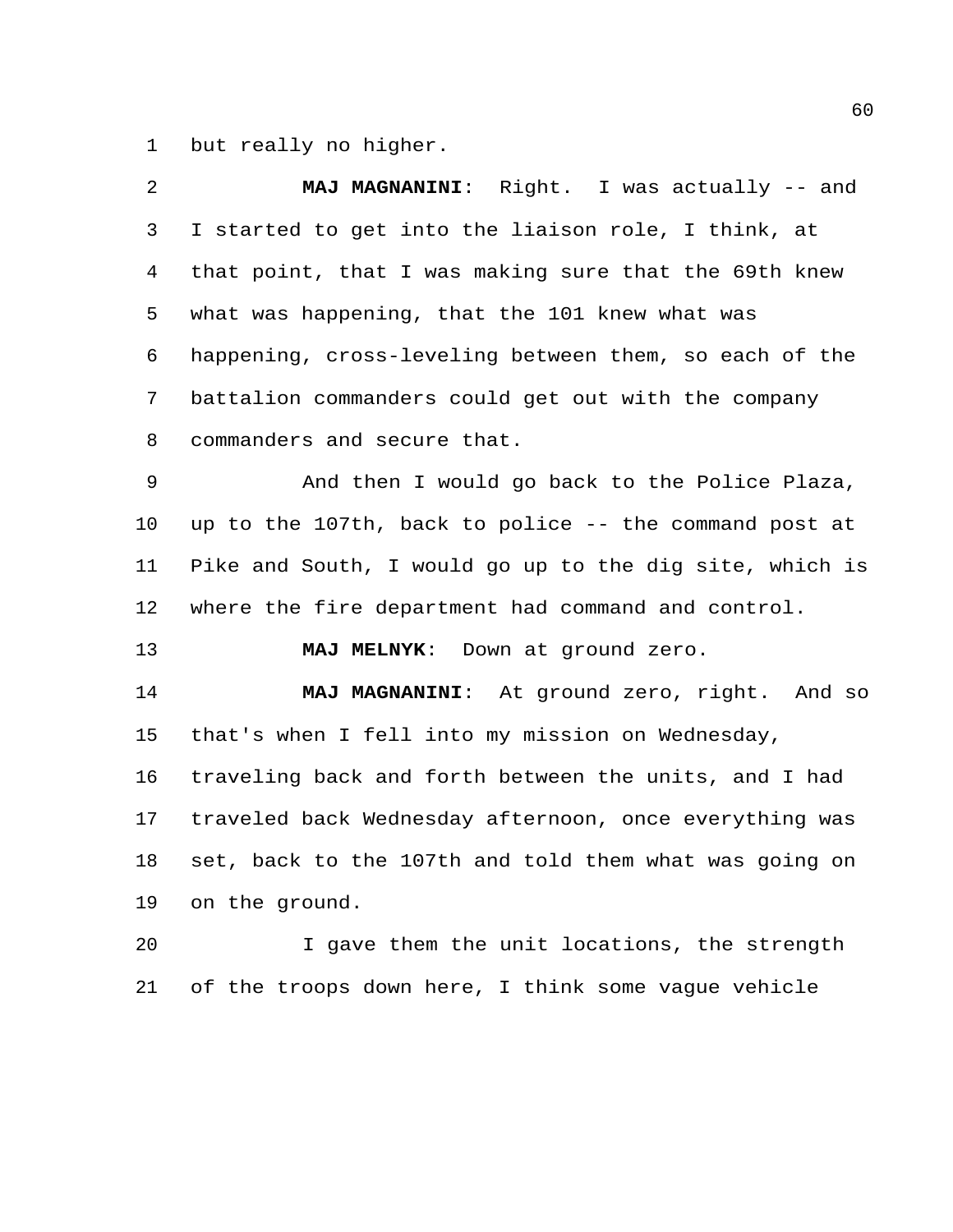but really no higher.

**MAJ MAGNANINI**: Right. I was actually -- and I started to get into the liaison role, I think, at that point, that I was making sure that the 69th knew what was happening, that the 101 knew what was happening, cross-leveling between them, so each of the battalion commanders could get out with the company commanders and secure that.

And then I would go back to the Police Plaza, up to the 107th, back to police -- the command post at Pike and South, I would go up to the dig site, which is where the fire department had command and control.

**MAJ MELNYK**: Down at ground zero.

**MAJ MAGNANINI**: At ground zero, right. And so that's when I fell into my mission on Wednesday, traveling back and forth between the units, and I had traveled back Wednesday afternoon, once everything was set, back to the 107th and told them what was going on on the ground.

I gave them the unit locations, the strength of the troops down here, I think some vague vehicle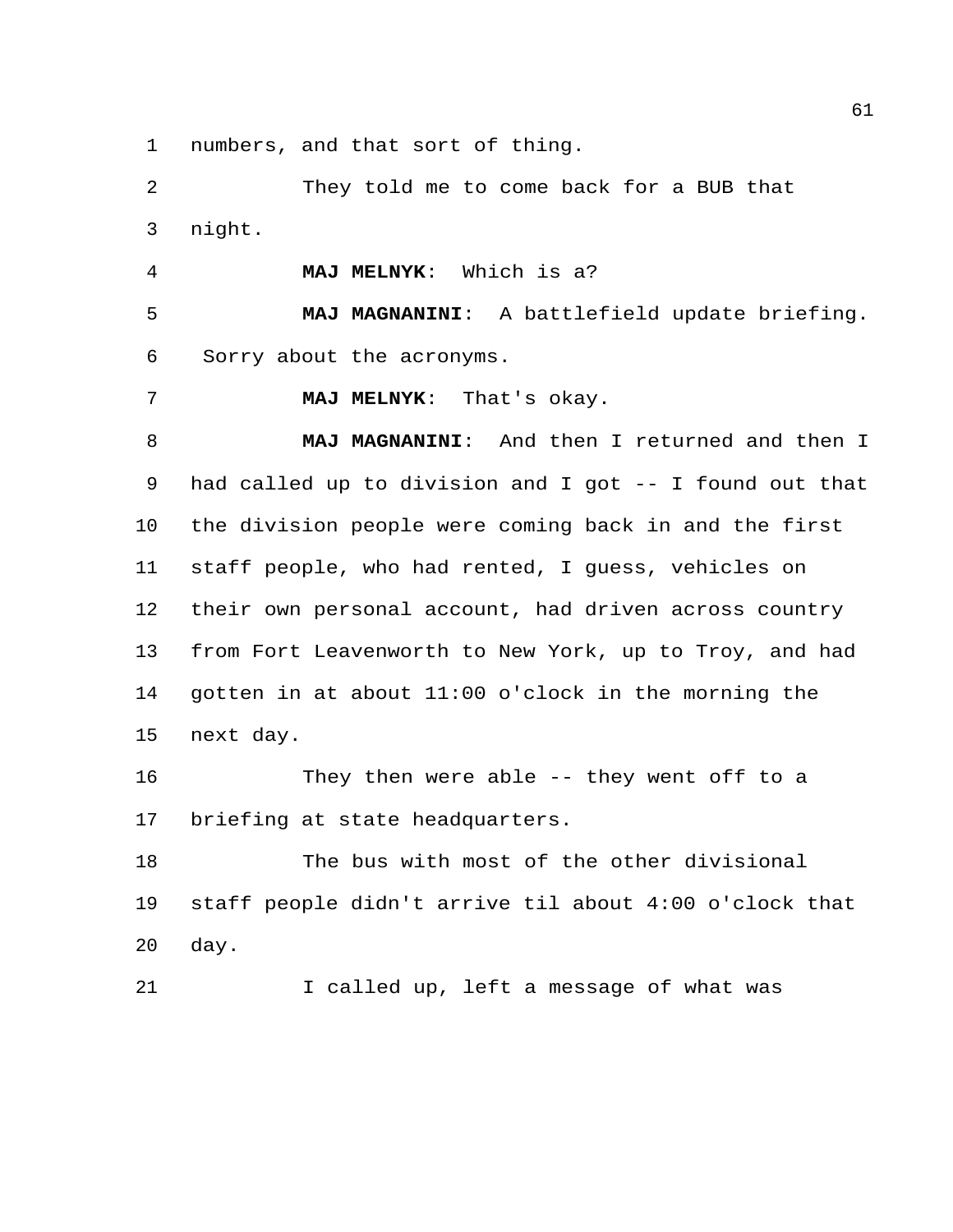numbers, and that sort of thing.

They told me to come back for a BUB that night.

**MAJ MELNYK**: Which is a?

**MAJ MAGNANINI**: A battlefield update briefing. Sorry about the acronyms.

**MAJ MELNYK**: That's okay.

**MAJ MAGNANINI**: And then I returned and then I had called up to division and I got -- I found out that the division people were coming back in and the first staff people, who had rented, I guess, vehicles on their own personal account, had driven across country from Fort Leavenworth to New York, up to Troy, and had gotten in at about 11:00 o'clock in the morning the next day.

They then were able -- they went off to a briefing at state headquarters.

The bus with most of the other divisional staff people didn't arrive til about 4:00 o'clock that day.

I called up, left a message of what was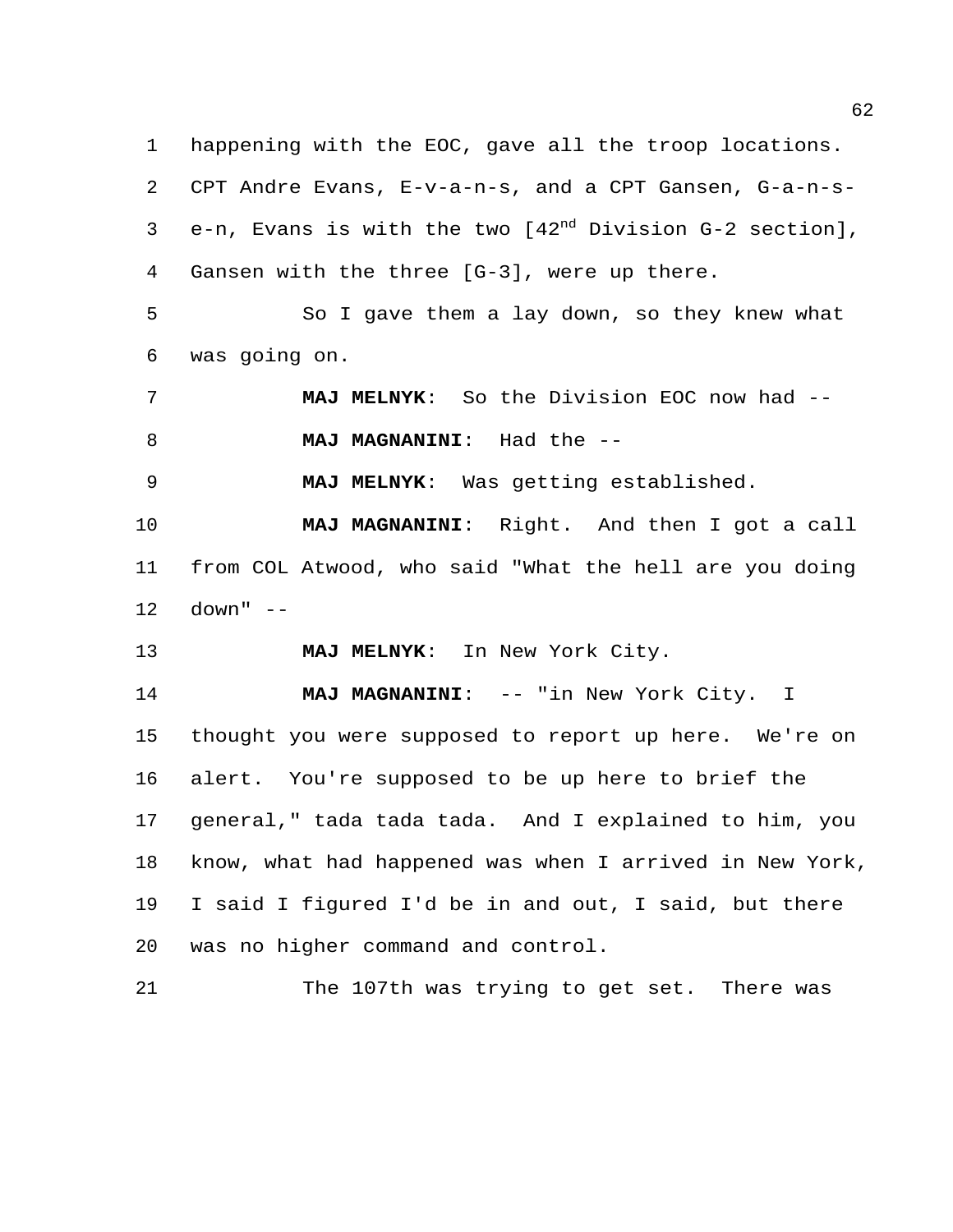happening with the EOC, gave all the troop locations. CPT Andre Evans, E-v-a-n-s, and a CPT Gansen, G-a-n-s-e-n, Evans is with the two [42nd Division G-2 section], Gansen with the three [G-3], were up there.

So I gave them a lay down, so they knew what was going on.

**MAJ MELNYK**: So the Division EOC now had --

**MAJ MAGNANINI**: Had the --

**MAJ MELNYK**: Was getting established.

**MAJ MAGNANINI**: Right. And then I got a call from COL Atwood, who said "What the hell are you doing down" --

**MAJ MELNYK**: In New York City.

**MAJ MAGNANINI**: -- "in New York City. I thought you were supposed to report up here. We're on alert. You're supposed to be up here to brief the general," tada tada tada. And I explained to him, you know, what had happened was when I arrived in New York, I said I figured I'd be in and out, I said, but there was no higher command and control.

The 107th was trying to get set. There was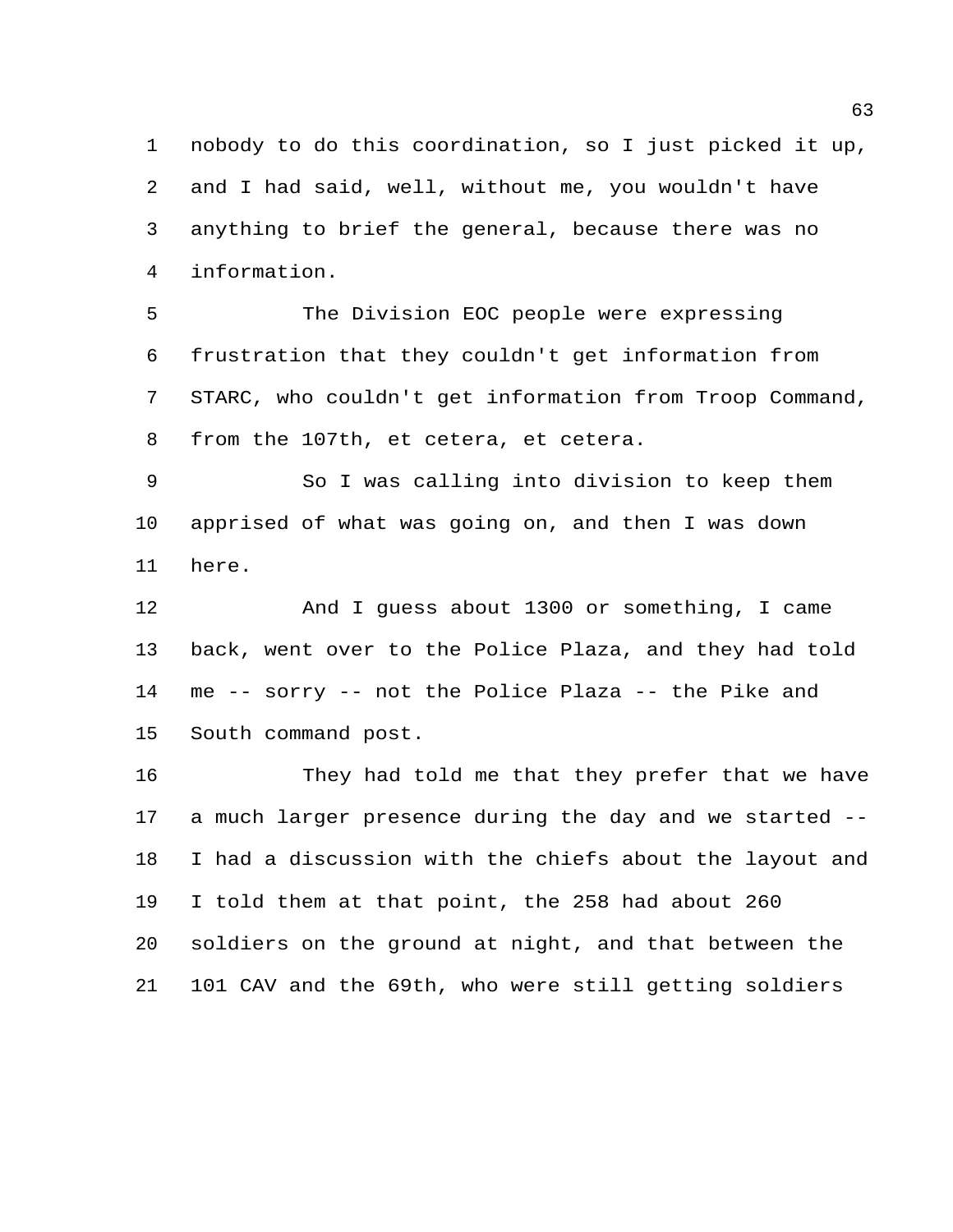nobody to do this coordination, so I just picked it up, and I had said, well, without me, you wouldn't have anything to brief the general, because there was no information.

The Division EOC people were expressing frustration that they couldn't get information from STARC, who couldn't get information from Troop Command, from the 107th, et cetera, et cetera.

So I was calling into division to keep them apprised of what was going on, and then I was down here.

And I guess about 1300 or something, I came back, went over to the Police Plaza, and they had told me -- sorry -- not the Police Plaza -- the Pike and South command post.

They had told me that they prefer that we have a much larger presence during the day and we started -- I had a discussion with the chiefs about the layout and I told them at that point, the 258 had about 260 soldiers on the ground at night, and that between the 101 CAV and the 69th, who were still getting soldiers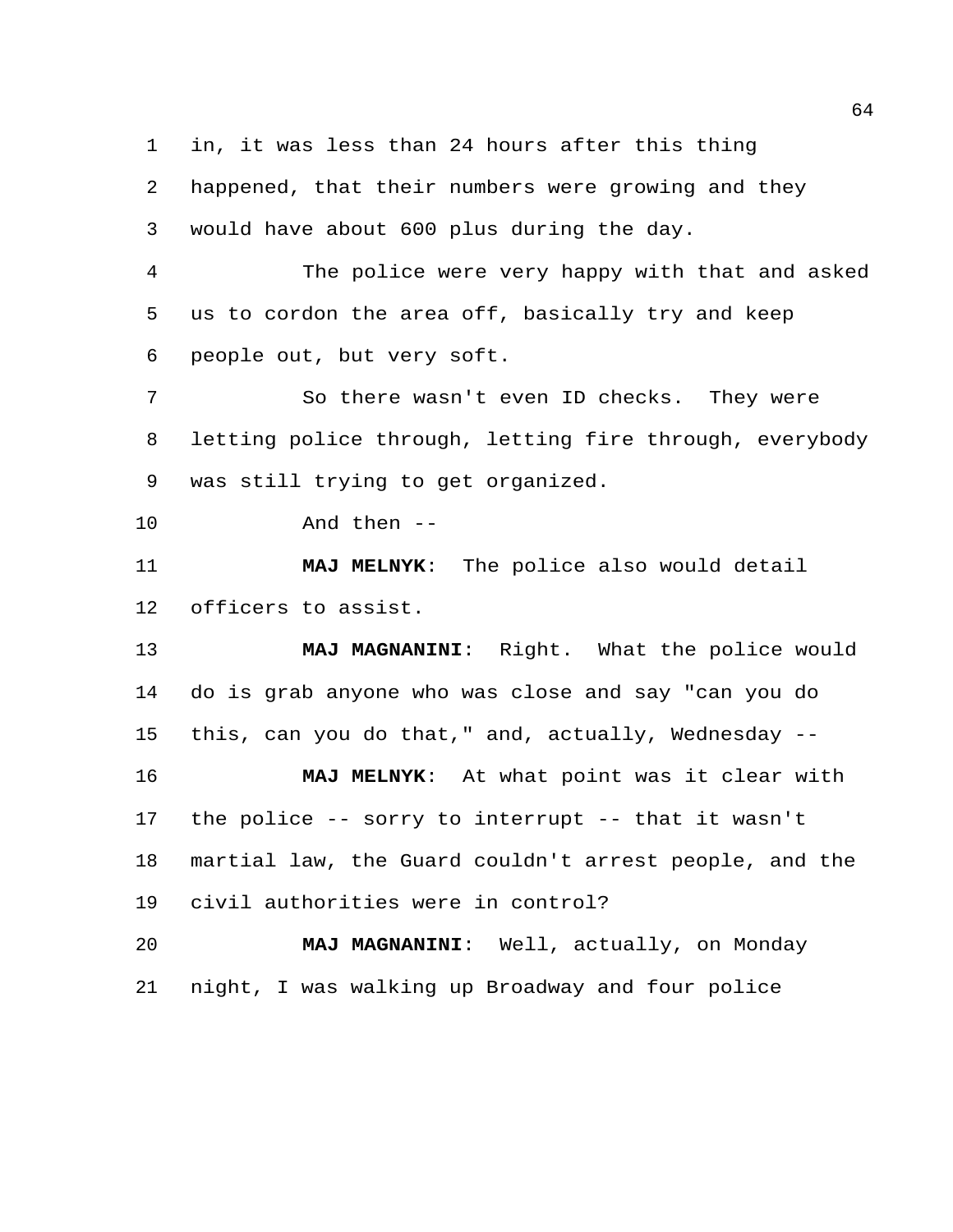in, it was less than 24 hours after this thing happened, that their numbers were growing and they would have about 600 plus during the day.

The police were very happy with that and asked us to cordon the area off, basically try and keep people out, but very soft.

So there wasn't even ID checks. They were letting police through, letting fire through, everybody was still trying to get organized.

And then --

**MAJ MELNYK**: The police also would detail officers to assist.

**MAJ MAGNANINI**: Right. What the police would do is grab anyone who was close and say "can you do this, can you do that," and, actually, Wednesday --

**MAJ MELNYK**: At what point was it clear with the police -- sorry to interrupt -- that it wasn't martial law, the Guard couldn't arrest people, and the civil authorities were in control?

**MAJ MAGNANINI**: Well, actually, on Monday night, I was walking up Broadway and four police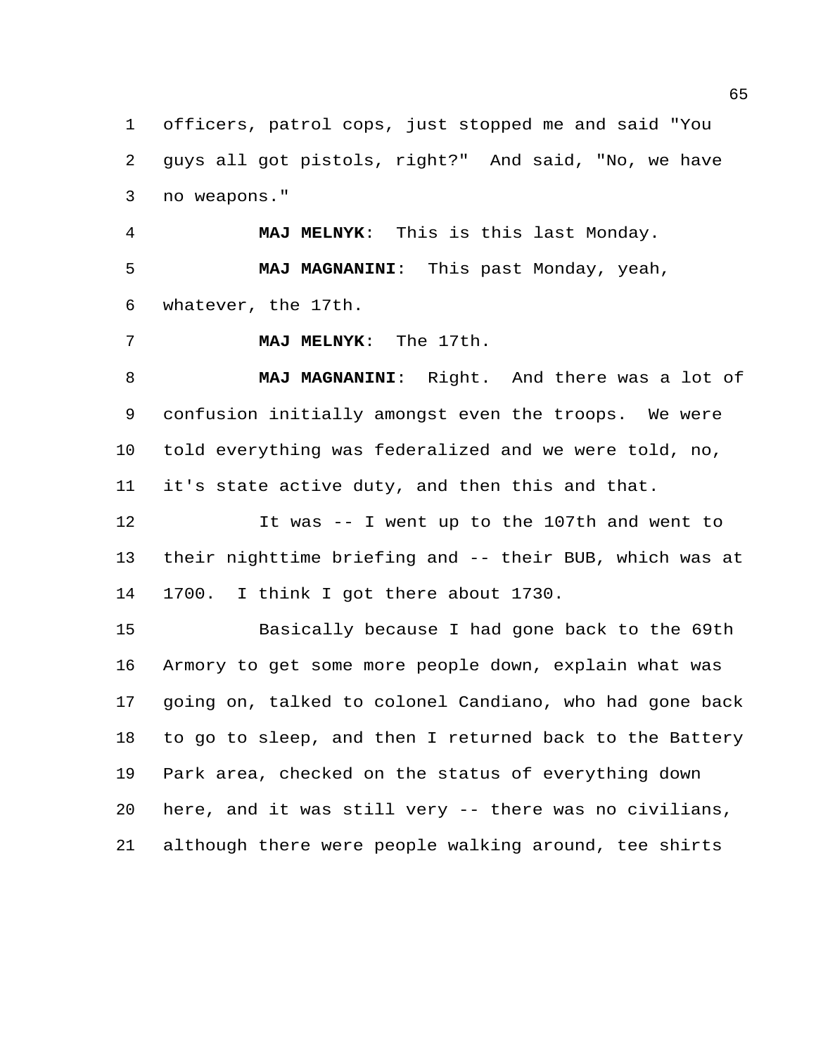officers, patrol cops, just stopped me and said "You guys all got pistols, right?" And said, "No, we have no weapons."

**MAJ MELNYK**: This is this last Monday.

**MAJ MAGNANINI**: This past Monday, yeah, whatever, the 17th.

**MAJ MELNYK**: The 17th.

**MAJ MAGNANINI**: Right. And there was a lot of confusion initially amongst even the troops. We were told everything was federalized and we were told, no, it's state active duty, and then this and that.

It was -- I went up to the 107th and went to their nighttime briefing and -- their BUB, which was at 1700. I think I got there about 1730.

Basically because I had gone back to the 69th Armory to get some more people down, explain what was going on, talked to colonel Candiano, who had gone back to go to sleep, and then I returned back to the Battery Park area, checked on the status of everything down here, and it was still very -- there was no civilians, although there were people walking around, tee shirts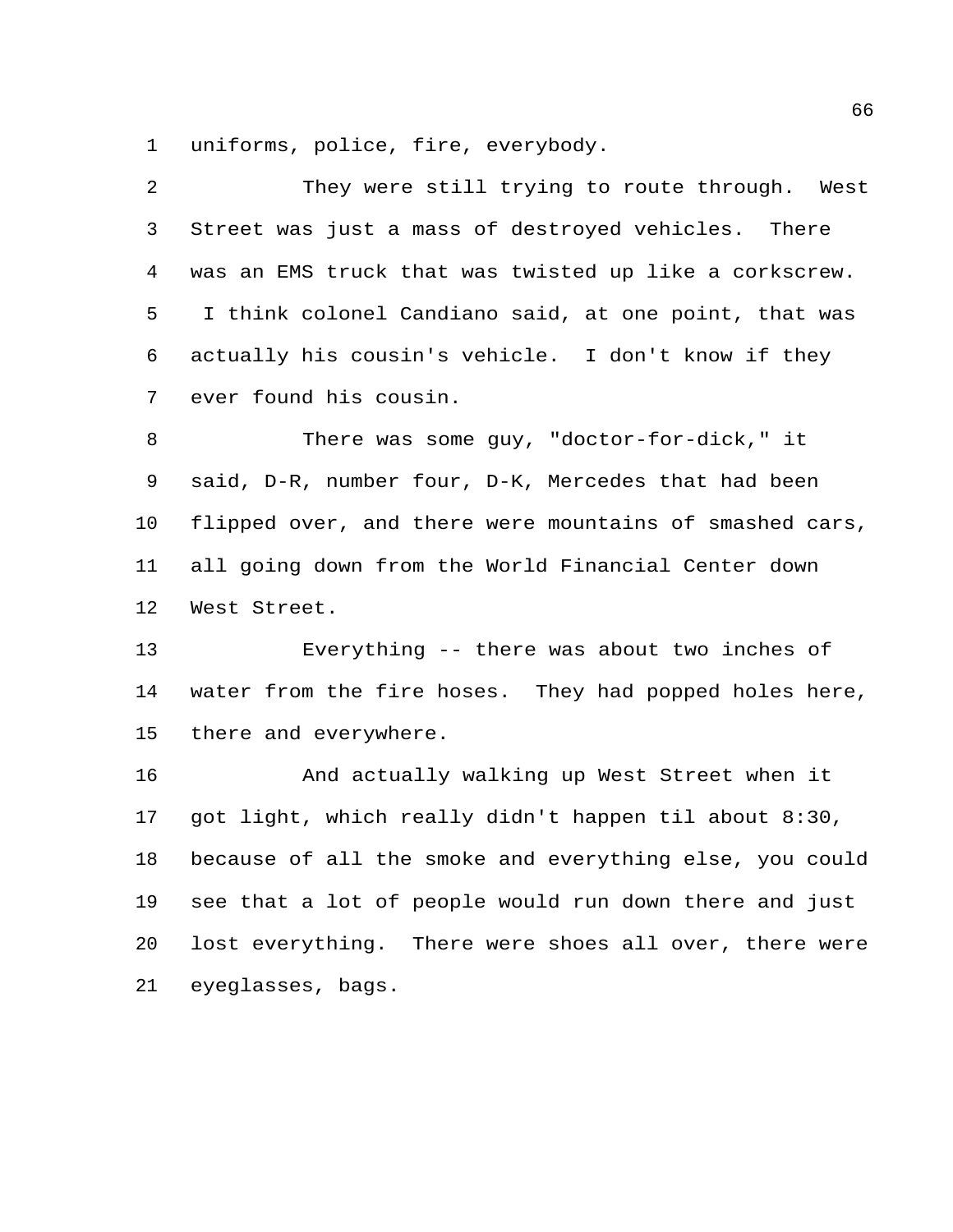uniforms, police, fire, everybody.

They were still trying to route through. West Street was just a mass of destroyed vehicles. There was an EMS truck that was twisted up like a corkscrew. I think colonel Candiano said, at one point, that was actually his cousin's vehicle. I don't know if they ever found his cousin.

There was some guy, "doctor-for-dick," it said, D-R, number four, D-K, Mercedes that had been flipped over, and there were mountains of smashed cars, all going down from the World Financial Center down West Street.

Everything -- there was about two inches of water from the fire hoses. They had popped holes here, there and everywhere.

And actually walking up West Street when it got light, which really didn't happen til about 8:30, because of all the smoke and everything else, you could see that a lot of people would run down there and just lost everything. There were shoes all over, there were eyeglasses, bags.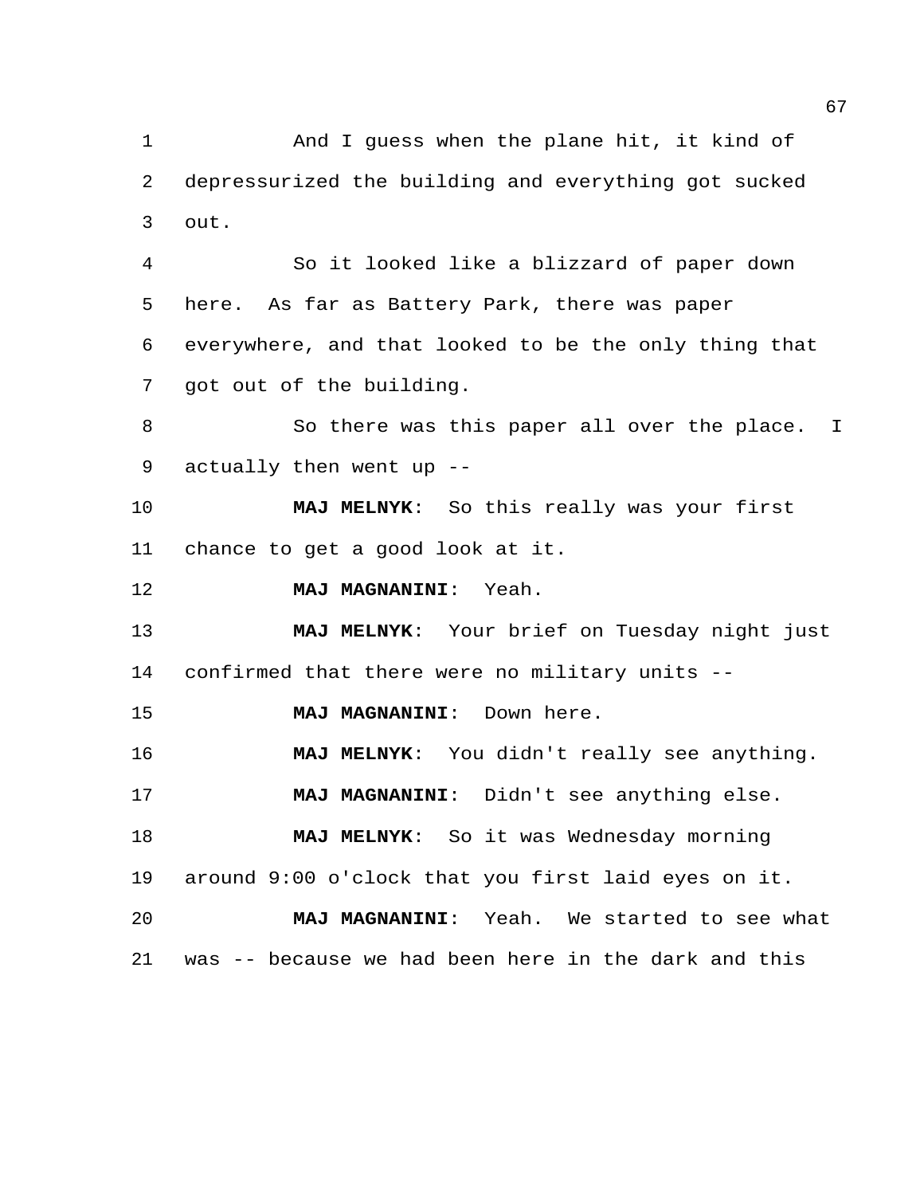And I guess when the plane hit, it kind of depressurized the building and everything got sucked out.

So it looked like a blizzard of paper down here. As far as Battery Park, there was paper everywhere, and that looked to be the only thing that got out of the building.

So there was this paper all over the place. I actually then went up --

**MAJ MELNYK**: So this really was your first chance to get a good look at it.

**MAJ MAGNANINI**: Yeah.

**MAJ MELNYK**: Your brief on Tuesday night just confirmed that there were no military units --

**MAJ MAGNANINI**: Down here.

**MAJ MELNYK**: You didn't really see anything.

**MAJ MAGNANINI**: Didn't see anything else.

**MAJ MELNYK**: So it was Wednesday morning around 9:00 o'clock that you first laid eyes on it.

**MAJ MAGNANINI**: Yeah. We started to see what was -- because we had been here in the dark and this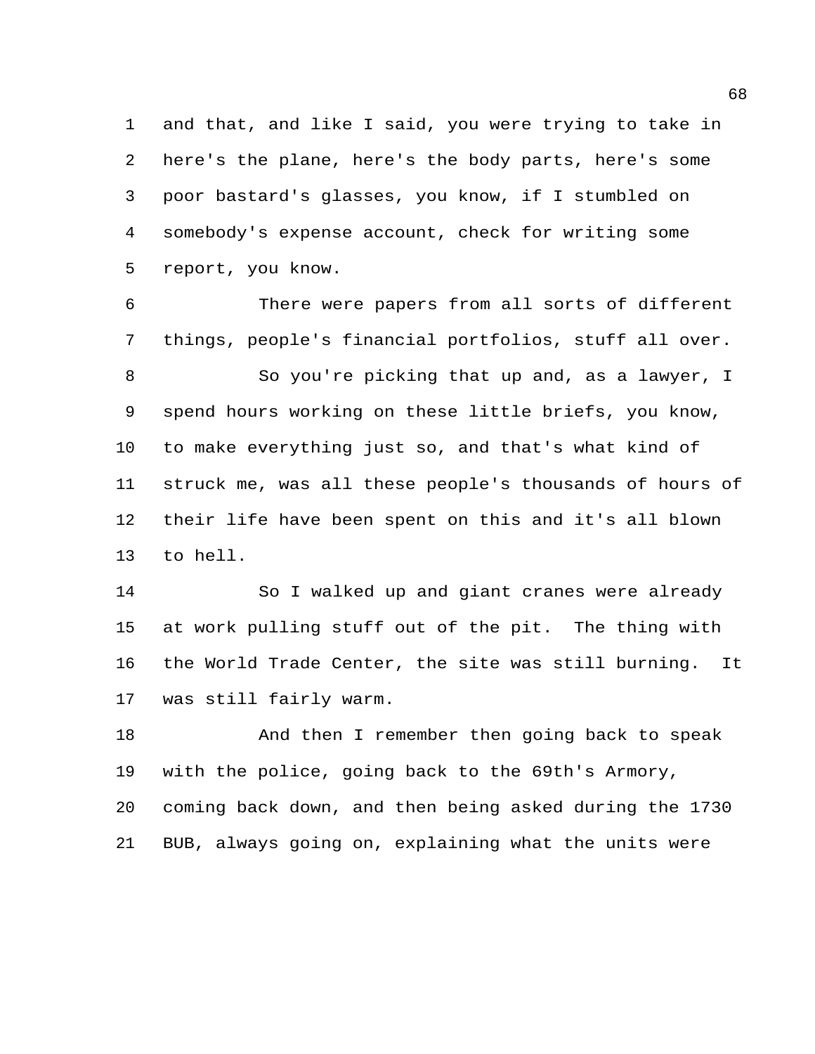and that, and like I said, you were trying to take in here's the plane, here's the body parts, here's some poor bastard's glasses, you know, if I stumbled on somebody's expense account, check for writing some report, you know.

There were papers from all sorts of different things, people's financial portfolios, stuff all over.

So you're picking that up and, as a lawyer, I spend hours working on these little briefs, you know, to make everything just so, and that's what kind of struck me, was all these people's thousands of hours of their life have been spent on this and it's all blown to hell.

So I walked up and giant cranes were already at work pulling stuff out of the pit. The thing with the World Trade Center, the site was still burning. It was still fairly warm.

And then I remember then going back to speak with the police, going back to the 69th's Armory, coming back down, and then being asked during the 1730 BUB, always going on, explaining what the units were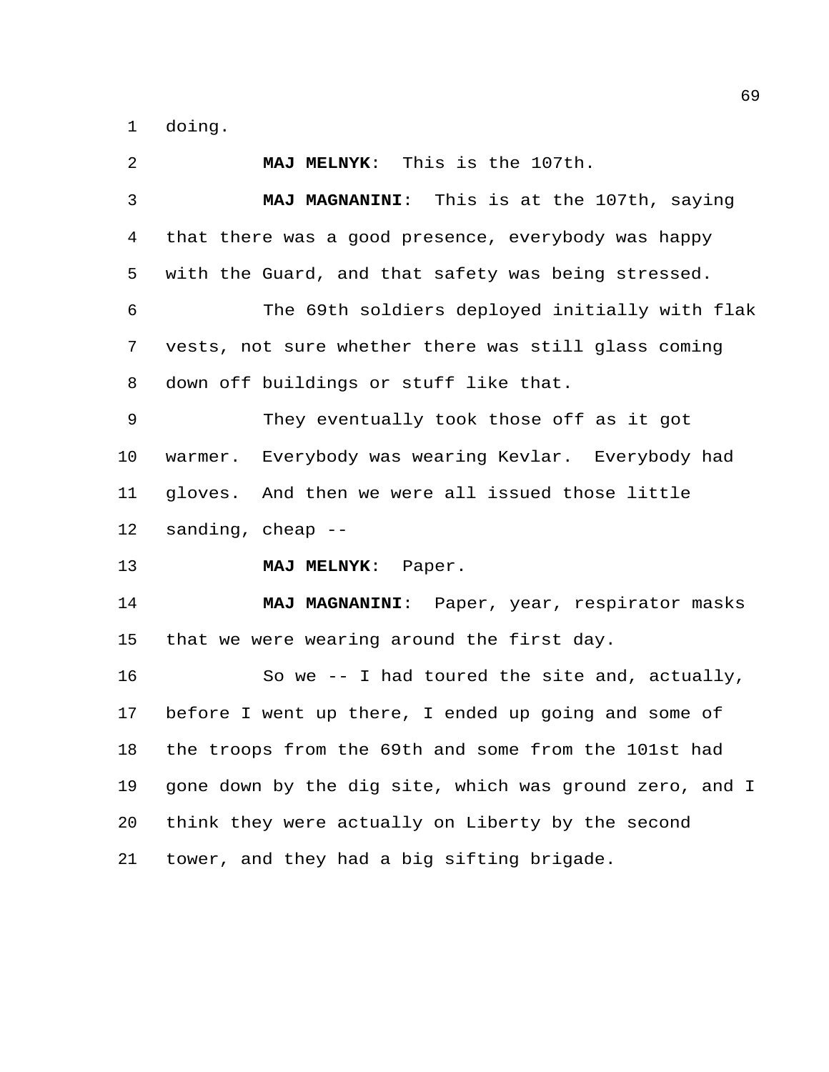doing.

**MAJ MELNYK**: This is the 107th.

**MAJ MAGNANINI**: This is at the 107th, saying that there was a good presence, everybody was happy with the Guard, and that safety was being stressed.

The 69th soldiers deployed initially with flak vests, not sure whether there was still glass coming down off buildings or stuff like that.

They eventually took those off as it got warmer. Everybody was wearing Kevlar. Everybody had gloves. And then we were all issued those little sanding, cheap --

**MAJ MELNYK**: Paper.

**MAJ MAGNANINI**: Paper, year, respirator masks that we were wearing around the first day.

So we -- I had toured the site and, actually, before I went up there, I ended up going and some of the troops from the 69th and some from the 101st had gone down by the dig site, which was ground zero, and I think they were actually on Liberty by the second tower, and they had a big sifting brigade.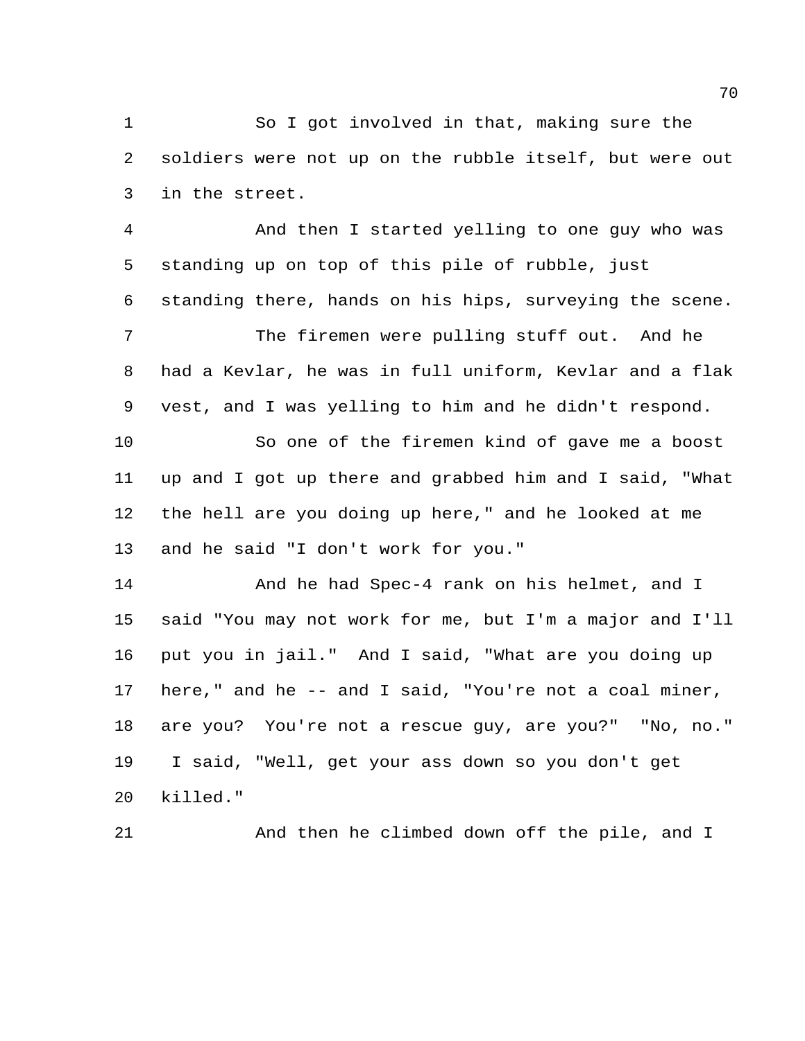So I got involved in that, making sure the soldiers were not up on the rubble itself, but were out in the street.

And then I started yelling to one guy who was standing up on top of this pile of rubble, just standing there, hands on his hips, surveying the scene.

The firemen were pulling stuff out. And he had a Kevlar, he was in full uniform, Kevlar and a flak vest, and I was yelling to him and he didn't respond.

So one of the firemen kind of gave me a boost up and I got up there and grabbed him and I said, "What the hell are you doing up here," and he looked at me and he said "I don't work for you."

And he had Spec-4 rank on his helmet, and I said "You may not work for me, but I'm a major and I'll put you in jail." And I said, "What are you doing up here," and he -- and I said, "You're not a coal miner, are you? You're not a rescue guy, are you?" "No, no." I said, "Well, get your ass down so you don't get killed."

And then he climbed down off the pile, and I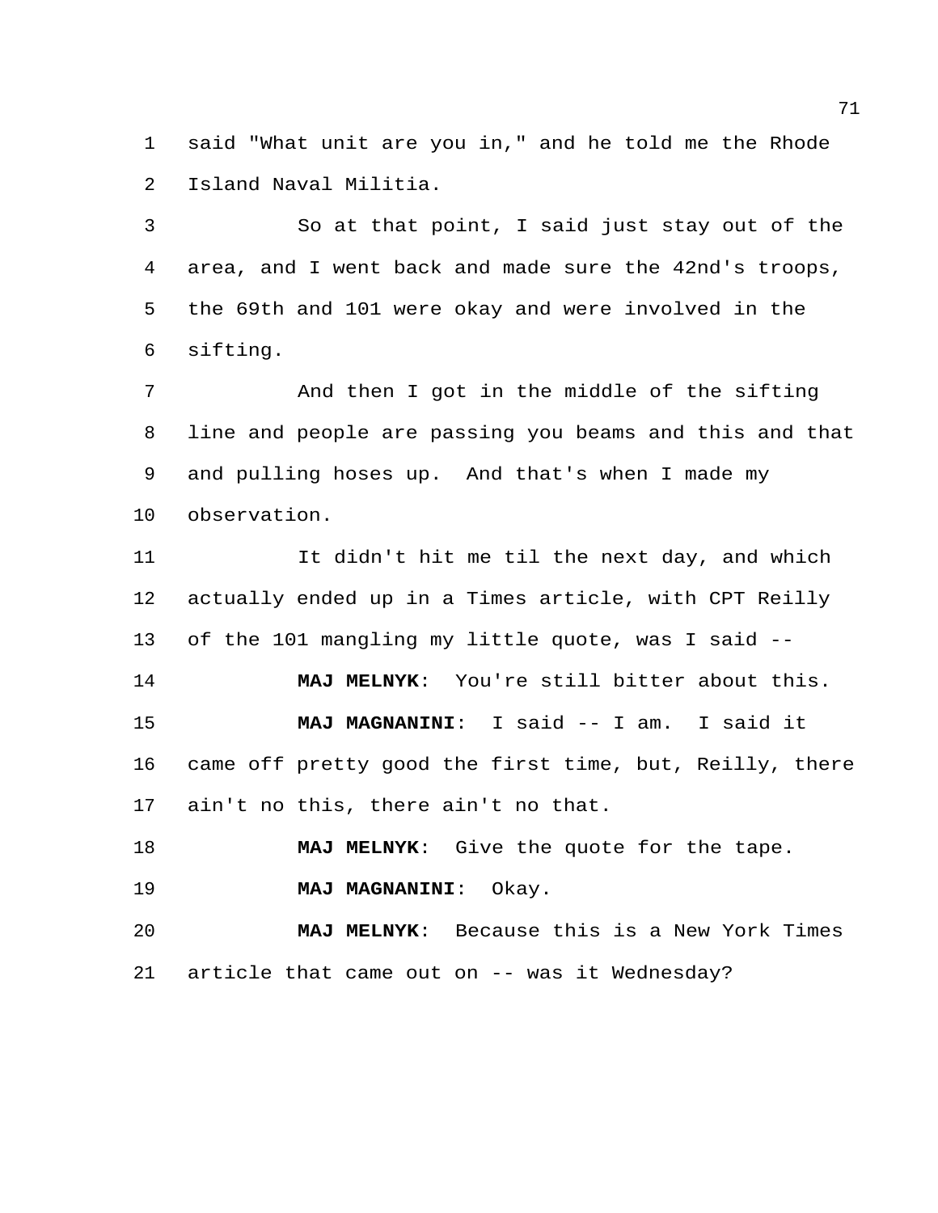said "What unit are you in," and he told me the Rhode Island Naval Militia.

So at that point, I said just stay out of the area, and I went back and made sure the 42nd's troops, the 69th and 101 were okay and were involved in the sifting.

And then I got in the middle of the sifting line and people are passing you beams and this and that and pulling hoses up. And that's when I made my observation.

It didn't hit me til the next day, and which actually ended up in a Times article, with CPT Reilly of the 101 mangling my little quote, was I said --

**MAJ MELNYK**: You're still bitter about this.

**MAJ MAGNANINI**: I said -- I am. I said it came off pretty good the first time, but, Reilly, there ain't no this, there ain't no that.

**MAJ MELNYK**: Give the quote for the tape.

**MAJ MAGNANINI**: Okay.

**MAJ MELNYK**: Because this is a New York Times article that came out on -- was it Wednesday?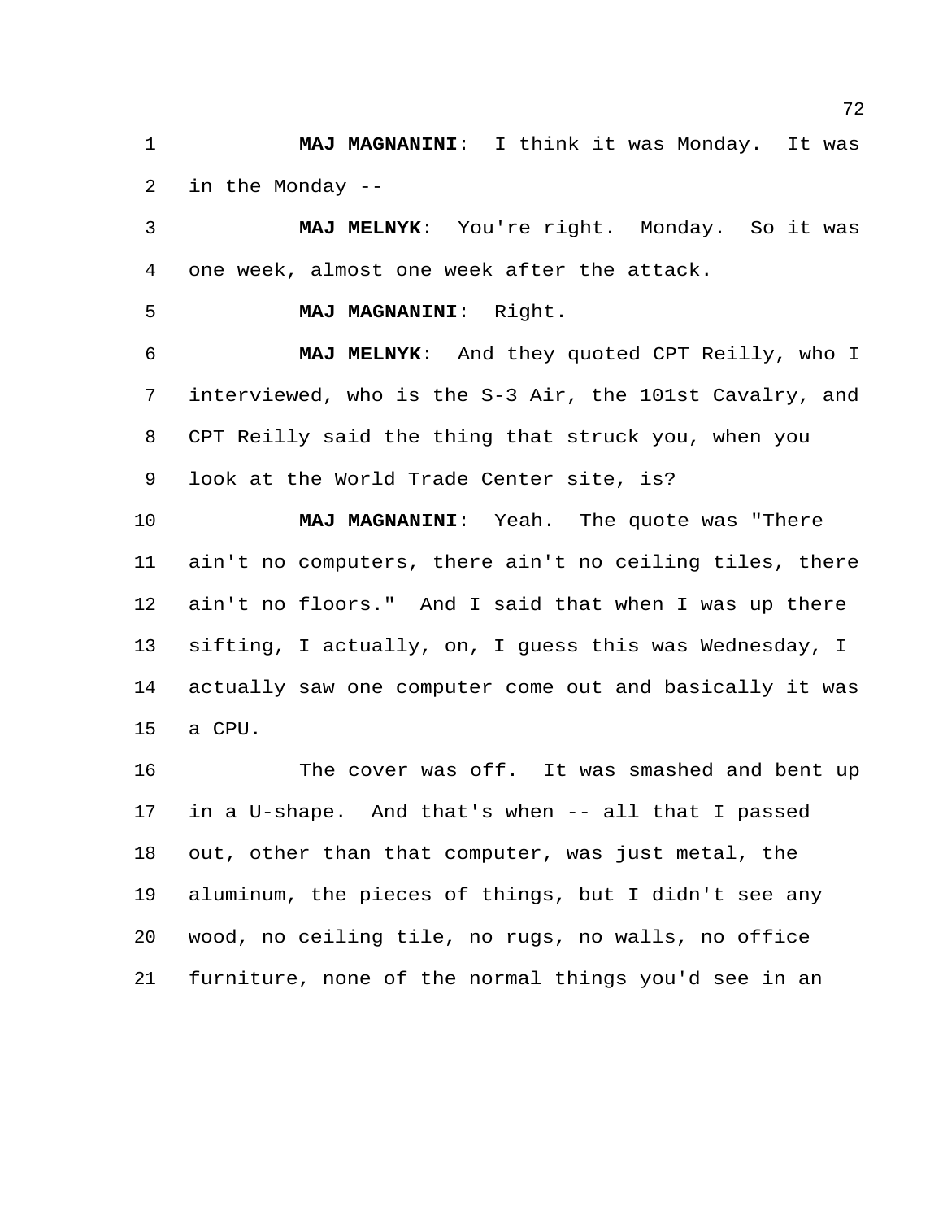**MAJ MAGNANINI**: I think it was Monday. It was in the Monday --

**MAJ MELNYK**: You're right. Monday. So it was one week, almost one week after the attack.

**MAJ MAGNANINI**: Right.

**MAJ MELNYK**: And they quoted CPT Reilly, who I interviewed, who is the S-3 Air, the 101st Cavalry, and CPT Reilly said the thing that struck you, when you look at the World Trade Center site, is?

**MAJ MAGNANINI**: Yeah. The quote was "There ain't no computers, there ain't no ceiling tiles, there ain't no floors." And I said that when I was up there sifting, I actually, on, I guess this was Wednesday, I actually saw one computer come out and basically it was a CPU.

The cover was off. It was smashed and bent up in a U-shape. And that's when -- all that I passed out, other than that computer, was just metal, the aluminum, the pieces of things, but I didn't see any wood, no ceiling tile, no rugs, no walls, no office furniture, none of the normal things you'd see in an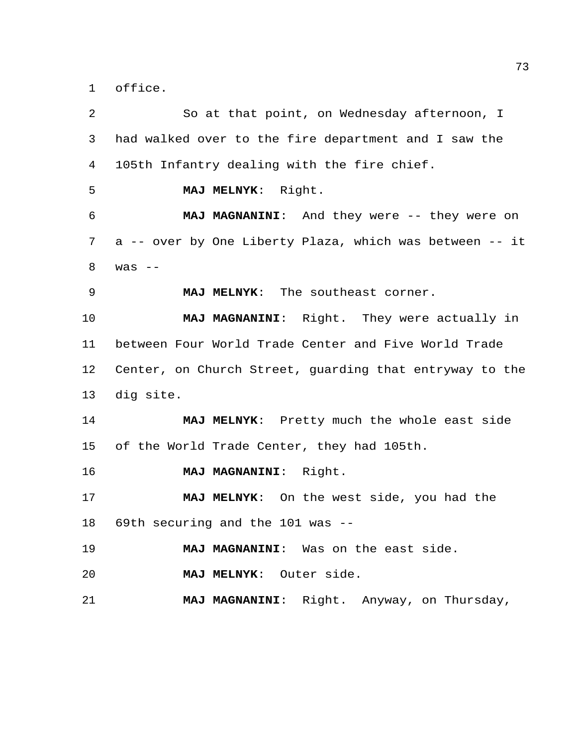office.

So at that point, on Wednesday afternoon, I had walked over to the fire department and I saw the 105th Infantry dealing with the fire chief.

**MAJ MELNYK**: Right.

**MAJ MAGNANINI**: And they were -- they were on a -- over by One Liberty Plaza, which was between -- it was --

**MAJ MELNYK**: The southeast corner.

**MAJ MAGNANINI**: Right. They were actually in between Four World Trade Center and Five World Trade Center, on Church Street, guarding that entryway to the dig site.

**MAJ MELNYK**: Pretty much the whole east side of the World Trade Center, they had 105th.

**MAJ MAGNANINI**: Right.

**MAJ MELNYK**: On the west side, you had the 69th securing and the 101 was --

**MAJ MAGNANINI**: Was on the east side.

**MAJ MELNYK**: Outer side.

**MAJ MAGNANINI**: Right. Anyway, on Thursday,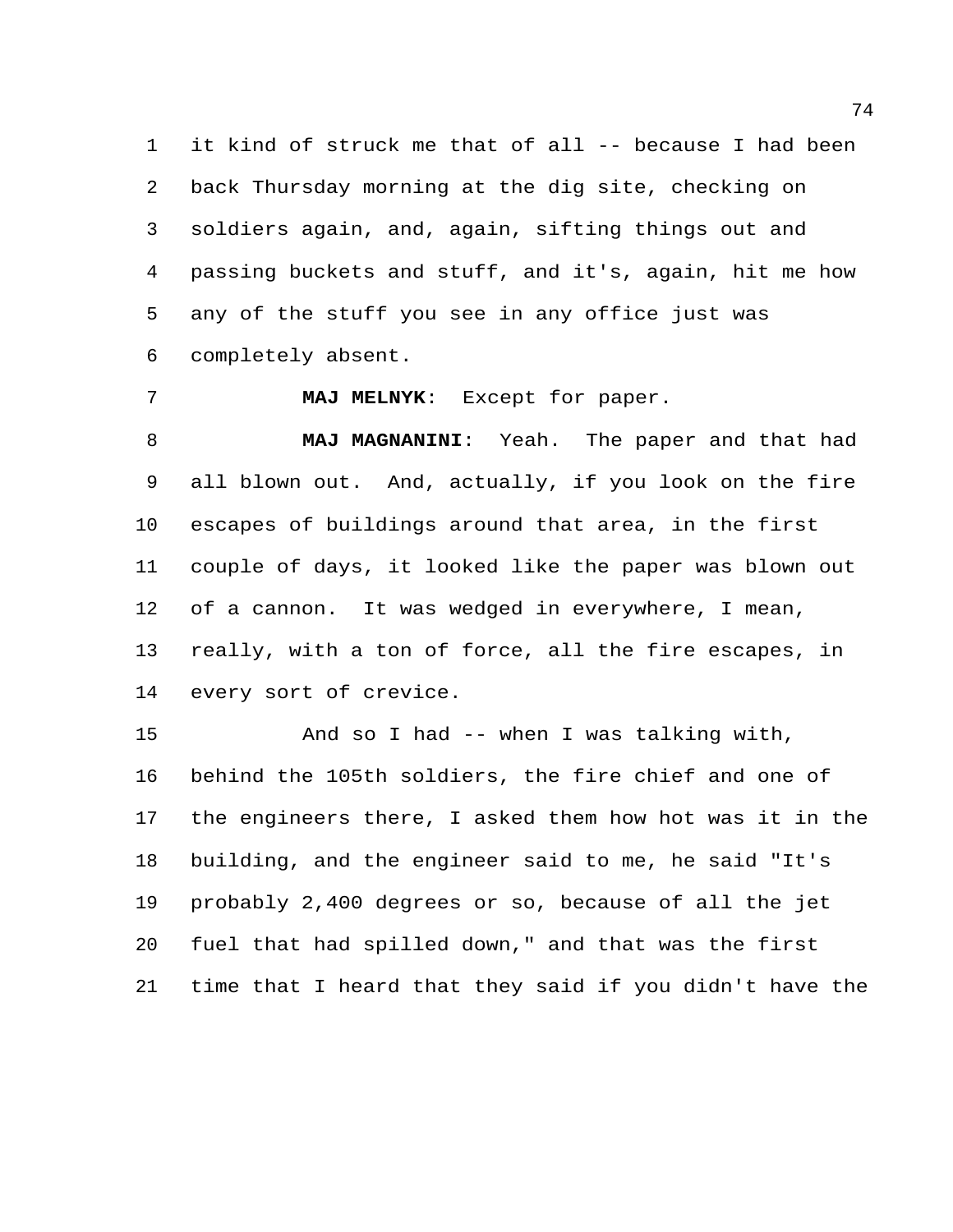it kind of struck me that of all -- because I had been back Thursday morning at the dig site, checking on soldiers again, and, again, sifting things out and passing buckets and stuff, and it's, again, hit me how any of the stuff you see in any office just was completely absent.

**MAJ MELNYK**: Except for paper.

**MAJ MAGNANINI**: Yeah. The paper and that had all blown out. And, actually, if you look on the fire escapes of buildings around that area, in the first couple of days, it looked like the paper was blown out of a cannon. It was wedged in everywhere, I mean, really, with a ton of force, all the fire escapes, in every sort of crevice.

And so I had -- when I was talking with, behind the 105th soldiers, the fire chief and one of the engineers there, I asked them how hot was it in the building, and the engineer said to me, he said "It's probably 2,400 degrees or so, because of all the jet fuel that had spilled down," and that was the first time that I heard that they said if you didn't have the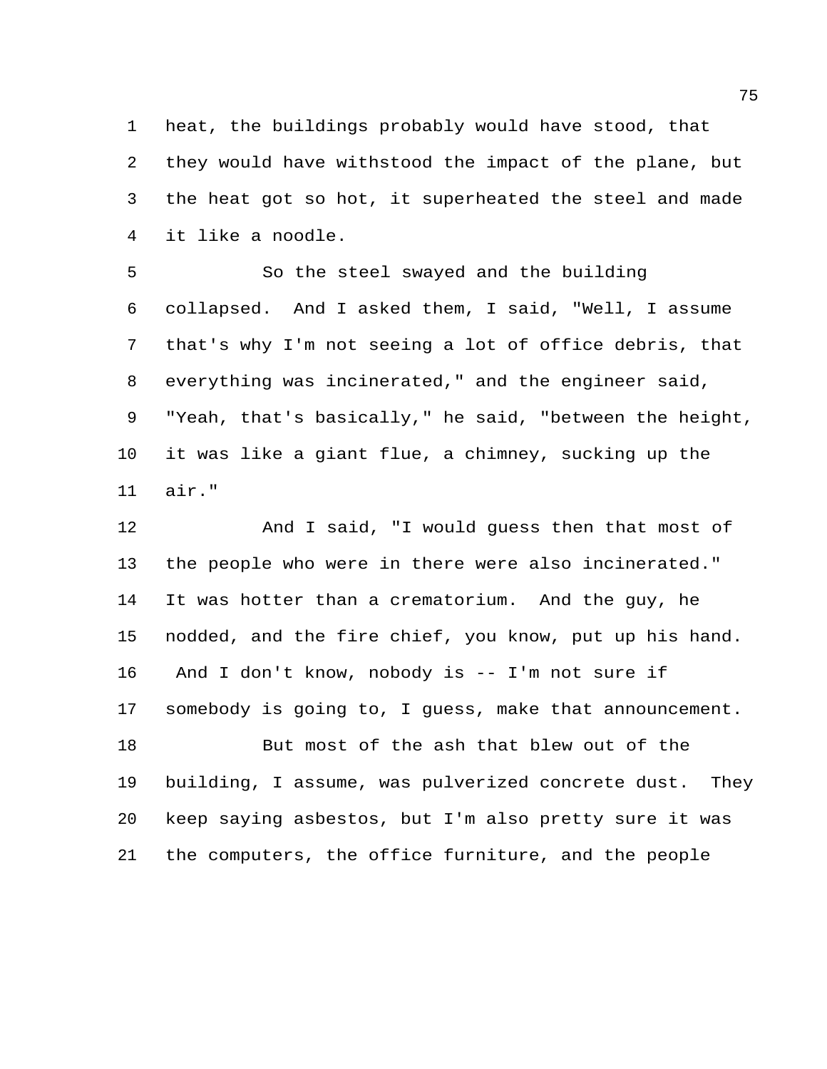heat, the buildings probably would have stood, that they would have withstood the impact of the plane, but the heat got so hot, it superheated the steel and made it like a noodle.

So the steel swayed and the building collapsed. And I asked them, I said, "Well, I assume that's why I'm not seeing a lot of office debris, that everything was incinerated," and the engineer said, "Yeah, that's basically," he said, "between the height, it was like a giant flue, a chimney, sucking up the air."

And I said, "I would guess then that most of the people who were in there were also incinerated." It was hotter than a crematorium. And the guy, he nodded, and the fire chief, you know, put up his hand. And I don't know, nobody is -- I'm not sure if somebody is going to, I guess, make that announcement.

But most of the ash that blew out of the building, I assume, was pulverized concrete dust. They keep saying asbestos, but I'm also pretty sure it was the computers, the office furniture, and the people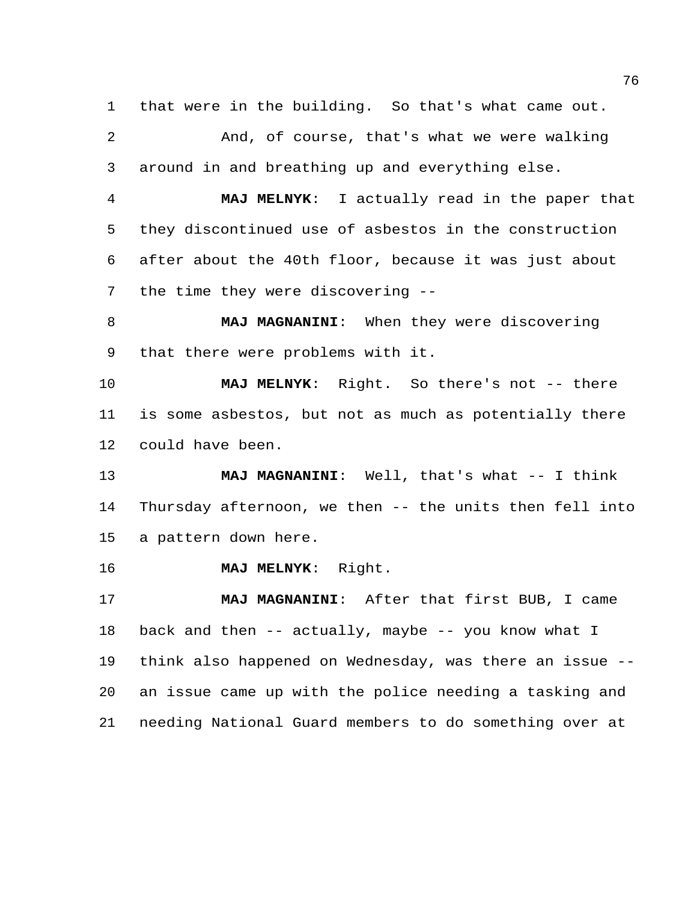that were in the building. So that's what came out.

And, of course, that's what we were walking around in and breathing up and everything else.

**MAJ MELNYK**: I actually read in the paper that they discontinued use of asbestos in the construction after about the 40th floor, because it was just about the time they were discovering --

**MAJ MAGNANINI**: When they were discovering that there were problems with it.

**MAJ MELNYK**: Right. So there's not -- there is some asbestos, but not as much as potentially there could have been.

**MAJ MAGNANINI**: Well, that's what -- I think Thursday afternoon, we then -- the units then fell into a pattern down here.

**MAJ MELNYK**: Right.

**MAJ MAGNANINI**: After that first BUB, I came back and then -- actually, maybe -- you know what I think also happened on Wednesday, was there an issue -- an issue came up with the police needing a tasking and needing National Guard members to do something over at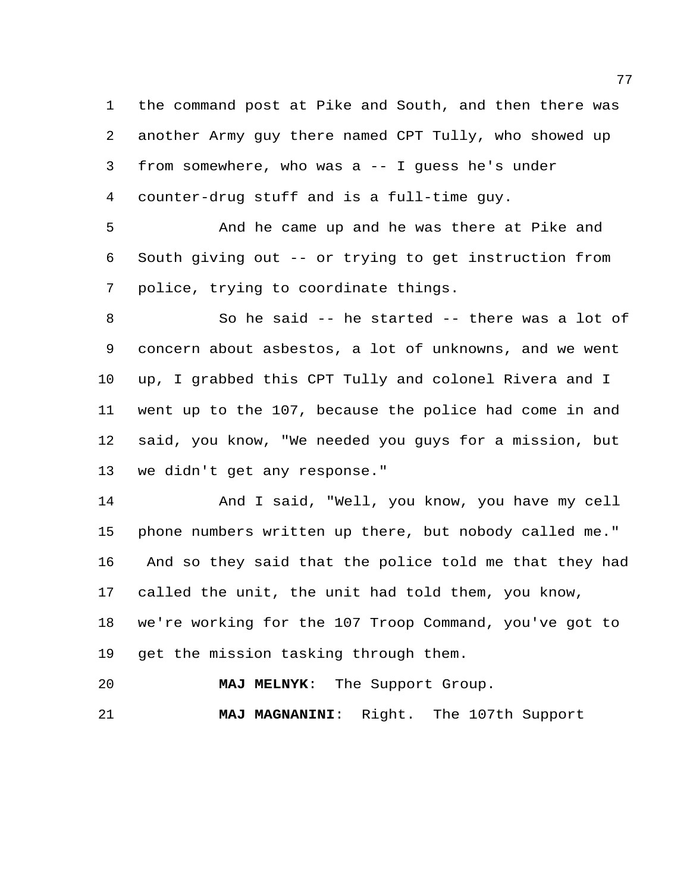the command post at Pike and South, and then there was another Army guy there named CPT Tully, who showed up from somewhere, who was a -- I guess he's under counter-drug stuff and is a full-time guy.

And he came up and he was there at Pike and South giving out -- or trying to get instruction from police, trying to coordinate things.

So he said -- he started -- there was a lot of concern about asbestos, a lot of unknowns, and we went up, I grabbed this CPT Tully and colonel Rivera and I went up to the 107, because the police had come in and said, you know, "We needed you guys for a mission, but we didn't get any response."

And I said, "Well, you know, you have my cell phone numbers written up there, but nobody called me." And so they said that the police told me that they had called the unit, the unit had told them, you know, we're working for the 107 Troop Command, you've got to get the mission tasking through them.

**MAJ MELNYK**: The Support Group.

**MAJ MAGNANINI**: Right. The 107th Support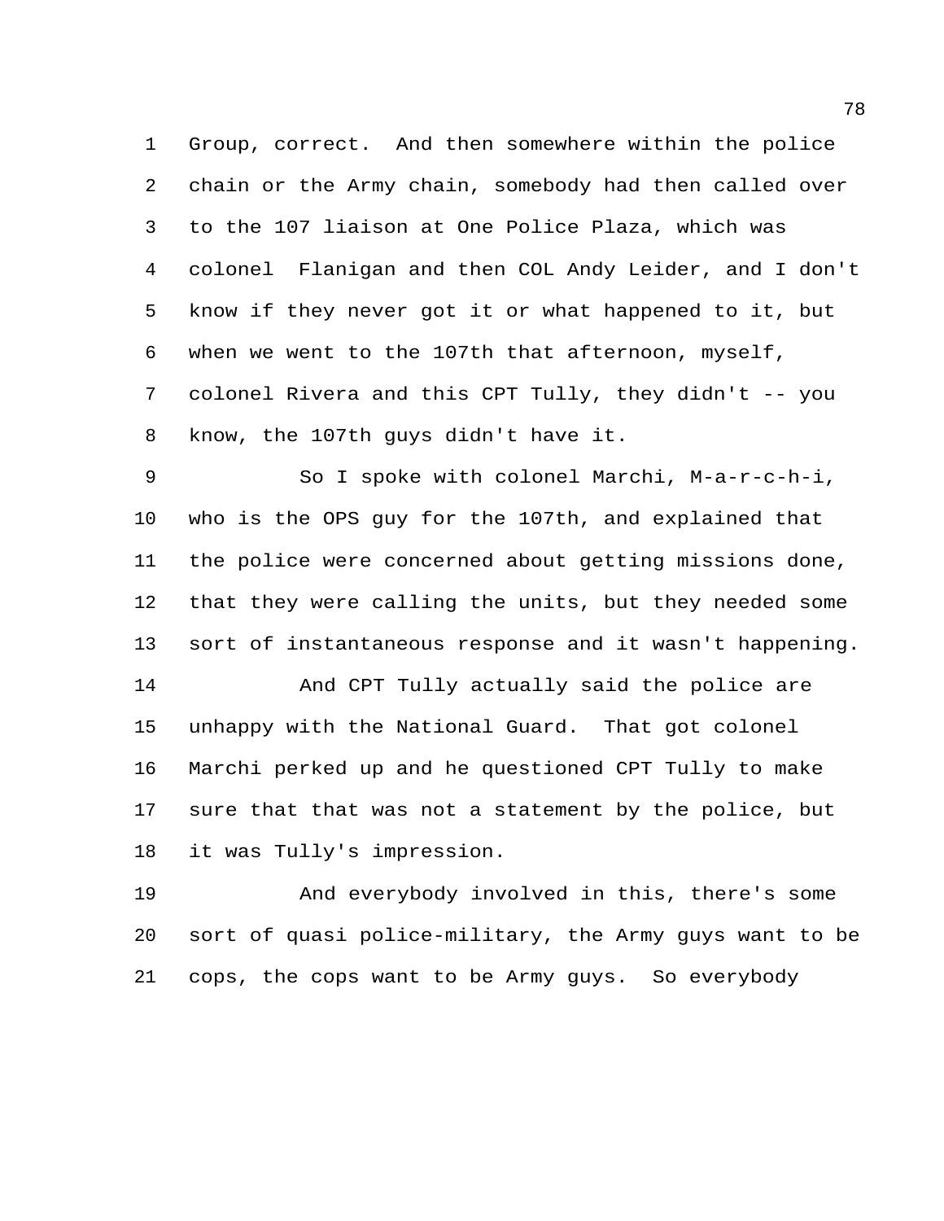Group, correct. And then somewhere within the police chain or the Army chain, somebody had then called over to the 107 liaison at One Police Plaza, which was colonel Flanigan and then COL Andy Leider, and I don't know if they never got it or what happened to it, but when we went to the 107th that afternoon, myself, colonel Rivera and this CPT Tully, they didn't -- you know, the 107th guys didn't have it.

So I spoke with colonel Marchi, M-a-r-c-h-i, who is the OPS guy for the 107th, and explained that the police were concerned about getting missions done, that they were calling the units, but they needed some sort of instantaneous response and it wasn't happening.

And CPT Tully actually said the police are unhappy with the National Guard. That got colonel Marchi perked up and he questioned CPT Tully to make sure that that was not a statement by the police, but it was Tully's impression.

And everybody involved in this, there's some sort of quasi police-military, the Army guys want to be cops, the cops want to be Army guys. So everybody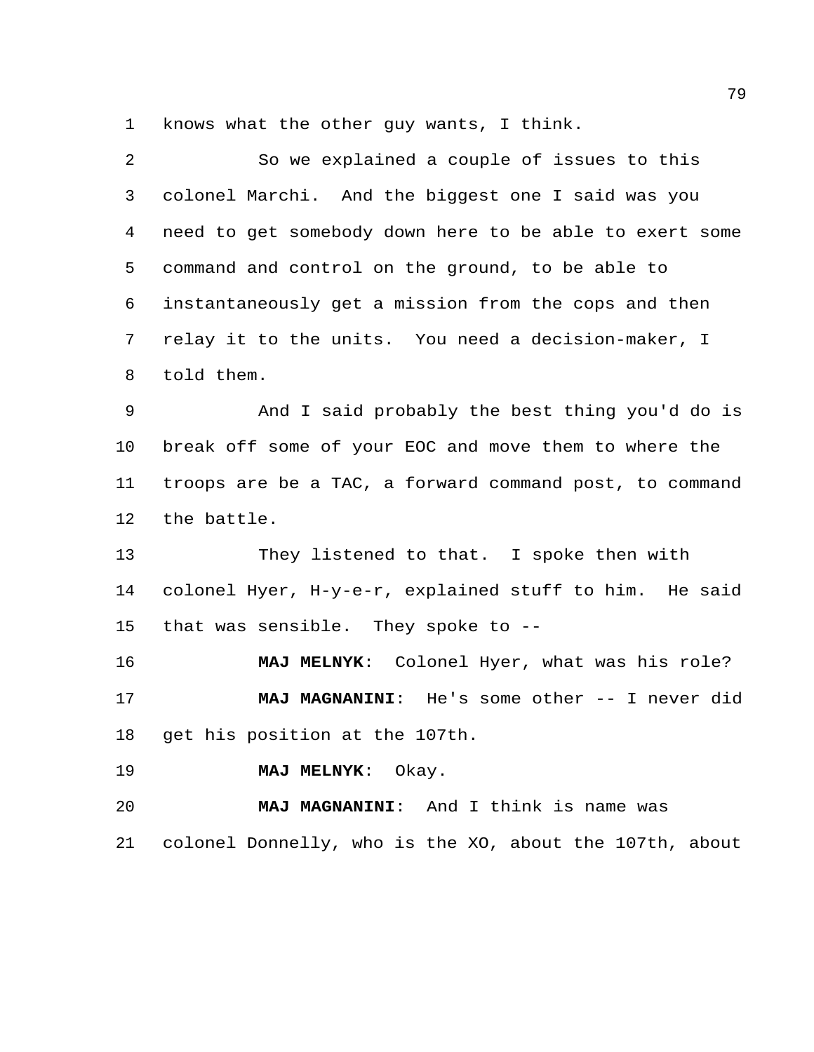knows what the other guy wants, I think.

So we explained a couple of issues to this colonel Marchi. And the biggest one I said was you need to get somebody down here to be able to exert some command and control on the ground, to be able to instantaneously get a mission from the cops and then relay it to the units. You need a decision-maker, I told them.

And I said probably the best thing you'd do is break off some of your EOC and move them to where the troops are be a TAC, a forward command post, to command the battle.

They listened to that. I spoke then with colonel Hyer, H-y-e-r, explained stuff to him. He said that was sensible. They spoke to --

**MAJ MELNYK**: Colonel Hyer, what was his role?

**MAJ MAGNANINI**: He's some other -- I never did get his position at the 107th.

**MAJ MELNYK**: Okay.

**MAJ MAGNANINI**: And I think is name was colonel Donnelly, who is the XO, about the 107th, about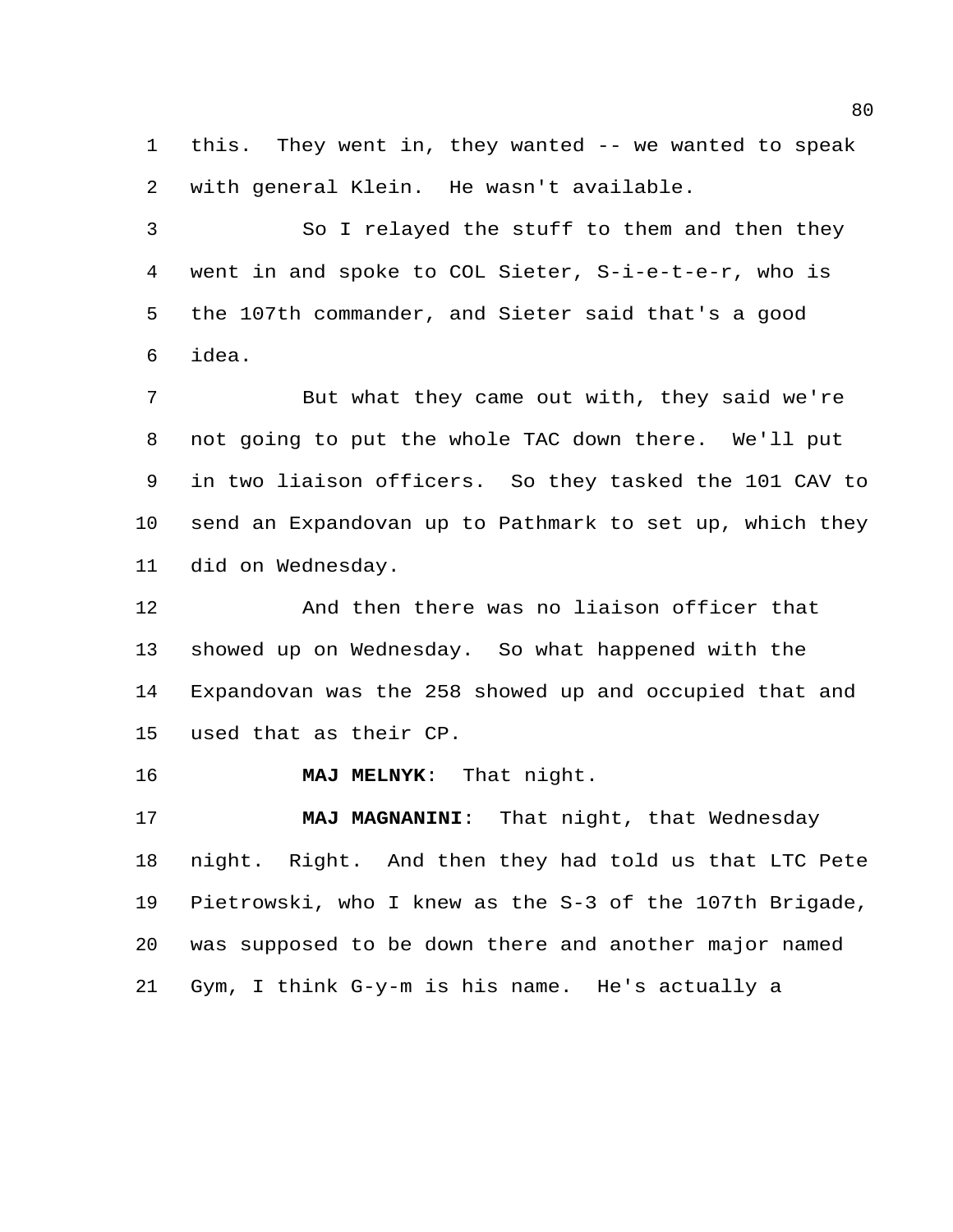this. They went in, they wanted -- we wanted to speak with general Klein. He wasn't available.

So I relayed the stuff to them and then they went in and spoke to COL Sieter, S-i-e-t-e-r, who is the 107th commander, and Sieter said that's a good idea.

But what they came out with, they said we're not going to put the whole TAC down there. We'll put in two liaison officers. So they tasked the 101 CAV to send an Expandovan up to Pathmark to set up, which they did on Wednesday.

And then there was no liaison officer that showed up on Wednesday. So what happened with the Expandovan was the 258 showed up and occupied that and used that as their CP.

**MAJ MELNYK**: That night.

**MAJ MAGNANINI**: That night, that Wednesday night. Right. And then they had told us that LTC Pete Pietrowski, who I knew as the S-3 of the 107th Brigade, was supposed to be down there and another major named Gym, I think G-y-m is his name. He's actually a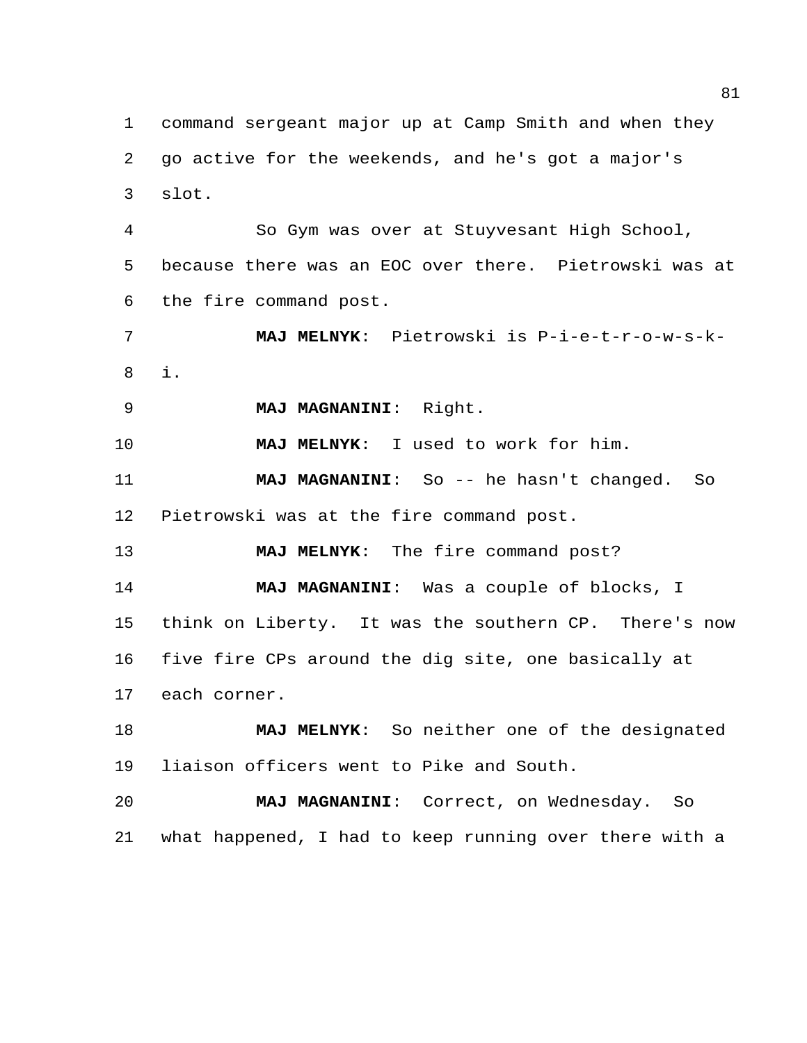command sergeant major up at Camp Smith and when they go active for the weekends, and he's got a major's slot.

So Gym was over at Stuyvesant High School, because there was an EOC over there. Pietrowski was at the fire command post.

**MAJ MELNYK**: Pietrowski is P-i-e-t-r-o-w-s-k-i.

**MAJ MAGNANINI**: Right.

**MAJ MELNYK**: I used to work for him.

**MAJ MAGNANINI**: So -- he hasn't changed. So Pietrowski was at the fire command post.

**MAJ MELNYK**: The fire command post?

**MAJ MAGNANINI**: Was a couple of blocks, I think on Liberty. It was the southern CP. There's now five fire CPs around the dig site, one basically at each corner.

**MAJ MELNYK**: So neither one of the designated liaison officers went to Pike and South.

**MAJ MAGNANINI**: Correct, on Wednesday. So what happened, I had to keep running over there with a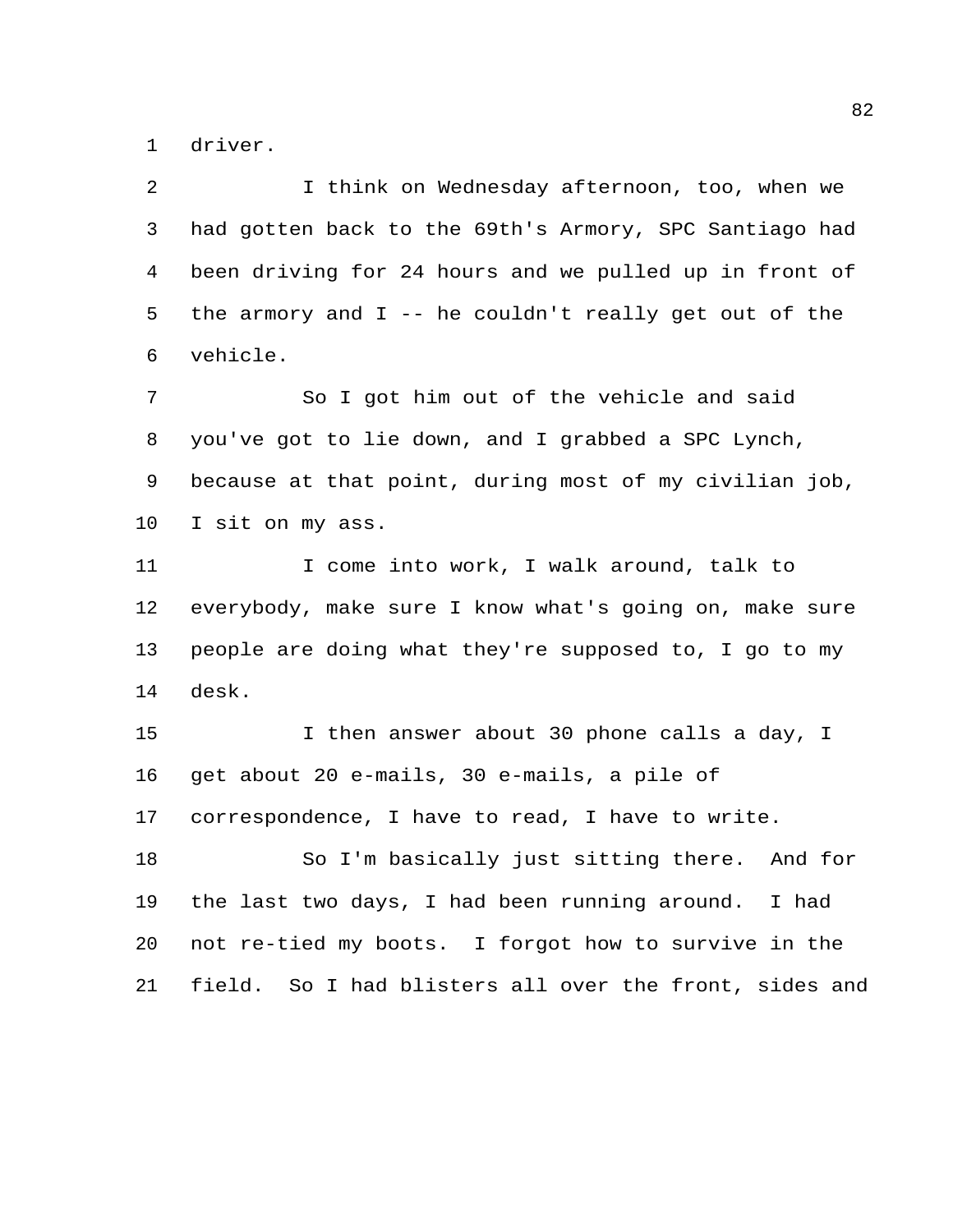driver.

I think on Wednesday afternoon, too, when we had gotten back to the 69th's Armory, SPC Santiago had been driving for 24 hours and we pulled up in front of the armory and I -- he couldn't really get out of the vehicle.

So I got him out of the vehicle and said you've got to lie down, and I grabbed a SPC Lynch, because at that point, during most of my civilian job, I sit on my ass.

I come into work, I walk around, talk to everybody, make sure I know what's going on, make sure people are doing what they're supposed to, I go to my desk.

I then answer about 30 phone calls a day, I get about 20 e-mails, 30 e-mails, a pile of correspondence, I have to read, I have to write.

So I'm basically just sitting there. And for the last two days, I had been running around. I had not re-tied my boots. I forgot how to survive in the field. So I had blisters all over the front, sides and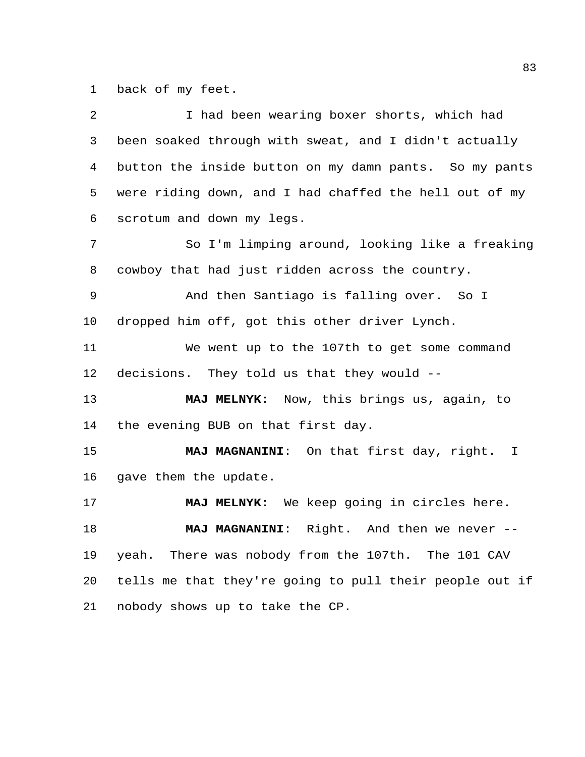back of my feet.

I had been wearing boxer shorts, which had been soaked through with sweat, and I didn't actually button the inside button on my damn pants. So my pants were riding down, and I had chaffed the hell out of my scrotum and down my legs.

So I'm limping around, looking like a freaking cowboy that had just ridden across the country.

And then Santiago is falling over. So I dropped him off, got this other driver Lynch.

We went up to the 107th to get some command decisions. They told us that they would --

**MAJ MELNYK**: Now, this brings us, again, to the evening BUB on that first day.

**MAJ MAGNANINI**: On that first day, right. I gave them the update.

**MAJ MELNYK**: We keep going in circles here.

**MAJ MAGNANINI**: Right. And then we never -- yeah. There was nobody from the 107th. The 101 CAV tells me that they're going to pull their people out if nobody shows up to take the CP.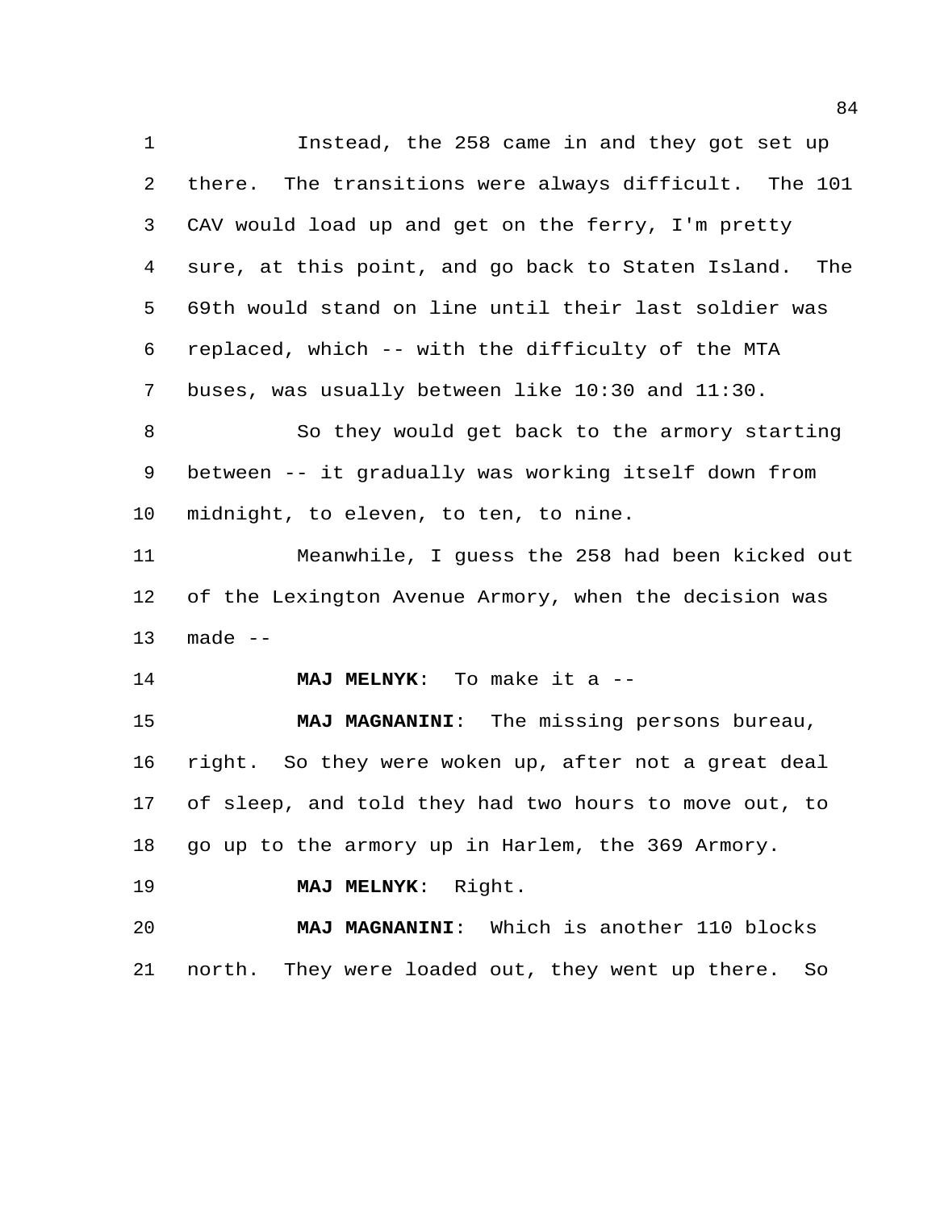Instead, the 258 came in and they got set up there. The transitions were always difficult. The 101 CAV would load up and get on the ferry, I'm pretty sure, at this point, and go back to Staten Island. The 69th would stand on line until their last soldier was replaced, which -- with the difficulty of the MTA buses, was usually between like 10:30 and 11:30.

So they would get back to the armory starting between -- it gradually was working itself down from midnight, to eleven, to ten, to nine.

Meanwhile, I guess the 258 had been kicked out of the Lexington Avenue Armory, when the decision was made --

**MAJ MELNYK**: To make it a --

**MAJ MAGNANINI**: The missing persons bureau, right. So they were woken up, after not a great deal of sleep, and told they had two hours to move out, to go up to the armory up in Harlem, the 369 Armory.

**MAJ MELNYK**: Right.

**MAJ MAGNANINI**: Which is another 110 blocks north. They were loaded out, they went up there. So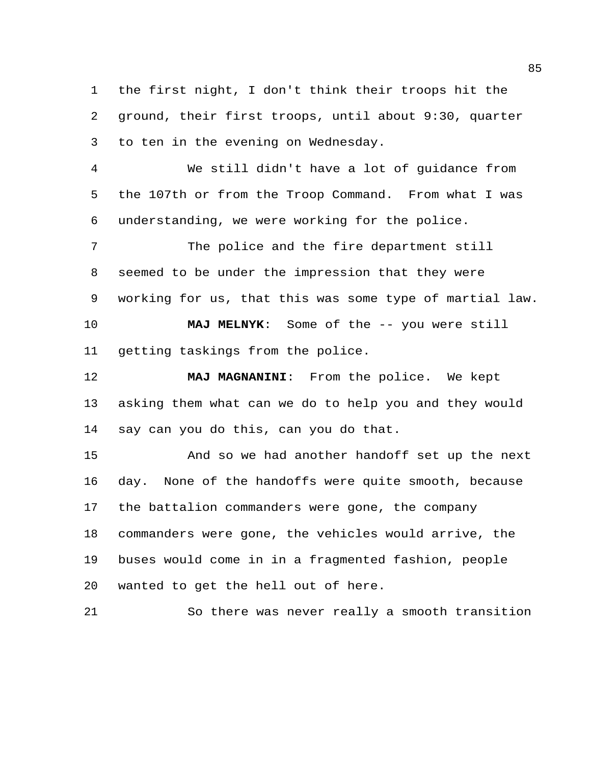the first night, I don't think their troops hit the ground, their first troops, until about 9:30, quarter to ten in the evening on Wednesday.

We still didn't have a lot of guidance from the 107th or from the Troop Command. From what I was understanding, we were working for the police.

The police and the fire department still seemed to be under the impression that they were working for us, that this was some type of martial law.

**MAJ MELNYK**: Some of the -- you were still getting taskings from the police.

**MAJ MAGNANINI**: From the police. We kept asking them what can we do to help you and they would say can you do this, can you do that.

And so we had another handoff set up the next day. None of the handoffs were quite smooth, because the battalion commanders were gone, the company commanders were gone, the vehicles would arrive, the buses would come in in a fragmented fashion, people wanted to get the hell out of here.

So there was never really a smooth transition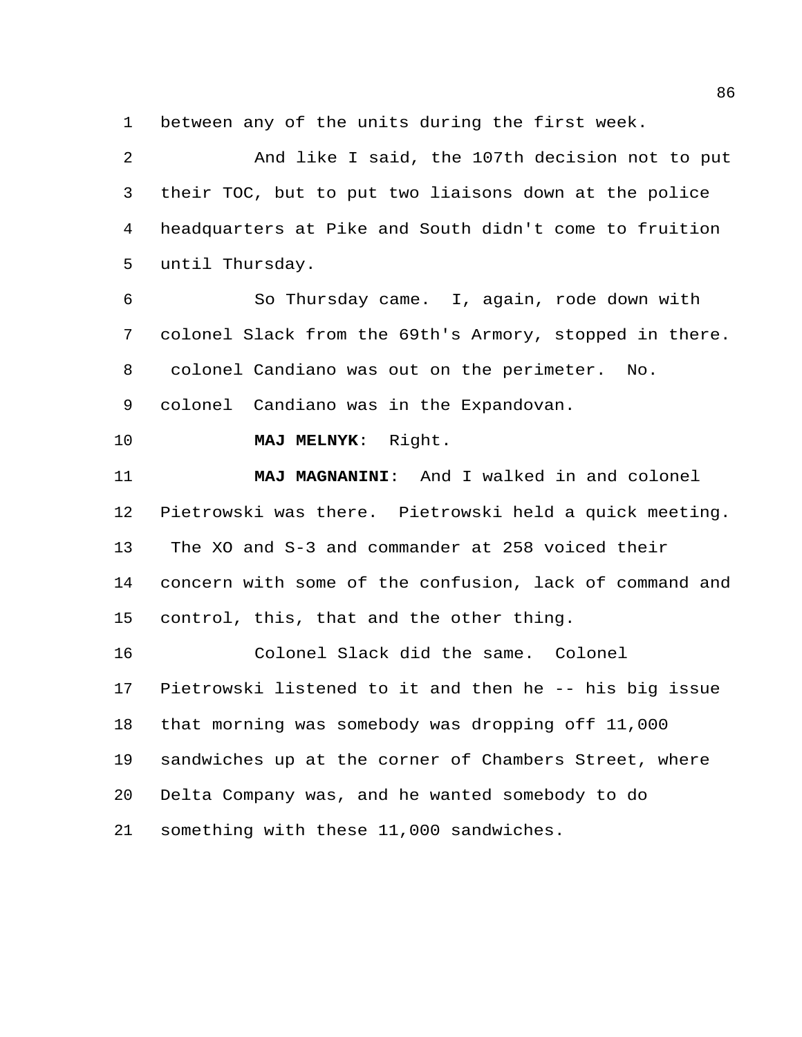between any of the units during the first week.

And like I said, the 107th decision not to put their TOC, but to put two liaisons down at the police headquarters at Pike and South didn't come to fruition until Thursday.

So Thursday came. I, again, rode down with colonel Slack from the 69th's Armory, stopped in there. colonel Candiano was out on the perimeter. No. colonel Candiano was in the Expandovan.

**MAJ MELNYK**: Right.

**MAJ MAGNANINI**: And I walked in and colonel Pietrowski was there. Pietrowski held a quick meeting. The XO and S-3 and commander at 258 voiced their concern with some of the confusion, lack of command and control, this, that and the other thing.

Colonel Slack did the same. Colonel Pietrowski listened to it and then he -- his big issue that morning was somebody was dropping off 11,000 sandwiches up at the corner of Chambers Street, where Delta Company was, and he wanted somebody to do something with these 11,000 sandwiches.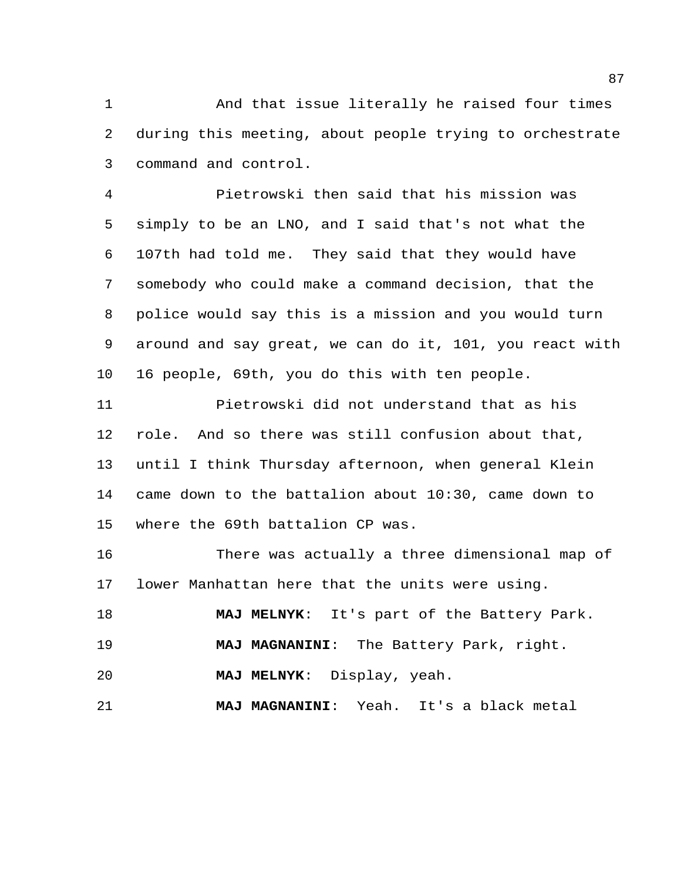And that issue literally he raised four times during this meeting, about people trying to orchestrate command and control.

Pietrowski then said that his mission was simply to be an LNO, and I said that's not what the 107th had told me. They said that they would have somebody who could make a command decision, that the police would say this is a mission and you would turn around and say great, we can do it, 101, you react with 16 people, 69th, you do this with ten people.

Pietrowski did not understand that as his role. And so there was still confusion about that, until I think Thursday afternoon, when general Klein came down to the battalion about 10:30, came down to where the 69th battalion CP was.

There was actually a three dimensional map of lower Manhattan here that the units were using.

**MAJ MELNYK**: It's part of the Battery Park.

**MAJ MAGNANINI**: The Battery Park, right.

**MAJ MELNYK**: Display, yeah.

**MAJ MAGNANINI**: Yeah. It's a black metal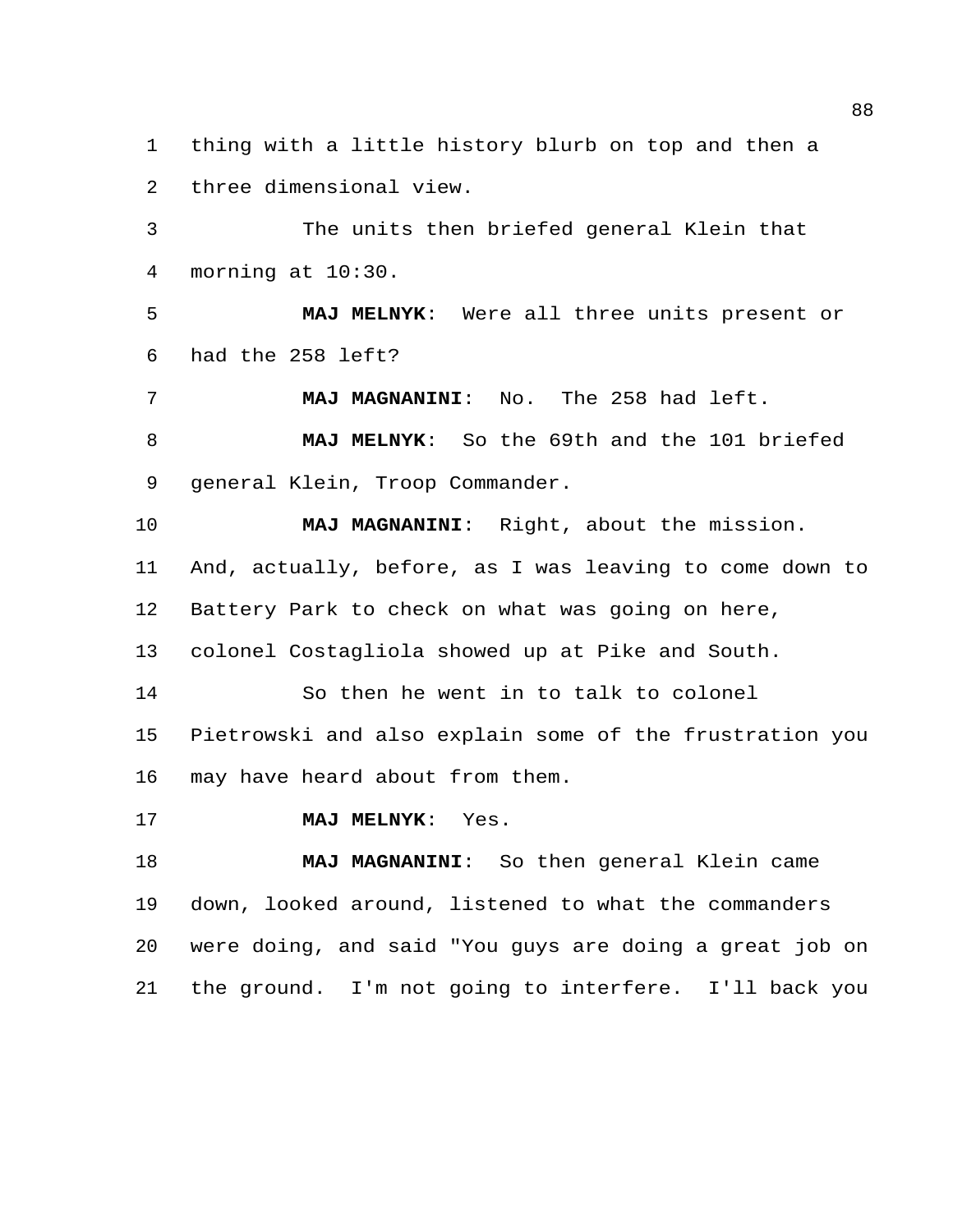thing with a little history blurb on top and then a three dimensional view.

The units then briefed general Klein that morning at 10:30.

**MAJ MELNYK**: Were all three units present or had the 258 left?

**MAJ MAGNANINI**: No. The 258 had left.

**MAJ MELNYK**: So the 69th and the 101 briefed general Klein, Troop Commander.

**MAJ MAGNANINI**: Right, about the mission. And, actually, before, as I was leaving to come down to Battery Park to check on what was going on here, colonel Costagliola showed up at Pike and South.

So then he went in to talk to colonel Pietrowski and also explain some of the frustration you may have heard about from them.

**MAJ MELNYK**: Yes.

**MAJ MAGNANINI**: So then general Klein came down, looked around, listened to what the commanders were doing, and said "You guys are doing a great job on the ground. I'm not going to interfere. I'll back you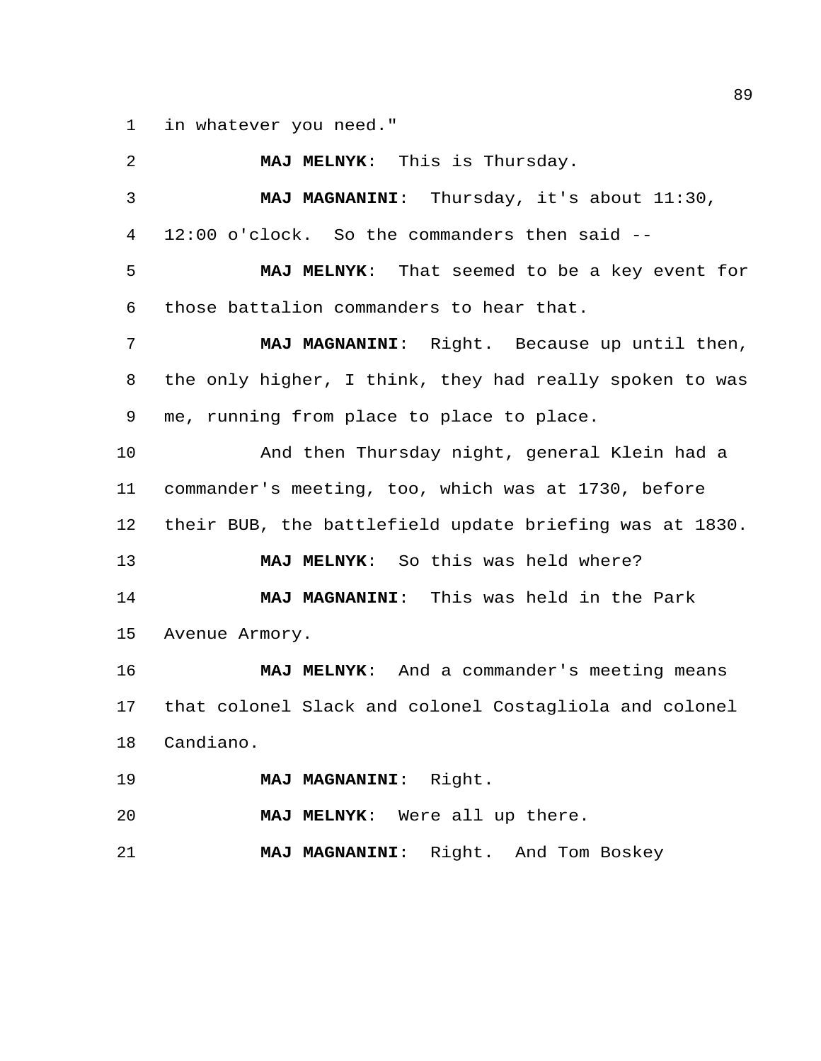in whatever you need."

**MAJ MELNYK**: This is Thursday.

**MAJ MAGNANINI**: Thursday, it's about 11:30, 12:00 o'clock. So the commanders then said --

**MAJ MELNYK**: That seemed to be a key event for those battalion commanders to hear that.

**MAJ MAGNANINI**: Right. Because up until then, the only higher, I think, they had really spoken to was me, running from place to place to place.

And then Thursday night, general Klein had a commander's meeting, too, which was at 1730, before their BUB, the battlefield update briefing was at 1830.

**MAJ MELNYK**: So this was held where?

**MAJ MAGNANINI**: This was held in the Park Avenue Armory.

**MAJ MELNYK**: And a commander's meeting means that colonel Slack and colonel Costagliola and colonel Candiano.

**MAJ MAGNANINI**: Right.

**MAJ MELNYK**: Were all up there.

**MAJ MAGNANINI**: Right. And Tom Boskey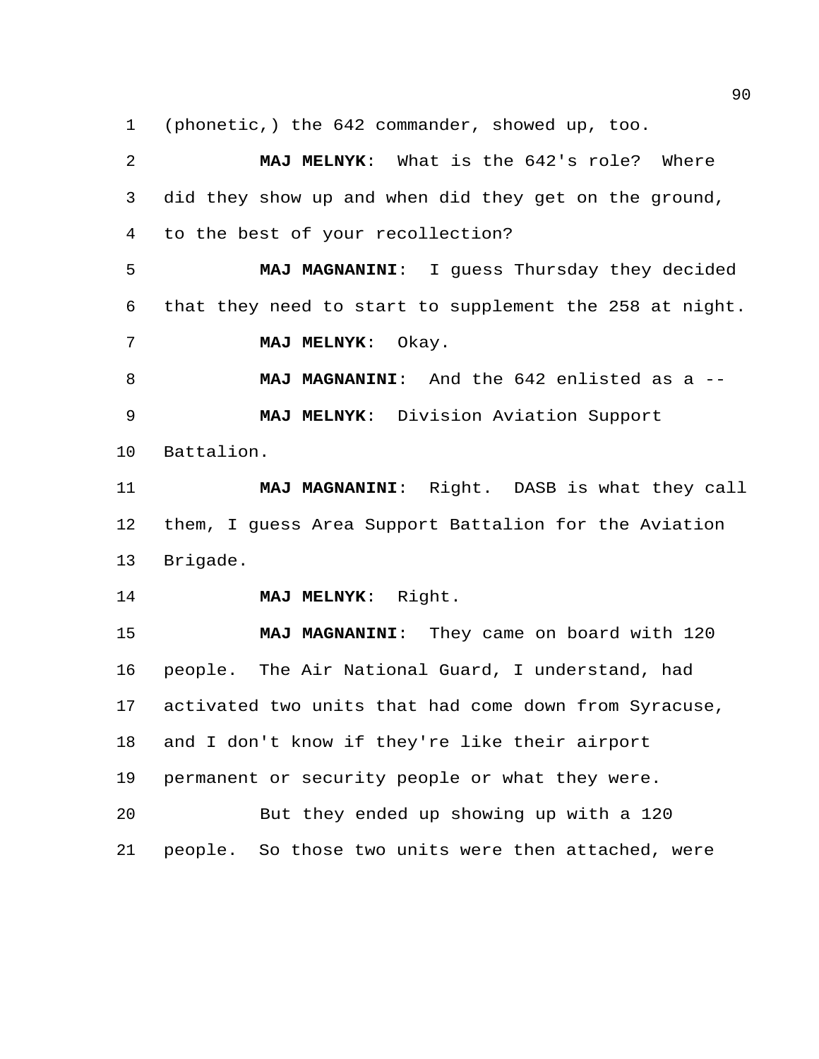(phonetic,) the 642 commander, showed up, too.

**MAJ MELNYK**: What is the 642's role? Where did they show up and when did they get on the ground, to the best of your recollection?

**MAJ MAGNANINI**: I guess Thursday they decided that they need to start to supplement the 258 at night.

**MAJ MELNYK**: Okay.

**MAJ MAGNANINI**: And the 642 enlisted as a --

**MAJ MELNYK**: Division Aviation Support Battalion.

**MAJ MAGNANINI**: Right. DASB is what they call them, I guess Area Support Battalion for the Aviation Brigade.

**MAJ MELNYK**: Right.

**MAJ MAGNANINI**: They came on board with 120 people. The Air National Guard, I understand, had activated two units that had come down from Syracuse, and I don't know if they're like their airport permanent or security people or what they were.

But they ended up showing up with a 120 people. So those two units were then attached, were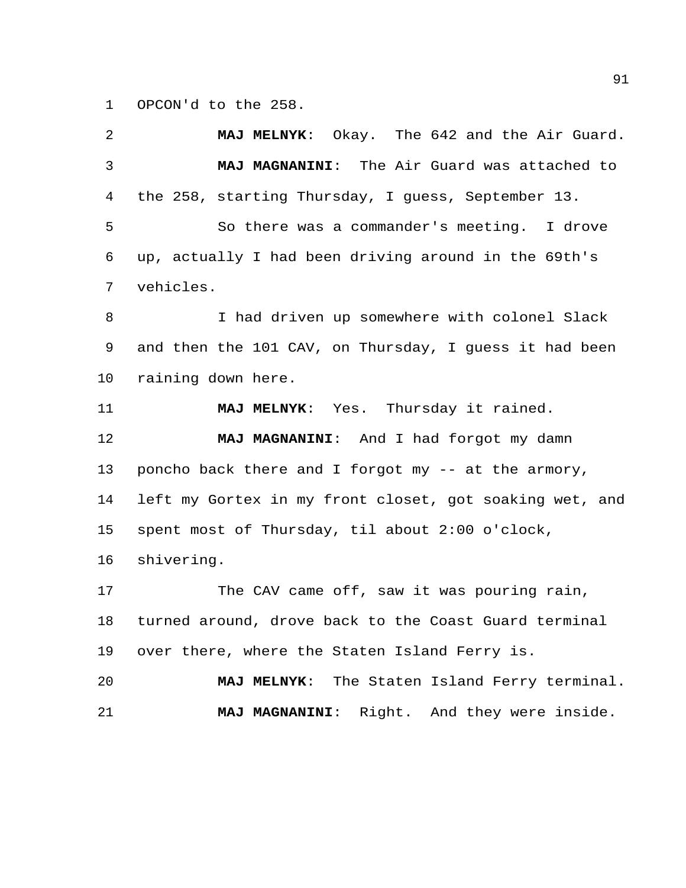OPCON'd to the 258.

**MAJ MELNYK**: Okay. The 642 and the Air Guard.

**MAJ MAGNANINI**: The Air Guard was attached to the 258, starting Thursday, I guess, September 13.

So there was a commander's meeting. I drove up, actually I had been driving around in the 69th's vehicles.

I had driven up somewhere with colonel Slack and then the 101 CAV, on Thursday, I guess it had been raining down here.

**MAJ MELNYK**: Yes. Thursday it rained.

**MAJ MAGNANINI**: And I had forgot my damn poncho back there and I forgot my -- at the armory, left my Gortex in my front closet, got soaking wet, and spent most of Thursday, til about 2:00 o'clock, shivering.

The CAV came off, saw it was pouring rain, turned around, drove back to the Coast Guard terminal over there, where the Staten Island Ferry is.

**MAJ MELNYK**: The Staten Island Ferry terminal.

**MAJ MAGNANINI**: Right. And they were inside.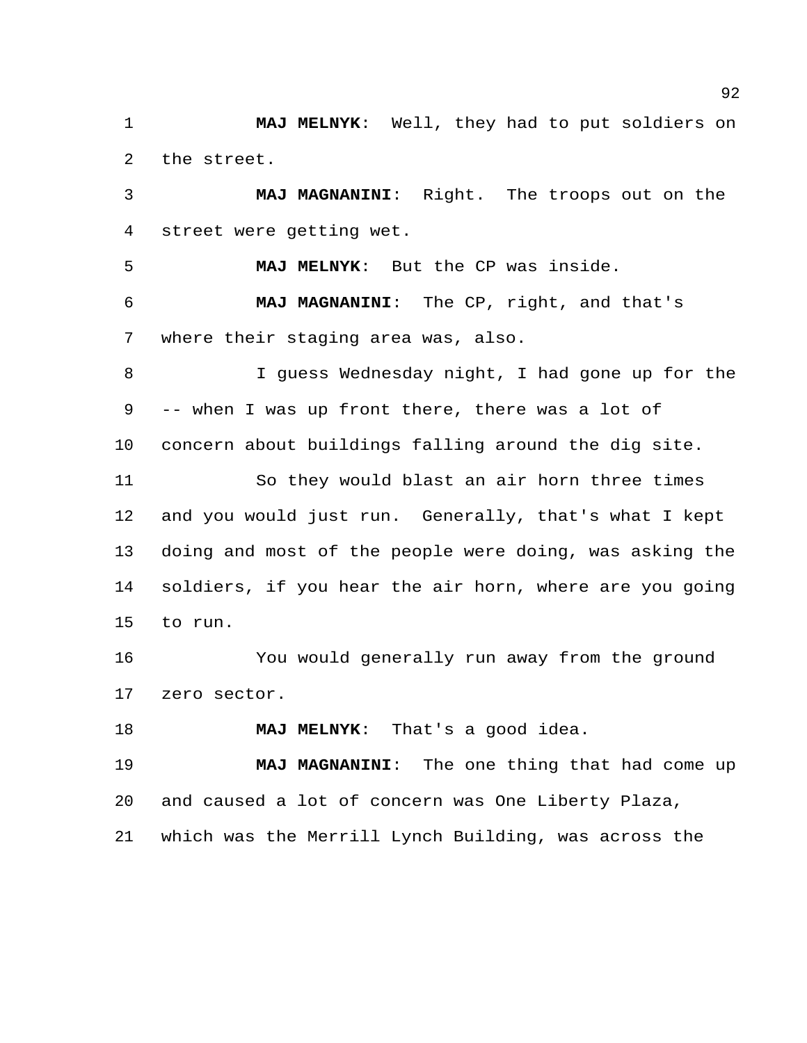**MAJ MELNYK**: Well, they had to put soldiers on the street.

**MAJ MAGNANINI**: Right. The troops out on the street were getting wet.

**MAJ MELNYK**: But the CP was inside.

**MAJ MAGNANINI**: The CP, right, and that's where their staging area was, also.

I guess Wednesday night, I had gone up for the -- when I was up front there, there was a lot of concern about buildings falling around the dig site.

So they would blast an air horn three times and you would just run. Generally, that's what I kept doing and most of the people were doing, was asking the soldiers, if you hear the air horn, where are you going to run.

You would generally run away from the ground zero sector.

**MAJ MELNYK**: That's a good idea.

**MAJ MAGNANINI**: The one thing that had come up and caused a lot of concern was One Liberty Plaza, which was the Merrill Lynch Building, was across the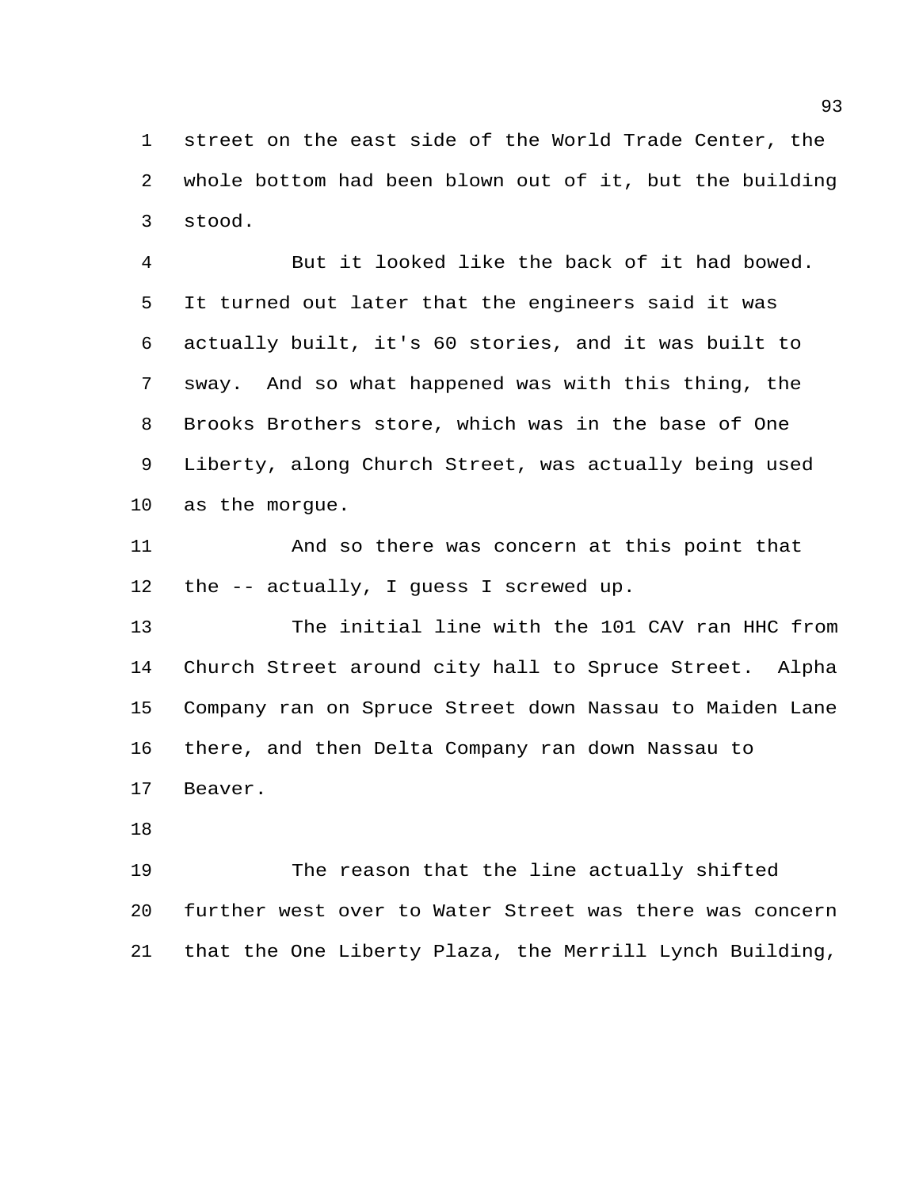street on the east side of the World Trade Center, the whole bottom had been blown out of it, but the building stood.

But it looked like the back of it had bowed. It turned out later that the engineers said it was actually built, it's 60 stories, and it was built to sway. And so what happened was with this thing, the Brooks Brothers store, which was in the base of One Liberty, along Church Street, was actually being used as the morgue.

And so there was concern at this point that the -- actually, I guess I screwed up.

The initial line with the 101 CAV ran HHC from Church Street around city hall to Spruce Street. Alpha Company ran on Spruce Street down Nassau to Maiden Lane there, and then Delta Company ran down Nassau to Beaver.

The reason that the line actually shifted further west over to Water Street was there was concern that the One Liberty Plaza, the Merrill Lynch Building,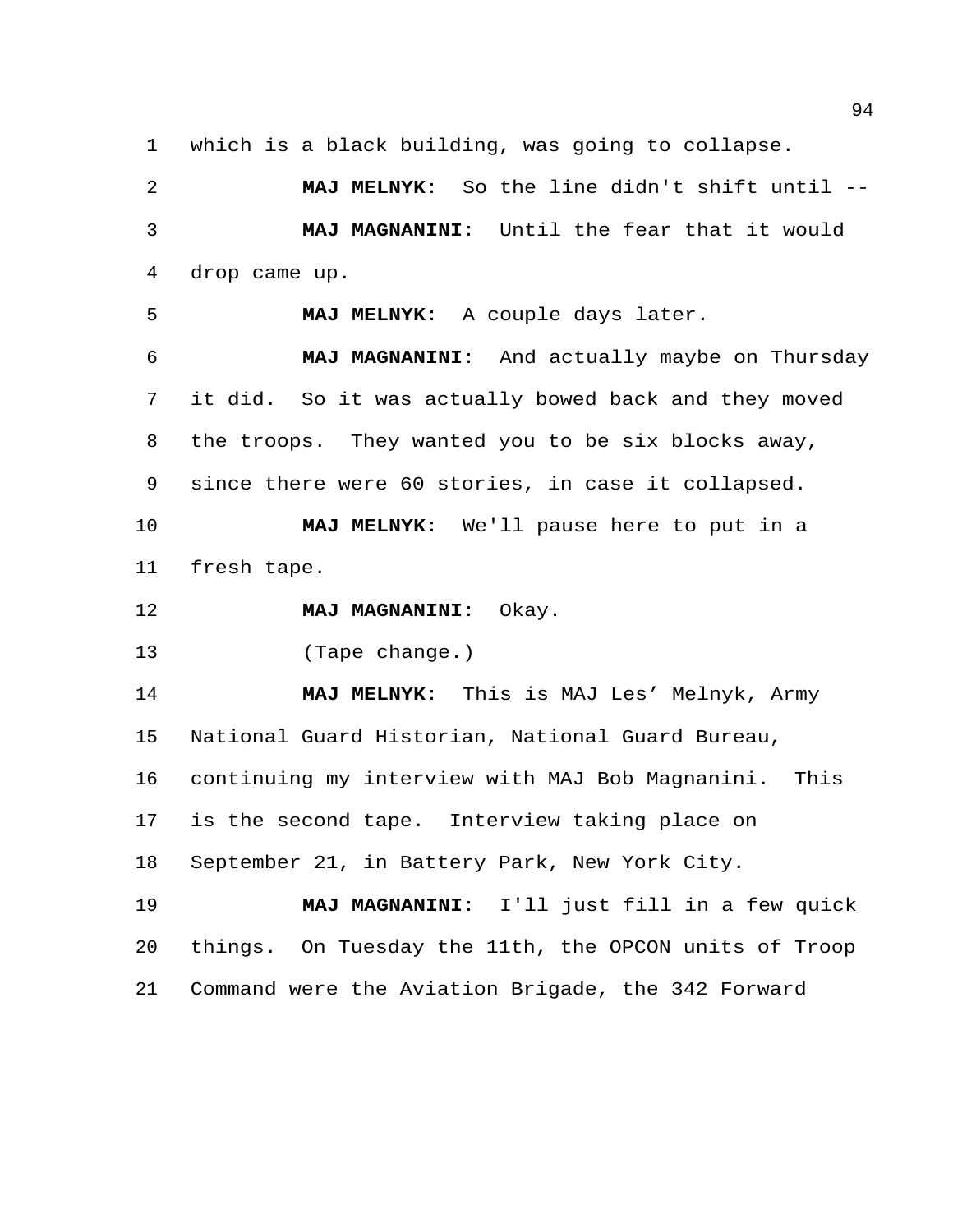which is a black building, was going to collapse.

**MAJ MELNYK**: So the line didn't shift until --

**MAJ MAGNANINI**: Until the fear that it would drop came up.

**MAJ MELNYK**: A couple days later.

**MAJ MAGNANINI**: And actually maybe on Thursday it did. So it was actually bowed back and they moved the troops. They wanted you to be six blocks away, since there were 60 stories, in case it collapsed.

**MAJ MELNYK**: We'll pause here to put in a fresh tape.

**MAJ MAGNANINI**: Okay.

(Tape change.)

**MAJ MELNYK**: This is MAJ Les' Melnyk, Army National Guard Historian, National Guard Bureau, continuing my interview with MAJ Bob Magnanini. This is the second tape. Interview taking place on September 21, in Battery Park, New York City.

**MAJ MAGNANINI**: I'll just fill in a few quick things. On Tuesday the 11th, the OPCON units of Troop Command were the Aviation Brigade, the 342 Forward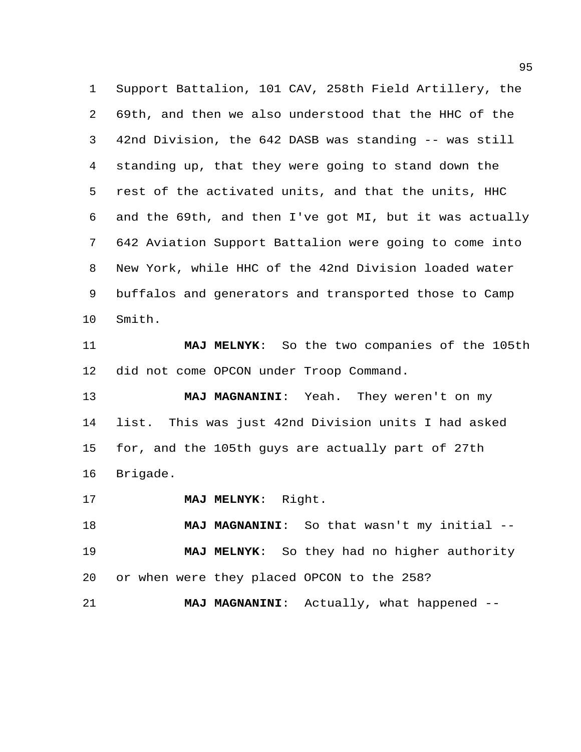Support Battalion, 101 CAV, 258th Field Artillery, the 69th, and then we also understood that the HHC of the 42nd Division, the 642 DASB was standing -- was still standing up, that they were going to stand down the rest of the activated units, and that the units, HHC and the 69th, and then I've got MI, but it was actually 642 Aviation Support Battalion were going to come into New York, while HHC of the 42nd Division loaded water buffalos and generators and transported those to Camp Smith.

**MAJ MELNYK**: So the two companies of the 105th did not come OPCON under Troop Command.

**MAJ MAGNANINI**: Yeah. They weren't on my list. This was just 42nd Division units I had asked for, and the 105th guys are actually part of 27th Brigade.

**MAJ MELNYK**: Right.

**MAJ MAGNANINI**: So that wasn't my initial --

**MAJ MELNYK**: So they had no higher authority or when were they placed OPCON to the 258?

**MAJ MAGNANINI**: Actually, what happened --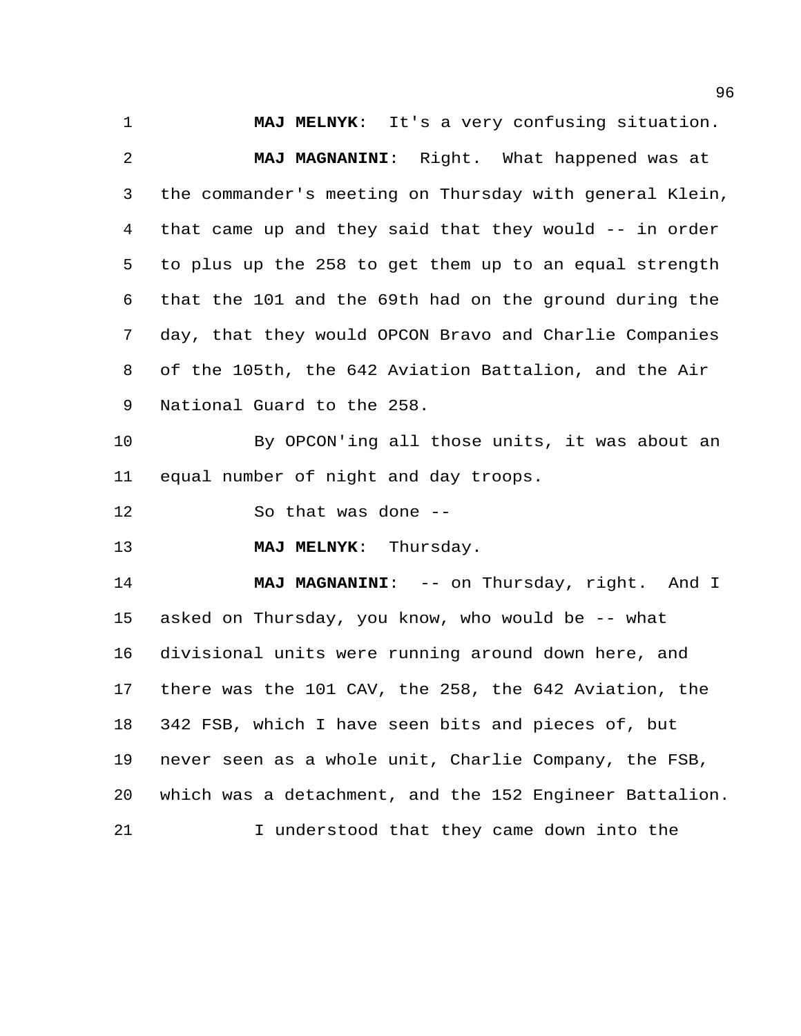**MAJ MELNYK**: It's a very confusing situation.

**MAJ MAGNANINI**: Right. What happened was at the commander's meeting on Thursday with general Klein, that came up and they said that they would -- in order to plus up the 258 to get them up to an equal strength that the 101 and the 69th had on the ground during the day, that they would OPCON Bravo and Charlie Companies of the 105th, the 642 Aviation Battalion, and the Air National Guard to the 258.

By OPCON'ing all those units, it was about an equal number of night and day troops.

So that was done --

**MAJ MELNYK**: Thursday.

**MAJ MAGNANINI**: -- on Thursday, right. And I asked on Thursday, you know, who would be -- what divisional units were running around down here, and there was the 101 CAV, the 258, the 642 Aviation, the 342 FSB, which I have seen bits and pieces of, but never seen as a whole unit, Charlie Company, the FSB, which was a detachment, and the 152 Engineer Battalion.

I understood that they came down into the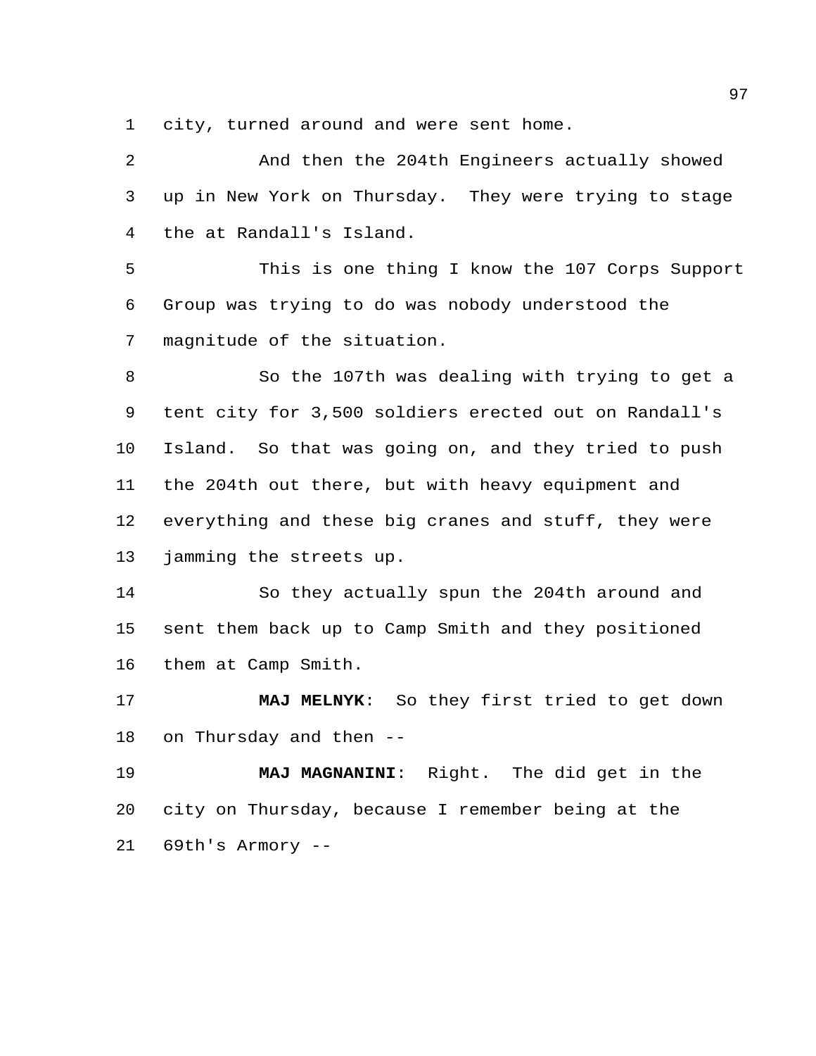city, turned around and were sent home.

And then the 204th Engineers actually showed up in New York on Thursday. They were trying to stage the at Randall's Island.

This is one thing I know the 107 Corps Support Group was trying to do was nobody understood the magnitude of the situation.

So the 107th was dealing with trying to get a tent city for 3,500 soldiers erected out on Randall's Island. So that was going on, and they tried to push the 204th out there, but with heavy equipment and everything and these big cranes and stuff, they were jamming the streets up.

So they actually spun the 204th around and sent them back up to Camp Smith and they positioned them at Camp Smith.

**MAJ MELNYK**: So they first tried to get down on Thursday and then --

**MAJ MAGNANINI**: Right. The did get in the city on Thursday, because I remember being at the 69th's Armory --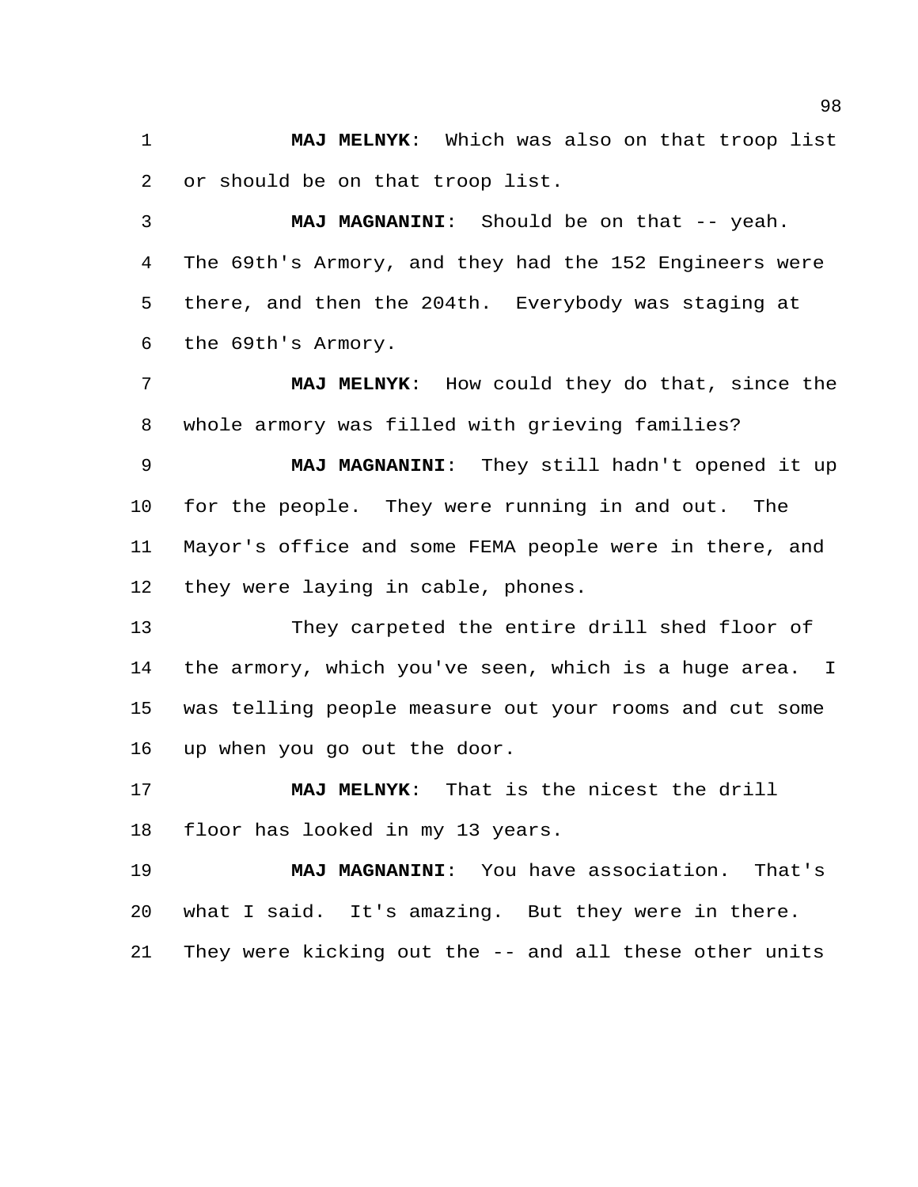**MAJ MELNYK**: Which was also on that troop list or should be on that troop list.

**MAJ MAGNANINI**: Should be on that -- yeah. The 69th's Armory, and they had the 152 Engineers were there, and then the 204th. Everybody was staging at the 69th's Armory.

**MAJ MELNYK**: How could they do that, since the whole armory was filled with grieving families?

**MAJ MAGNANINI**: They still hadn't opened it up for the people. They were running in and out. The Mayor's office and some FEMA people were in there, and they were laying in cable, phones.

They carpeted the entire drill shed floor of the armory, which you've seen, which is a huge area. I was telling people measure out your rooms and cut some up when you go out the door.

**MAJ MELNYK**: That is the nicest the drill floor has looked in my 13 years.

**MAJ MAGNANINI**: You have association. That's what I said. It's amazing. But they were in there. They were kicking out the -- and all these other units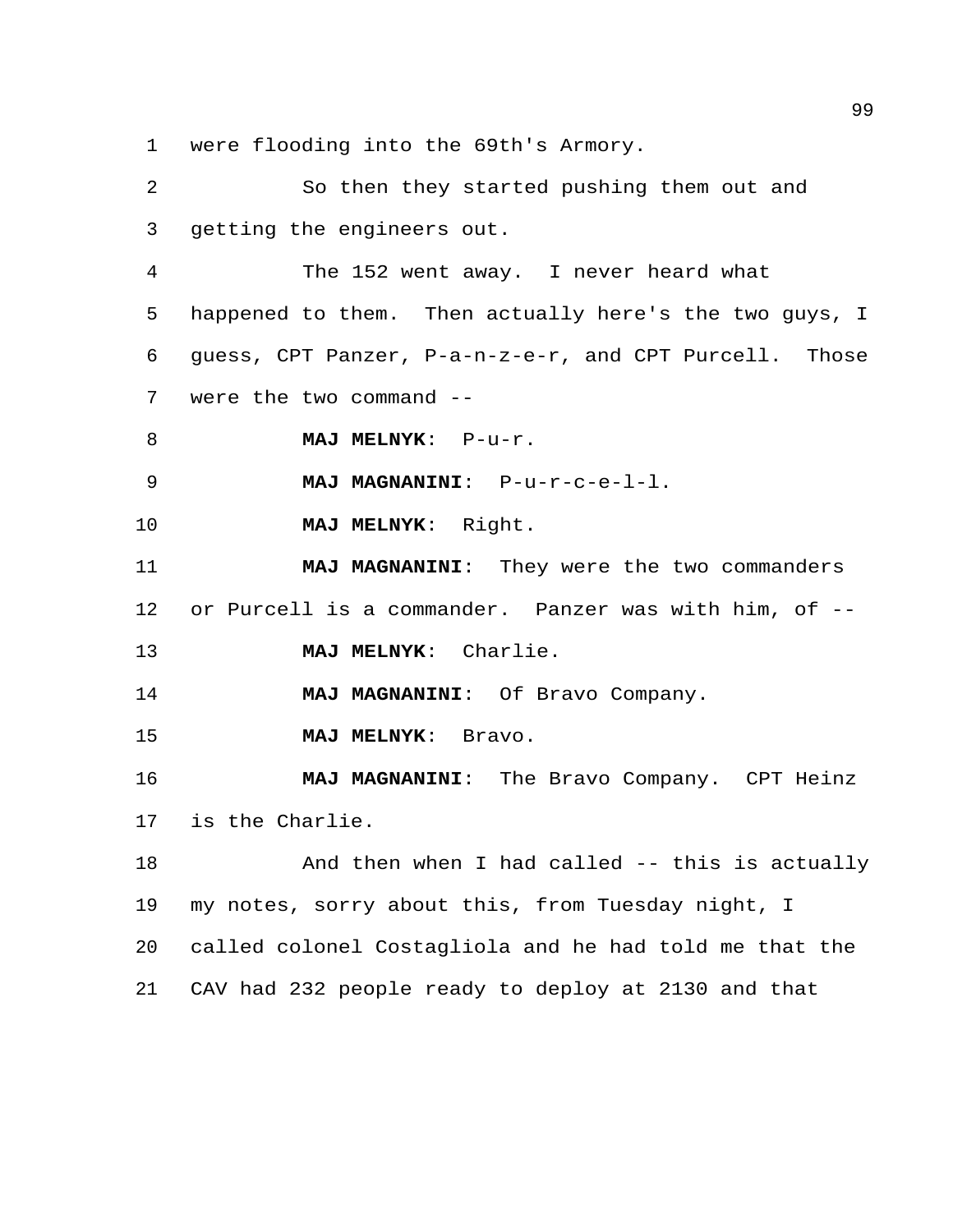were flooding into the 69th's Armory.

So then they started pushing them out and getting the engineers out.

The 152 went away. I never heard what happened to them. Then actually here's the two guys, I guess, CPT Panzer, P-a-n-z-e-r, and CPT Purcell. Those were the two command --

**MAJ MELNYK**: P-u-r.

**MAJ MAGNANINI**: P-u-r-c-e-l-l.

**MAJ MELNYK**: Right.

**MAJ MAGNANINI**: They were the two commanders or Purcell is a commander. Panzer was with him, of --

**MAJ MELNYK**: Charlie.

**MAJ MAGNANINI**: Of Bravo Company.

**MAJ MELNYK**: Bravo.

**MAJ MAGNANINI**: The Bravo Company. CPT Heinz is the Charlie.

And then when I had called -- this is actually my notes, sorry about this, from Tuesday night, I called colonel Costagliola and he had told me that the CAV had 232 people ready to deploy at 2130 and that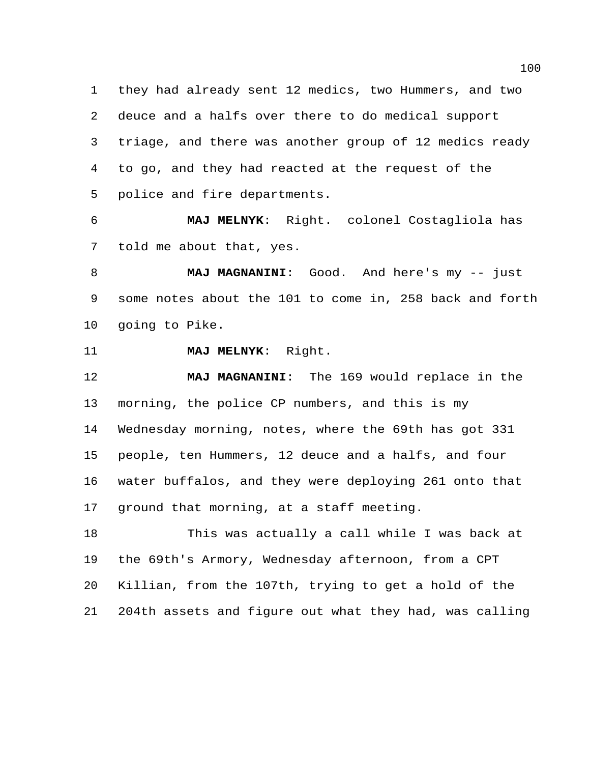they had already sent 12 medics, two Hummers, and two deuce and a halfs over there to do medical support triage, and there was another group of 12 medics ready to go, and they had reacted at the request of the police and fire departments.

**MAJ MELNYK**: Right. colonel Costagliola has told me about that, yes.

**MAJ MAGNANINI**: Good. And here's my -- just some notes about the 101 to come in, 258 back and forth going to Pike.

**MAJ MELNYK**: Right.

**MAJ MAGNANINI**: The 169 would replace in the morning, the police CP numbers, and this is my Wednesday morning, notes, where the 69th has got 331 people, ten Hummers, 12 deuce and a halfs, and four water buffalos, and they were deploying 261 onto that ground that morning, at a staff meeting.

This was actually a call while I was back at the 69th's Armory, Wednesday afternoon, from a CPT Killian, from the 107th, trying to get a hold of the 204th assets and figure out what they had, was calling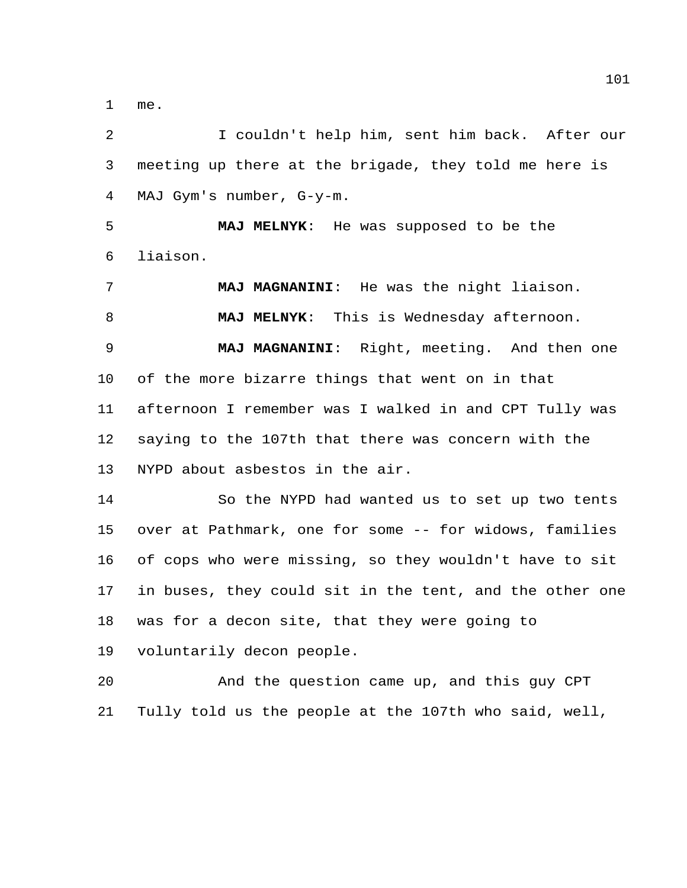me.

I couldn't help him, sent him back. After our meeting up there at the brigade, they told me here is MAJ Gym's number, G-y-m.

**MAJ MELNYK**: He was supposed to be the liaison.

**MAJ MAGNANINI**: He was the night liaison.

**MAJ MELNYK**: This is Wednesday afternoon.

**MAJ MAGNANINI**: Right, meeting. And then one of the more bizarre things that went on in that afternoon I remember was I walked in and CPT Tully was saying to the 107th that there was concern with the NYPD about asbestos in the air.

So the NYPD had wanted us to set up two tents over at Pathmark, one for some -- for widows, families of cops who were missing, so they wouldn't have to sit in buses, they could sit in the tent, and the other one was for a decon site, that they were going to voluntarily decon people.

And the question came up, and this guy CPT Tully told us the people at the 107th who said, well,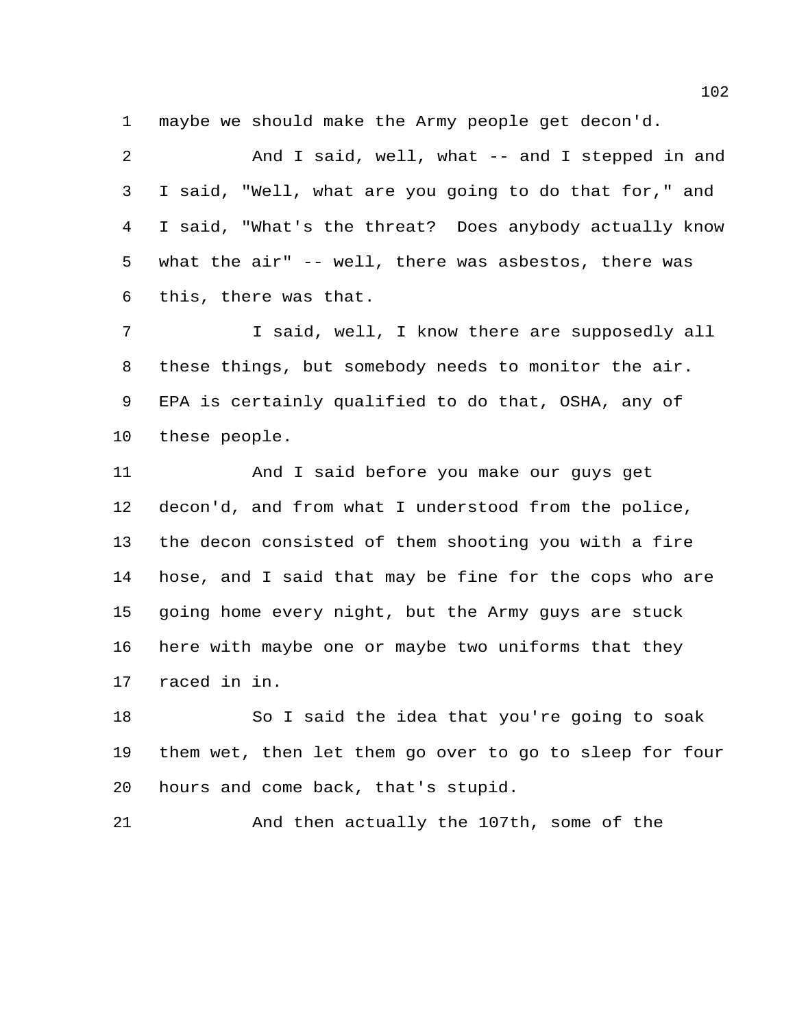maybe we should make the Army people get decon'd.

And I said, well, what -- and I stepped in and I said, "Well, what are you going to do that for," and I said, "What's the threat? Does anybody actually know what the air" -- well, there was asbestos, there was this, there was that.

I said, well, I know there are supposedly all these things, but somebody needs to monitor the air. EPA is certainly qualified to do that, OSHA, any of these people.

And I said before you make our guys get decon'd, and from what I understood from the police, the decon consisted of them shooting you with a fire hose, and I said that may be fine for the cops who are going home every night, but the Army guys are stuck here with maybe one or maybe two uniforms that they raced in in.

So I said the idea that you're going to soak them wet, then let them go over to go to sleep for four hours and come back, that's stupid.

And then actually the 107th, some of the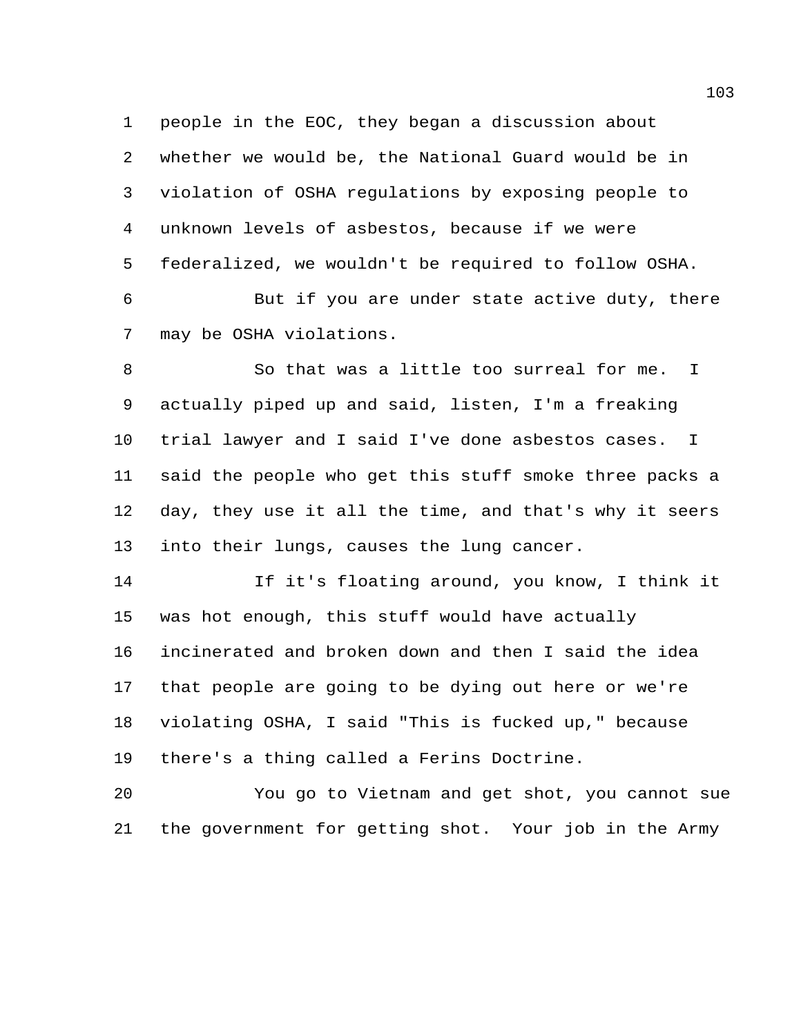people in the EOC, they began a discussion about whether we would be, the National Guard would be in violation of OSHA regulations by exposing people to unknown levels of asbestos, because if we were federalized, we wouldn't be required to follow OSHA.

But if you are under state active duty, there may be OSHA violations.

So that was a little too surreal for me. I actually piped up and said, listen, I'm a freaking trial lawyer and I said I've done asbestos cases. I said the people who get this stuff smoke three packs a day, they use it all the time, and that's why it seers into their lungs, causes the lung cancer.

If it's floating around, you know, I think it was hot enough, this stuff would have actually incinerated and broken down and then I said the idea that people are going to be dying out here or we're violating OSHA, I said "This is fucked up," because there's a thing called a Ferins Doctrine.

You go to Vietnam and get shot, you cannot sue the government for getting shot. Your job in the Army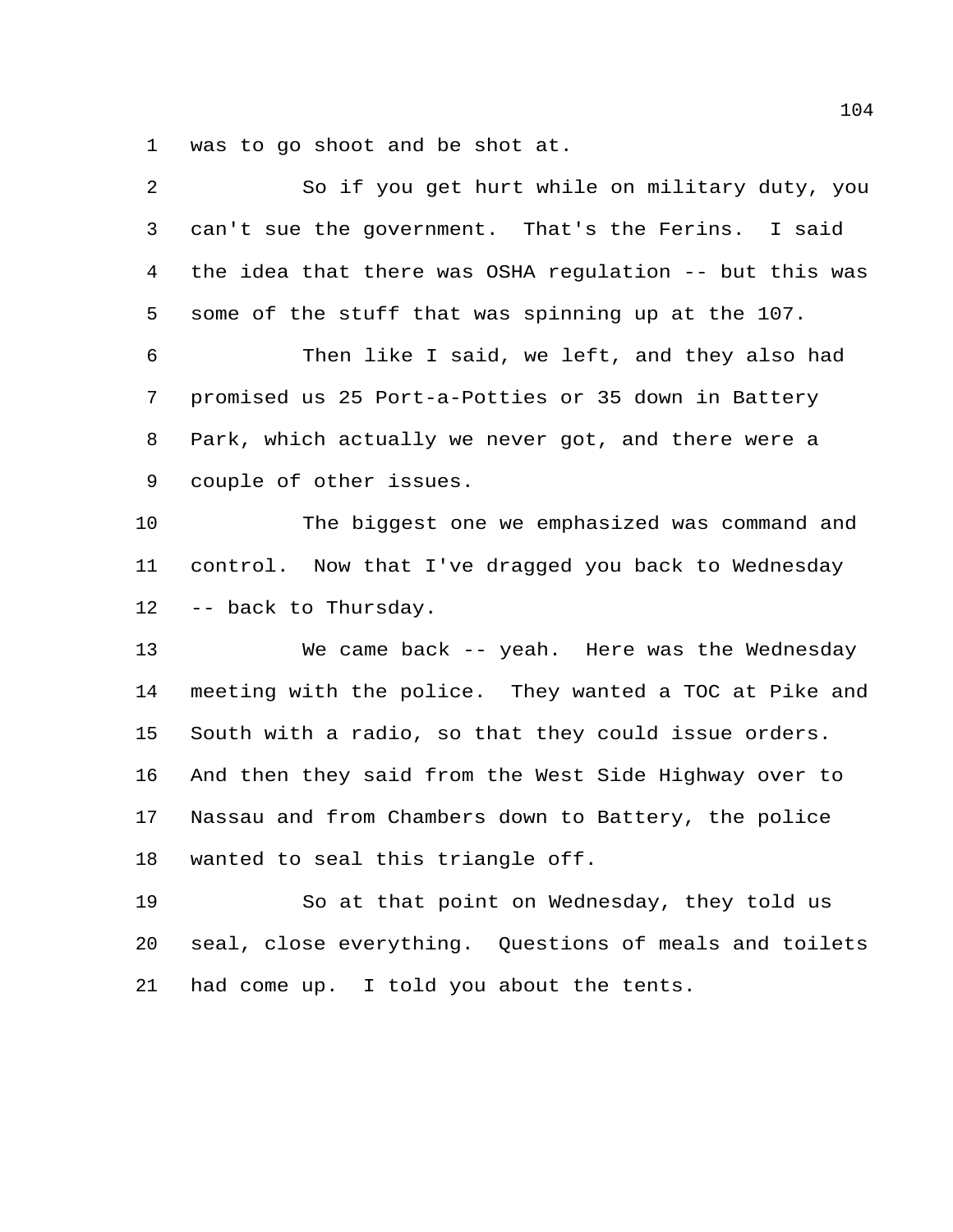was to go shoot and be shot at.

So if you get hurt while on military duty, you can't sue the government. That's the Ferins. I said the idea that there was OSHA regulation -- but this was some of the stuff that was spinning up at the 107.

Then like I said, we left, and they also had promised us 25 Port-a-Potties or 35 down in Battery Park, which actually we never got, and there were a couple of other issues.

The biggest one we emphasized was command and control. Now that I've dragged you back to Wednesday -- back to Thursday.

We came back -- yeah. Here was the Wednesday meeting with the police. They wanted a TOC at Pike and South with a radio, so that they could issue orders. And then they said from the West Side Highway over to Nassau and from Chambers down to Battery, the police wanted to seal this triangle off.

So at that point on Wednesday, they told us seal, close everything. Questions of meals and toilets had come up. I told you about the tents.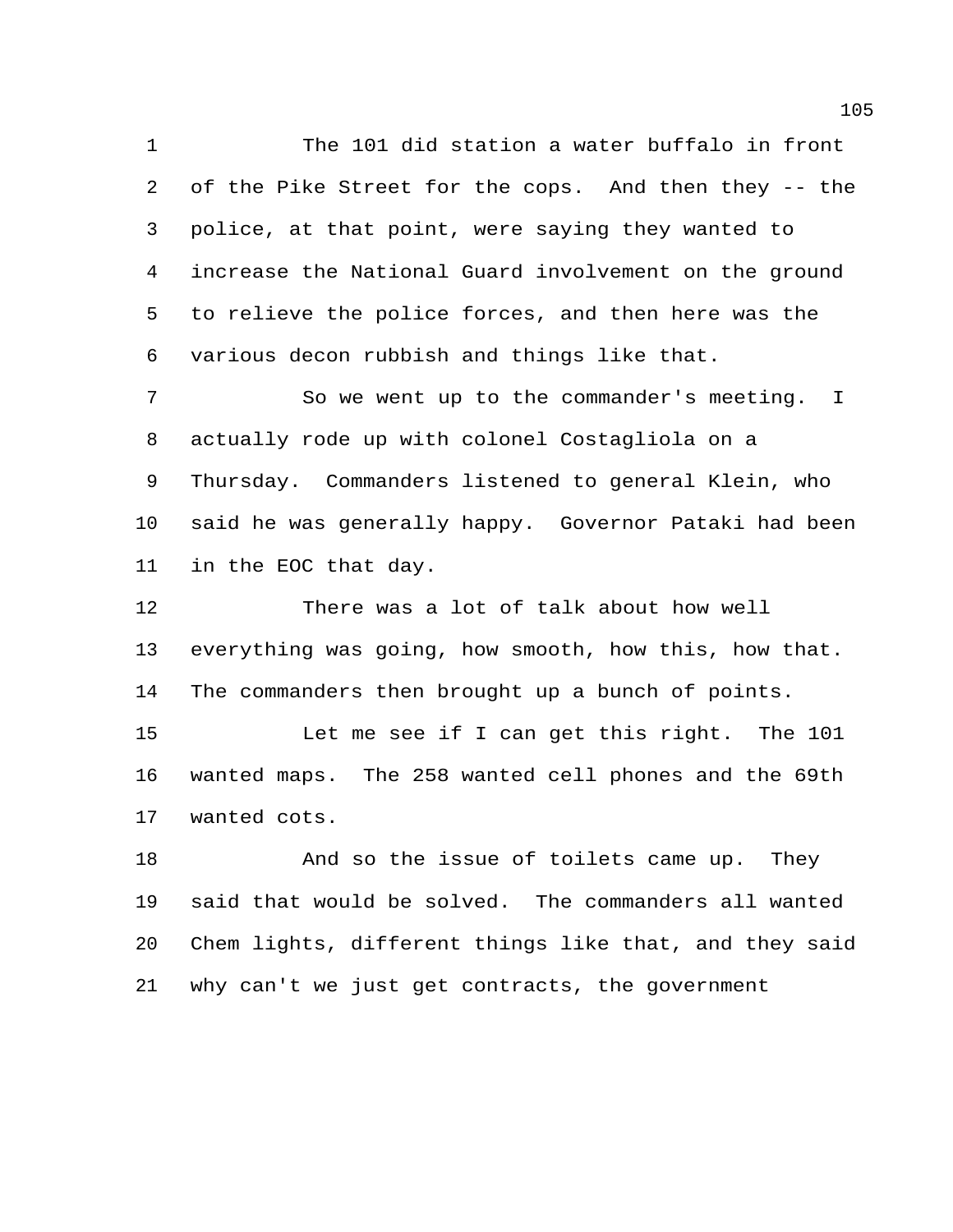The 101 did station a water buffalo in front of the Pike Street for the cops. And then they -- the police, at that point, were saying they wanted to increase the National Guard involvement on the ground to relieve the police forces, and then here was the various decon rubbish and things like that.

So we went up to the commander's meeting. I actually rode up with colonel Costagliola on a Thursday. Commanders listened to general Klein, who said he was generally happy. Governor Pataki had been in the EOC that day.

There was a lot of talk about how well everything was going, how smooth, how this, how that. The commanders then brought up a bunch of points.

Let me see if I can get this right. The 101 wanted maps. The 258 wanted cell phones and the 69th wanted cots.

And so the issue of toilets came up. They said that would be solved. The commanders all wanted Chem lights, different things like that, and they said why can't we just get contracts, the government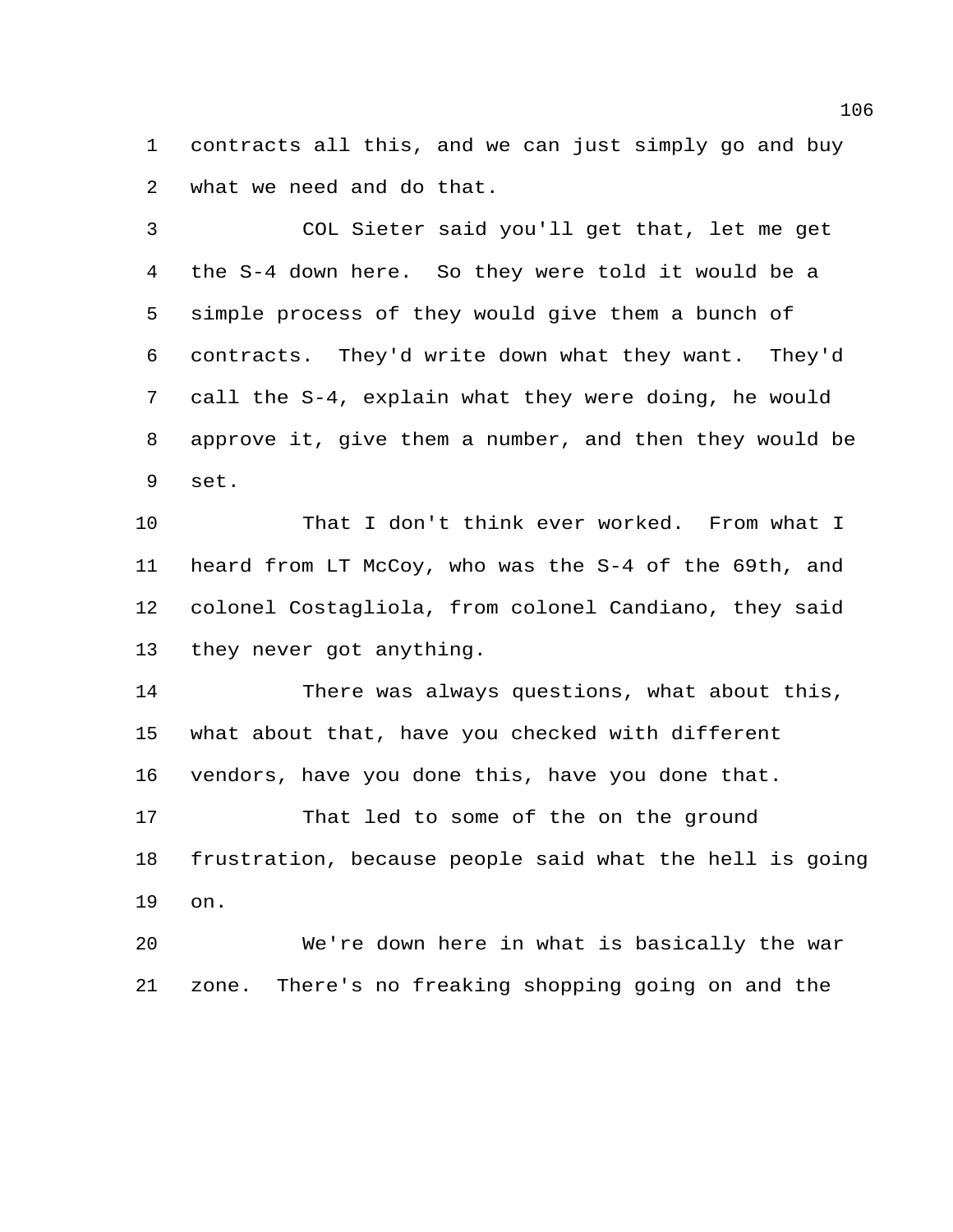contracts all this, and we can just simply go and buy what we need and do that.

COL Sieter said you'll get that, let me get the S-4 down here. So they were told it would be a simple process of they would give them a bunch of contracts. They'd write down what they want. They'd call the S-4, explain what they were doing, he would approve it, give them a number, and then they would be set.

That I don't think ever worked. From what I heard from LT McCoy, who was the S-4 of the 69th, and colonel Costagliola, from colonel Candiano, they said they never got anything.

There was always questions, what about this, what about that, have you checked with different vendors, have you done this, have you done that.

That led to some of the on the ground frustration, because people said what the hell is going on.

We're down here in what is basically the war zone. There's no freaking shopping going on and the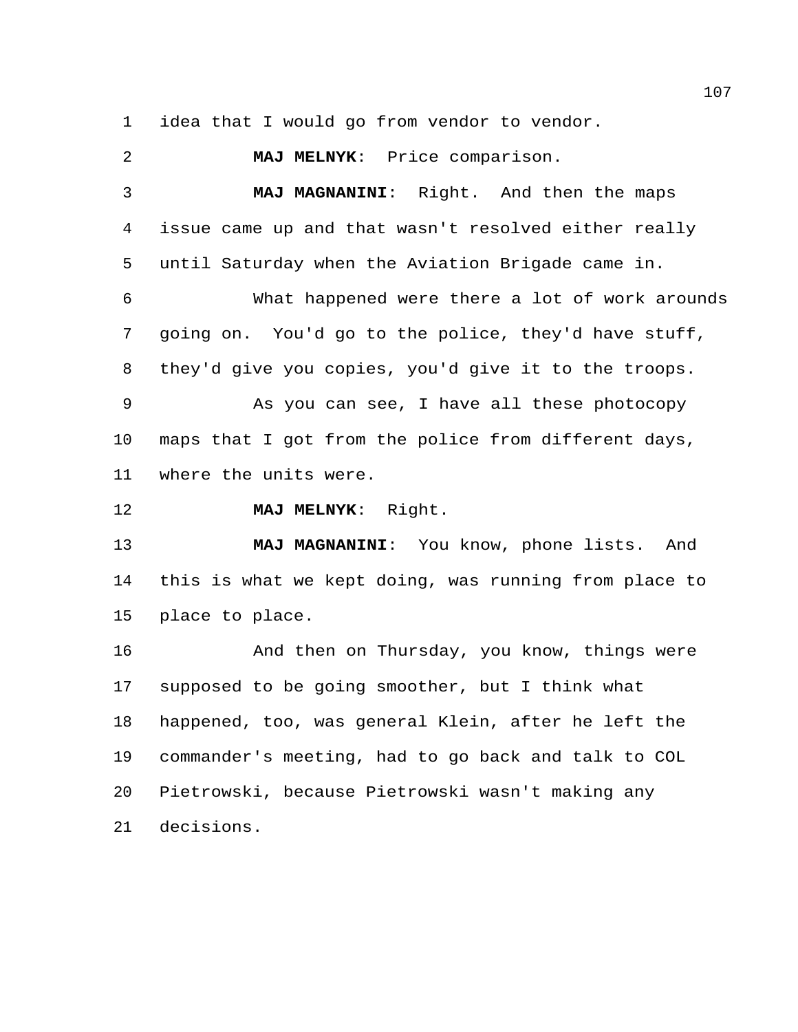idea that I would go from vendor to vendor.

**MAJ MELNYK**: Price comparison.

**MAJ MAGNANINI**: Right. And then the maps issue came up and that wasn't resolved either really until Saturday when the Aviation Brigade came in.

What happened were there a lot of work arounds going on. You'd go to the police, they'd have stuff, they'd give you copies, you'd give it to the troops.

As you can see, I have all these photocopy maps that I got from the police from different days, where the units were.

**MAJ MELNYK**: Right.

**MAJ MAGNANINI**: You know, phone lists. And this is what we kept doing, was running from place to place to place.

And then on Thursday, you know, things were supposed to be going smoother, but I think what happened, too, was general Klein, after he left the commander's meeting, had to go back and talk to COL Pietrowski, because Pietrowski wasn't making any decisions.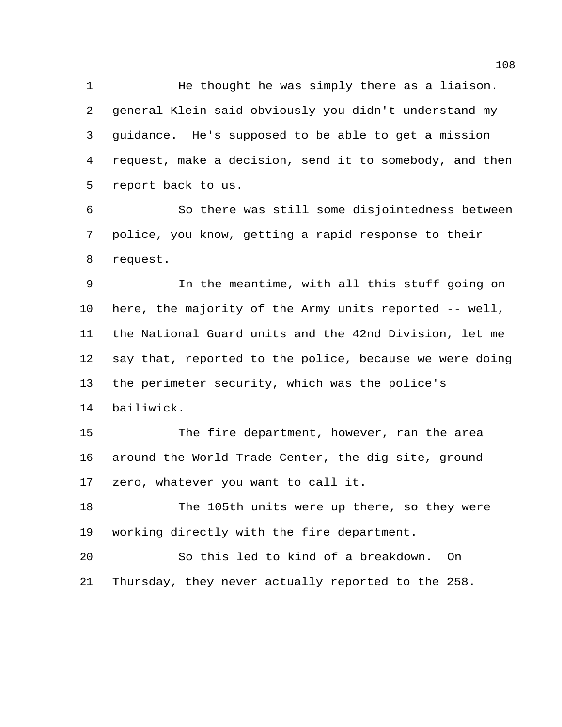He thought he was simply there as a liaison. general Klein said obviously you didn't understand my guidance. He's supposed to be able to get a mission request, make a decision, send it to somebody, and then report back to us.

So there was still some disjointedness between police, you know, getting a rapid response to their request.

In the meantime, with all this stuff going on here, the majority of the Army units reported -- well, the National Guard units and the 42nd Division, let me say that, reported to the police, because we were doing the perimeter security, which was the police's bailiwick.

The fire department, however, ran the area around the World Trade Center, the dig site, ground zero, whatever you want to call it.

The 105th units were up there, so they were working directly with the fire department.

So this led to kind of a breakdown. On Thursday, they never actually reported to the 258.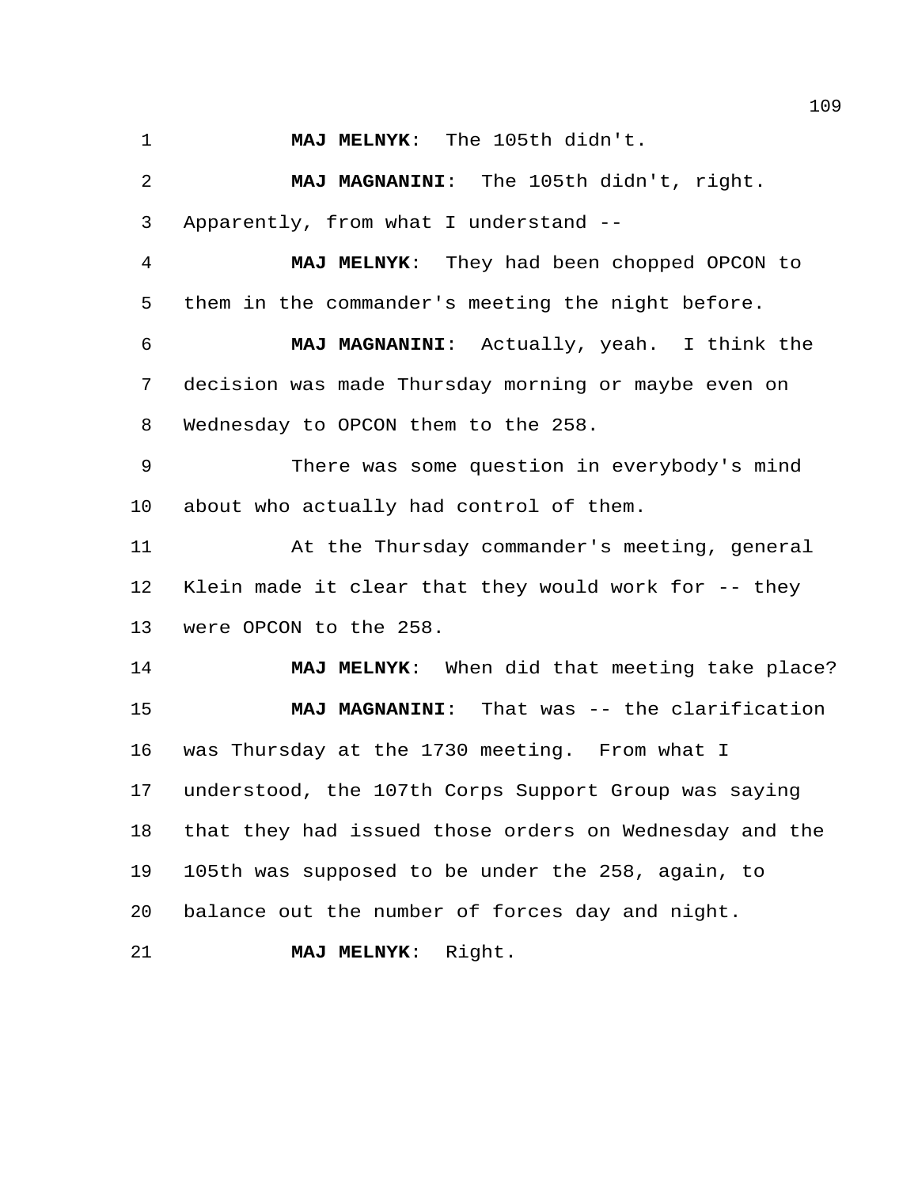**MAJ MELNYK**: The 105th didn't.

**MAJ MAGNANINI**: The 105th didn't, right. Apparently, from what I understand --

**MAJ MELNYK**: They had been chopped OPCON to them in the commander's meeting the night before.

**MAJ MAGNANINI**: Actually, yeah. I think the decision was made Thursday morning or maybe even on Wednesday to OPCON them to the 258.

There was some question in everybody's mind about who actually had control of them.

At the Thursday commander's meeting, general Klein made it clear that they would work for -- they were OPCON to the 258.

**MAJ MELNYK**: When did that meeting take place?

**MAJ MAGNANINI**: That was -- the clarification was Thursday at the 1730 meeting. From what I understood, the 107th Corps Support Group was saying that they had issued those orders on Wednesday and the 105th was supposed to be under the 258, again, to balance out the number of forces day and night.

**MAJ MELNYK**: Right.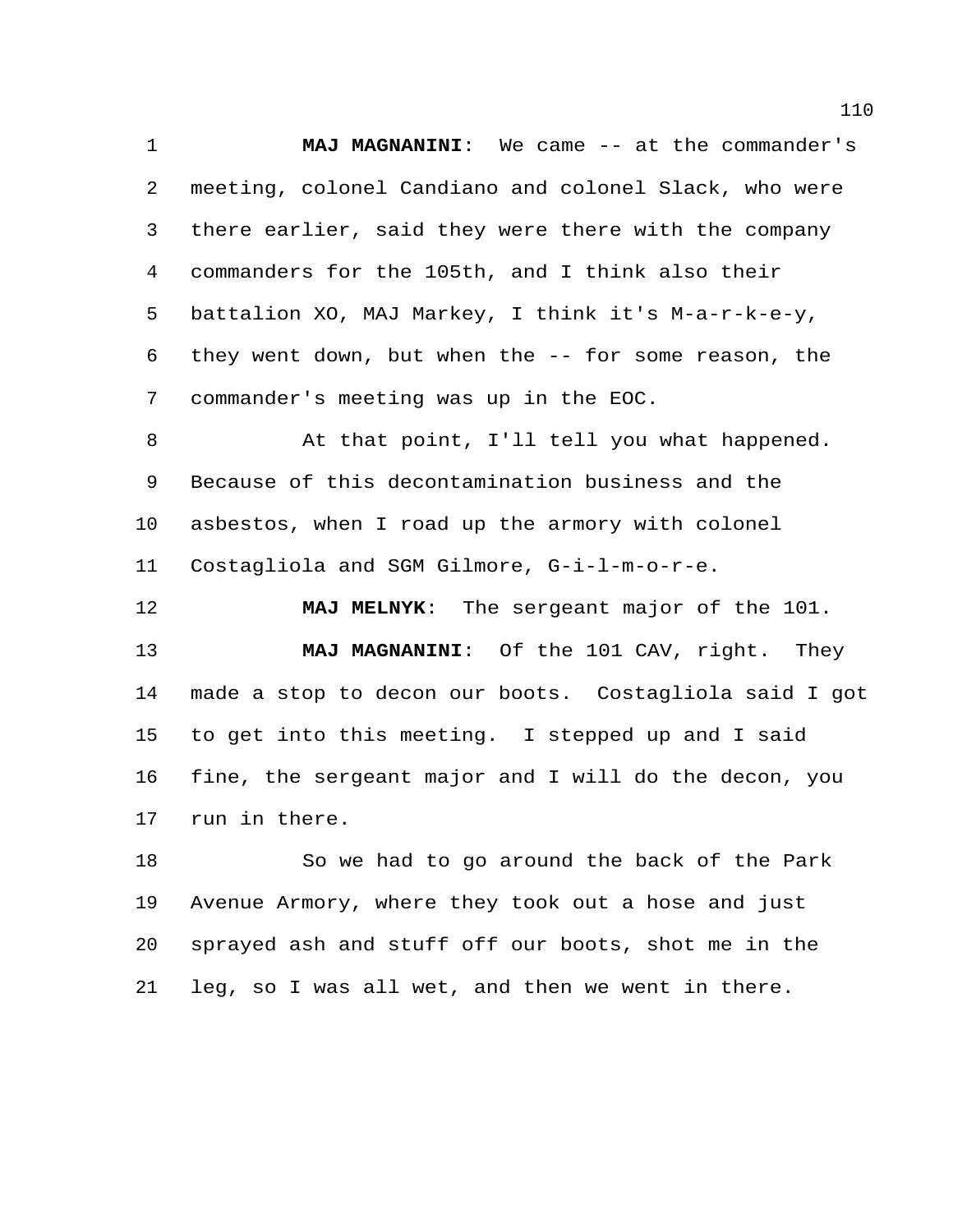**MAJ MAGNANINI**: We came -- at the commander's meeting, colonel Candiano and colonel Slack, who were there earlier, said they were there with the company commanders for the 105th, and I think also their battalion XO, MAJ Markey, I think it's M-a-r-k-e-y, they went down, but when the -- for some reason, the commander's meeting was up in the EOC.

At that point, I'll tell you what happened. Because of this decontamination business and the asbestos, when I road up the armory with colonel Costagliola and SGM Gilmore, G-i-l-m-o-r-e.

**MAJ MELNYK**: The sergeant major of the 101.

**MAJ MAGNANINI**: Of the 101 CAV, right. They made a stop to decon our boots. Costagliola said I got to get into this meeting. I stepped up and I said fine, the sergeant major and I will do the decon, you run in there.

So we had to go around the back of the Park Avenue Armory, where they took out a hose and just sprayed ash and stuff off our boots, shot me in the leg, so I was all wet, and then we went in there.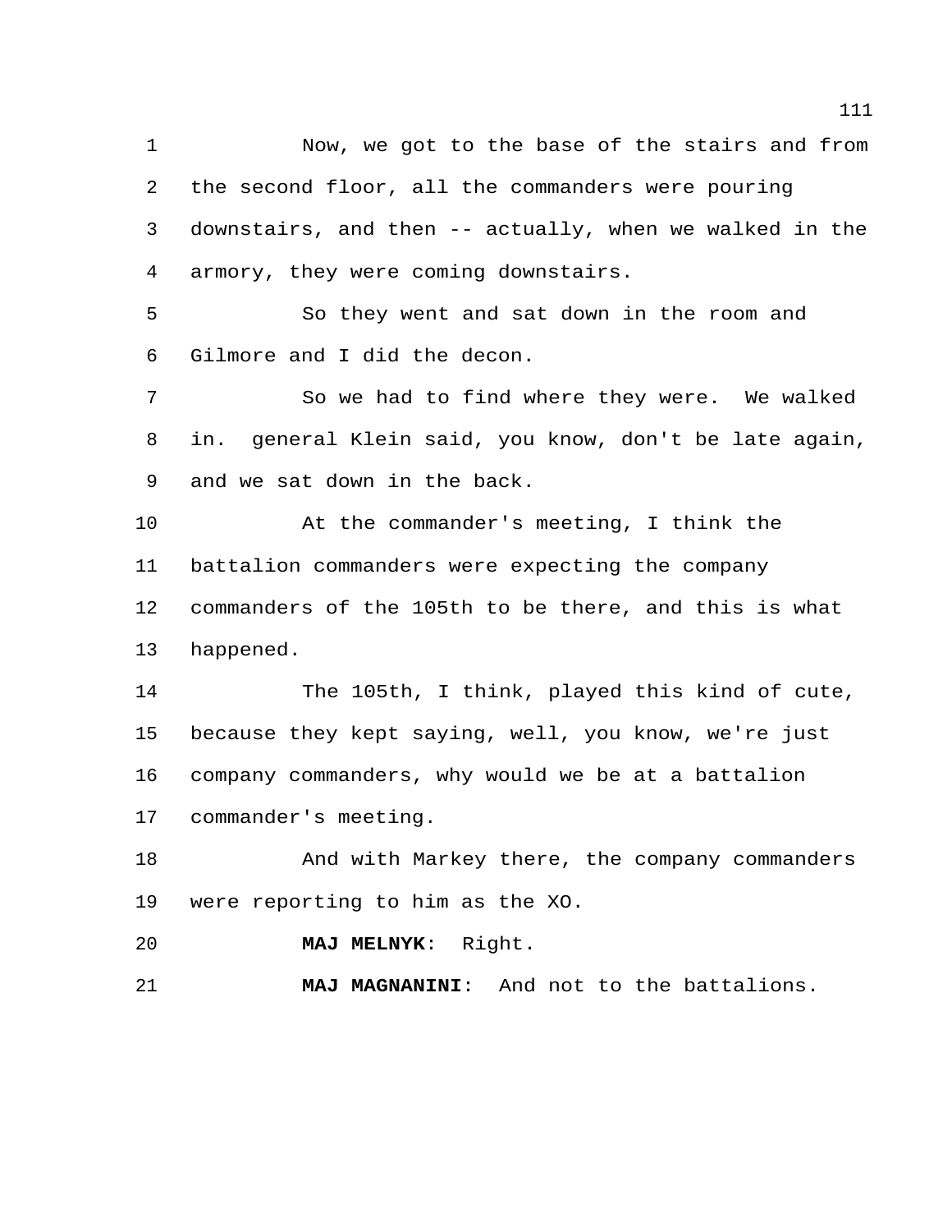Now, we got to the base of the stairs and from the second floor, all the commanders were pouring downstairs, and then -- actually, when we walked in the armory, they were coming downstairs.

So they went and sat down in the room and Gilmore and I did the decon.

So we had to find where they were. We walked in. general Klein said, you know, don't be late again, and we sat down in the back.

At the commander's meeting, I think the battalion commanders were expecting the company commanders of the 105th to be there, and this is what happened.

The 105th, I think, played this kind of cute, because they kept saying, well, you know, we're just company commanders, why would we be at a battalion commander's meeting.

And with Markey there, the company commanders were reporting to him as the XO.

**MAJ MELNYK**: Right.

**MAJ MAGNANINI**: And not to the battalions.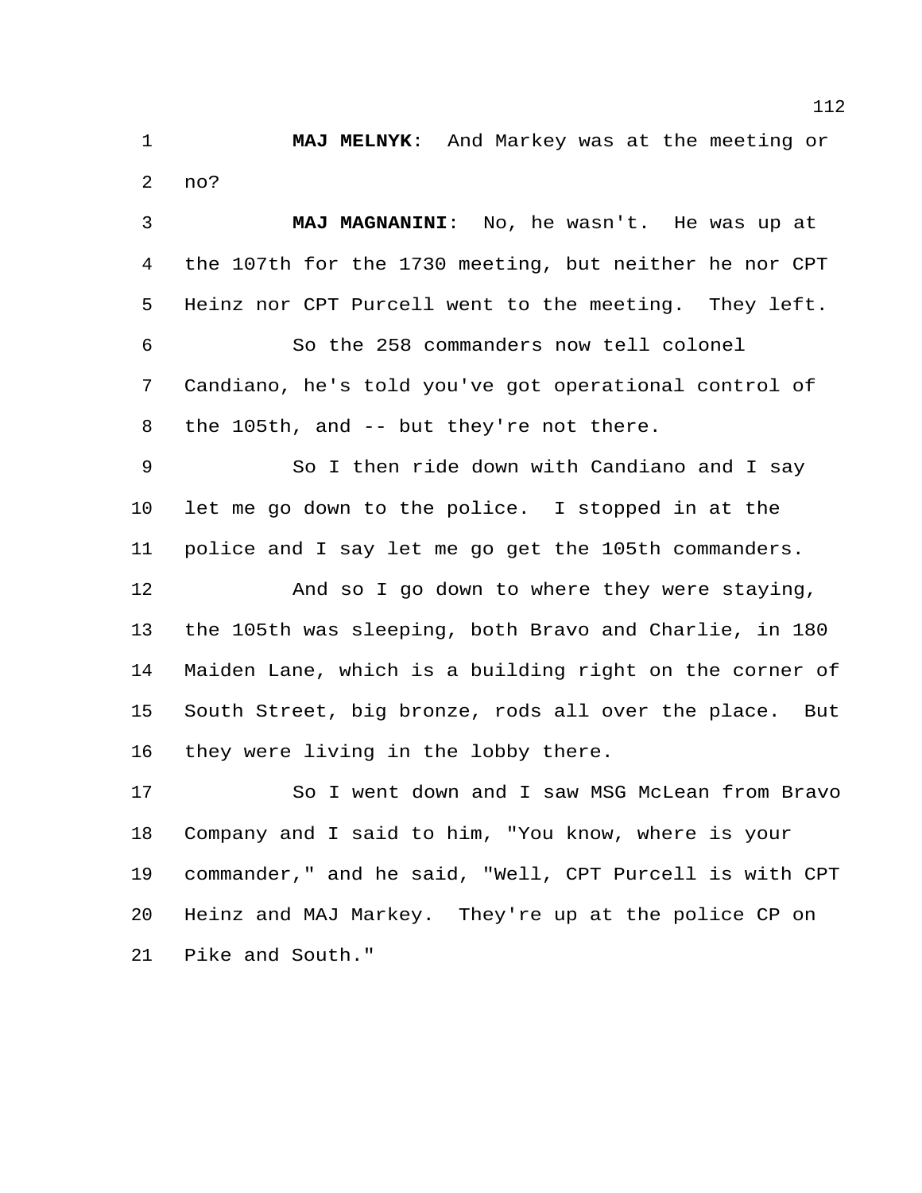**MAJ MELNYK**: And Markey was at the meeting or no?

**MAJ MAGNANINI**: No, he wasn't. He was up at the 107th for the 1730 meeting, but neither he nor CPT Heinz nor CPT Purcell went to the meeting. They left.

So the 258 commanders now tell colonel Candiano, he's told you've got operational control of the 105th, and -- but they're not there.

So I then ride down with Candiano and I say let me go down to the police. I stopped in at the police and I say let me go get the 105th commanders.

And so I go down to where they were staying, the 105th was sleeping, both Bravo and Charlie, in 180 Maiden Lane, which is a building right on the corner of South Street, big bronze, rods all over the place. But they were living in the lobby there.

So I went down and I saw MSG McLean from Bravo Company and I said to him, "You know, where is your commander," and he said, "Well, CPT Purcell is with CPT Heinz and MAJ Markey. They're up at the police CP on Pike and South."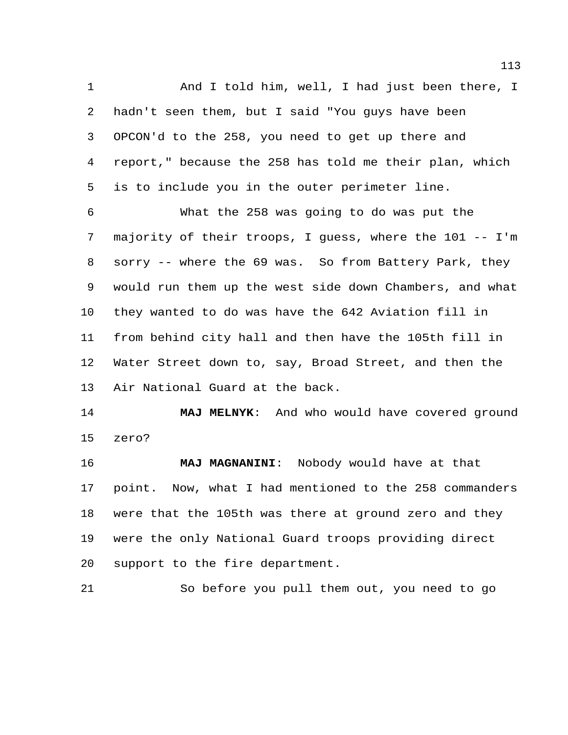And I told him, well, I had just been there, I hadn't seen them, but I said "You guys have been OPCON'd to the 258, you need to get up there and report," because the 258 has told me their plan, which is to include you in the outer perimeter line.

What the 258 was going to do was put the majority of their troops, I guess, where the 101 -- I'm sorry -- where the 69 was. So from Battery Park, they would run them up the west side down Chambers, and what they wanted to do was have the 642 Aviation fill in from behind city hall and then have the 105th fill in Water Street down to, say, Broad Street, and then the Air National Guard at the back.

**MAJ MELNYK**: And who would have covered ground zero?

**MAJ MAGNANINI**: Nobody would have at that point. Now, what I had mentioned to the 258 commanders were that the 105th was there at ground zero and they were the only National Guard troops providing direct support to the fire department.

So before you pull them out, you need to go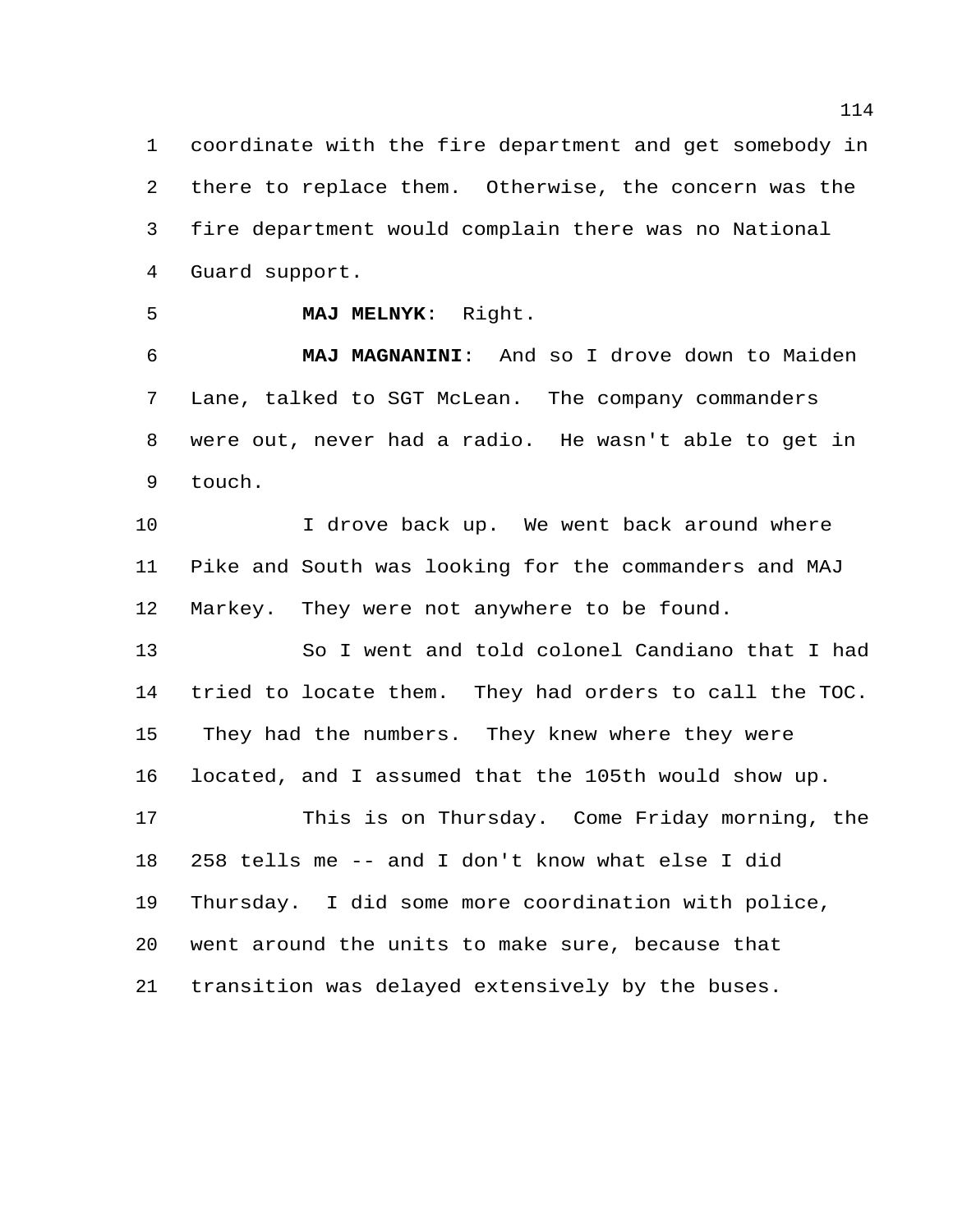coordinate with the fire department and get somebody in there to replace them. Otherwise, the concern was the fire department would complain there was no National Guard support.

**MAJ MELNYK**: Right.

**MAJ MAGNANINI**: And so I drove down to Maiden Lane, talked to SGT McLean. The company commanders were out, never had a radio. He wasn't able to get in touch.

I drove back up. We went back around where Pike and South was looking for the commanders and MAJ Markey. They were not anywhere to be found.

So I went and told colonel Candiano that I had tried to locate them. They had orders to call the TOC. They had the numbers. They knew where they were located, and I assumed that the 105th would show up.

This is on Thursday. Come Friday morning, the 258 tells me -- and I don't know what else I did Thursday. I did some more coordination with police, went around the units to make sure, because that transition was delayed extensively by the buses.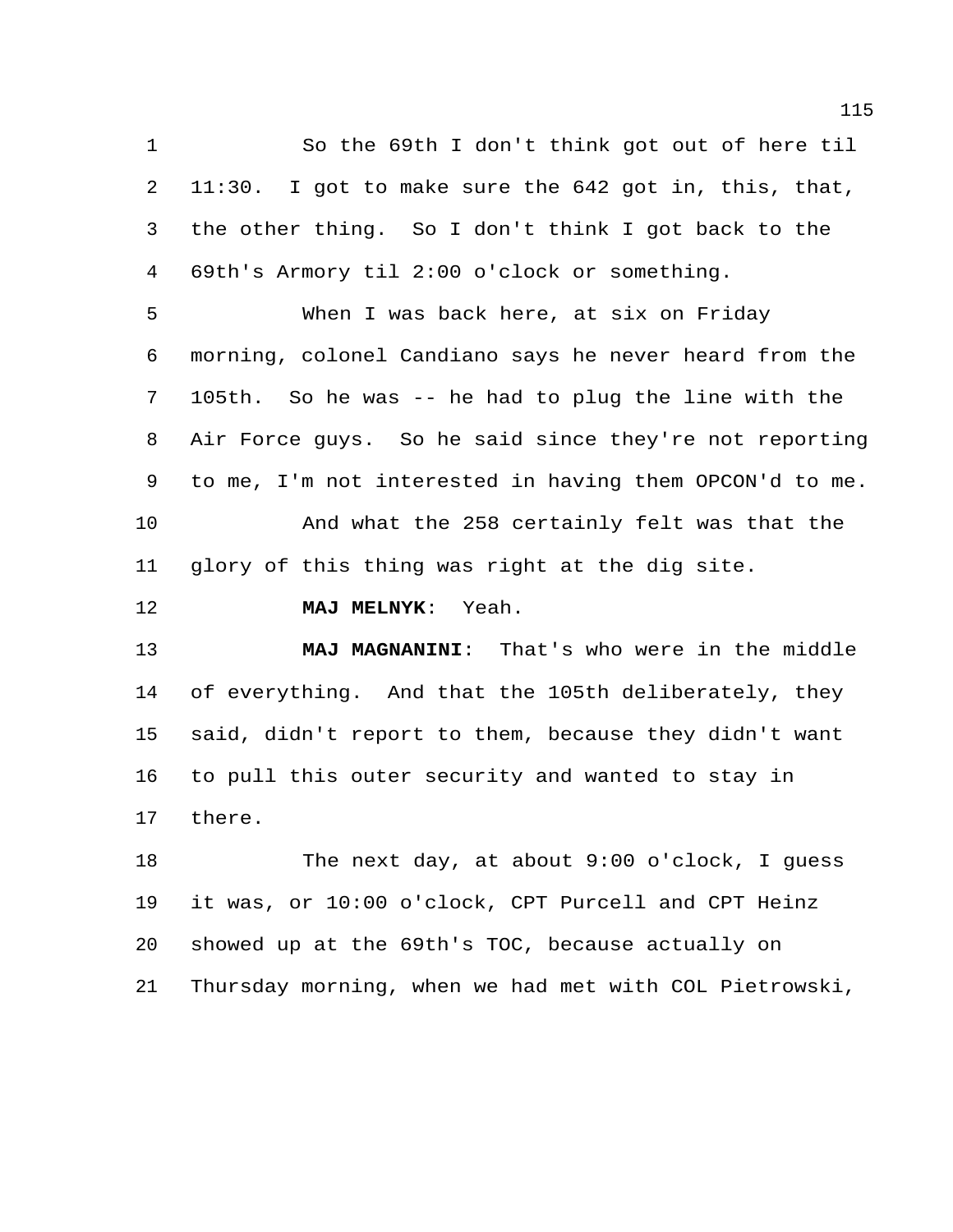So the 69th I don't think got out of here til 11:30. I got to make sure the 642 got in, this, that, the other thing. So I don't think I got back to the 69th's Armory til 2:00 o'clock or something.

When I was back here, at six on Friday morning, colonel Candiano says he never heard from the 105th. So he was -- he had to plug the line with the Air Force guys. So he said since they're not reporting to me, I'm not interested in having them OPCON'd to me.

And what the 258 certainly felt was that the glory of this thing was right at the dig site.

**MAJ MELNYK**: Yeah.

**MAJ MAGNANINI**: That's who were in the middle of everything. And that the 105th deliberately, they said, didn't report to them, because they didn't want to pull this outer security and wanted to stay in there.

The next day, at about 9:00 o'clock, I guess it was, or 10:00 o'clock, CPT Purcell and CPT Heinz showed up at the 69th's TOC, because actually on Thursday morning, when we had met with COL Pietrowski,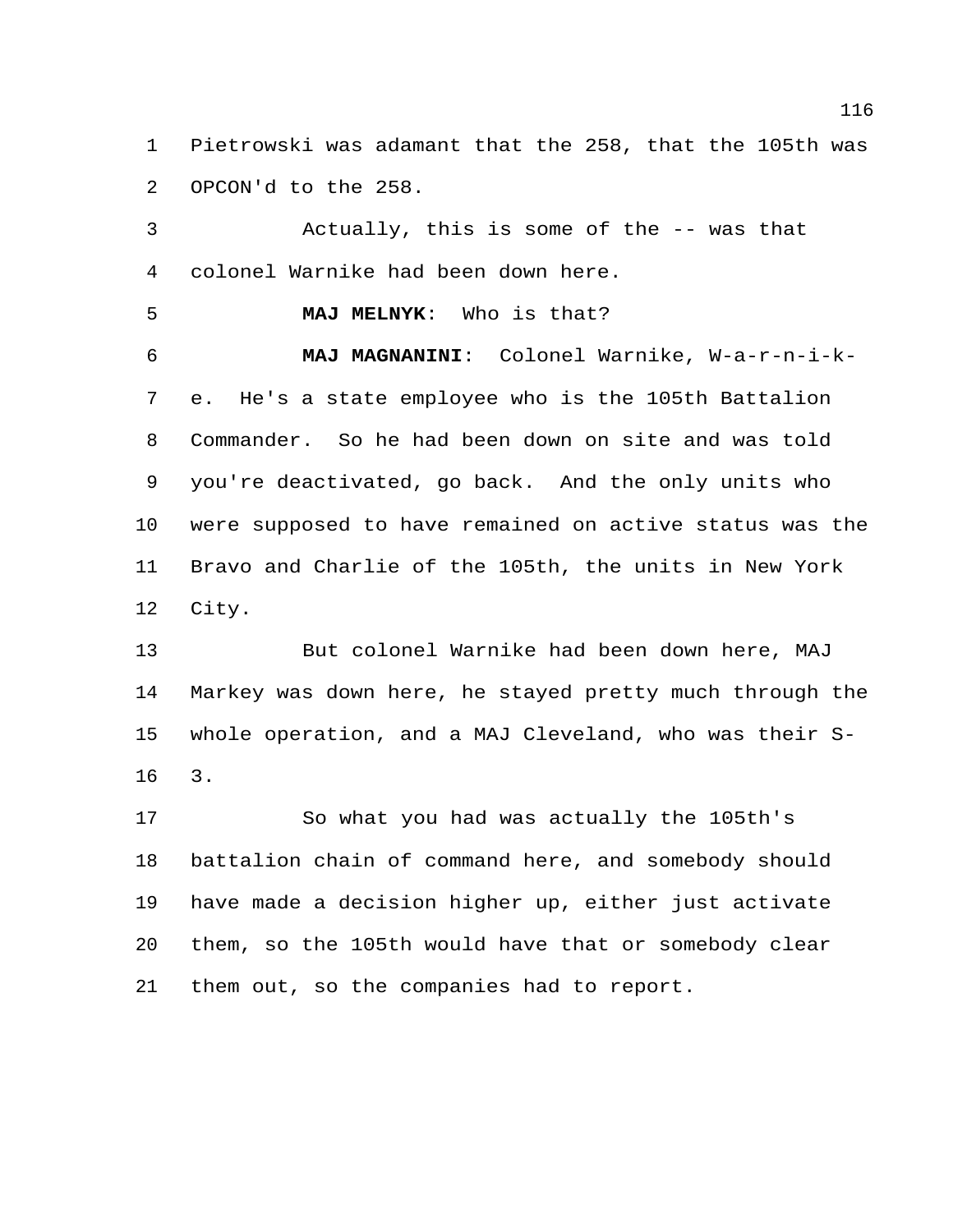Pietrowski was adamant that the 258, that the 105th was OPCON'd to the 258.

Actually, this is some of the -- was that colonel Warnike had been down here.

**MAJ MELNYK**: Who is that?

**MAJ MAGNANINI**: Colonel Warnike, W-a-r-n-i-k-e. He's a state employee who is the 105th Battalion Commander. So he had been down on site and was told you're deactivated, go back. And the only units who were supposed to have remained on active status was the Bravo and Charlie of the 105th, the units in New York City.

But colonel Warnike had been down here, MAJ Markey was down here, he stayed pretty much through the whole operation, and a MAJ Cleveland, who was their S-3.

So what you had was actually the 105th's battalion chain of command here, and somebody should have made a decision higher up, either just activate them, so the 105th would have that or somebody clear them out, so the companies had to report.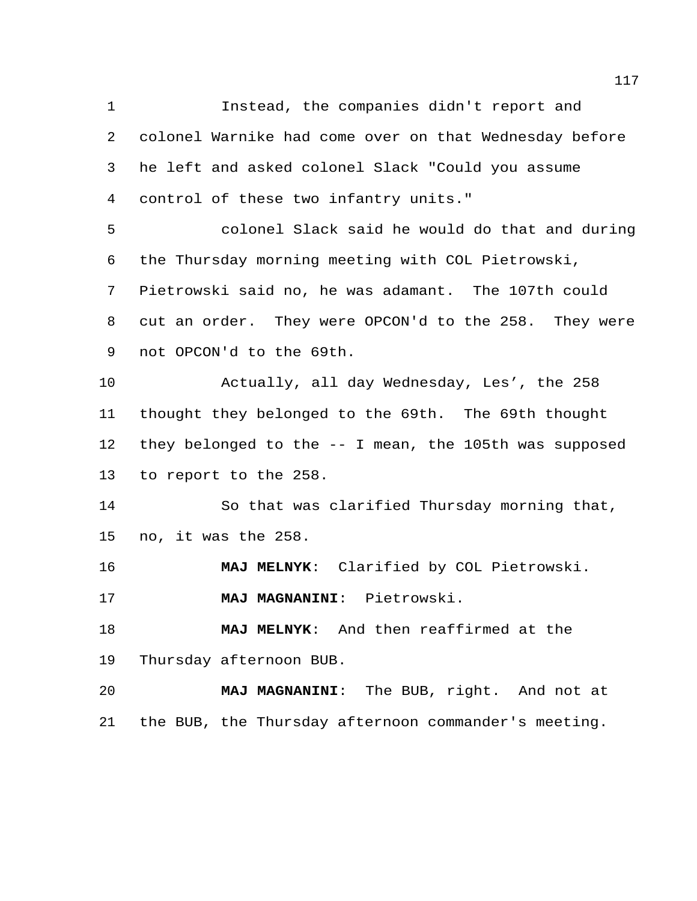Instead, the companies didn't report and colonel Warnike had come over on that Wednesday before he left and asked colonel Slack "Could you assume control of these two infantry units."

colonel Slack said he would do that and during the Thursday morning meeting with COL Pietrowski, Pietrowski said no, he was adamant. The 107th could cut an order. They were OPCON'd to the 258. They were not OPCON'd to the 69th.

Actually, all day Wednesday, Les', the 258 thought they belonged to the 69th. The 69th thought they belonged to the -- I mean, the 105th was supposed to report to the 258.

So that was clarified Thursday morning that, no, it was the 258.

**MAJ MELNYK**: Clarified by COL Pietrowski.

**MAJ MAGNANINI**: Pietrowski.

**MAJ MELNYK**: And then reaffirmed at the Thursday afternoon BUB.

**MAJ MAGNANINI**: The BUB, right. And not at the BUB, the Thursday afternoon commander's meeting.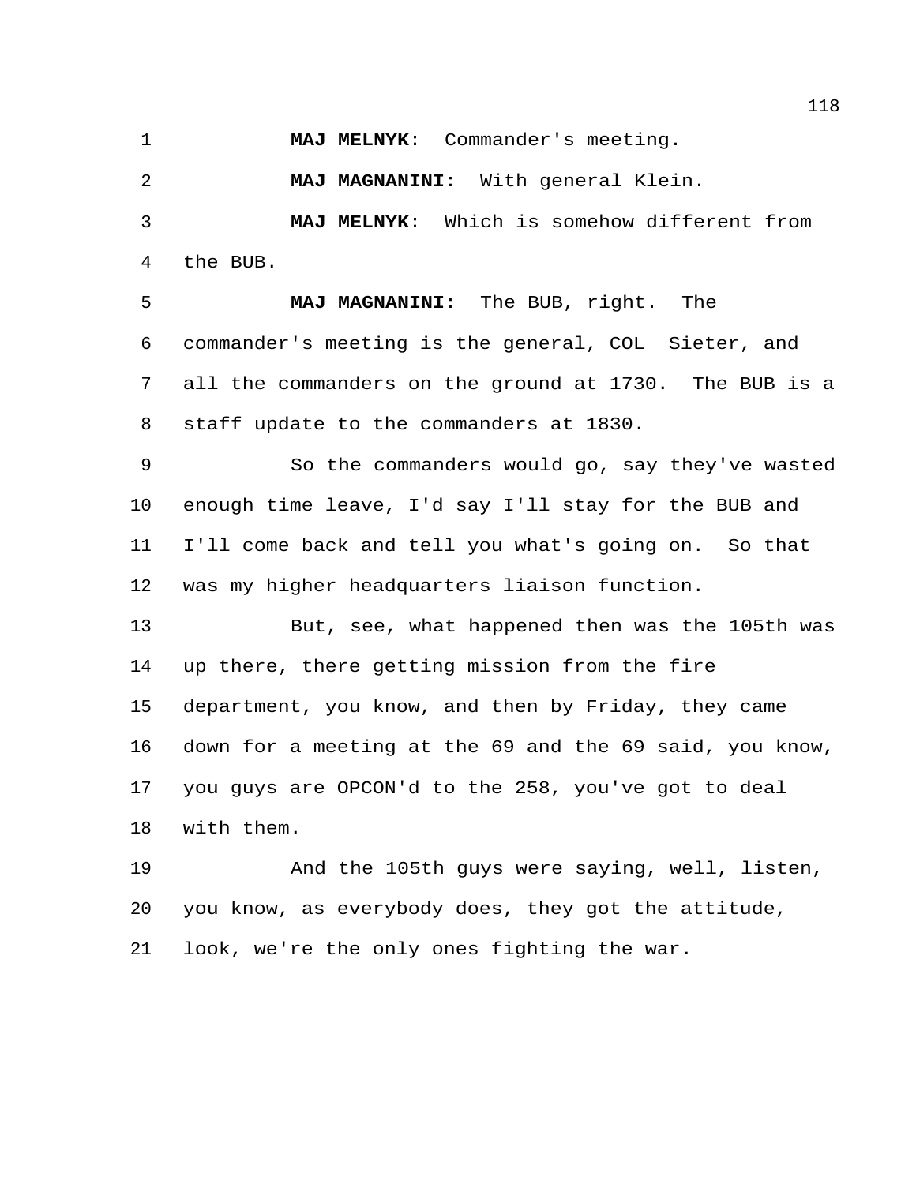**MAJ MELNYK**: Commander's meeting.

**MAJ MAGNANINI**: With general Klein.

**MAJ MELNYK**: Which is somehow different from the BUB.

**MAJ MAGNANINI**: The BUB, right. The commander's meeting is the general, COL Sieter, and all the commanders on the ground at 1730. The BUB is a staff update to the commanders at 1830.

So the commanders would go, say they've wasted enough time leave, I'd say I'll stay for the BUB and I'll come back and tell you what's going on. So that was my higher headquarters liaison function.

But, see, what happened then was the 105th was up there, there getting mission from the fire department, you know, and then by Friday, they came down for a meeting at the 69 and the 69 said, you know, you guys are OPCON'd to the 258, you've got to deal with them.

And the 105th guys were saying, well, listen, you know, as everybody does, they got the attitude, look, we're the only ones fighting the war.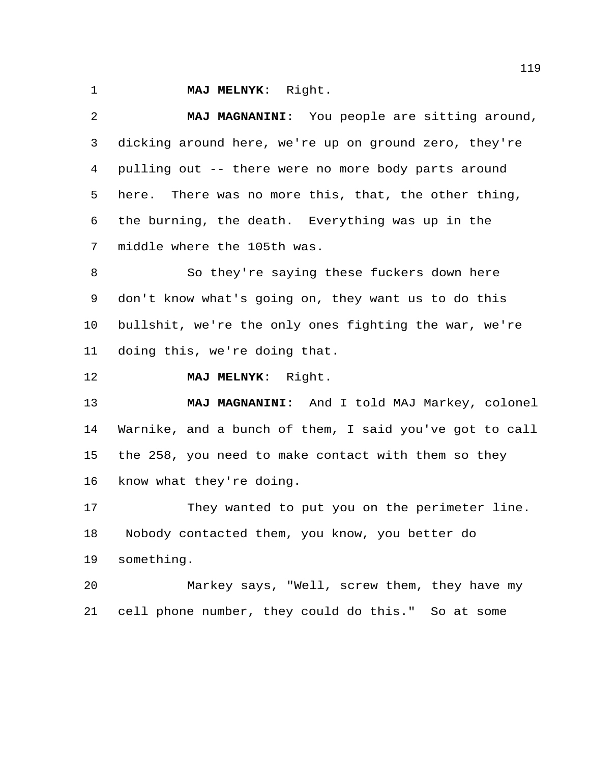**MAJ MELNYK**: Right.

**MAJ MAGNANINI**: You people are sitting around, dicking around here, we're up on ground zero, they're pulling out -- there were no more body parts around here. There was no more this, that, the other thing, the burning, the death. Everything was up in the middle where the 105th was.

So they're saying these fuckers down here don't know what's going on, they want us to do this bullshit, we're the only ones fighting the war, we're doing this, we're doing that.

**MAJ MELNYK**: Right.

**MAJ MAGNANINI**: And I told MAJ Markey, colonel Warnike, and a bunch of them, I said you've got to call the 258, you need to make contact with them so they know what they're doing.

They wanted to put you on the perimeter line. Nobody contacted them, you know, you better do something.

Markey says, "Well, screw them, they have my cell phone number, they could do this." So at some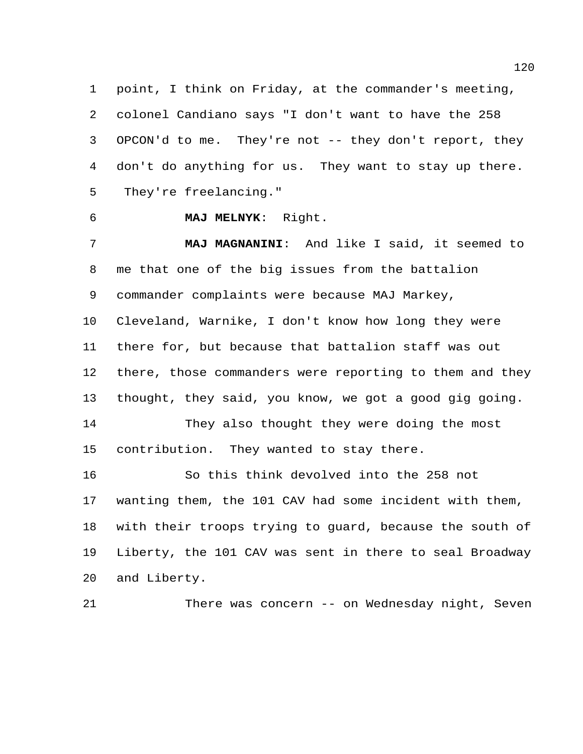point, I think on Friday, at the commander's meeting, colonel Candiano says "I don't want to have the 258 OPCON'd to me. They're not -- they don't report, they don't do anything for us. They want to stay up there. They're freelancing."

**MAJ MELNYK**: Right.

**MAJ MAGNANINI**: And like I said, it seemed to me that one of the big issues from the battalion commander complaints were because MAJ Markey, Cleveland, Warnike, I don't know how long they were there for, but because that battalion staff was out there, those commanders were reporting to them and they thought, they said, you know, we got a good gig going.

They also thought they were doing the most contribution. They wanted to stay there.

So this think devolved into the 258 not wanting them, the 101 CAV had some incident with them, with their troops trying to guard, because the south of Liberty, the 101 CAV was sent in there to seal Broadway and Liberty.

There was concern -- on Wednesday night, Seven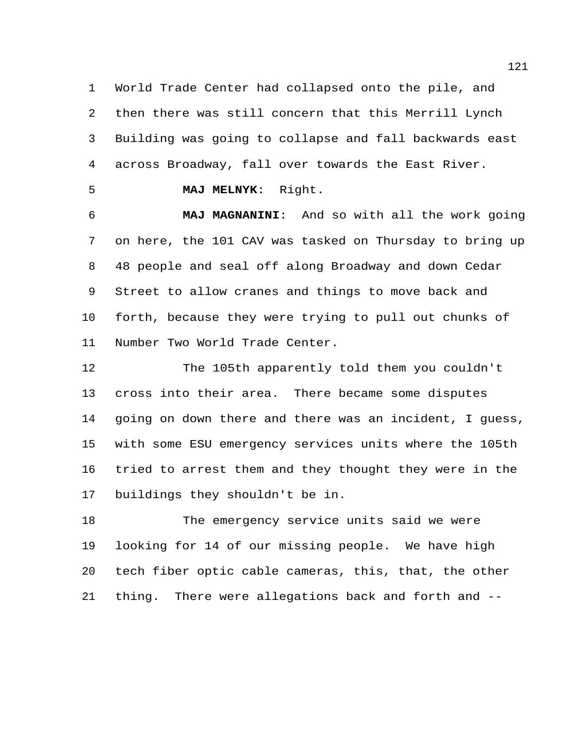World Trade Center had collapsed onto the pile, and then there was still concern that this Merrill Lynch Building was going to collapse and fall backwards east across Broadway, fall over towards the East River.

**MAJ MELNYK**: Right.

**MAJ MAGNANINI**: And so with all the work going on here, the 101 CAV was tasked on Thursday to bring up 48 people and seal off along Broadway and down Cedar Street to allow cranes and things to move back and forth, because they were trying to pull out chunks of Number Two World Trade Center.

The 105th apparently told them you couldn't cross into their area. There became some disputes going on down there and there was an incident, I guess, with some ESU emergency services units where the 105th tried to arrest them and they thought they were in the buildings they shouldn't be in.

The emergency service units said we were looking for 14 of our missing people. We have high tech fiber optic cable cameras, this, that, the other thing. There were allegations back and forth and --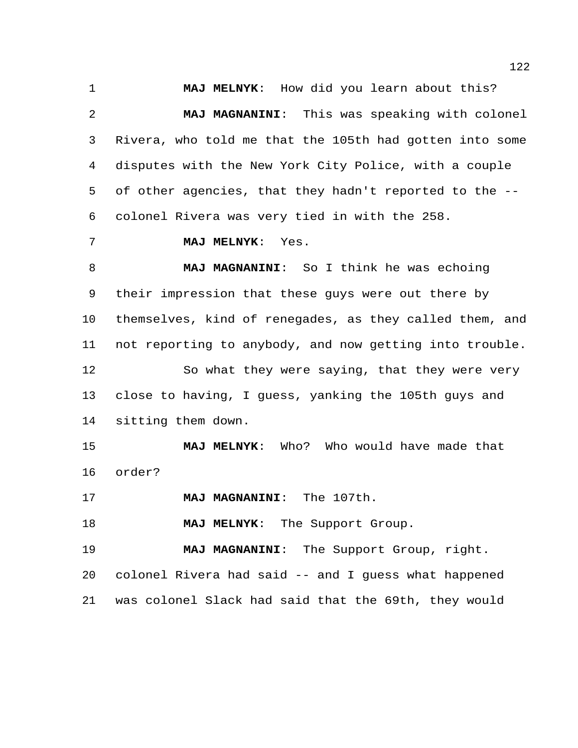**MAJ MELNYK**: How did you learn about this?

**MAJ MAGNANINI**: This was speaking with colonel Rivera, who told me that the 105th had gotten into some disputes with the New York City Police, with a couple of other agencies, that they hadn't reported to the -- colonel Rivera was very tied in with the 258.

**MAJ MELNYK**: Yes.

**MAJ MAGNANINI**: So I think he was echoing their impression that these guys were out there by themselves, kind of renegades, as they called them, and not reporting to anybody, and now getting into trouble.

So what they were saying, that they were very close to having, I guess, yanking the 105th guys and sitting them down.

**MAJ MELNYK**: Who? Who would have made that order?

**MAJ MAGNANINI**: The 107th.

**MAJ MELNYK**: The Support Group.

**MAJ MAGNANINI**: The Support Group, right. colonel Rivera had said -- and I guess what happened was colonel Slack had said that the 69th, they would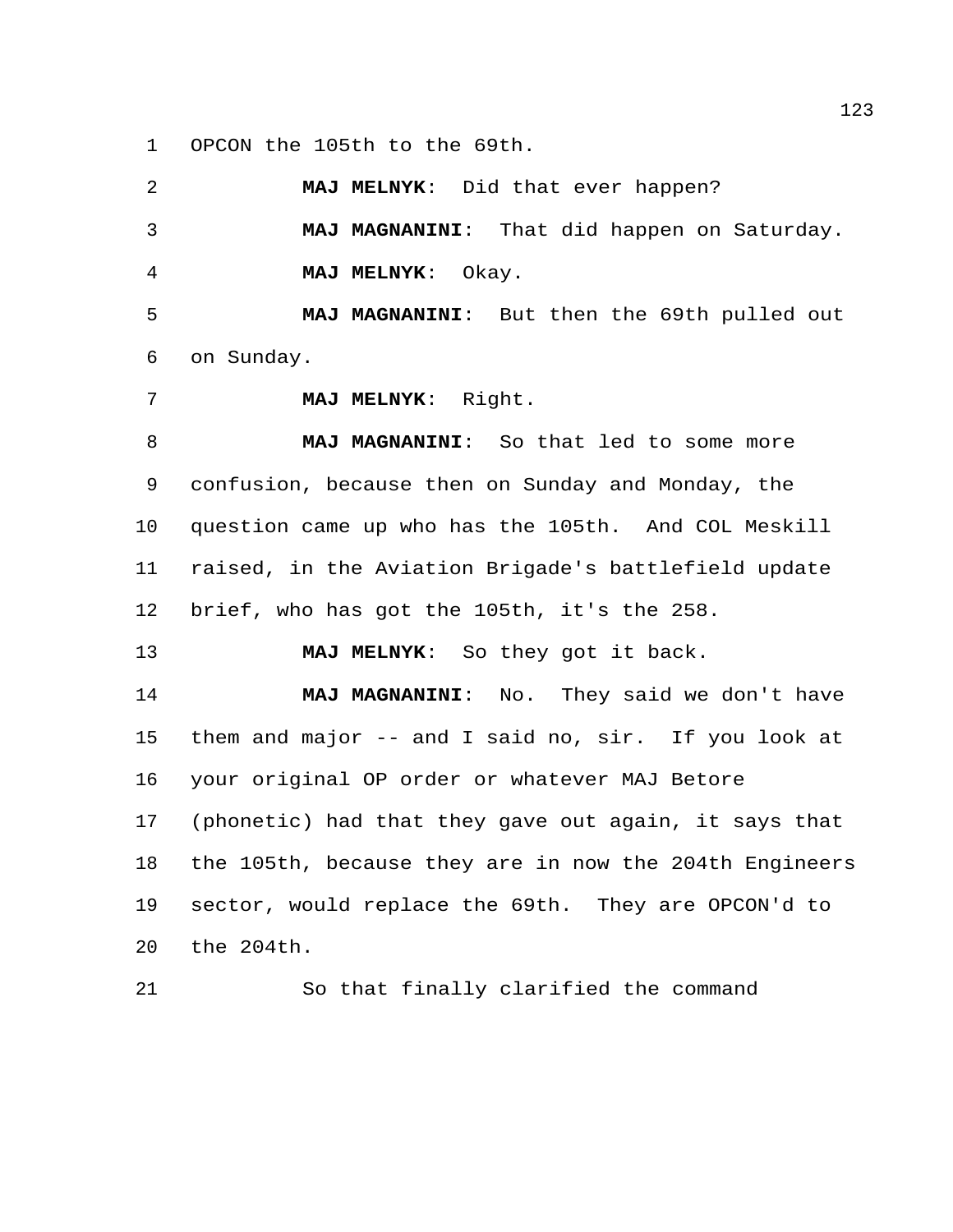OPCON the 105th to the 69th.

**MAJ MELNYK**: Did that ever happen?

**MAJ MAGNANINI**: That did happen on Saturday.

**MAJ MELNYK**: Okay.

**MAJ MAGNANINI**: But then the 69th pulled out on Sunday.

**MAJ MELNYK**: Right.

**MAJ MAGNANINI**: So that led to some more confusion, because then on Sunday and Monday, the question came up who has the 105th. And COL Meskill raised, in the Aviation Brigade's battlefield update brief, who has got the 105th, it's the 258.

**MAJ MELNYK**: So they got it back.

**MAJ MAGNANINI**: No. They said we don't have them and major -- and I said no, sir. If you look at your original OP order or whatever MAJ Betore (phonetic) had that they gave out again, it says that the 105th, because they are in now the 204th Engineers sector, would replace the 69th. They are OPCON'd to the 204th.

So that finally clarified the command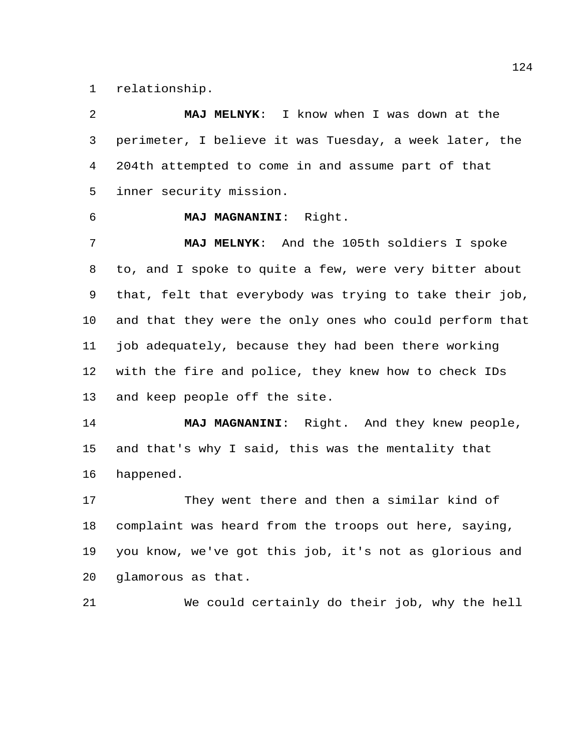relationship.

**MAJ MELNYK**: I know when I was down at the perimeter, I believe it was Tuesday, a week later, the 204th attempted to come in and assume part of that inner security mission.

**MAJ MAGNANINI**: Right.

**MAJ MELNYK**: And the 105th soldiers I spoke to, and I spoke to quite a few, were very bitter about that, felt that everybody was trying to take their job, and that they were the only ones who could perform that job adequately, because they had been there working with the fire and police, they knew how to check IDs and keep people off the site.

**MAJ MAGNANINI**: Right. And they knew people, and that's why I said, this was the mentality that happened.

They went there and then a similar kind of complaint was heard from the troops out here, saying, you know, we've got this job, it's not as glorious and glamorous as that.

We could certainly do their job, why the hell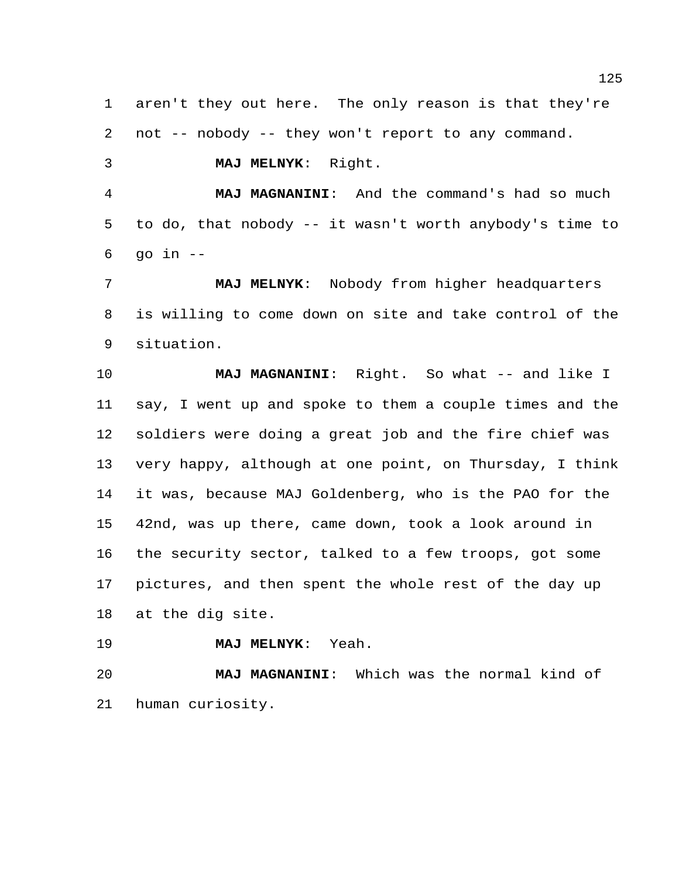aren't they out here. The only reason is that they're not -- nobody -- they won't report to any command.

**MAJ MELNYK**: Right.

**MAJ MAGNANINI**: And the command's had so much to do, that nobody -- it wasn't worth anybody's time to go in --

**MAJ MELNYK**: Nobody from higher headquarters is willing to come down on site and take control of the situation.

**MAJ MAGNANINI**: Right. So what -- and like I say, I went up and spoke to them a couple times and the soldiers were doing a great job and the fire chief was very happy, although at one point, on Thursday, I think it was, because MAJ Goldenberg, who is the PAO for the 42nd, was up there, came down, took a look around in the security sector, talked to a few troops, got some pictures, and then spent the whole rest of the day up at the dig site.

**MAJ MELNYK**: Yeah.

**MAJ MAGNANINI**: Which was the normal kind of human curiosity.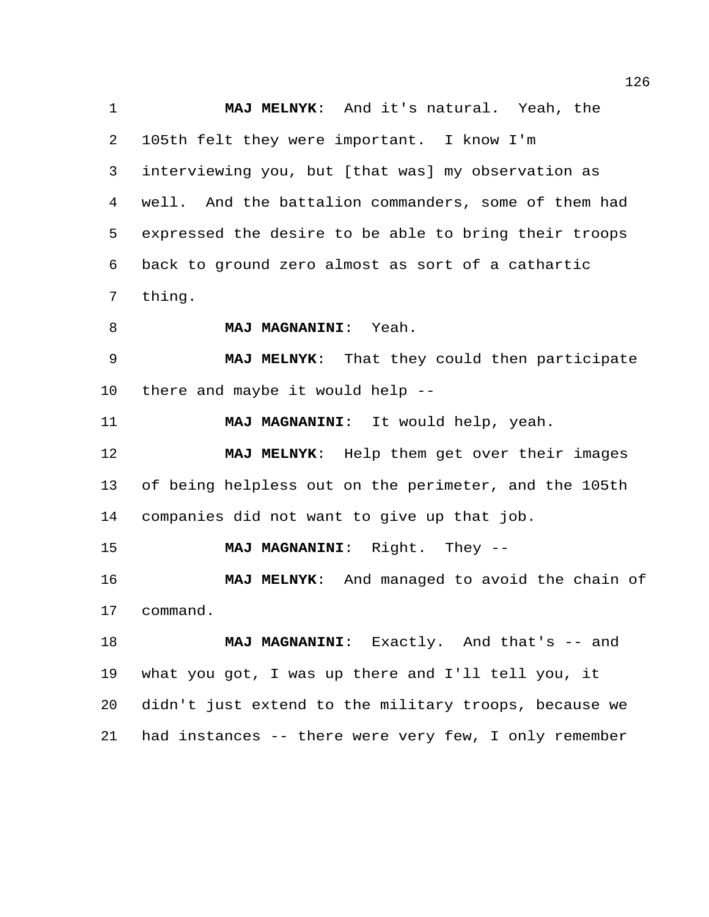**MAJ MELNYK**: And it's natural. Yeah, the 105th felt they were important. I know I'm interviewing you, but [that was] my observation as well. And the battalion commanders, some of them had expressed the desire to be able to bring their troops back to ground zero almost as sort of a cathartic thing.

**MAJ MAGNANINI**: Yeah.

**MAJ MELNYK**: That they could then participate there and maybe it would help --

**MAJ MAGNANINI**: It would help, yeah.

**MAJ MELNYK**: Help them get over their images of being helpless out on the perimeter, and the 105th companies did not want to give up that job.

**MAJ MAGNANINI**: Right. They --

**MAJ MELNYK**: And managed to avoid the chain of command.

**MAJ MAGNANINI**: Exactly. And that's -- and what you got, I was up there and I'll tell you, it didn't just extend to the military troops, because we had instances -- there were very few, I only remember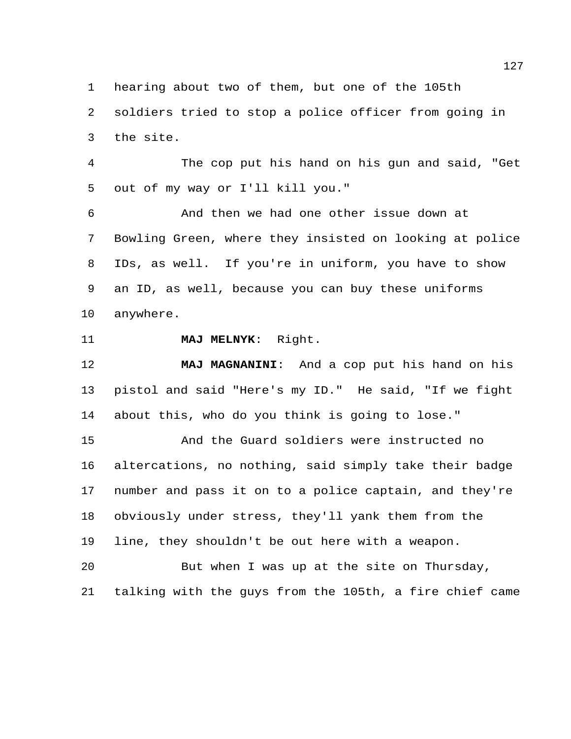hearing about two of them, but one of the 105th soldiers tried to stop a police officer from going in the site.

The cop put his hand on his gun and said, "Get out of my way or I'll kill you."

And then we had one other issue down at Bowling Green, where they insisted on looking at police IDs, as well. If you're in uniform, you have to show an ID, as well, because you can buy these uniforms anywhere.

**MAJ MELNYK**: Right.

**MAJ MAGNANINI**: And a cop put his hand on his pistol and said "Here's my ID." He said, "If we fight about this, who do you think is going to lose."

And the Guard soldiers were instructed no altercations, no nothing, said simply take their badge number and pass it on to a police captain, and they're obviously under stress, they'll yank them from the line, they shouldn't be out here with a weapon.

But when I was up at the site on Thursday, talking with the guys from the 105th, a fire chief came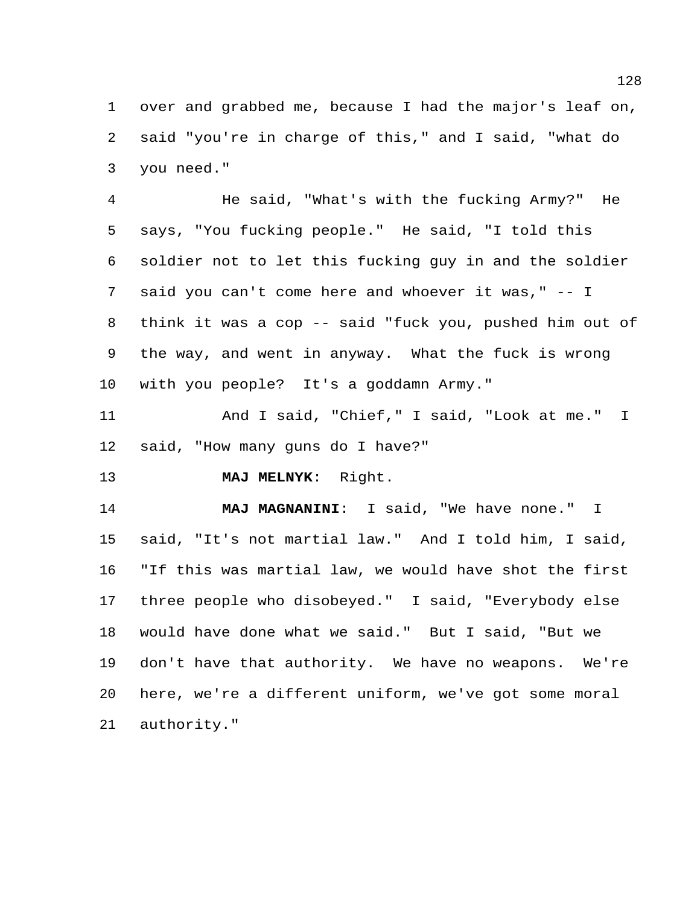over and grabbed me, because I had the major's leaf on, said "you're in charge of this," and I said, "what do you need."

He said, "What's with the fucking Army?" He says, "You fucking people." He said, "I told this soldier not to let this fucking guy in and the soldier said you can't come here and whoever it was," -- I think it was a cop -- said "fuck you, pushed him out of the way, and went in anyway. What the fuck is wrong with you people? It's a goddamn Army."

And I said, "Chief," I said, "Look at me." I said, "How many guns do I have?"

**MAJ MELNYK**: Right.

**MAJ MAGNANINI**: I said, "We have none." I said, "It's not martial law." And I told him, I said, "If this was martial law, we would have shot the first three people who disobeyed." I said, "Everybody else would have done what we said." But I said, "But we don't have that authority. We have no weapons. We're here, we're a different uniform, we've got some moral authority."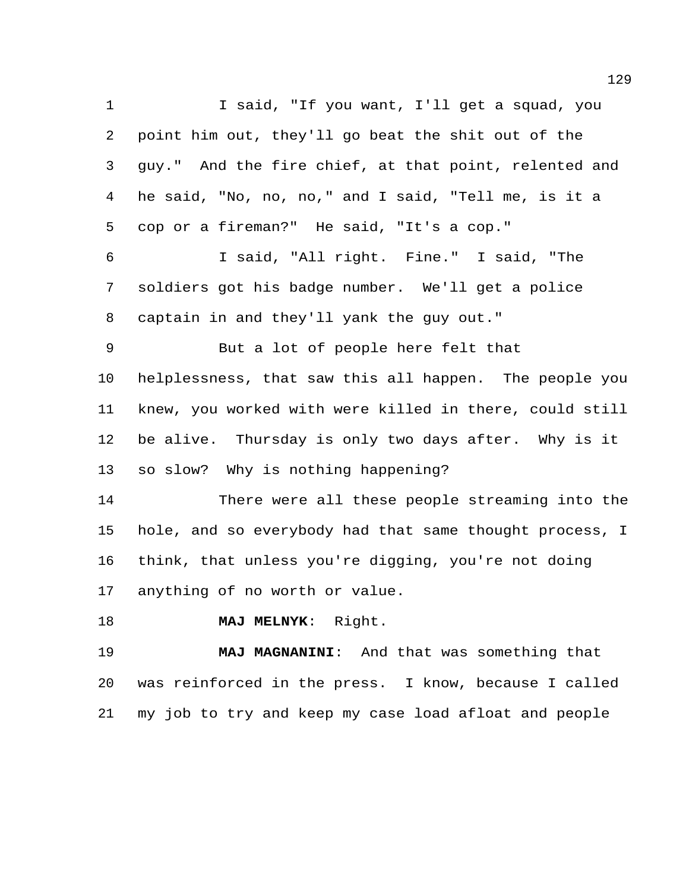I said, "If you want, I'll get a squad, you point him out, they'll go beat the shit out of the guy." And the fire chief, at that point, relented and he said, "No, no, no," and I said, "Tell me, is it a cop or a fireman?" He said, "It's a cop."

I said, "All right. Fine." I said, "The soldiers got his badge number. We'll get a police captain in and they'll yank the guy out."

But a lot of people here felt that helplessness, that saw this all happen. The people you knew, you worked with were killed in there, could still be alive. Thursday is only two days after. Why is it so slow? Why is nothing happening?

There were all these people streaming into the hole, and so everybody had that same thought process, I think, that unless you're digging, you're not doing anything of no worth or value.

**MAJ MELNYK**: Right.

**MAJ MAGNANINI**: And that was something that was reinforced in the press. I know, because I called my job to try and keep my case load afloat and people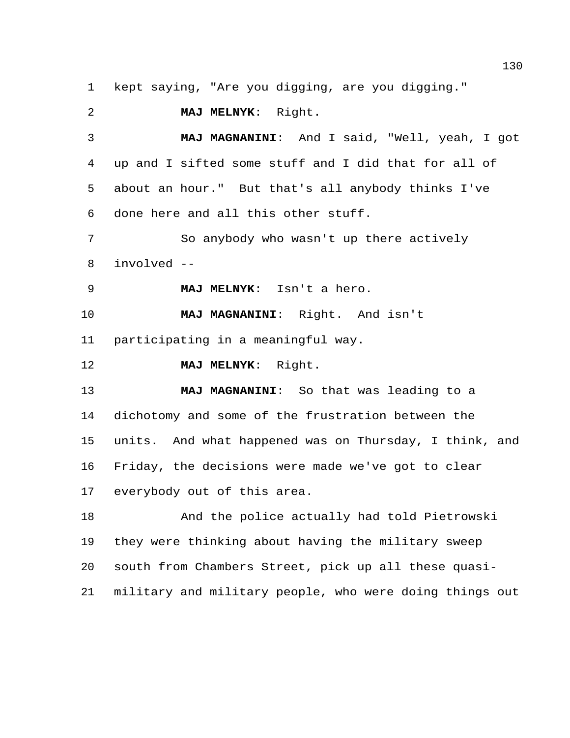kept saying, "Are you digging, are you digging."

**MAJ MELNYK**: Right.

**MAJ MAGNANINI**: And I said, "Well, yeah, I got up and I sifted some stuff and I did that for all of about an hour." But that's all anybody thinks I've done here and all this other stuff.

So anybody who wasn't up there actively involved --

**MAJ MELNYK**: Isn't a hero.

**MAJ MAGNANINI**: Right. And isn't participating in a meaningful way.

**MAJ MELNYK**: Right.

**MAJ MAGNANINI**: So that was leading to a dichotomy and some of the frustration between the units. And what happened was on Thursday, I think, and Friday, the decisions were made we've got to clear everybody out of this area.

And the police actually had told Pietrowski they were thinking about having the military sweep south from Chambers Street, pick up all these quasi-military and military people, who were doing things out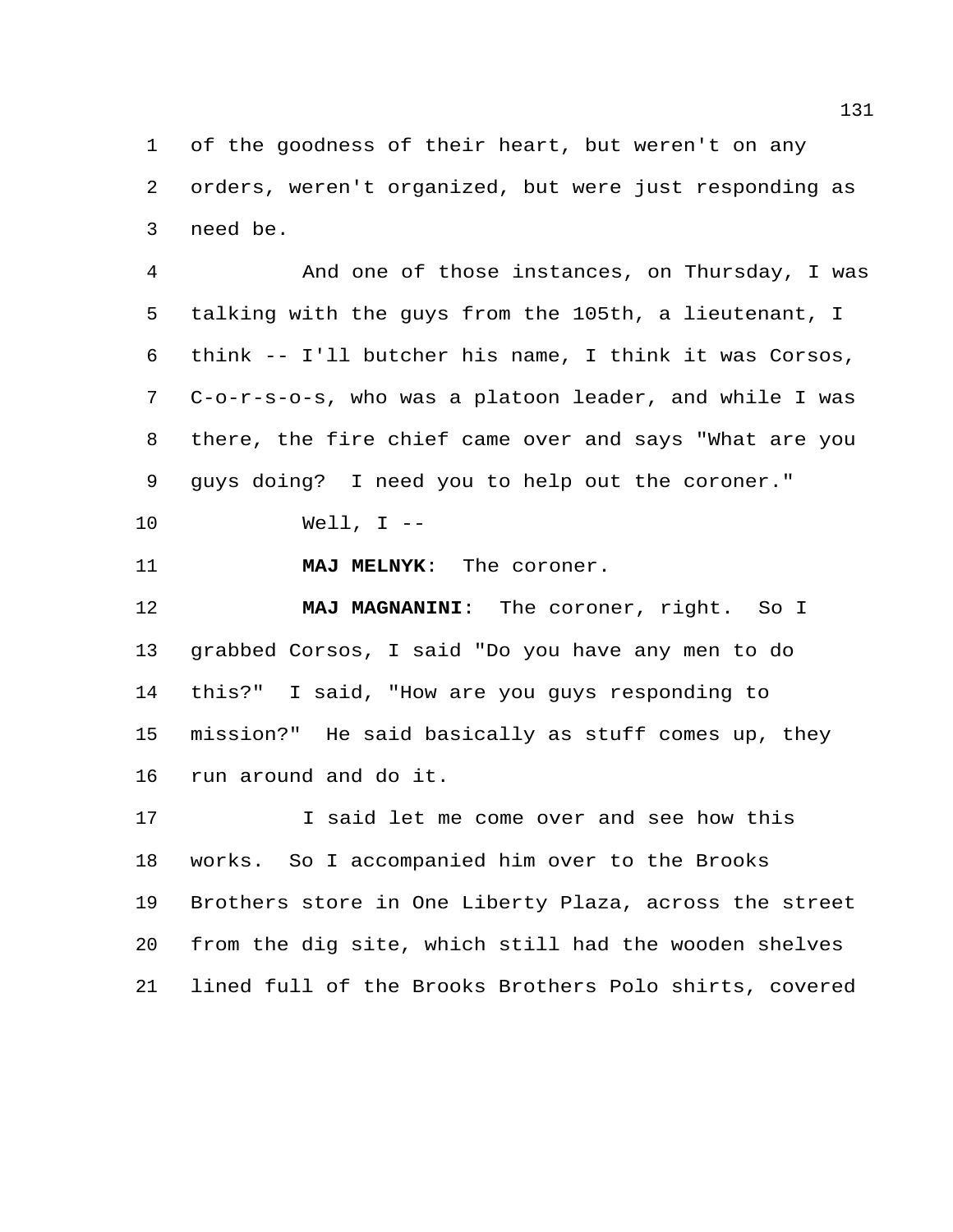of the goodness of their heart, but weren't on any orders, weren't organized, but were just responding as need be.

And one of those instances, on Thursday, I was talking with the guys from the 105th, a lieutenant, I think -- I'll butcher his name, I think it was Corsos, C-o-r-s-o-s, who was a platoon leader, and while I was there, the fire chief came over and says "What are you guys doing? I need you to help out the coroner."

Well, I --

**MAJ MELNYK**: The coroner.

**MAJ MAGNANINI**: The coroner, right. So I grabbed Corsos, I said "Do you have any men to do this?" I said, "How are you guys responding to mission?" He said basically as stuff comes up, they run around and do it.

I said let me come over and see how this works. So I accompanied him over to the Brooks Brothers store in One Liberty Plaza, across the street from the dig site, which still had the wooden shelves lined full of the Brooks Brothers Polo shirts, covered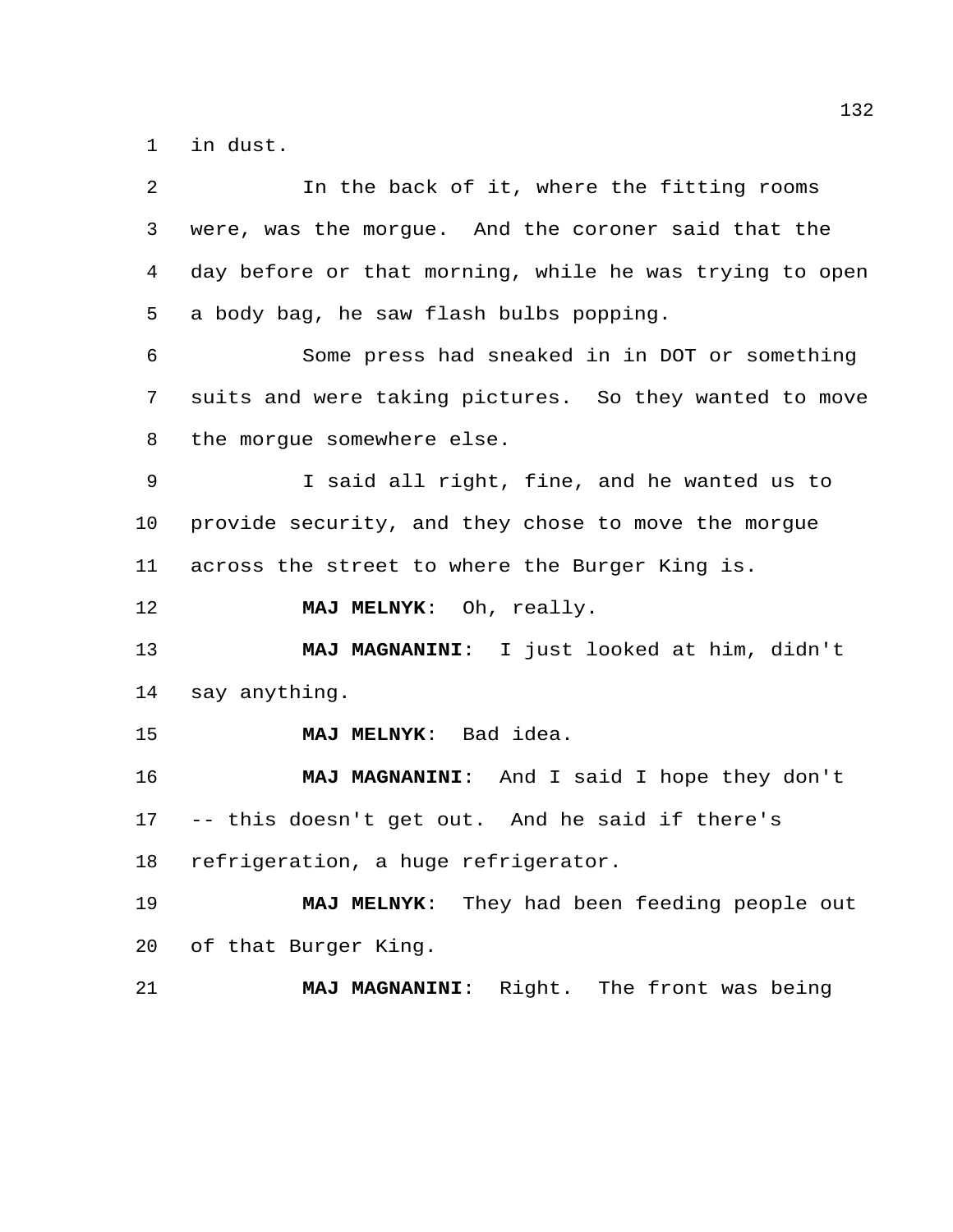in dust.

In the back of it, where the fitting rooms were, was the morgue. And the coroner said that the day before or that morning, while he was trying to open a body bag, he saw flash bulbs popping.

Some press had sneaked in in DOT or something suits and were taking pictures. So they wanted to move the morgue somewhere else.

I said all right, fine, and he wanted us to provide security, and they chose to move the morgue across the street to where the Burger King is.

**MAJ MELNYK**: Oh, really.

**MAJ MAGNANINI**: I just looked at him, didn't say anything.

**MAJ MELNYK**: Bad idea.

**MAJ MAGNANINI**: And I said I hope they don't -- this doesn't get out. And he said if there's refrigeration, a huge refrigerator.

**MAJ MELNYK**: They had been feeding people out of that Burger King.

**MAJ MAGNANINI**: Right. The front was being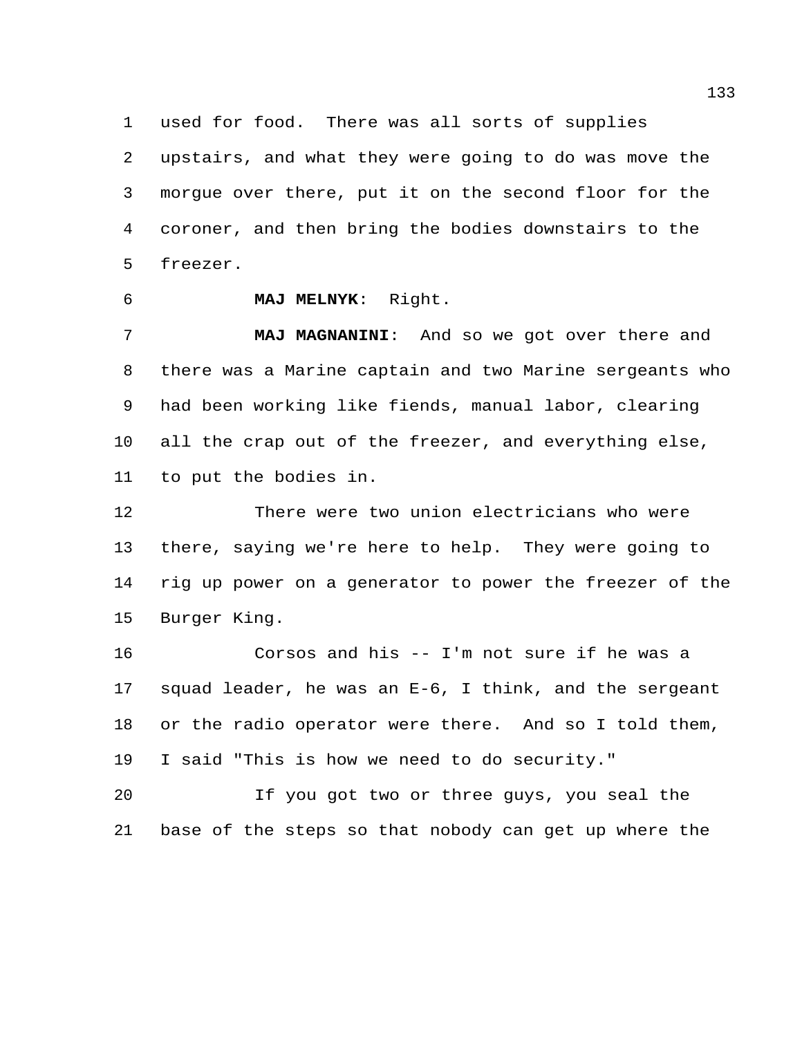used for food. There was all sorts of supplies upstairs, and what they were going to do was move the morgue over there, put it on the second floor for the coroner, and then bring the bodies downstairs to the freezer.

**MAJ MELNYK**: Right.

**MAJ MAGNANINI**: And so we got over there and there was a Marine captain and two Marine sergeants who had been working like fiends, manual labor, clearing all the crap out of the freezer, and everything else, to put the bodies in.

There were two union electricians who were there, saying we're here to help. They were going to rig up power on a generator to power the freezer of the Burger King.

Corsos and his -- I'm not sure if he was a squad leader, he was an E-6, I think, and the sergeant or the radio operator were there. And so I told them, I said "This is how we need to do security."

If you got two or three guys, you seal the base of the steps so that nobody can get up where the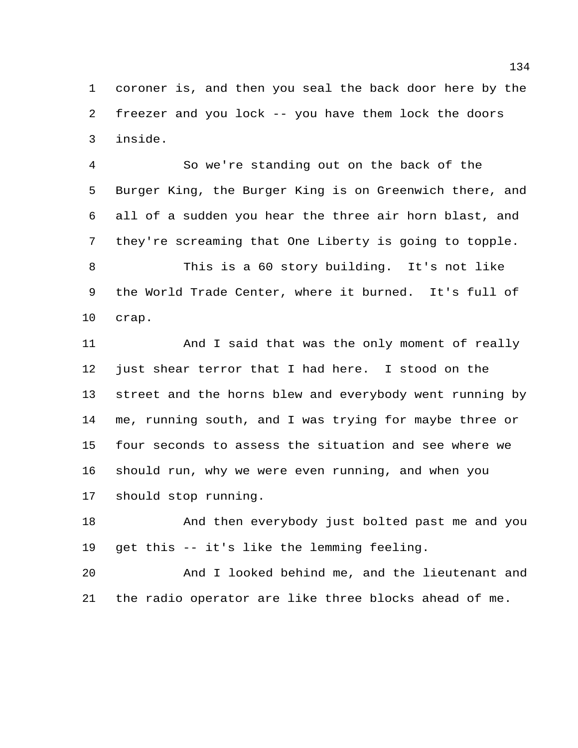coroner is, and then you seal the back door here by the freezer and you lock -- you have them lock the doors inside.

So we're standing out on the back of the Burger King, the Burger King is on Greenwich there, and all of a sudden you hear the three air horn blast, and they're screaming that One Liberty is going to topple.

This is a 60 story building. It's not like the World Trade Center, where it burned. It's full of crap.

And I said that was the only moment of really just shear terror that I had here. I stood on the street and the horns blew and everybody went running by me, running south, and I was trying for maybe three or four seconds to assess the situation and see where we should run, why we were even running, and when you should stop running.

And then everybody just bolted past me and you get this -- it's like the lemming feeling.

And I looked behind me, and the lieutenant and the radio operator are like three blocks ahead of me.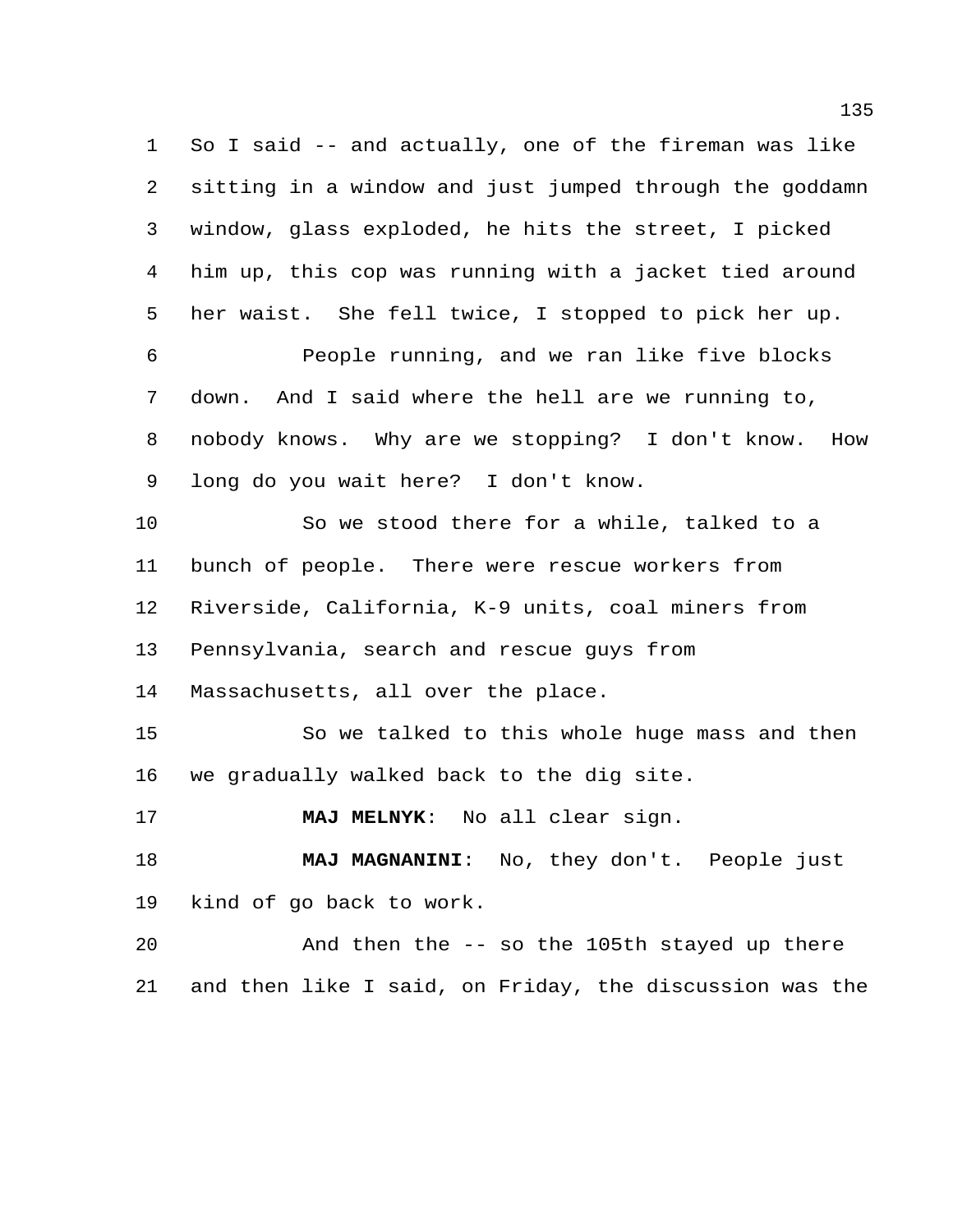So I said -- and actually, one of the fireman was like sitting in a window and just jumped through the goddamn window, glass exploded, he hits the street, I picked him up, this cop was running with a jacket tied around her waist. She fell twice, I stopped to pick her up.

People running, and we ran like five blocks down. And I said where the hell are we running to, nobody knows. Why are we stopping? I don't know. How long do you wait here? I don't know.

So we stood there for a while, talked to a bunch of people. There were rescue workers from Riverside, California, K-9 units, coal miners from Pennsylvania, search and rescue guys from Massachusetts, all over the place.

So we talked to this whole huge mass and then we gradually walked back to the dig site.

**MAJ MELNYK**: No all clear sign.

**MAJ MAGNANINI**: No, they don't. People just kind of go back to work.

And then the -- so the 105th stayed up there and then like I said, on Friday, the discussion was the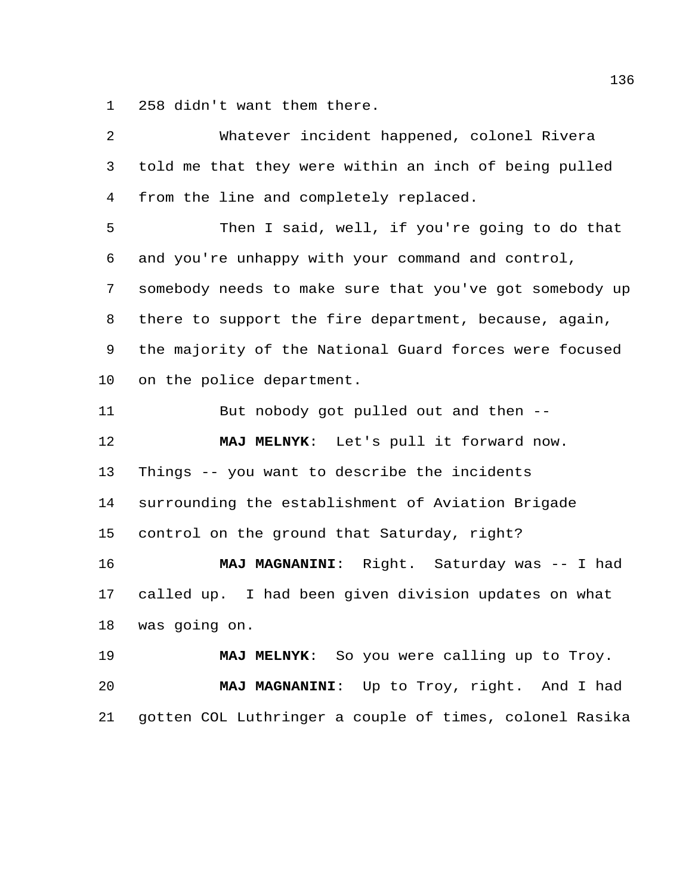258 didn't want them there.

Whatever incident happened, colonel Rivera told me that they were within an inch of being pulled from the line and completely replaced.

Then I said, well, if you're going to do that and you're unhappy with your command and control, somebody needs to make sure that you've got somebody up there to support the fire department, because, again, the majority of the National Guard forces were focused on the police department.

But nobody got pulled out and then --

**MAJ MELNYK**: Let's pull it forward now. Things -- you want to describe the incidents surrounding the establishment of Aviation Brigade control on the ground that Saturday, right?

**MAJ MAGNANINI**: Right. Saturday was -- I had called up. I had been given division updates on what was going on.

**MAJ MELNYK**: So you were calling up to Troy.

**MAJ MAGNANINI**: Up to Troy, right. And I had gotten COL Luthringer a couple of times, colonel Rasika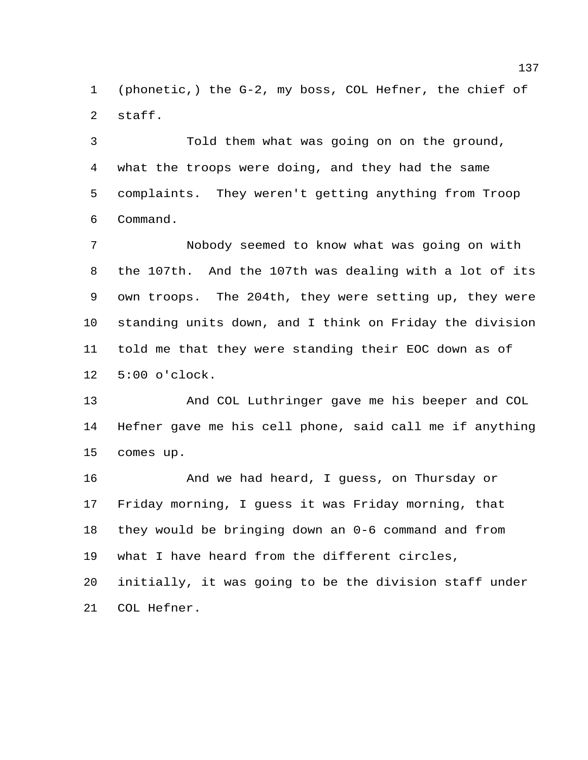(phonetic,) the G-2, my boss, COL Hefner, the chief of staff.

Told them what was going on on the ground, what the troops were doing, and they had the same complaints. They weren't getting anything from Troop Command.

Nobody seemed to know what was going on with the 107th. And the 107th was dealing with a lot of its own troops. The 204th, they were setting up, they were standing units down, and I think on Friday the division told me that they were standing their EOC down as of 5:00 o'clock.

And COL Luthringer gave me his beeper and COL Hefner gave me his cell phone, said call me if anything comes up.

And we had heard, I guess, on Thursday or Friday morning, I guess it was Friday morning, that they would be bringing down an 0-6 command and from what I have heard from the different circles, initially, it was going to be the division staff under COL Hefner.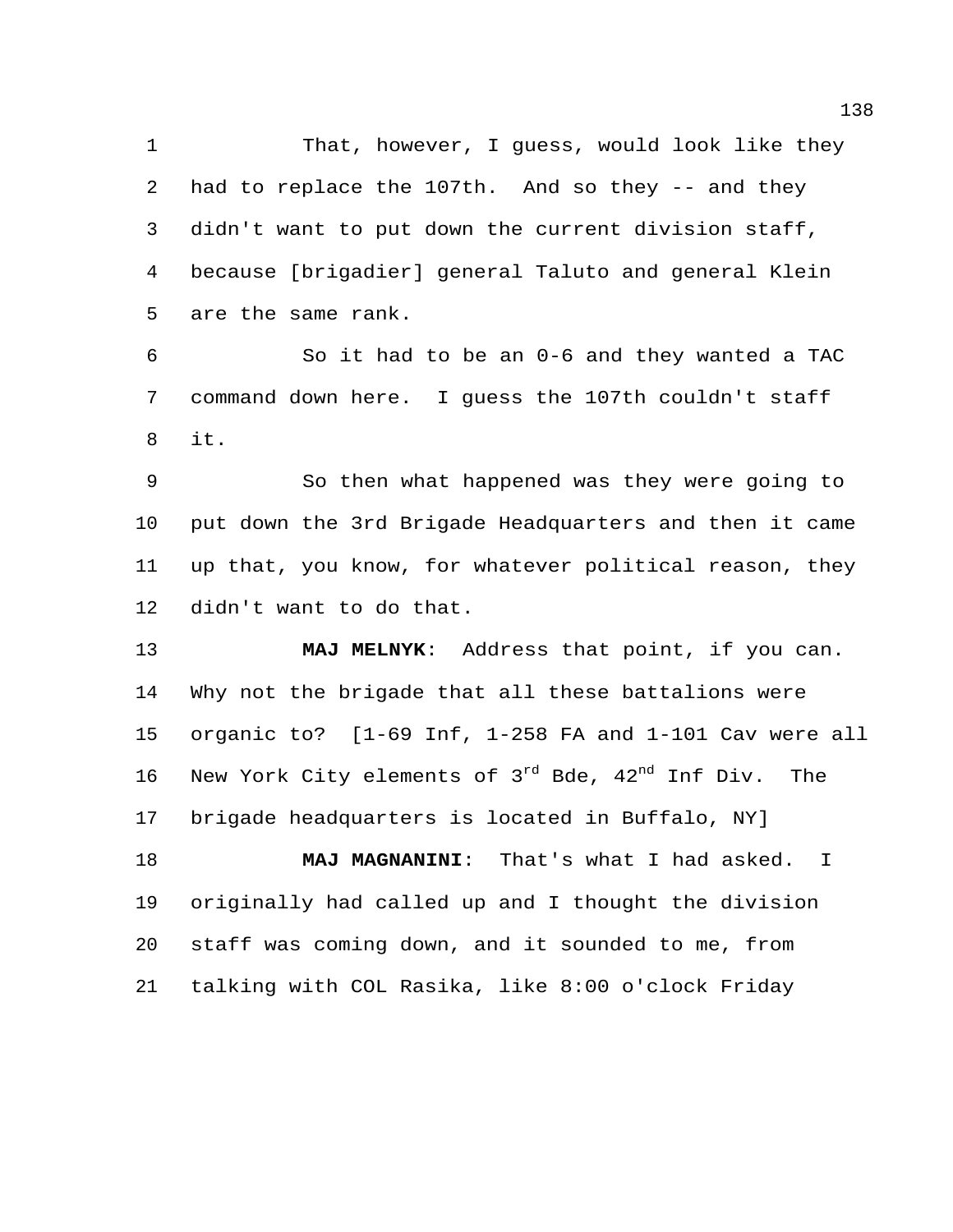That, however, I guess, would look like they had to replace the 107th. And so they -- and they didn't want to put down the current division staff, because [brigadier] general Taluto and general Klein are the same rank.

So it had to be an 0-6 and they wanted a TAC command down here. I guess the 107th couldn't staff it.

So then what happened was they were going to put down the 3rd Brigade Headquarters and then it came up that, you know, for whatever political reason, they didn't want to do that.

**MAJ MELNYK**: Address that point, if you can. Why not the brigade that all these battalions were organic to? [1-69 Inf, 1-258 FA and 1-101 Cav were all New York City elements of 3rd Bde, 42nd Inf Div. The brigade headquarters is located in Buffalo, NY]

**MAJ MAGNANINI**: That's what I had asked. I originally had called up and I thought the division staff was coming down, and it sounded to me, from talking with COL Rasika, like 8:00 o'clock Friday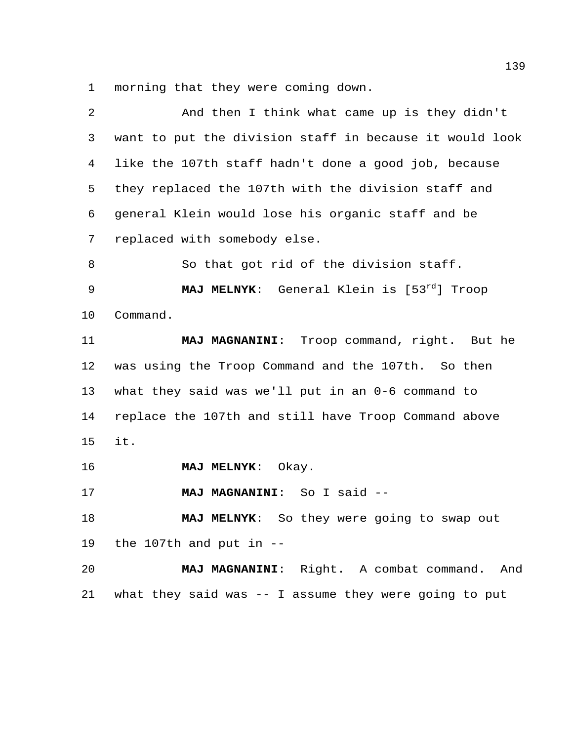morning that they were coming down.

And then I think what came up is they didn't want to put the division staff in because it would look like the 107th staff hadn't done a good job, because they replaced the 107th with the division staff and general Klein would lose his organic staff and be replaced with somebody else.

So that got rid of the division staff.

**MAJ MELNYK**: General Klein is [53rd] Troop Command.

**MAJ MAGNANINI**: Troop command, right. But he was using the Troop Command and the 107th. So then what they said was we'll put in an 0-6 command to replace the 107th and still have Troop Command above it.

**MAJ MELNYK**: Okay.

**MAJ MAGNANINI**: So I said --

**MAJ MELNYK**: So they were going to swap out the 107th and put in --

**MAJ MAGNANINI**: Right. A combat command. And what they said was -- I assume they were going to put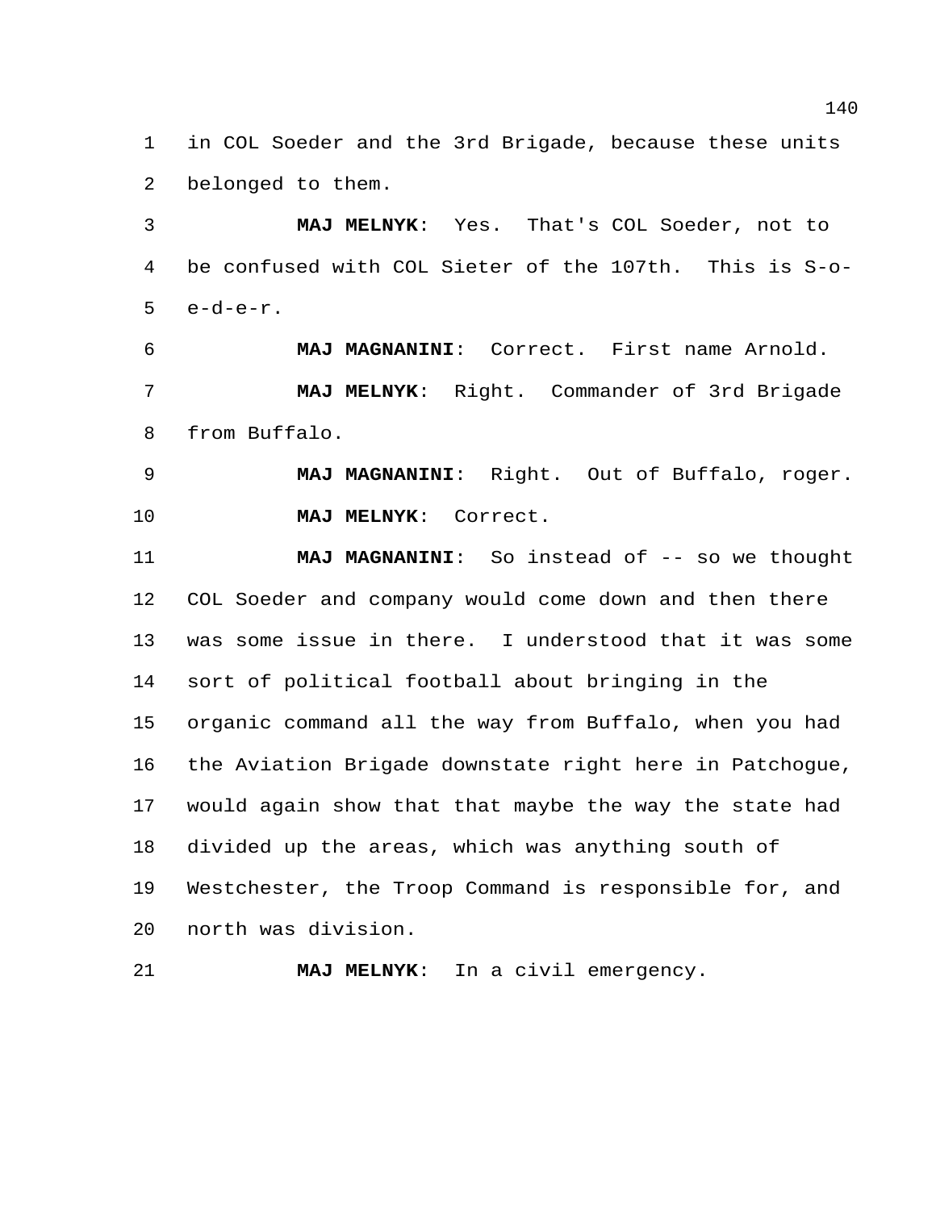in COL Soeder and the 3rd Brigade, because these units belonged to them.

**MAJ MELNYK**: Yes. That's COL Soeder, not to be confused with COL Sieter of the 107th. This is S-o-e-d-e-r.

**MAJ MAGNANINI**: Correct. First name Arnold.

**MAJ MELNYK**: Right. Commander of 3rd Brigade from Buffalo.

**MAJ MAGNANINI**: Right. Out of Buffalo, roger.

**MAJ MELNYK**: Correct.

**MAJ MAGNANINI**: So instead of -- so we thought COL Soeder and company would come down and then there was some issue in there. I understood that it was some sort of political football about bringing in the organic command all the way from Buffalo, when you had the Aviation Brigade downstate right here in Patchogue, would again show that that maybe the way the state had divided up the areas, which was anything south of Westchester, the Troop Command is responsible for, and north was division.

**MAJ MELNYK**: In a civil emergency.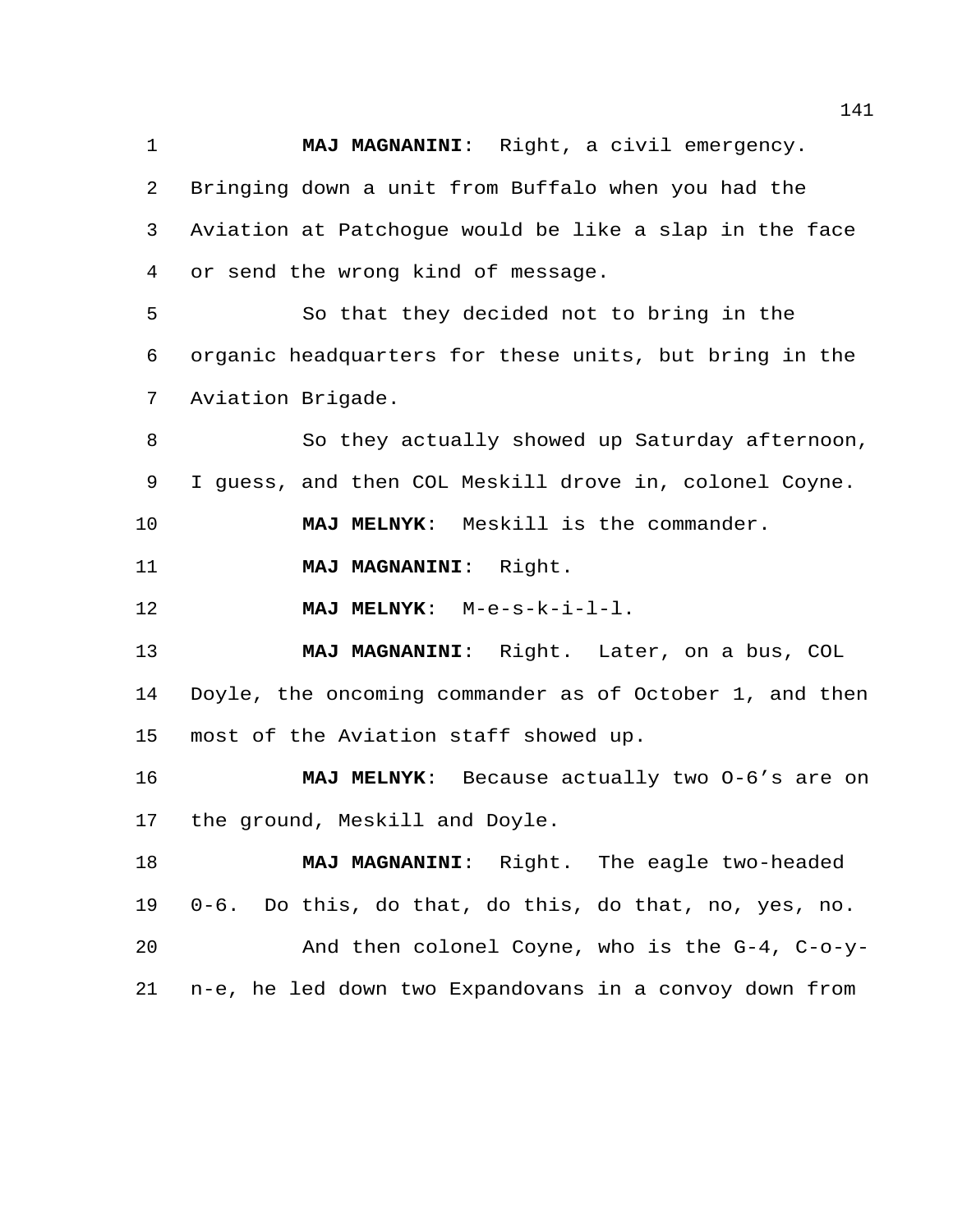**MAJ MAGNANINI**: Right, a civil emergency. Bringing down a unit from Buffalo when you had the Aviation at Patchogue would be like a slap in the face or send the wrong kind of message.

So that they decided not to bring in the organic headquarters for these units, but bring in the Aviation Brigade.

So they actually showed up Saturday afternoon, I guess, and then COL Meskill drove in, colonel Coyne.

**MAJ MELNYK**: Meskill is the commander.

**MAJ MAGNANINI**: Right.

**MAJ MELNYK**: M-e-s-k-i-l-l.

**MAJ MAGNANINI**: Right. Later, on a bus, COL Doyle, the oncoming commander as of October 1, and then most of the Aviation staff showed up.

**MAJ MELNYK**: Because actually two O-6's are on the ground, Meskill and Doyle.

**MAJ MAGNANINI**: Right. The eagle two-headed 0-6. Do this, do that, do this, do that, no, yes, no.

And then colonel Coyne, who is the G-4, C-o-y-n-e, he led down two Expandovans in a convoy down from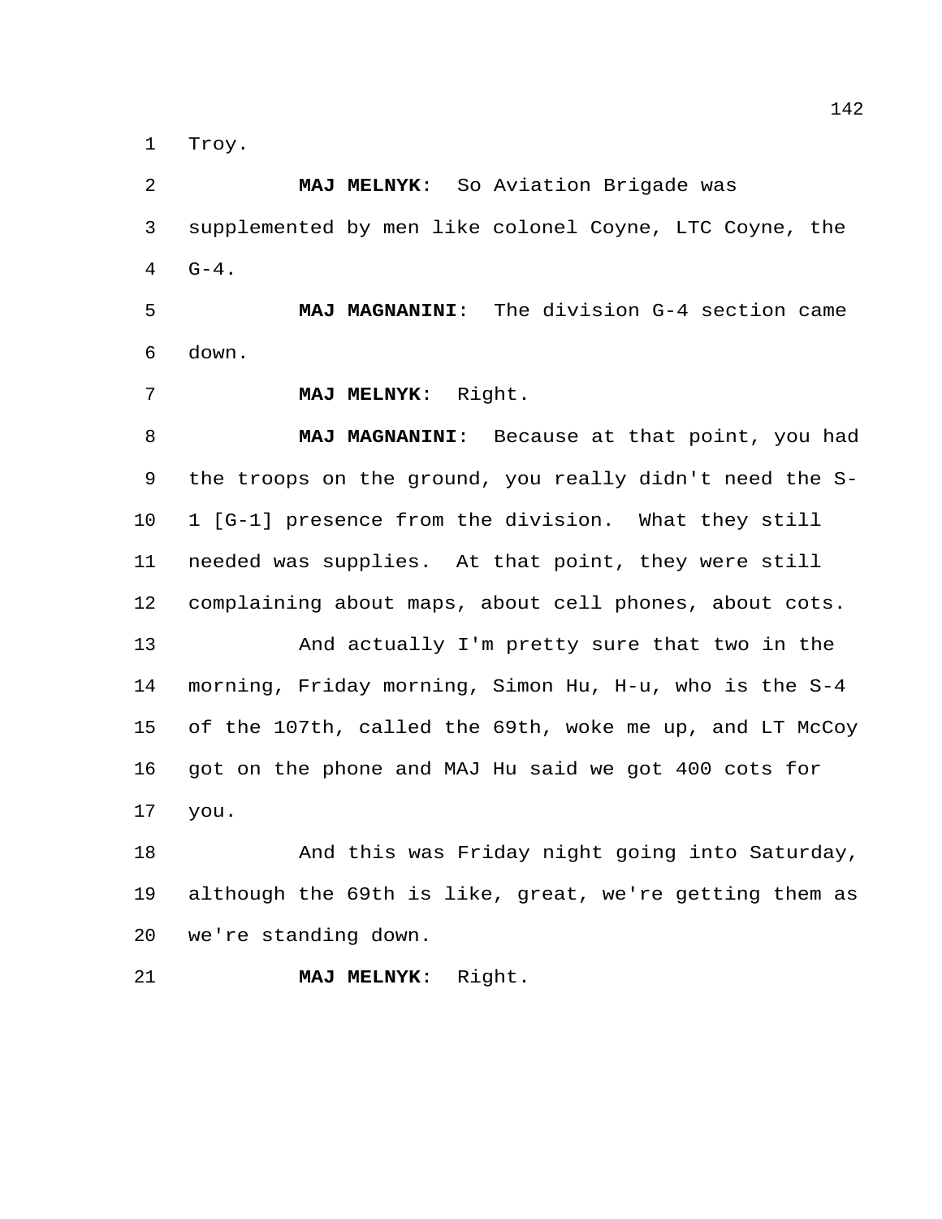Troy.

**MAJ MELNYK**: So Aviation Brigade was supplemented by men like colonel Coyne, LTC Coyne, the G-4.

**MAJ MAGNANINI**: The division G-4 section came down.

**MAJ MELNYK**: Right.

**MAJ MAGNANINI**: Because at that point, you had the troops on the ground, you really didn't need the S-1 [G-1] presence from the division. What they still needed was supplies. At that point, they were still complaining about maps, about cell phones, about cots.

And actually I'm pretty sure that two in the morning, Friday morning, Simon Hu, H-u, who is the S-4 of the 107th, called the 69th, woke me up, and LT McCoy got on the phone and MAJ Hu said we got 400 cots for you.

And this was Friday night going into Saturday, although the 69th is like, great, we're getting them as we're standing down.

**MAJ MELNYK**: Right.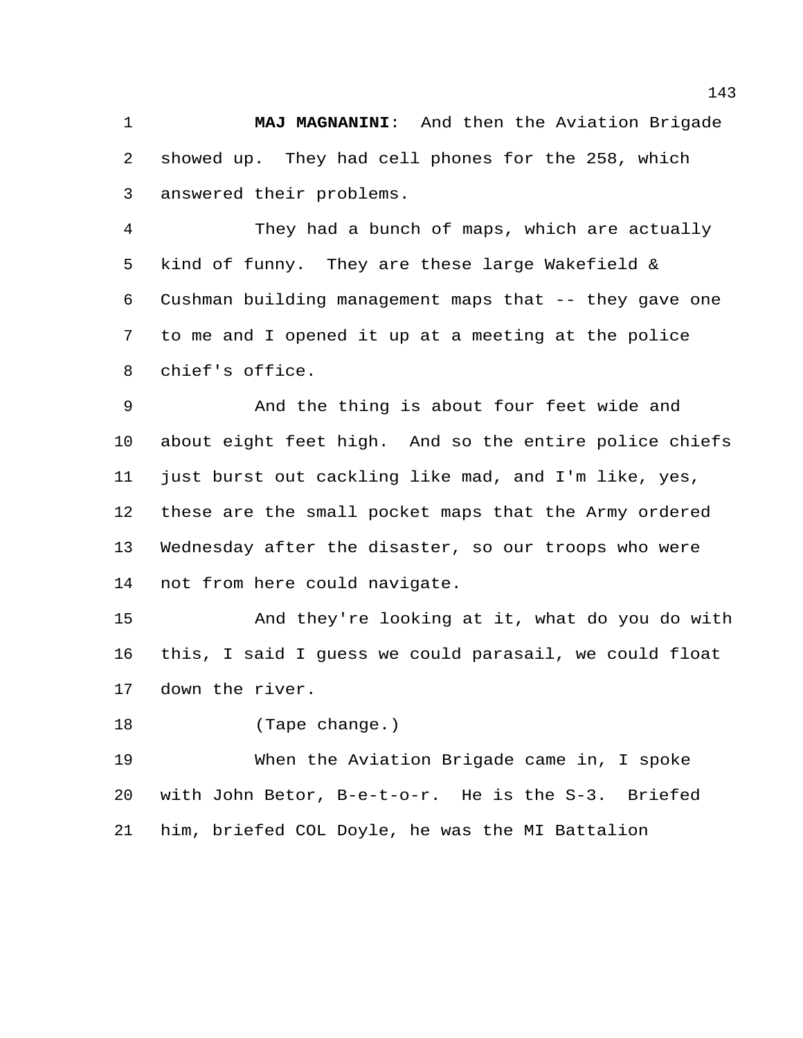**MAJ MAGNANINI**: And then the Aviation Brigade showed up. They had cell phones for the 258, which answered their problems.

They had a bunch of maps, which are actually kind of funny. They are these large Wakefield & Cushman building management maps that -- they gave one to me and I opened it up at a meeting at the police chief's office.

And the thing is about four feet wide and about eight feet high. And so the entire police chiefs just burst out cackling like mad, and I'm like, yes, these are the small pocket maps that the Army ordered Wednesday after the disaster, so our troops who were not from here could navigate.

And they're looking at it, what do you do with this, I said I guess we could parasail, we could float down the river.

(Tape change.)

When the Aviation Brigade came in, I spoke with John Betor, B-e-t-o-r. He is the S-3. Briefed him, briefed COL Doyle, he was the MI Battalion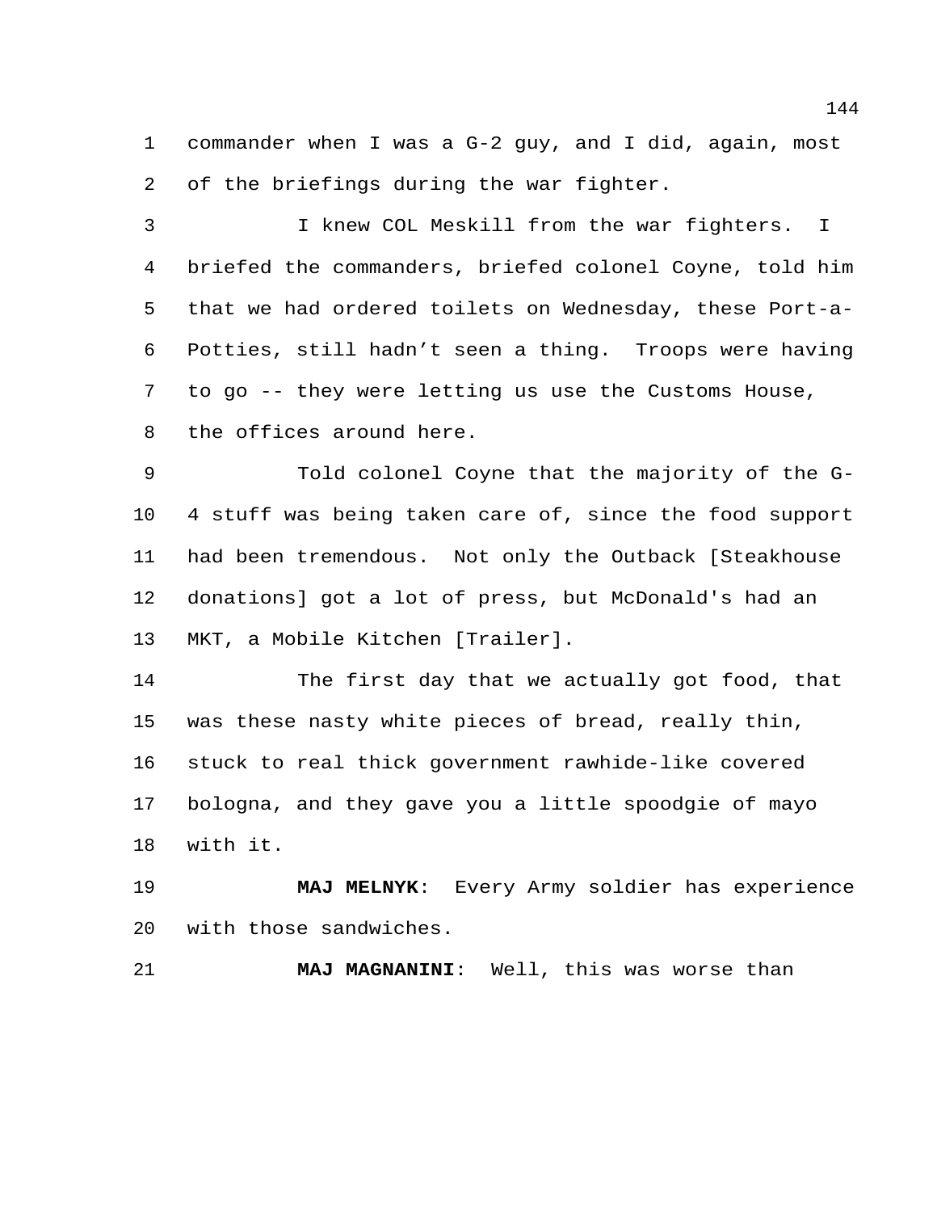commander when I was a G-2 guy, and I did, again, most of the briefings during the war fighter.

I knew COL Meskill from the war fighters. I briefed the commanders, briefed colonel Coyne, told him that we had ordered toilets on Wednesday, these Port-a-Potties, still hadn't seen a thing. Troops were having to go -- they were letting us use the Customs House, the offices around here.

Told colonel Coyne that the majority of the G-4 stuff was being taken care of, since the food support had been tremendous. Not only the Outback [Steakhouse donations] got a lot of press, but McDonald's had an MKT, a Mobile Kitchen [Trailer].

The first day that we actually got food, that was these nasty white pieces of bread, really thin, stuck to real thick government rawhide-like covered bologna, and they gave you a little spoodgie of mayo with it.

**MAJ MELNYK**: Every Army soldier has experience with those sandwiches.

**MAJ MAGNANINI**: Well, this was worse than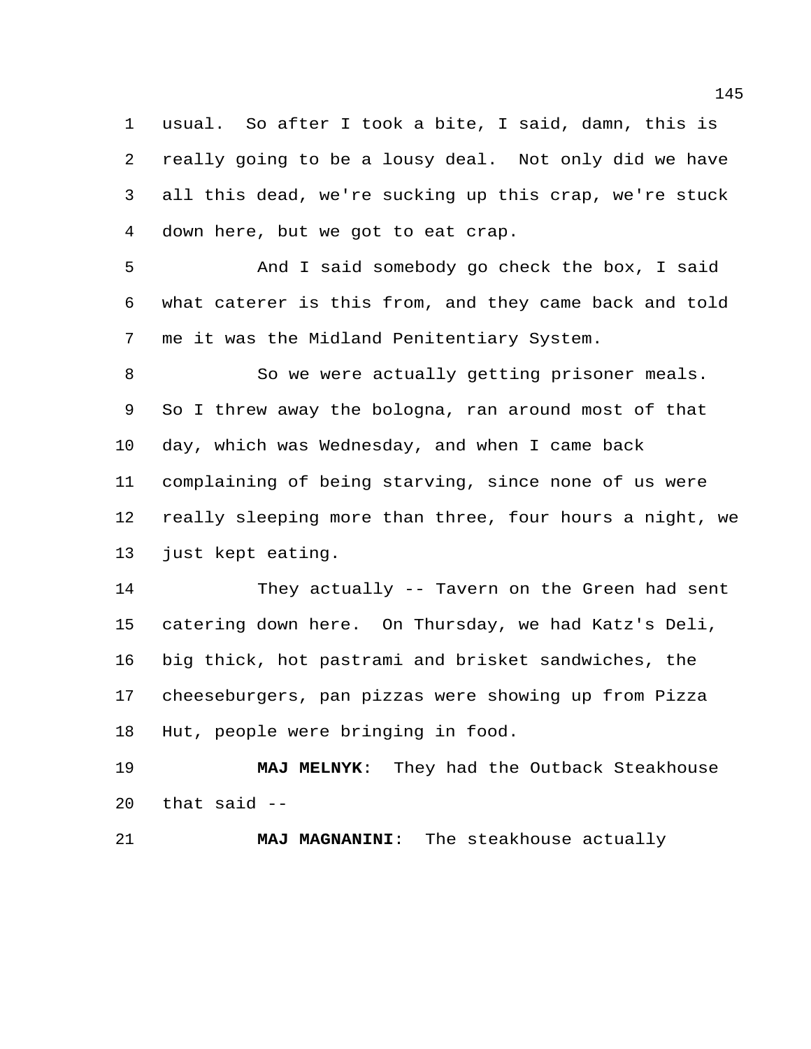usual. So after I took a bite, I said, damn, this is really going to be a lousy deal. Not only did we have all this dead, we're sucking up this crap, we're stuck down here, but we got to eat crap.

And I said somebody go check the box, I said what caterer is this from, and they came back and told me it was the Midland Penitentiary System.

So we were actually getting prisoner meals. So I threw away the bologna, ran around most of that day, which was Wednesday, and when I came back complaining of being starving, since none of us were really sleeping more than three, four hours a night, we just kept eating.

They actually -- Tavern on the Green had sent catering down here. On Thursday, we had Katz's Deli, big thick, hot pastrami and brisket sandwiches, the cheeseburgers, pan pizzas were showing up from Pizza Hut, people were bringing in food.

**MAJ MELNYK**: They had the Outback Steakhouse that said --

**MAJ MAGNANINI**: The steakhouse actually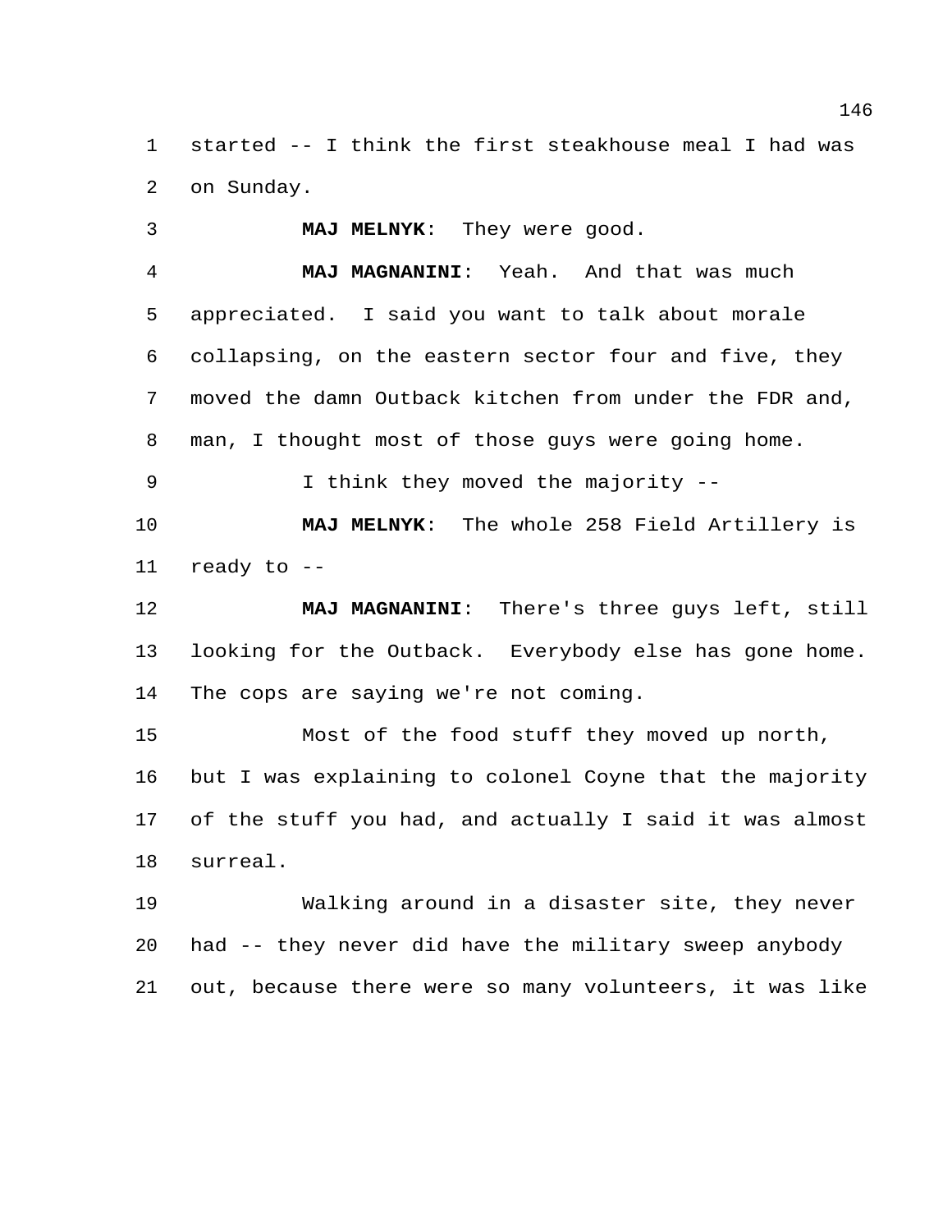started -- I think the first steakhouse meal I had was on Sunday.

**MAJ MELNYK**: They were good.

**MAJ MAGNANINI**: Yeah. And that was much appreciated. I said you want to talk about morale collapsing, on the eastern sector four and five, they moved the damn Outback kitchen from under the FDR and, man, I thought most of those guys were going home.

I think they moved the majority --

**MAJ MELNYK**: The whole 258 Field Artillery is ready to --

**MAJ MAGNANINI**: There's three guys left, still looking for the Outback. Everybody else has gone home. The cops are saying we're not coming.

Most of the food stuff they moved up north, but I was explaining to colonel Coyne that the majority of the stuff you had, and actually I said it was almost surreal.

Walking around in a disaster site, they never had -- they never did have the military sweep anybody out, because there were so many volunteers, it was like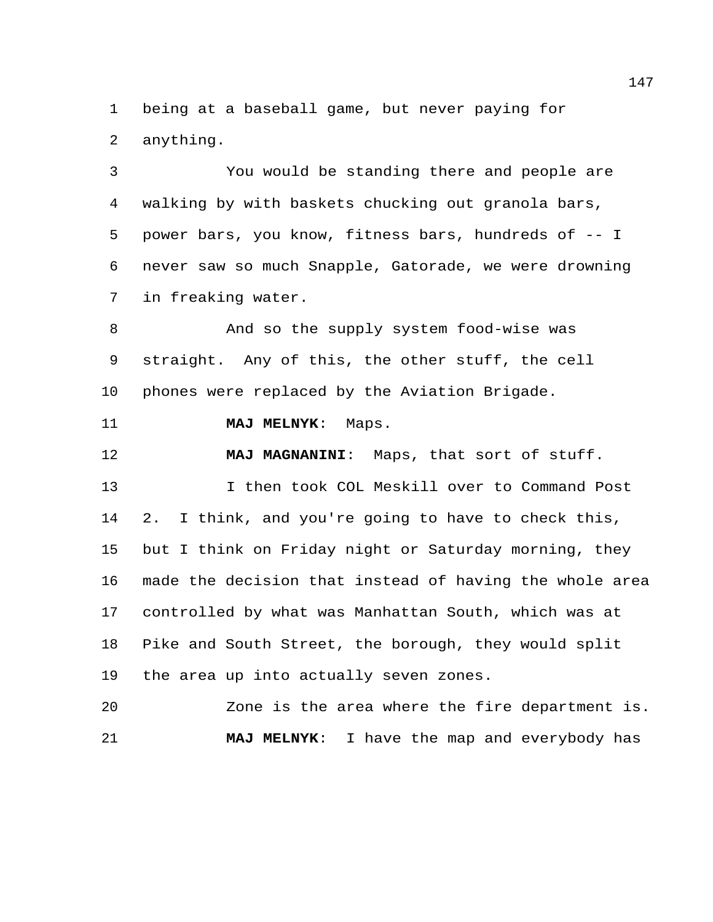being at a baseball game, but never paying for anything.

You would be standing there and people are walking by with baskets chucking out granola bars, power bars, you know, fitness bars, hundreds of -- I never saw so much Snapple, Gatorade, we were drowning in freaking water.

And so the supply system food-wise was straight. Any of this, the other stuff, the cell phones were replaced by the Aviation Brigade.

**MAJ MELNYK**: Maps.

**MAJ MAGNANINI**: Maps, that sort of stuff.

I then took COL Meskill over to Command Post 2. I think, and you're going to have to check this, but I think on Friday night or Saturday morning, they made the decision that instead of having the whole area controlled by what was Manhattan South, which was at Pike and South Street, the borough, they would split the area up into actually seven zones.

Zone is the area where the fire department is.

**MAJ MELNYK**: I have the map and everybody has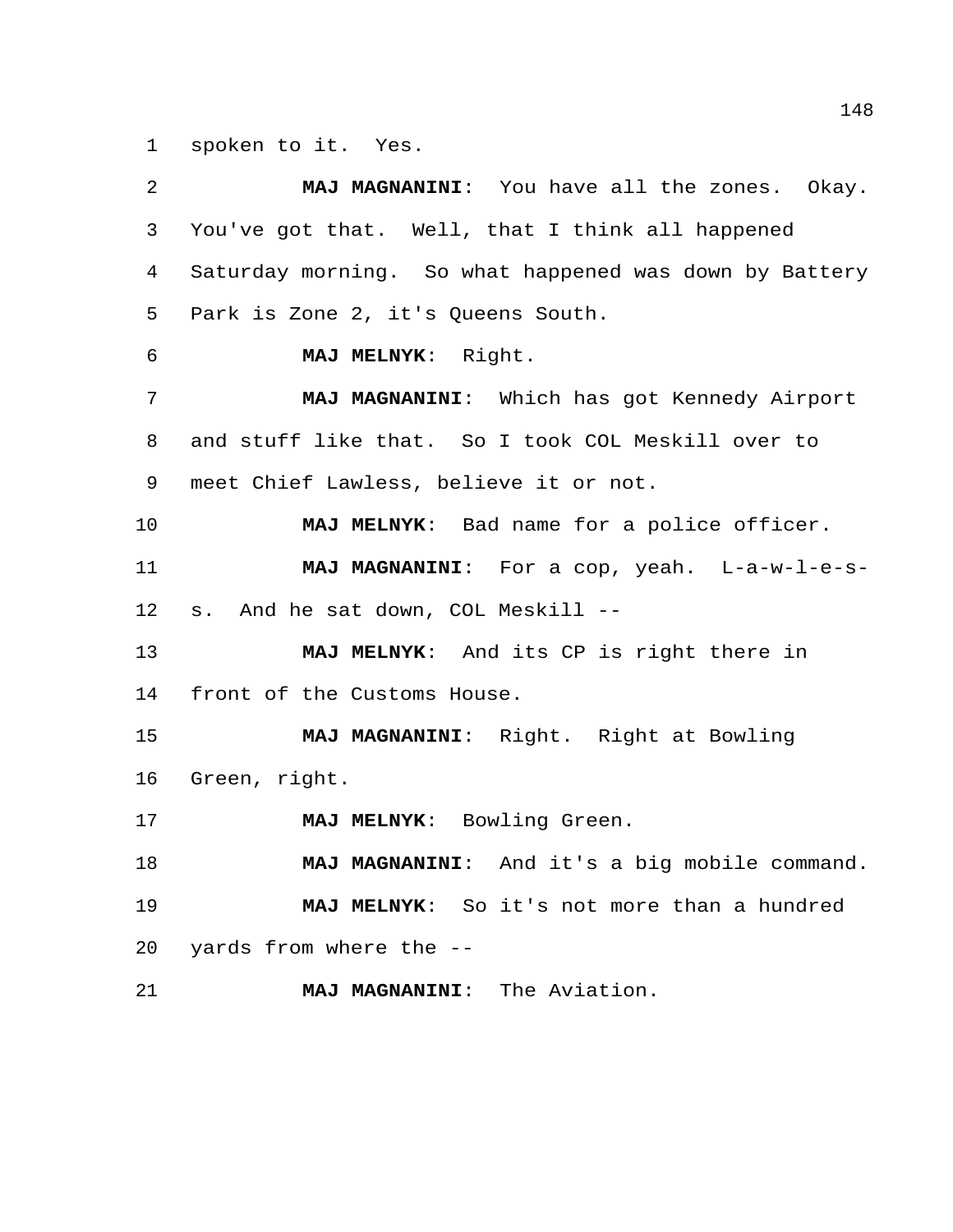spoken to it. Yes.

**MAJ MAGNANINI**: You have all the zones. Okay. You've got that. Well, that I think all happened Saturday morning. So what happened was down by Battery Park is Zone 2, it's Queens South.

**MAJ MELNYK**: Right.

**MAJ MAGNANINI**: Which has got Kennedy Airport and stuff like that. So I took COL Meskill over to meet Chief Lawless, believe it or not.

**MAJ MELNYK**: Bad name for a police officer.

**MAJ MAGNANINI**: For a cop, yeah. L-a-w-l-e-s-s. And he sat down, COL Meskill --

**MAJ MELNYK**: And its CP is right there in front of the Customs House.

**MAJ MAGNANINI**: Right. Right at Bowling Green, right.

**MAJ MELNYK**: Bowling Green.

**MAJ MAGNANINI**: And it's a big mobile command.

**MAJ MELNYK**: So it's not more than a hundred yards from where the --

**MAJ MAGNANINI**: The Aviation.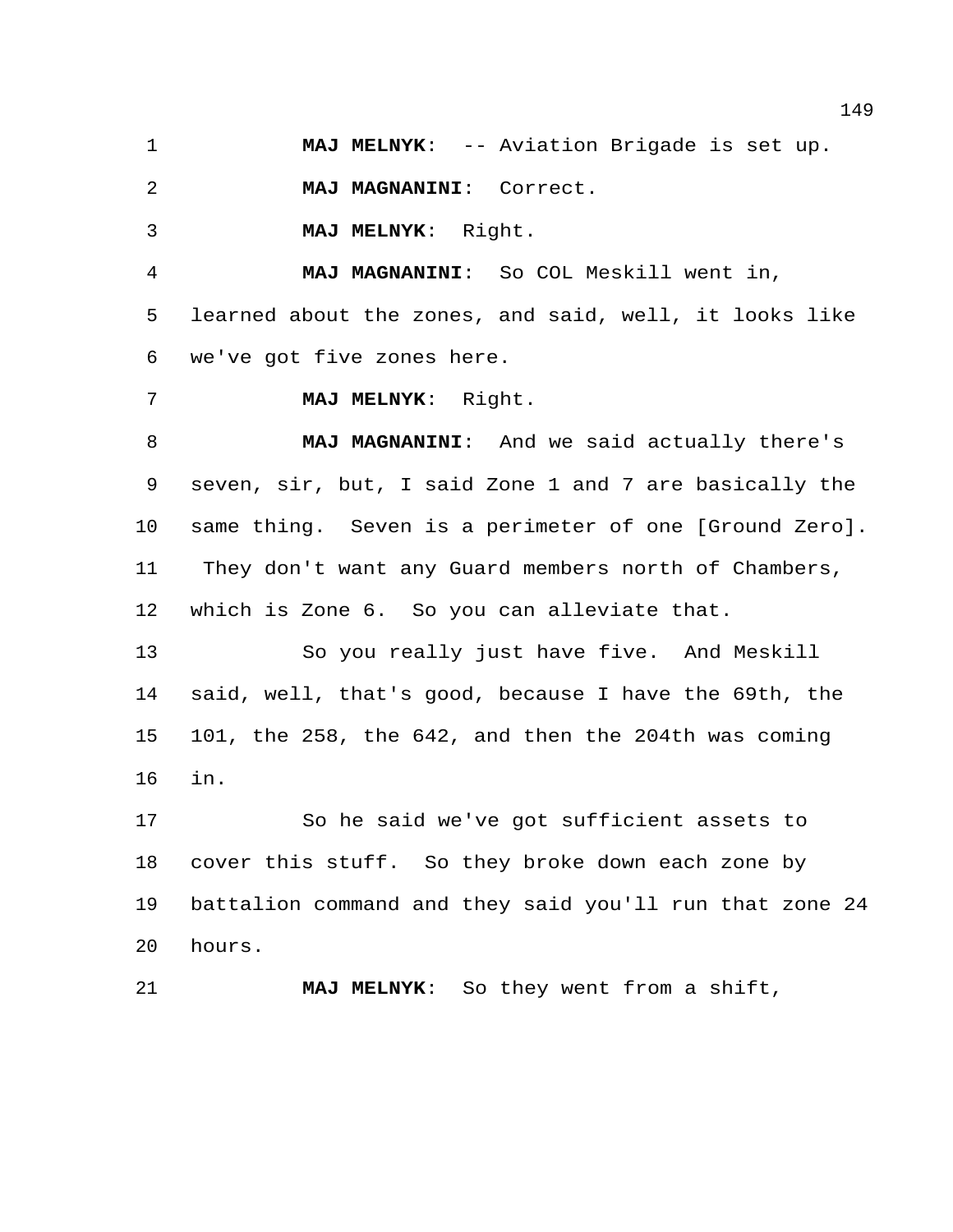**MAJ MELNYK**: -- Aviation Brigade is set up.

**MAJ MAGNANINI**: Correct.

**MAJ MELNYK**: Right.

**MAJ MAGNANINI**: So COL Meskill went in, learned about the zones, and said, well, it looks like we've got five zones here.

**MAJ MELNYK**: Right.

**MAJ MAGNANINI**: And we said actually there's seven, sir, but, I said Zone 1 and 7 are basically the same thing. Seven is a perimeter of one [Ground Zero]. They don't want any Guard members north of Chambers, which is Zone 6. So you can alleviate that.

So you really just have five. And Meskill said, well, that's good, because I have the 69th, the 101, the 258, the 642, and then the 204th was coming in.

So he said we've got sufficient assets to cover this stuff. So they broke down each zone by battalion command and they said you'll run that zone 24 hours.

**MAJ MELNYK**: So they went from a shift,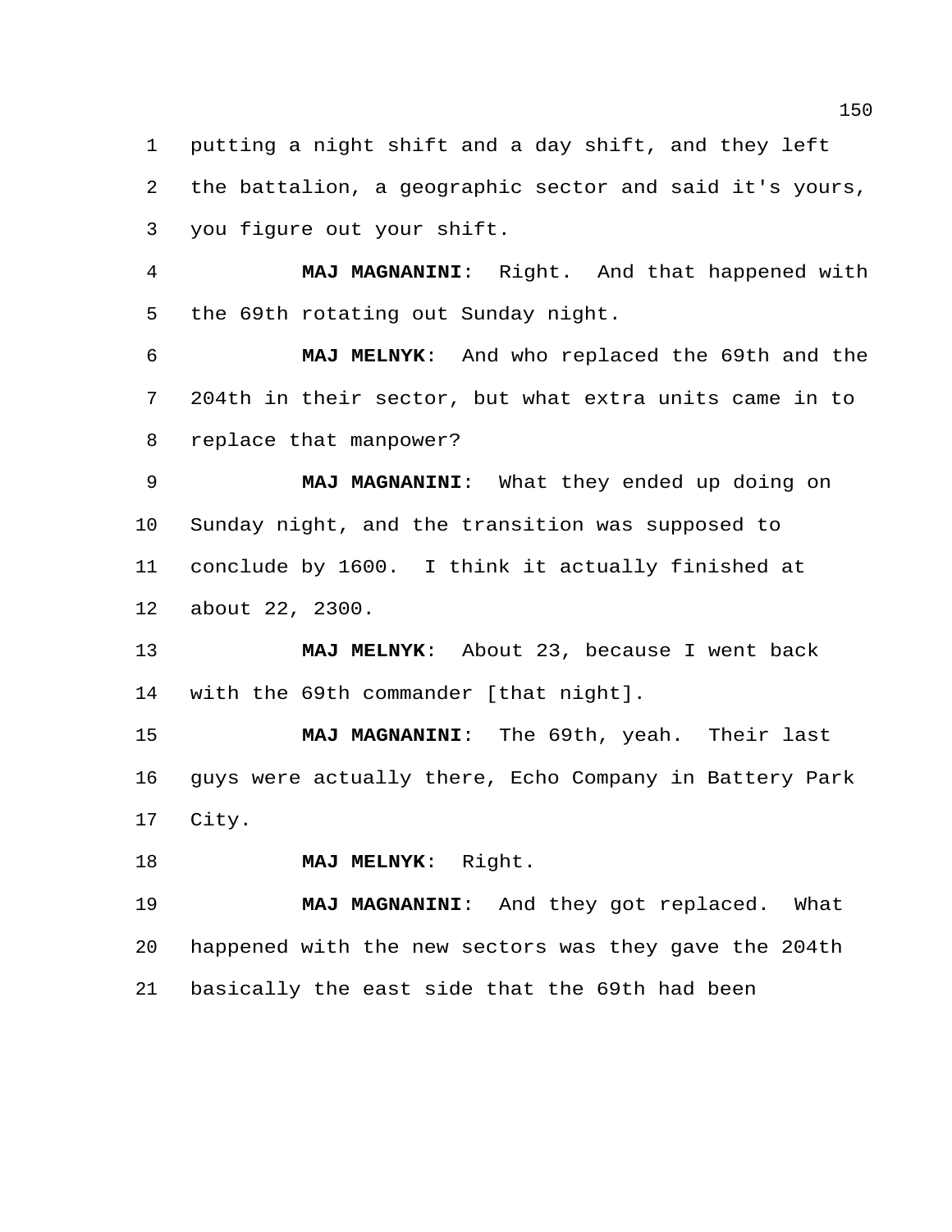putting a night shift and a day shift, and they left the battalion, a geographic sector and said it's yours, you figure out your shift.

**MAJ MAGNANINI**: Right. And that happened with the 69th rotating out Sunday night.

**MAJ MELNYK**: And who replaced the 69th and the 204th in their sector, but what extra units came in to replace that manpower?

**MAJ MAGNANINI**: What they ended up doing on Sunday night, and the transition was supposed to conclude by 1600. I think it actually finished at about 22, 2300.

**MAJ MELNYK**: About 23, because I went back with the 69th commander [that night].

**MAJ MAGNANINI**: The 69th, yeah. Their last guys were actually there, Echo Company in Battery Park City.

**MAJ MELNYK**: Right.

**MAJ MAGNANINI**: And they got replaced. What happened with the new sectors was they gave the 204th basically the east side that the 69th had been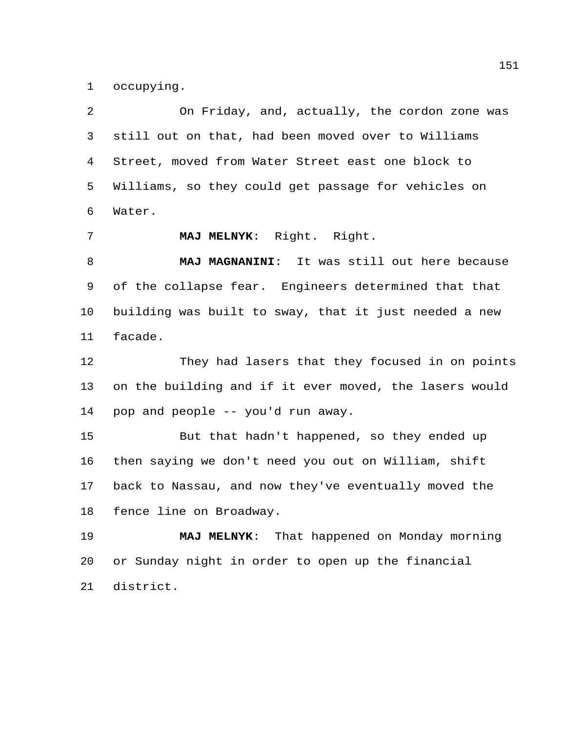occupying.

On Friday, and, actually, the cordon zone was still out on that, had been moved over to Williams Street, moved from Water Street east one block to Williams, so they could get passage for vehicles on Water.

**MAJ MELNYK**: Right. Right.

**MAJ MAGNANINI**: It was still out here because of the collapse fear. Engineers determined that that building was built to sway, that it just needed a new facade.

They had lasers that they focused in on points on the building and if it ever moved, the lasers would pop and people -- you'd run away.

But that hadn't happened, so they ended up then saying we don't need you out on William, shift back to Nassau, and now they've eventually moved the fence line on Broadway.

**MAJ MELNYK**: That happened on Monday morning or Sunday night in order to open up the financial district.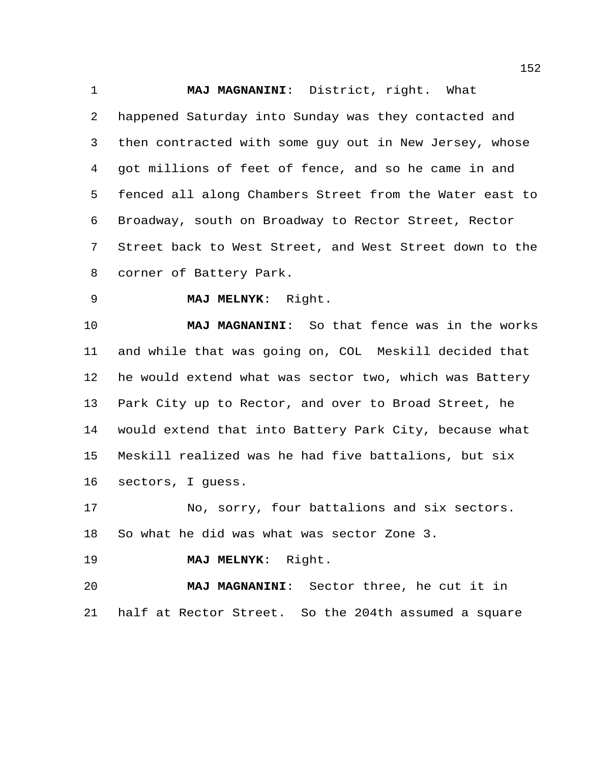**MAJ MAGNANINI**: District, right. What happened Saturday into Sunday was they contacted and then contracted with some guy out in New Jersey, whose got millions of feet of fence, and so he came in and fenced all along Chambers Street from the Water east to Broadway, south on Broadway to Rector Street, Rector Street back to West Street, and West Street down to the corner of Battery Park.

**MAJ MELNYK**: Right.

**MAJ MAGNANINI**: So that fence was in the works and while that was going on, COL Meskill decided that he would extend what was sector two, which was Battery Park City up to Rector, and over to Broad Street, he would extend that into Battery Park City, because what Meskill realized was he had five battalions, but six sectors, I guess.

No, sorry, four battalions and six sectors. So what he did was what was sector Zone 3.

**MAJ MELNYK**: Right.

**MAJ MAGNANINI**: Sector three, he cut it in half at Rector Street. So the 204th assumed a square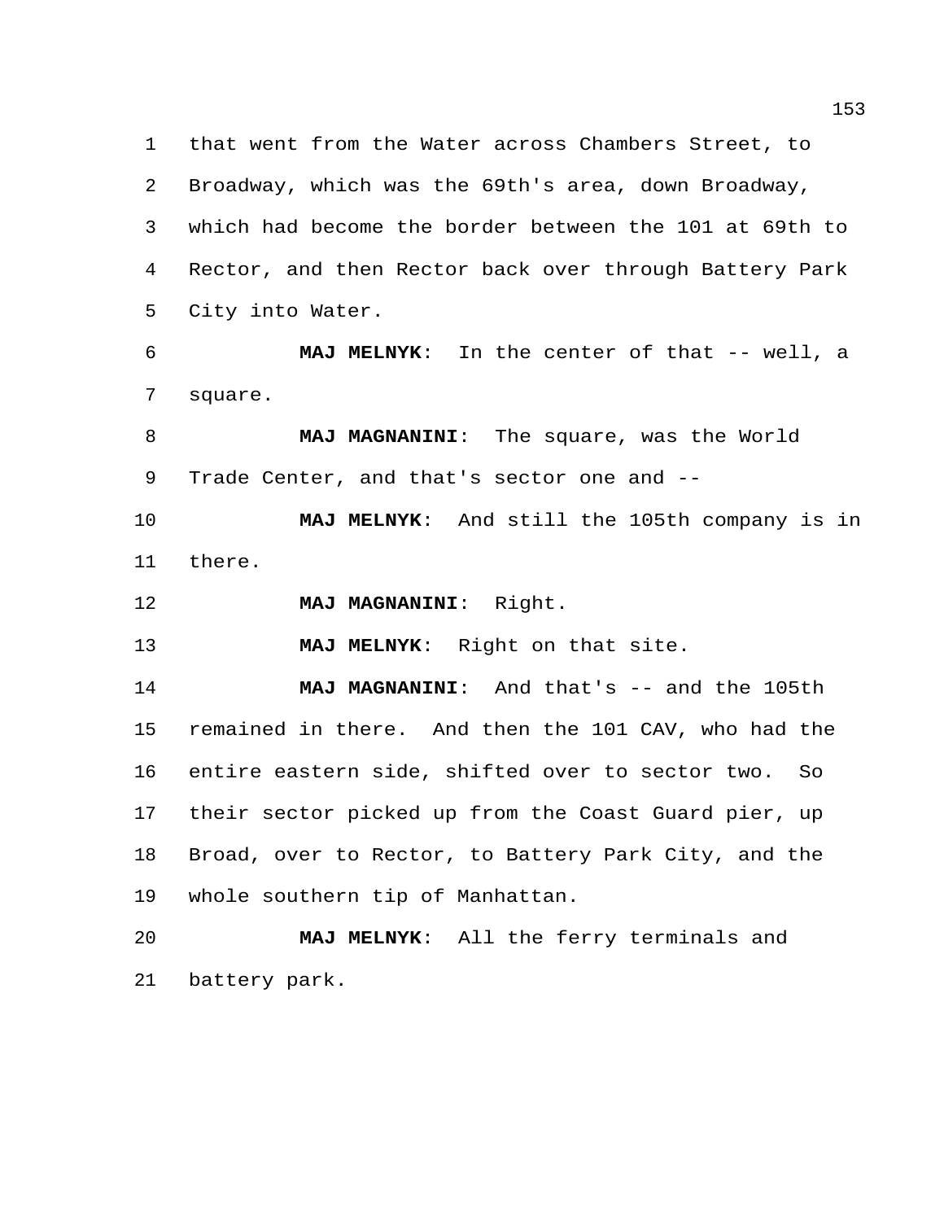that went from the Water across Chambers Street, to Broadway, which was the 69th's area, down Broadway, which had become the border between the 101 at 69th to Rector, and then Rector back over through Battery Park City into Water.

**MAJ MELNYK**: In the center of that -- well, a square.

**MAJ MAGNANINI**: The square, was the World Trade Center, and that's sector one and --

**MAJ MELNYK**: And still the 105th company is in there.

**MAJ MAGNANINI**: Right.

**MAJ MELNYK**: Right on that site.

**MAJ MAGNANINI**: And that's -- and the 105th remained in there. And then the 101 CAV, who had the entire eastern side, shifted over to sector two. So their sector picked up from the Coast Guard pier, up Broad, over to Rector, to Battery Park City, and the whole southern tip of Manhattan.

**MAJ MELNYK**: All the ferry terminals and battery park.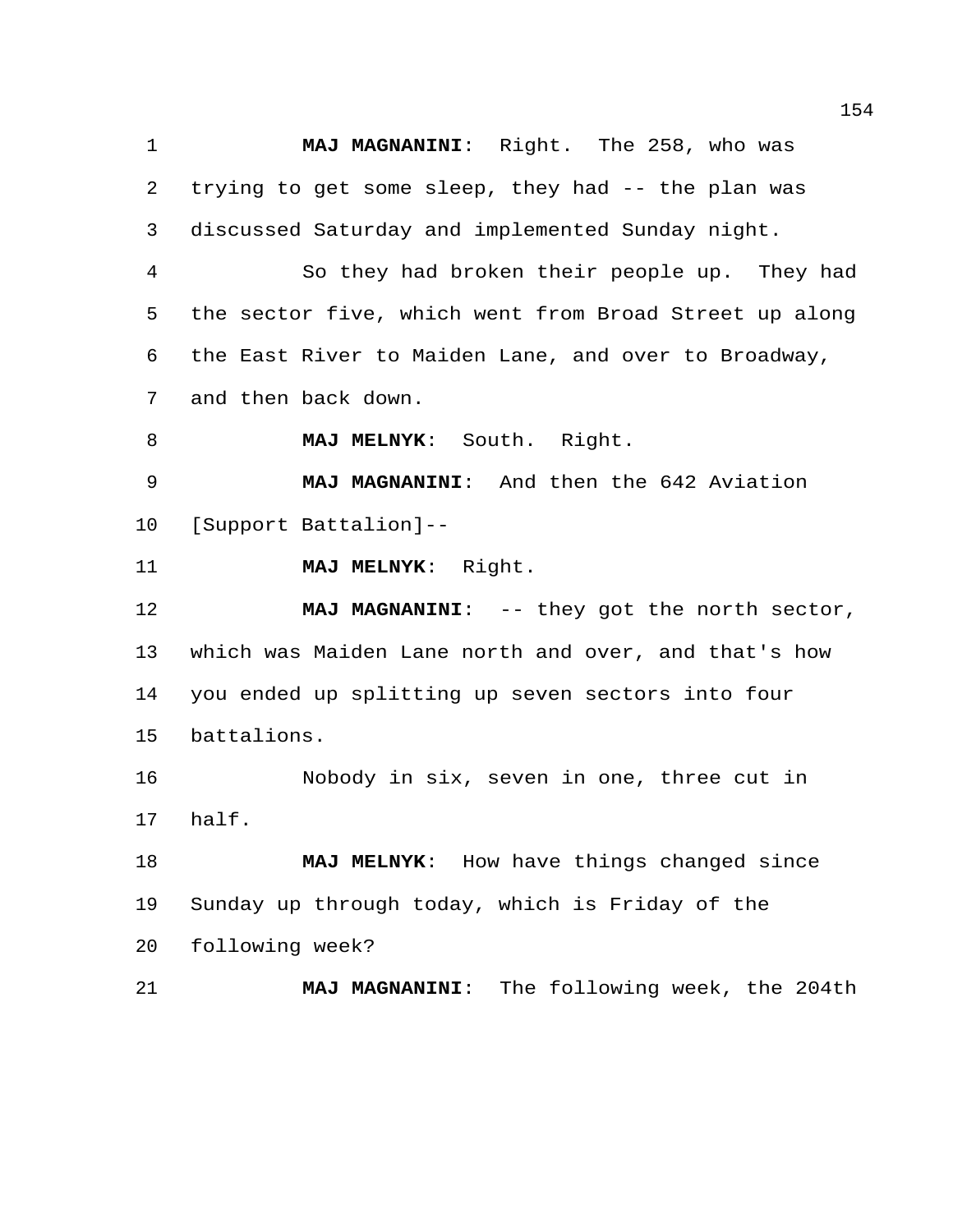**MAJ MAGNANINI**: Right. The 258, who was trying to get some sleep, they had -- the plan was discussed Saturday and implemented Sunday night.

So they had broken their people up. They had the sector five, which went from Broad Street up along the East River to Maiden Lane, and over to Broadway, and then back down.

**MAJ MELNYK**: South. Right.

**MAJ MAGNANINI**: And then the 642 Aviation [Support Battalion]--

**MAJ MELNYK**: Right.

**MAJ MAGNANINI**: -- they got the north sector, which was Maiden Lane north and over, and that's how you ended up splitting up seven sectors into four battalions.

Nobody in six, seven in one, three cut in half.

**MAJ MELNYK**: How have things changed since Sunday up through today, which is Friday of the following week?

**MAJ MAGNANINI**: The following week, the 204th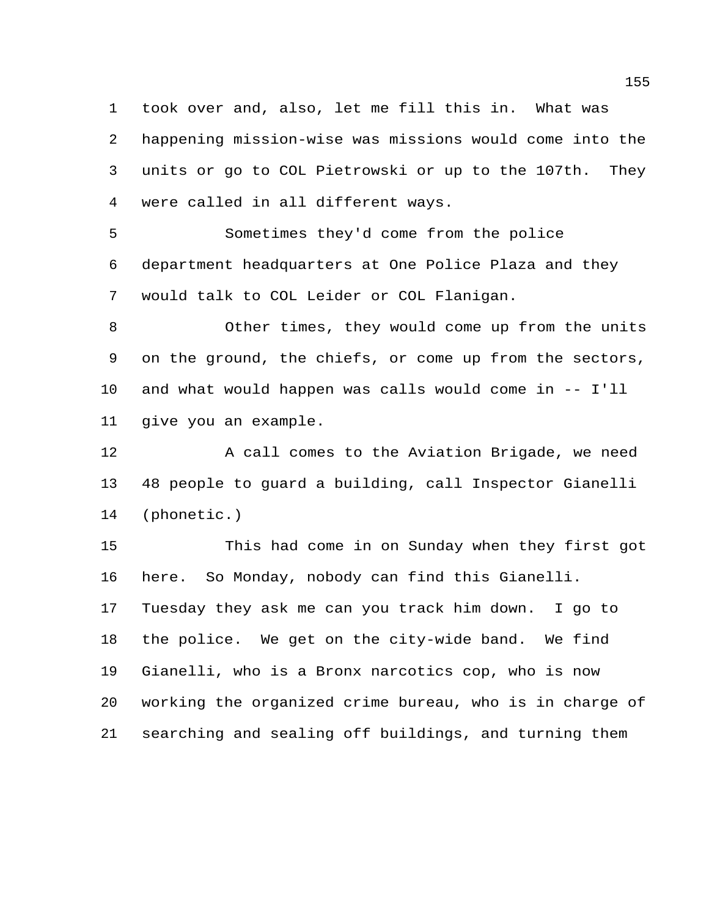took over and, also, let me fill this in. What was happening mission-wise was missions would come into the units or go to COL Pietrowski or up to the 107th. They were called in all different ways.

Sometimes they'd come from the police department headquarters at One Police Plaza and they would talk to COL Leider or COL Flanigan.

Other times, they would come up from the units on the ground, the chiefs, or come up from the sectors, and what would happen was calls would come in -- I'll give you an example.

A call comes to the Aviation Brigade, we need 48 people to guard a building, call Inspector Gianelli (phonetic.)

This had come in on Sunday when they first got here. So Monday, nobody can find this Gianelli. Tuesday they ask me can you track him down. I go to the police. We get on the city-wide band. We find Gianelli, who is a Bronx narcotics cop, who is now working the organized crime bureau, who is in charge of searching and sealing off buildings, and turning them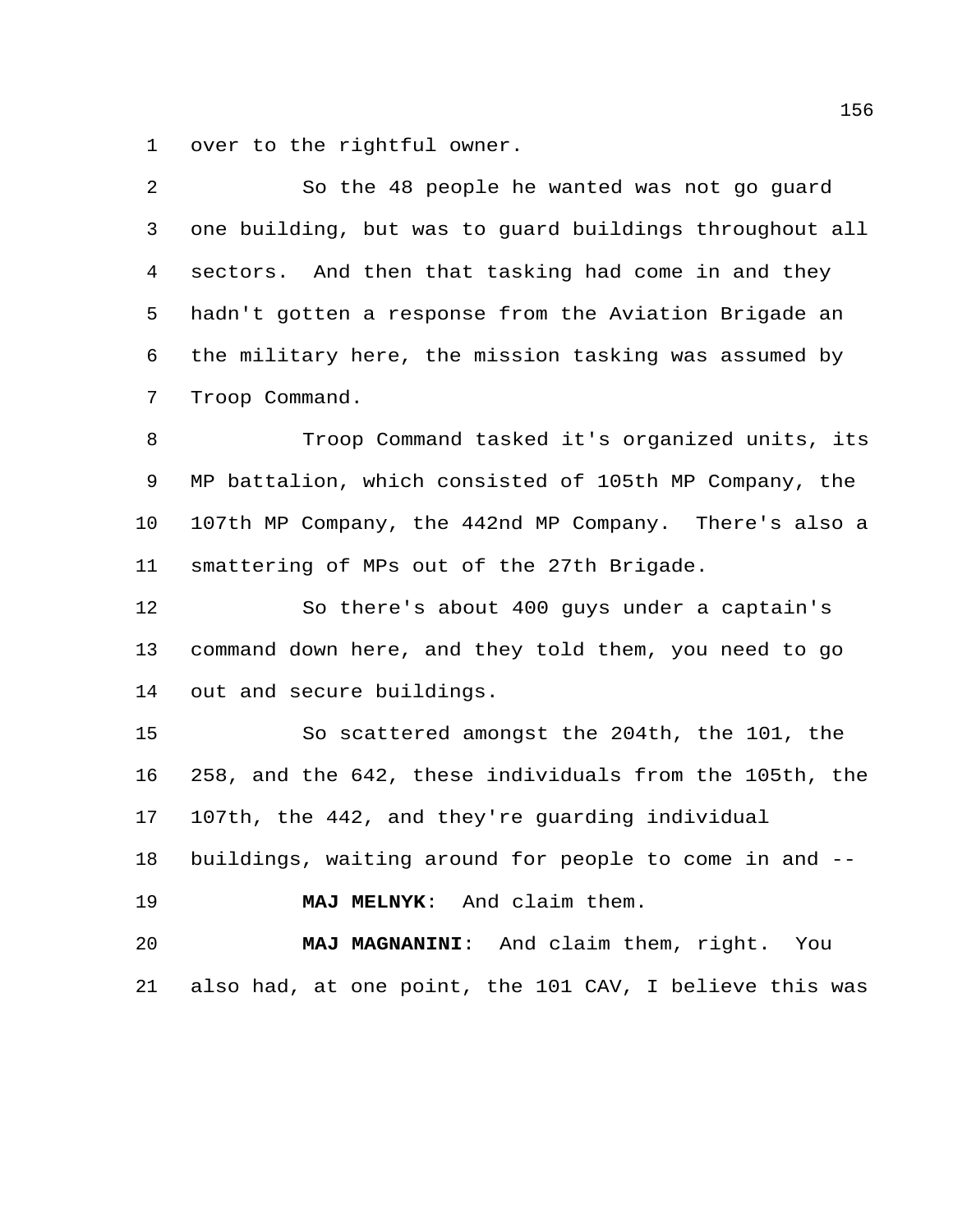over to the rightful owner.

So the 48 people he wanted was not go guard one building, but was to guard buildings throughout all sectors. And then that tasking had come in and they hadn't gotten a response from the Aviation Brigade an the military here, the mission tasking was assumed by Troop Command.

Troop Command tasked it's organized units, its MP battalion, which consisted of 105th MP Company, the 107th MP Company, the 442nd MP Company. There's also a smattering of MPs out of the 27th Brigade.

So there's about 400 guys under a captain's command down here, and they told them, you need to go out and secure buildings.

So scattered amongst the 204th, the 101, the 258, and the 642, these individuals from the 105th, the 107th, the 442, and they're guarding individual buildings, waiting around for people to come in and --

**MAJ MELNYK**: And claim them.

**MAJ MAGNANINI**: And claim them, right. You also had, at one point, the 101 CAV, I believe this was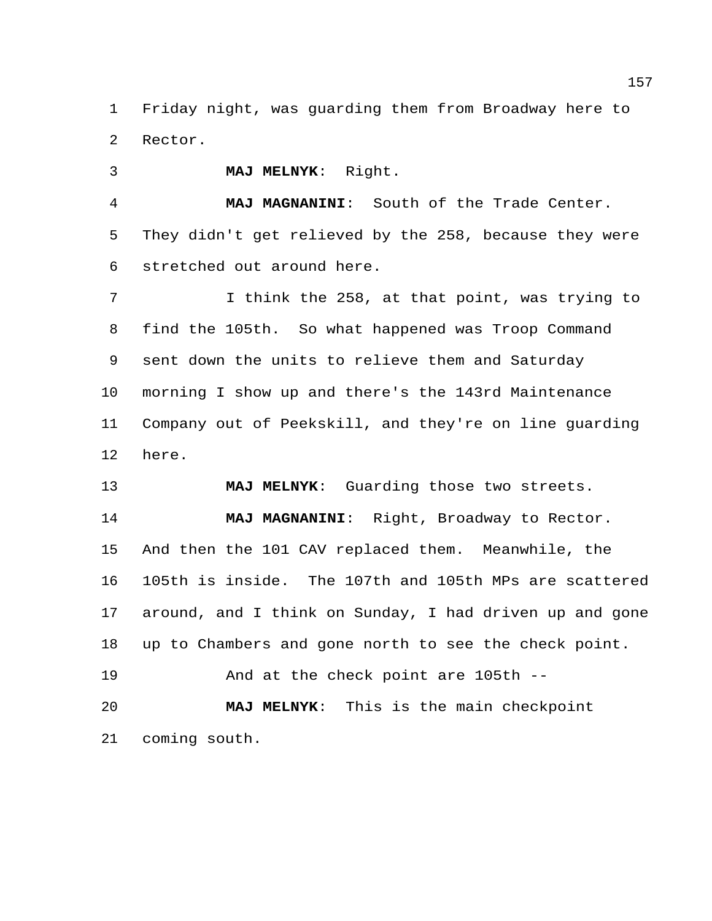Friday night, was guarding them from Broadway here to Rector.

**MAJ MELNYK**: Right.

**MAJ MAGNANINI**: South of the Trade Center. They didn't get relieved by the 258, because they were stretched out around here.

I think the 258, at that point, was trying to find the 105th. So what happened was Troop Command sent down the units to relieve them and Saturday morning I show up and there's the 143rd Maintenance Company out of Peekskill, and they're on line guarding here.

**MAJ MELNYK**: Guarding those two streets.

**MAJ MAGNANINI**: Right, Broadway to Rector. And then the 101 CAV replaced them. Meanwhile, the 105th is inside. The 107th and 105th MPs are scattered around, and I think on Sunday, I had driven up and gone up to Chambers and gone north to see the check point.

And at the check point are 105th --

**MAJ MELNYK**: This is the main checkpoint coming south.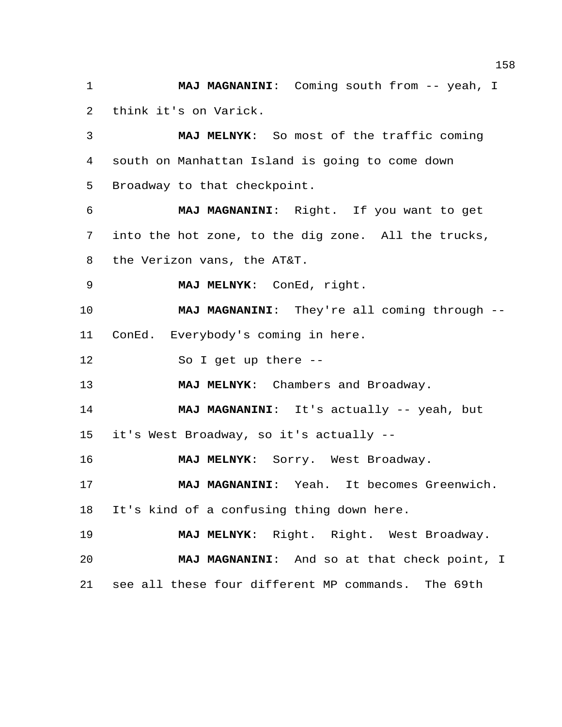**MAJ MAGNANINI**: Coming south from -- yeah, I think it's on Varick.

**MAJ MELNYK**: So most of the traffic coming south on Manhattan Island is going to come down Broadway to that checkpoint.

**MAJ MAGNANINI**: Right. If you want to get into the hot zone, to the dig zone. All the trucks, the Verizon vans, the AT&T.

**MAJ MELNYK**: ConEd, right.

**MAJ MAGNANINI**: They're all coming through -- ConEd. Everybody's coming in here.

So I get up there --

**MAJ MELNYK**: Chambers and Broadway.

**MAJ MAGNANINI**: It's actually -- yeah, but it's West Broadway, so it's actually --

**MAJ MELNYK**: Sorry. West Broadway.

**MAJ MAGNANINI**: Yeah. It becomes Greenwich. It's kind of a confusing thing down here.

**MAJ MELNYK**: Right. Right. West Broadway.

**MAJ MAGNANINI**: And so at that check point, I see all these four different MP commands. The 69th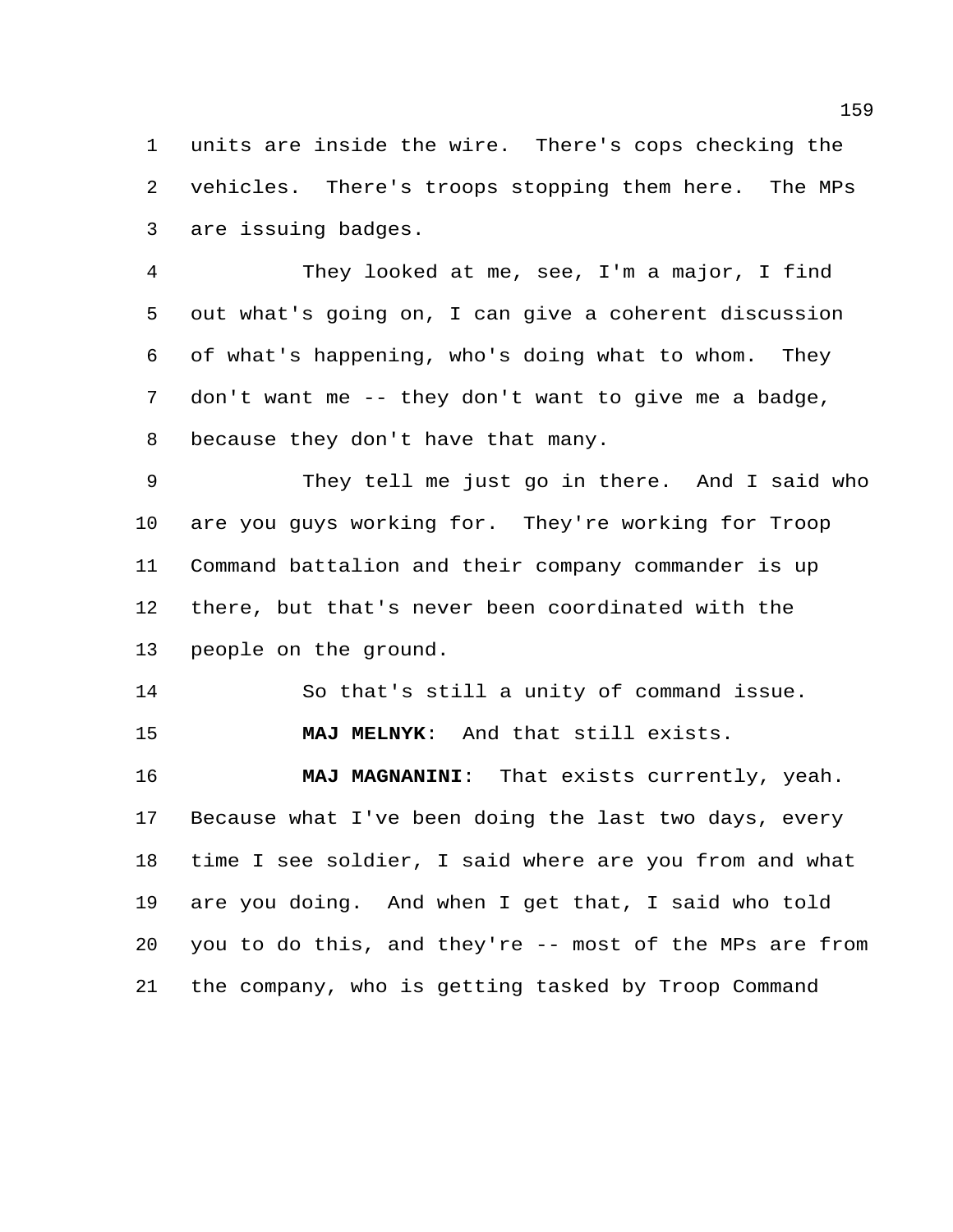units are inside the wire. There's cops checking the vehicles. There's troops stopping them here. The MPs are issuing badges.

They looked at me, see, I'm a major, I find out what's going on, I can give a coherent discussion of what's happening, who's doing what to whom. They don't want me -- they don't want to give me a badge, because they don't have that many.

They tell me just go in there. And I said who are you guys working for. They're working for Troop Command battalion and their company commander is up there, but that's never been coordinated with the people on the ground.

So that's still a unity of command issue.

**MAJ MELNYK**: And that still exists.

**MAJ MAGNANINI**: That exists currently, yeah. Because what I've been doing the last two days, every time I see soldier, I said where are you from and what are you doing. And when I get that, I said who told you to do this, and they're -- most of the MPs are from the company, who is getting tasked by Troop Command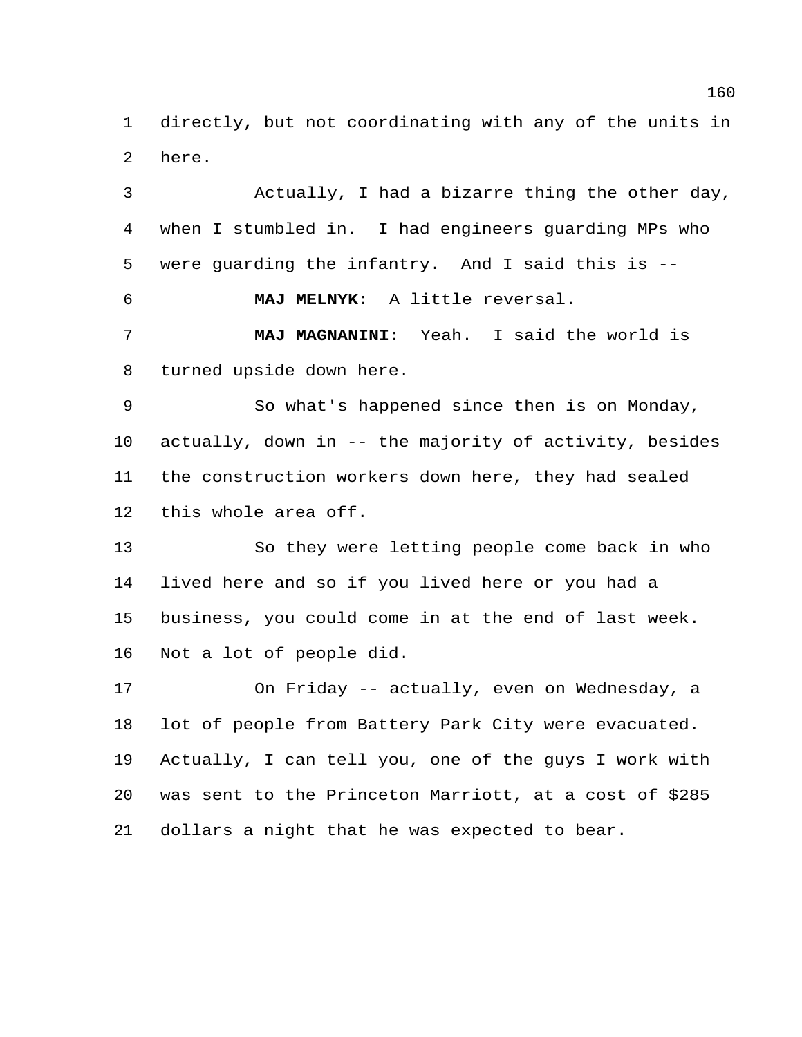directly, but not coordinating with any of the units in here.

Actually, I had a bizarre thing the other day, when I stumbled in. I had engineers guarding MPs who were guarding the infantry. And I said this is --

**MAJ MELNYK**: A little reversal.

**MAJ MAGNANINI**: Yeah. I said the world is turned upside down here.

So what's happened since then is on Monday, actually, down in -- the majority of activity, besides the construction workers down here, they had sealed this whole area off.

So they were letting people come back in who lived here and so if you lived here or you had a business, you could come in at the end of last week. Not a lot of people did.

On Friday -- actually, even on Wednesday, a lot of people from Battery Park City were evacuated. Actually, I can tell you, one of the guys I work with was sent to the Princeton Marriott, at a cost of $285 dollars a night that he was expected to bear.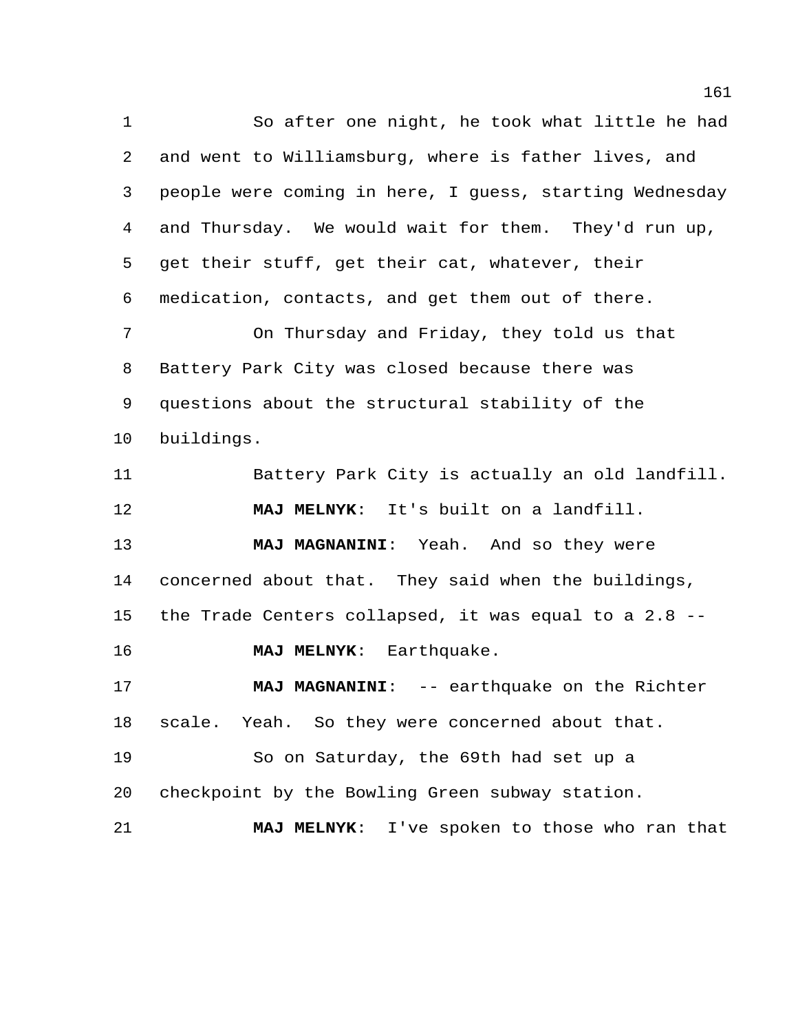So after one night, he took what little he had and went to Williamsburg, where is father lives, and people were coming in here, I guess, starting Wednesday and Thursday. We would wait for them. They'd run up, get their stuff, get their cat, whatever, their medication, contacts, and get them out of there.

On Thursday and Friday, they told us that Battery Park City was closed because there was questions about the structural stability of the buildings.

Battery Park City is actually an old landfill.

**MAJ MELNYK**: It's built on a landfill.

**MAJ MAGNANINI**: Yeah. And so they were concerned about that. They said when the buildings, the Trade Centers collapsed, it was equal to a 2.8 --

**MAJ MELNYK**: Earthquake.

**MAJ MAGNANINI**: -- earthquake on the Richter scale. Yeah. So they were concerned about that.

So on Saturday, the 69th had set up a checkpoint by the Bowling Green subway station.

**MAJ MELNYK**: I've spoken to those who ran that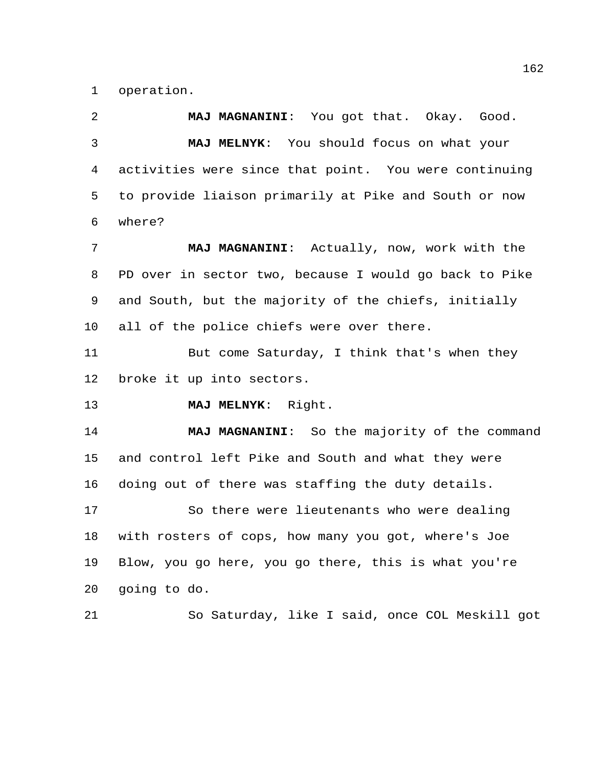operation.

**MAJ MAGNANINI**: You got that. Okay. Good.

**MAJ MELNYK**: You should focus on what your activities were since that point. You were continuing to provide liaison primarily at Pike and South or now where?

**MAJ MAGNANINI**: Actually, now, work with the PD over in sector two, because I would go back to Pike and South, but the majority of the chiefs, initially all of the police chiefs were over there.

But come Saturday, I think that's when they broke it up into sectors.

**MAJ MELNYK**: Right.

**MAJ MAGNANINI**: So the majority of the command and control left Pike and South and what they were doing out of there was staffing the duty details.

So there were lieutenants who were dealing with rosters of cops, how many you got, where's Joe Blow, you go here, you go there, this is what you're going to do.

So Saturday, like I said, once COL Meskill got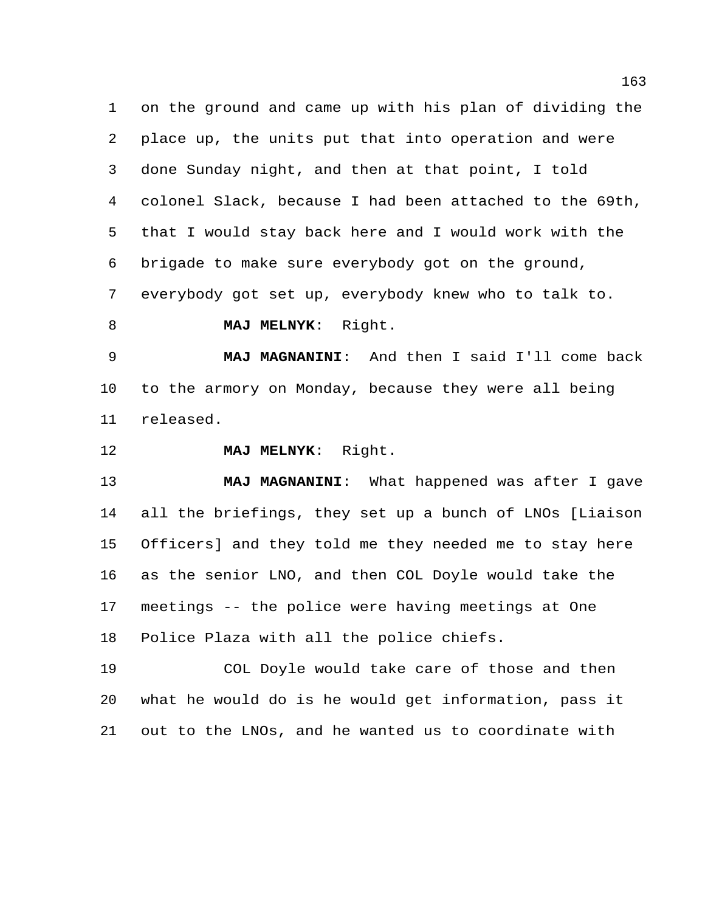on the ground and came up with his plan of dividing the place up, the units put that into operation and were done Sunday night, and then at that point, I told colonel Slack, because I had been attached to the 69th, that I would stay back here and I would work with the brigade to make sure everybody got on the ground, everybody got set up, everybody knew who to talk to.

**MAJ MELNYK**: Right.

**MAJ MAGNANINI**: And then I said I'll come back to the armory on Monday, because they were all being released.

**MAJ MELNYK**: Right.

**MAJ MAGNANINI**: What happened was after I gave all the briefings, they set up a bunch of LNOs [Liaison Officers] and they told me they needed me to stay here as the senior LNO, and then COL Doyle would take the meetings -- the police were having meetings at One Police Plaza with all the police chiefs.

COL Doyle would take care of those and then what he would do is he would get information, pass it out to the LNOs, and he wanted us to coordinate with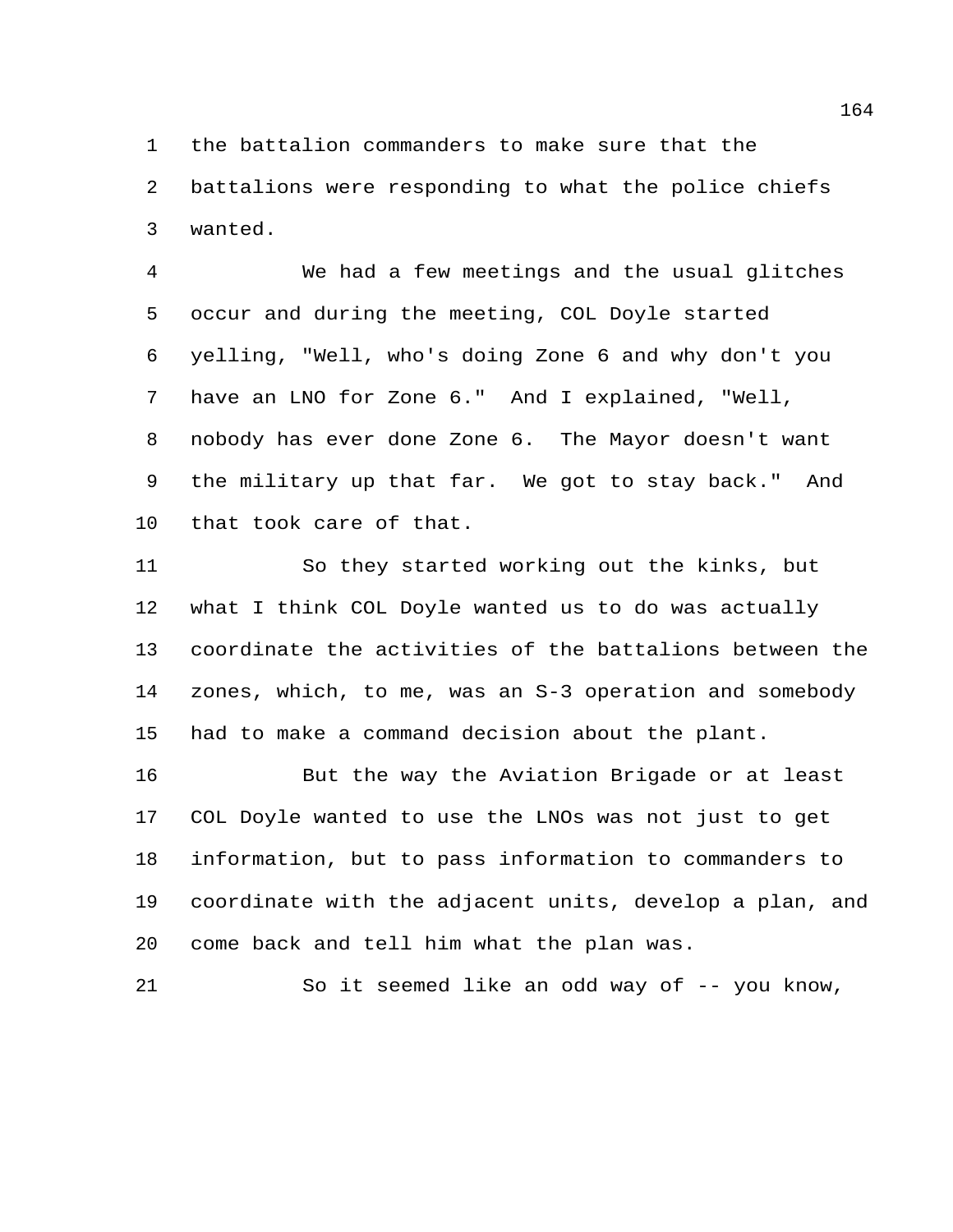the battalion commanders to make sure that the battalions were responding to what the police chiefs wanted.

We had a few meetings and the usual glitches occur and during the meeting, COL Doyle started yelling, "Well, who's doing Zone 6 and why don't you have an LNO for Zone 6." And I explained, "Well, nobody has ever done Zone 6. The Mayor doesn't want the military up that far. We got to stay back." And that took care of that.

So they started working out the kinks, but what I think COL Doyle wanted us to do was actually coordinate the activities of the battalions between the zones, which, to me, was an S-3 operation and somebody had to make a command decision about the plant.

But the way the Aviation Brigade or at least COL Doyle wanted to use the LNOs was not just to get information, but to pass information to commanders to coordinate with the adjacent units, develop a plan, and come back and tell him what the plan was.

So it seemed like an odd way of -- you know,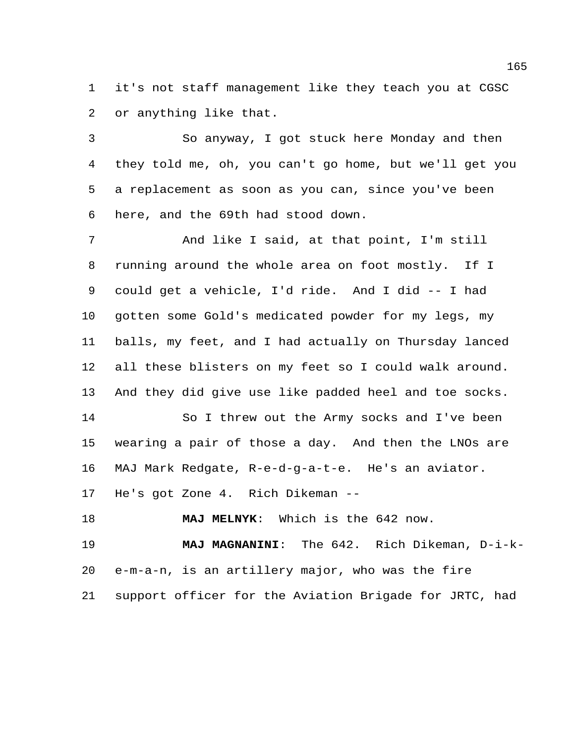it's not staff management like they teach you at CGSC or anything like that.

So anyway, I got stuck here Monday and then they told me, oh, you can't go home, but we'll get you a replacement as soon as you can, since you've been here, and the 69th had stood down.

And like I said, at that point, I'm still running around the whole area on foot mostly. If I could get a vehicle, I'd ride. And I did -- I had gotten some Gold's medicated powder for my legs, my balls, my feet, and I had actually on Thursday lanced all these blisters on my feet so I could walk around. And they did give use like padded heel and toe socks.

So I threw out the Army socks and I've been wearing a pair of those a day. And then the LNOs are MAJ Mark Redgate, R-e-d-g-a-t-e. He's an aviator. He's got Zone 4. Rich Dikeman --

**MAJ MELNYK**: Which is the 642 now.

**MAJ MAGNANINI**: The 642. Rich Dikeman, D-i-k-e-m-a-n, is an artillery major, who was the fire support officer for the Aviation Brigade for JRTC, had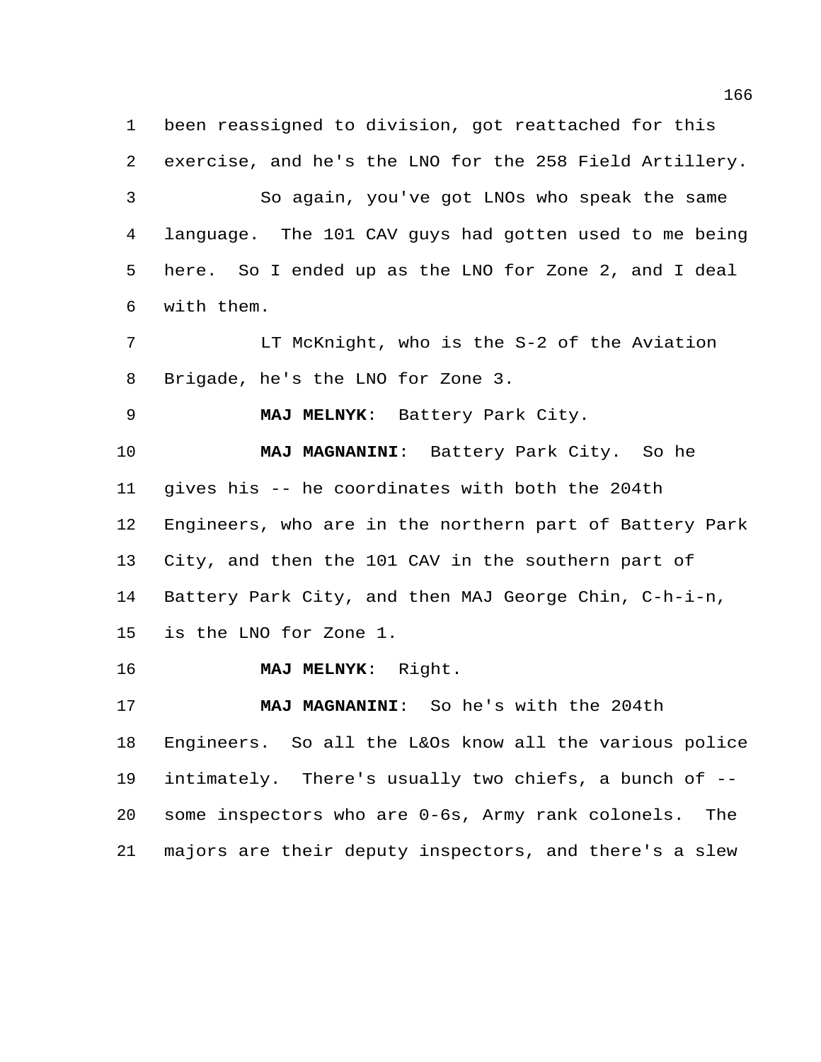been reassigned to division, got reattached for this exercise, and he's the LNO for the 258 Field Artillery.

So again, you've got LNOs who speak the same language. The 101 CAV guys had gotten used to me being here. So I ended up as the LNO for Zone 2, and I deal with them.

LT McKnight, who is the S-2 of the Aviation Brigade, he's the LNO for Zone 3.

**MAJ MELNYK**: Battery Park City.

**MAJ MAGNANINI**: Battery Park City. So he gives his -- he coordinates with both the 204th Engineers, who are in the northern part of Battery Park City, and then the 101 CAV in the southern part of Battery Park City, and then MAJ George Chin, C-h-i-n, is the LNO for Zone 1.

**MAJ MELNYK**: Right.

**MAJ MAGNANINI**: So he's with the 204th Engineers. So all the L&Os know all the various police intimately. There's usually two chiefs, a bunch of -- some inspectors who are 0-6s, Army rank colonels. The majors are their deputy inspectors, and there's a slew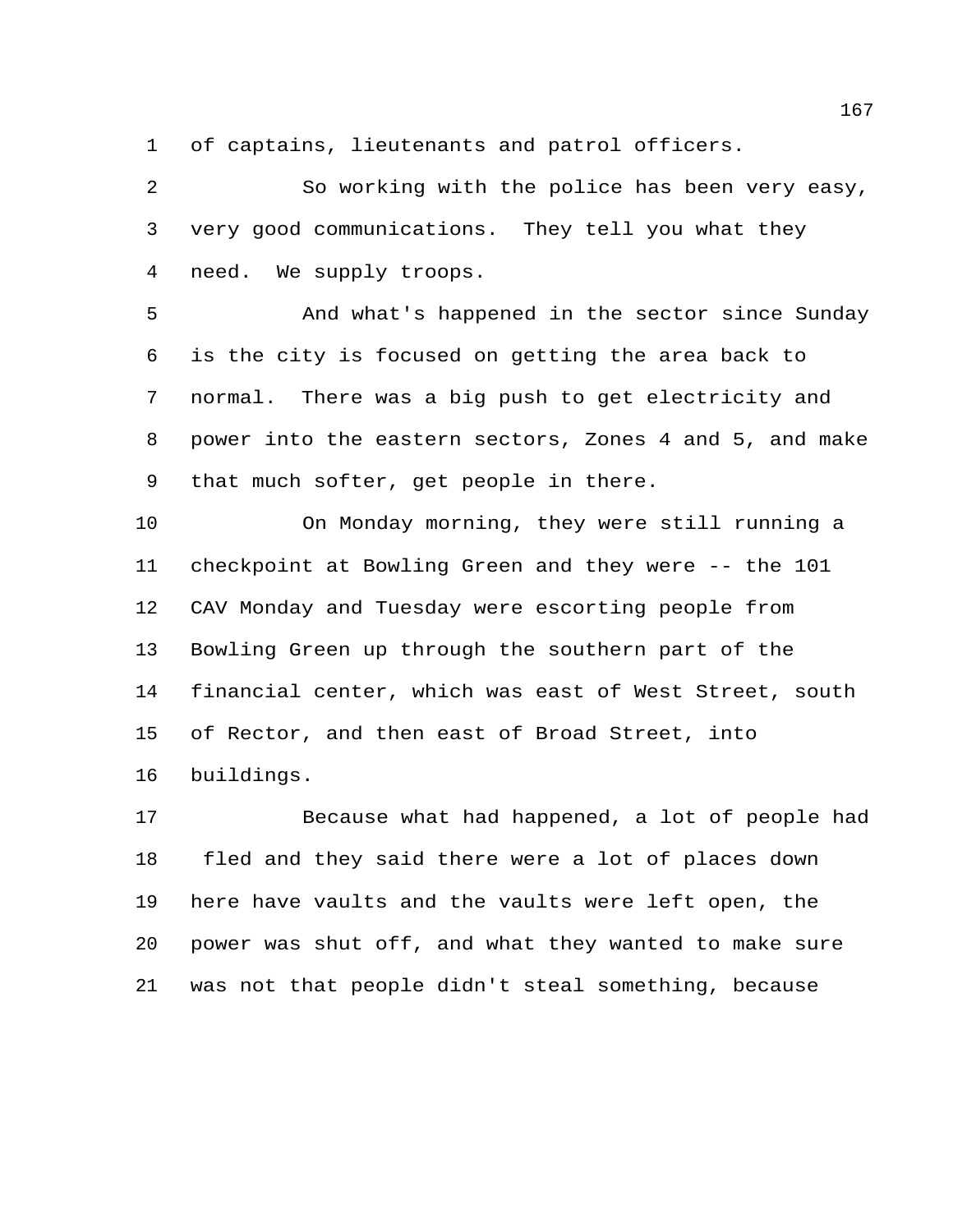of captains, lieutenants and patrol officers.

So working with the police has been very easy, very good communications. They tell you what they need. We supply troops.

And what's happened in the sector since Sunday is the city is focused on getting the area back to normal. There was a big push to get electricity and power into the eastern sectors, Zones 4 and 5, and make that much softer, get people in there.

On Monday morning, they were still running a checkpoint at Bowling Green and they were -- the 101 CAV Monday and Tuesday were escorting people from Bowling Green up through the southern part of the financial center, which was east of West Street, south of Rector, and then east of Broad Street, into buildings.

Because what had happened, a lot of people had fled and they said there were a lot of places down here have vaults and the vaults were left open, the power was shut off, and what they wanted to make sure was not that people didn't steal something, because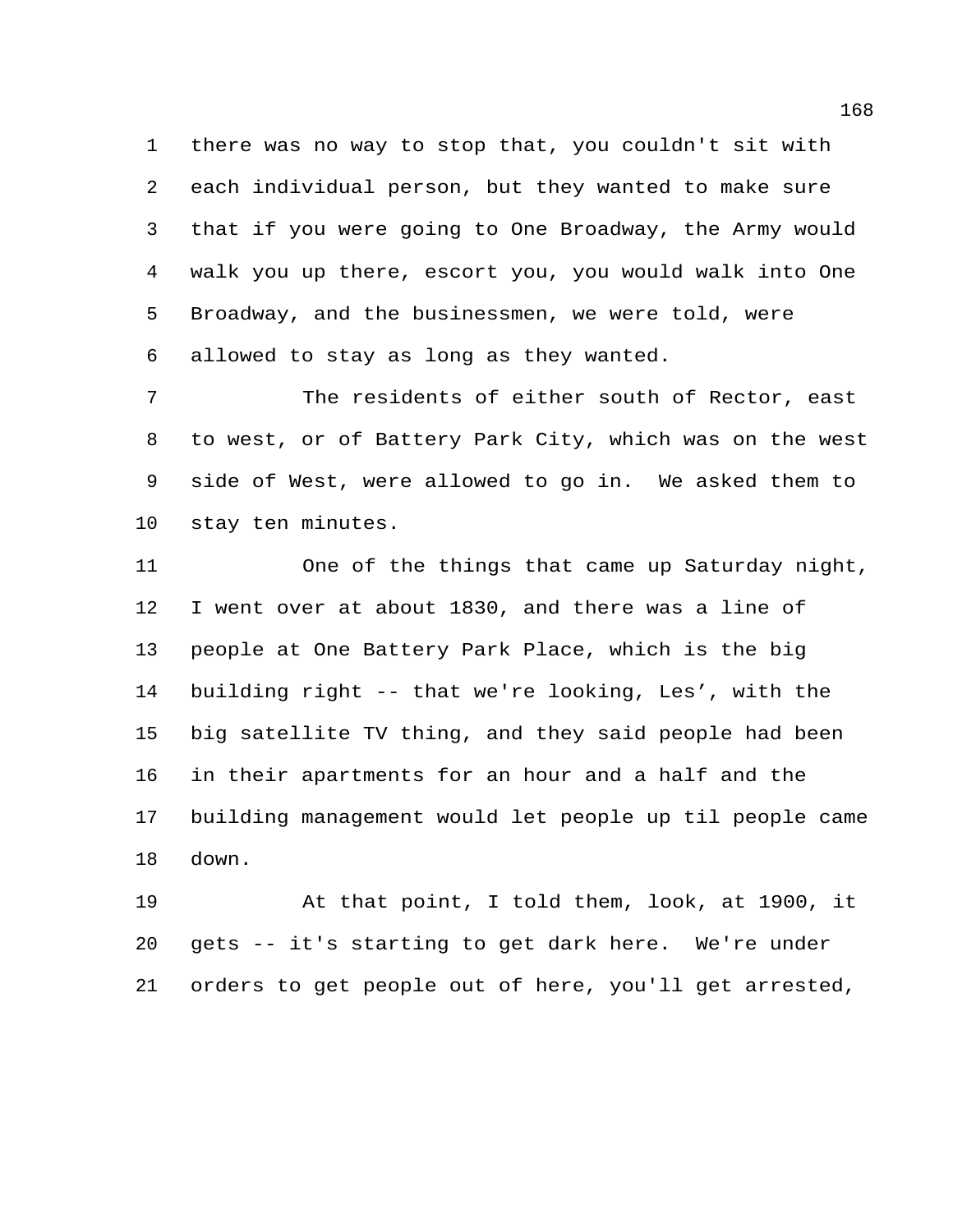there was no way to stop that, you couldn't sit with each individual person, but they wanted to make sure that if you were going to One Broadway, the Army would walk you up there, escort you, you would walk into One Broadway, and the businessmen, we were told, were allowed to stay as long as they wanted.

The residents of either south of Rector, east to west, or of Battery Park City, which was on the west side of West, were allowed to go in. We asked them to stay ten minutes.

One of the things that came up Saturday night, I went over at about 1830, and there was a line of people at One Battery Park Place, which is the big building right -- that we're looking, Les', with the big satellite TV thing, and they said people had been in their apartments for an hour and a half and the building management would let people up til people came down.

At that point, I told them, look, at 1900, it gets -- it's starting to get dark here. We're under orders to get people out of here, you'll get arrested,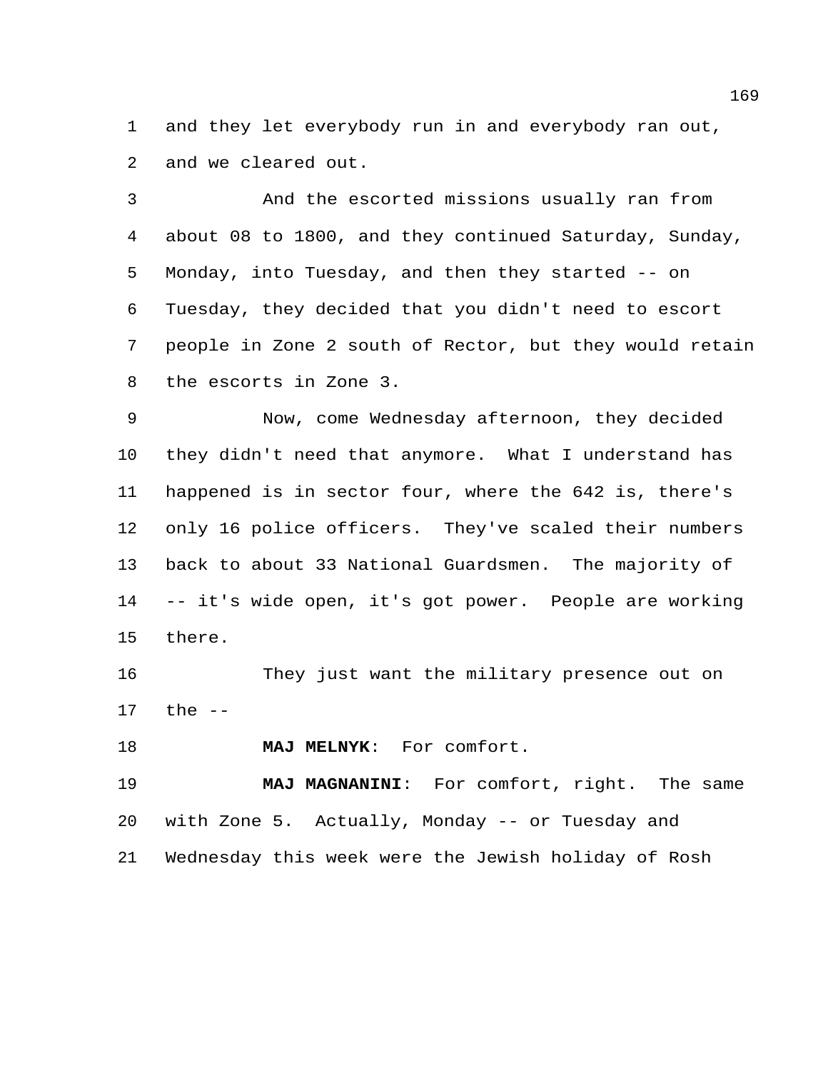and they let everybody run in and everybody ran out, and we cleared out.

And the escorted missions usually ran from about 08 to 1800, and they continued Saturday, Sunday, Monday, into Tuesday, and then they started -- on Tuesday, they decided that you didn't need to escort people in Zone 2 south of Rector, but they would retain the escorts in Zone 3.

Now, come Wednesday afternoon, they decided they didn't need that anymore. What I understand has happened is in sector four, where the 642 is, there's only 16 police officers. They've scaled their numbers back to about 33 National Guardsmen. The majority of -- it's wide open, it's got power. People are working there.

They just want the military presence out on the --

**MAJ MELNYK**: For comfort.

**MAJ MAGNANINI**: For comfort, right. The same with Zone 5. Actually, Monday -- or Tuesday and Wednesday this week were the Jewish holiday of Rosh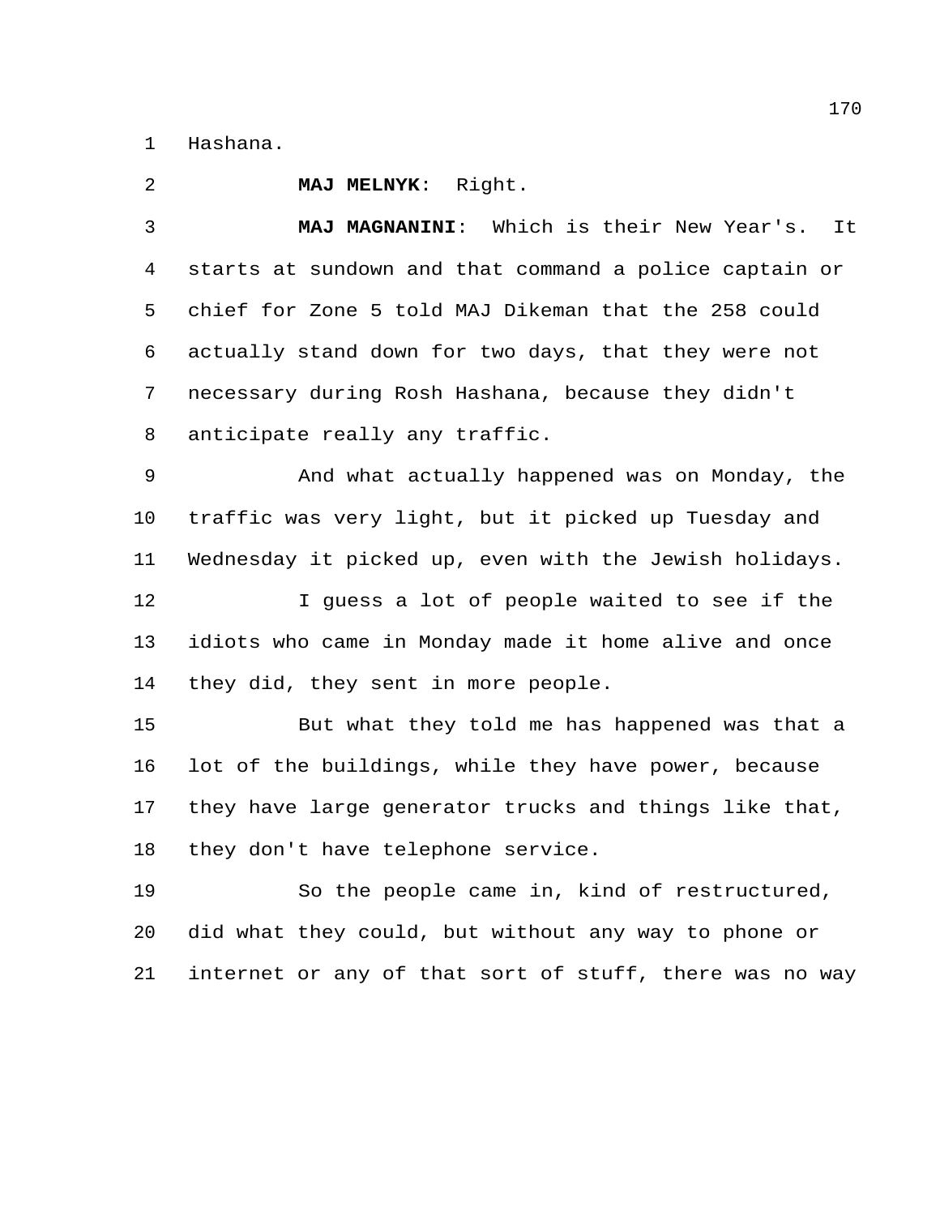Hashana.

**MAJ MELNYK**: Right.

**MAJ MAGNANINI**: Which is their New Year's. It starts at sundown and that command a police captain or chief for Zone 5 told MAJ Dikeman that the 258 could actually stand down for two days, that they were not necessary during Rosh Hashana, because they didn't anticipate really any traffic.

And what actually happened was on Monday, the traffic was very light, but it picked up Tuesday and Wednesday it picked up, even with the Jewish holidays.

I guess a lot of people waited to see if the idiots who came in Monday made it home alive and once they did, they sent in more people.

But what they told me has happened was that a lot of the buildings, while they have power, because they have large generator trucks and things like that, they don't have telephone service.

So the people came in, kind of restructured, did what they could, but without any way to phone or internet or any of that sort of stuff, there was no way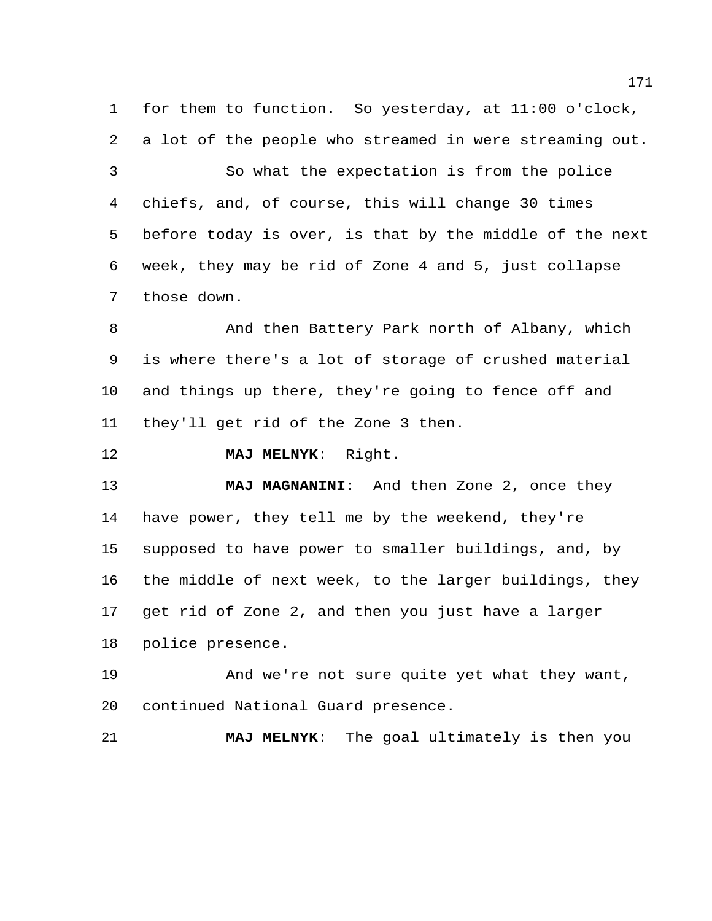for them to function. So yesterday, at 11:00 o'clock, a lot of the people who streamed in were streaming out.

So what the expectation is from the police chiefs, and, of course, this will change 30 times before today is over, is that by the middle of the next week, they may be rid of Zone 4 and 5, just collapse those down.

And then Battery Park north of Albany, which is where there's a lot of storage of crushed material and things up there, they're going to fence off and they'll get rid of the Zone 3 then.

**MAJ MELNYK**: Right.

**MAJ MAGNANINI**: And then Zone 2, once they have power, they tell me by the weekend, they're supposed to have power to smaller buildings, and, by the middle of next week, to the larger buildings, they get rid of Zone 2, and then you just have a larger police presence.

And we're not sure quite yet what they want, continued National Guard presence.

**MAJ MELNYK**: The goal ultimately is then you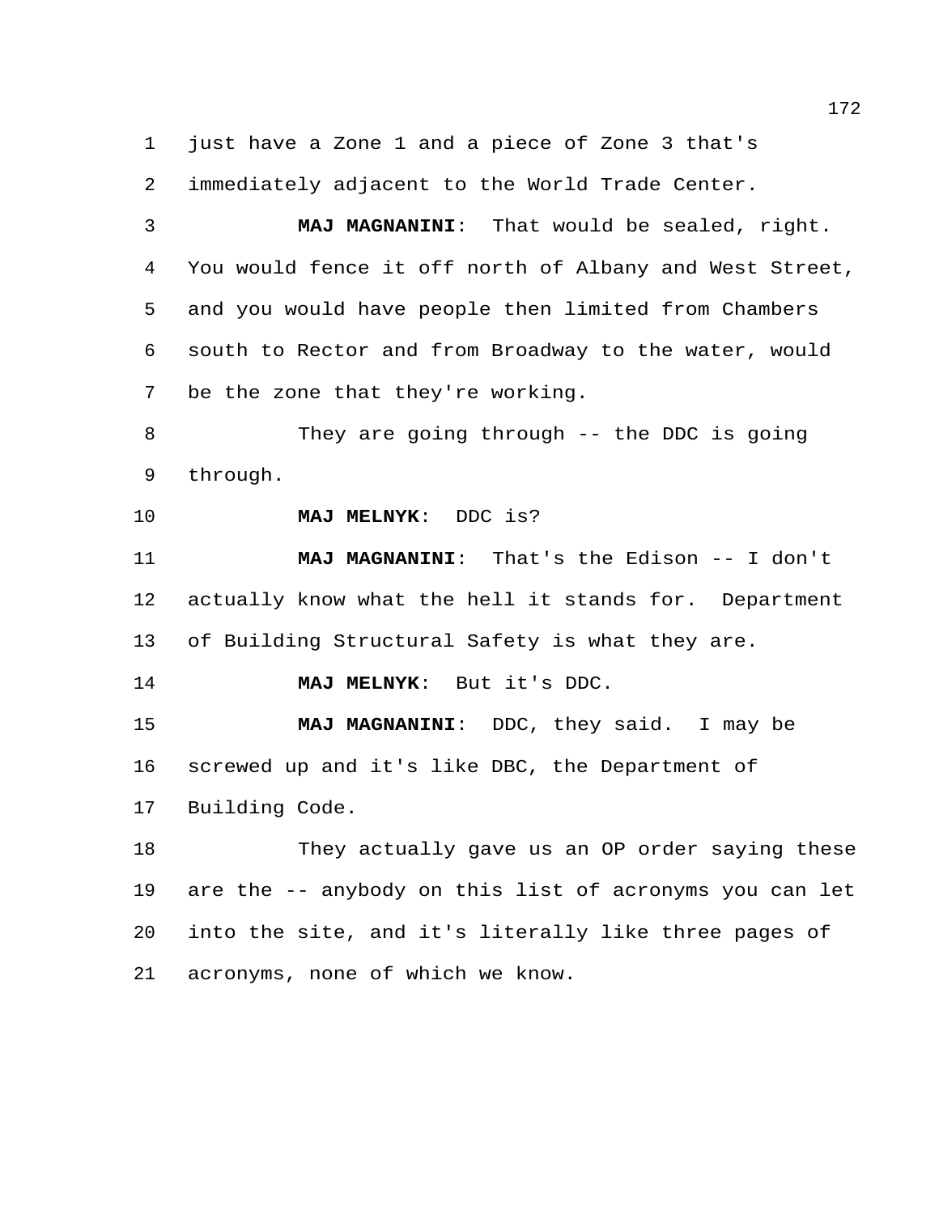just have a Zone 1 and a piece of Zone 3 that's immediately adjacent to the World Trade Center.

**MAJ MAGNANINI**: That would be sealed, right. You would fence it off north of Albany and West Street, and you would have people then limited from Chambers south to Rector and from Broadway to the water, would be the zone that they're working.

They are going through -- the DDC is going through.

**MAJ MELNYK**: DDC is?

**MAJ MAGNANINI**: That's the Edison -- I don't actually know what the hell it stands for. Department of Building Structural Safety is what they are.

**MAJ MELNYK**: But it's DDC.

**MAJ MAGNANINI**: DDC, they said. I may be screwed up and it's like DBC, the Department of Building Code.

They actually gave us an OP order saying these are the -- anybody on this list of acronyms you can let into the site, and it's literally like three pages of acronyms, none of which we know.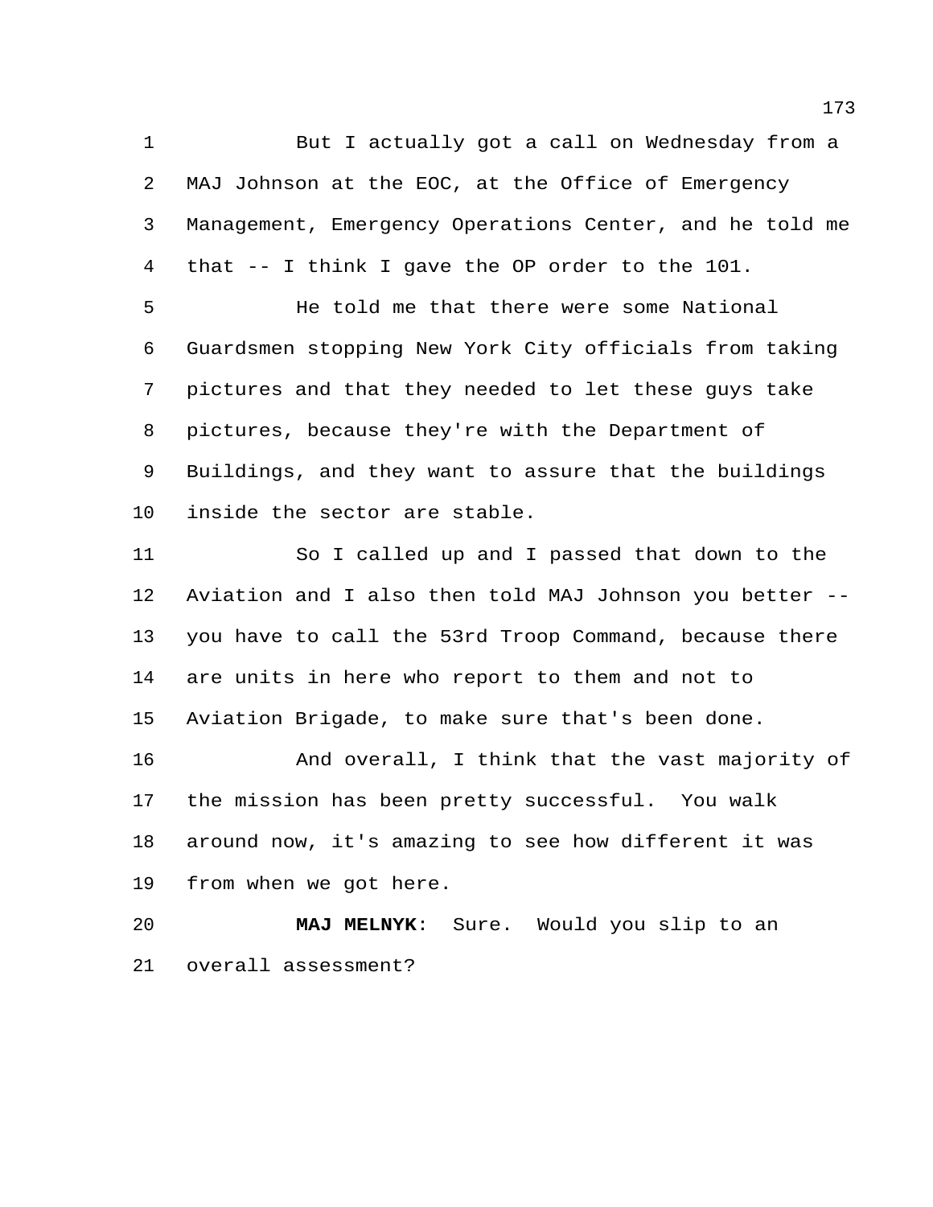But I actually got a call on Wednesday from a MAJ Johnson at the EOC, at the Office of Emergency Management, Emergency Operations Center, and he told me that -- I think I gave the OP order to the 101.

He told me that there were some National Guardsmen stopping New York City officials from taking pictures and that they needed to let these guys take pictures, because they're with the Department of Buildings, and they want to assure that the buildings inside the sector are stable.

So I called up and I passed that down to the Aviation and I also then told MAJ Johnson you better -- you have to call the 53rd Troop Command, because there are units in here who report to them and not to Aviation Brigade, to make sure that's been done.

And overall, I think that the vast majority of the mission has been pretty successful. You walk around now, it's amazing to see how different it was from when we got here.

**MAJ MELNYK**: Sure. Would you slip to an overall assessment?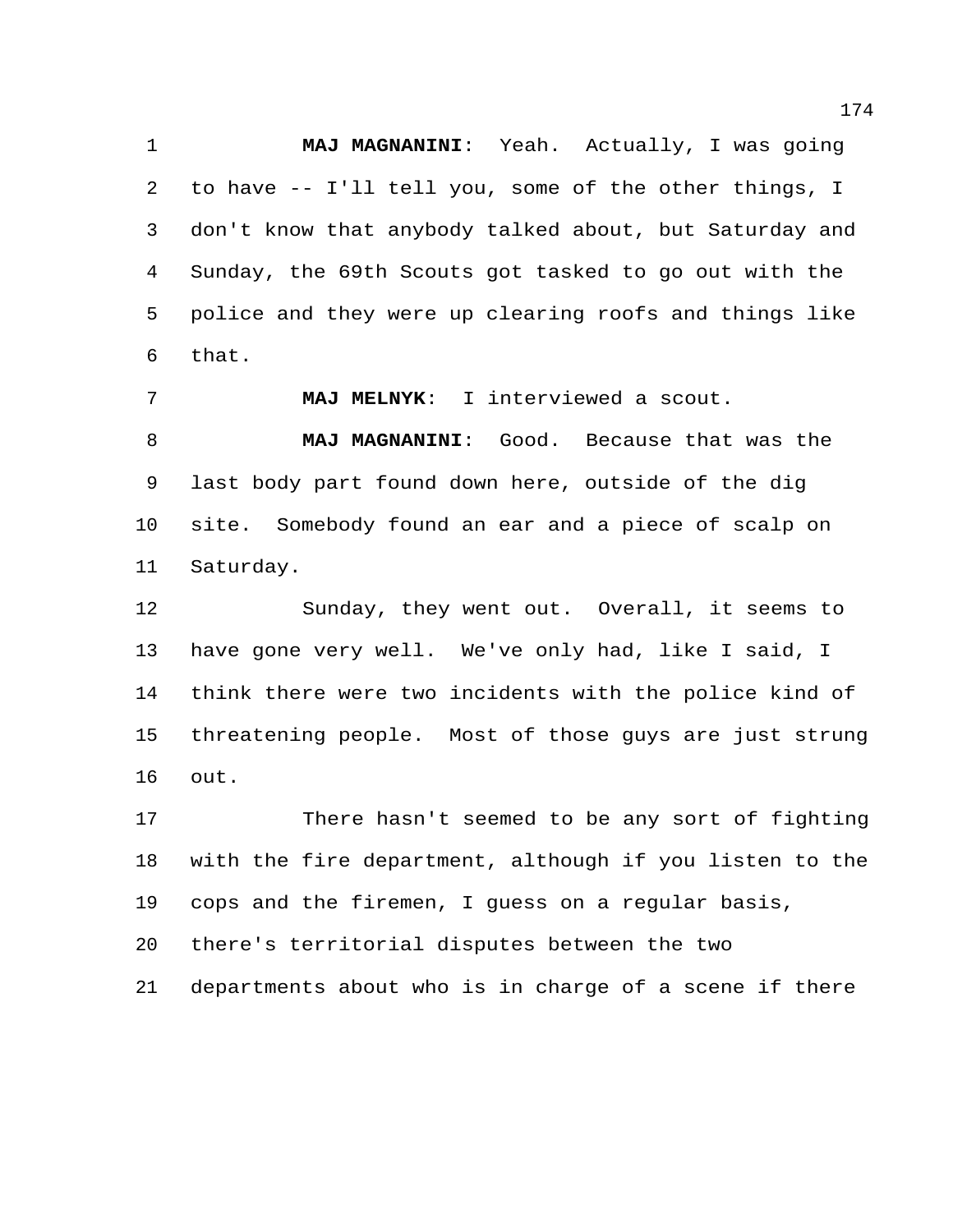**MAJ MAGNANINI**: Yeah. Actually, I was going to have -- I'll tell you, some of the other things, I don't know that anybody talked about, but Saturday and Sunday, the 69th Scouts got tasked to go out with the police and they were up clearing roofs and things like that.

**MAJ MELNYK**: I interviewed a scout.

**MAJ MAGNANINI**: Good. Because that was the last body part found down here, outside of the dig site. Somebody found an ear and a piece of scalp on Saturday.

Sunday, they went out. Overall, it seems to have gone very well. We've only had, like I said, I think there were two incidents with the police kind of threatening people. Most of those guys are just strung out.

There hasn't seemed to be any sort of fighting with the fire department, although if you listen to the cops and the firemen, I guess on a regular basis, there's territorial disputes between the two departments about who is in charge of a scene if there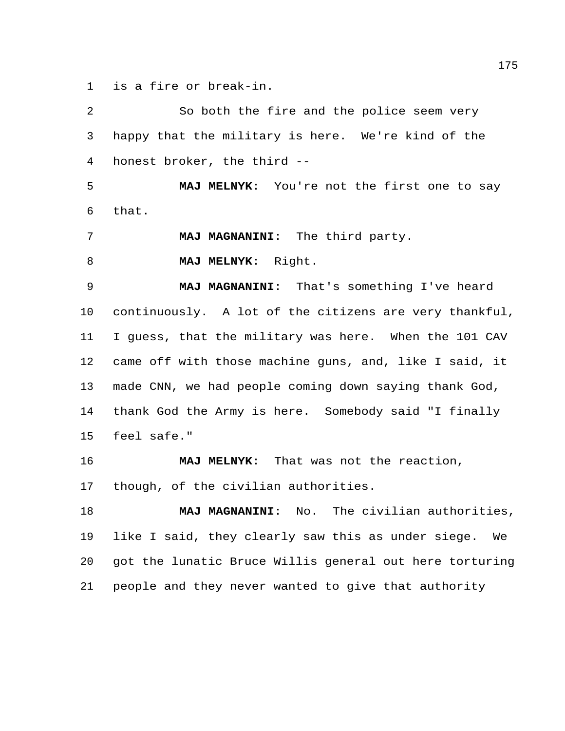is a fire or break-in.

So both the fire and the police seem very happy that the military is here. We're kind of the honest broker, the third --

**MAJ MELNYK**: You're not the first one to say that.

**MAJ MAGNANINI**: The third party.

**MAJ MELNYK**: Right.

**MAJ MAGNANINI**: That's something I've heard continuously. A lot of the citizens are very thankful, I guess, that the military was here. When the 101 CAV came off with those machine guns, and, like I said, it made CNN, we had people coming down saying thank God, thank God the Army is here. Somebody said "I finally feel safe."

**MAJ MELNYK**: That was not the reaction, though, of the civilian authorities.

**MAJ MAGNANINI**: No. The civilian authorities, like I said, they clearly saw this as under siege. We got the lunatic Bruce Willis general out here torturing people and they never wanted to give that authority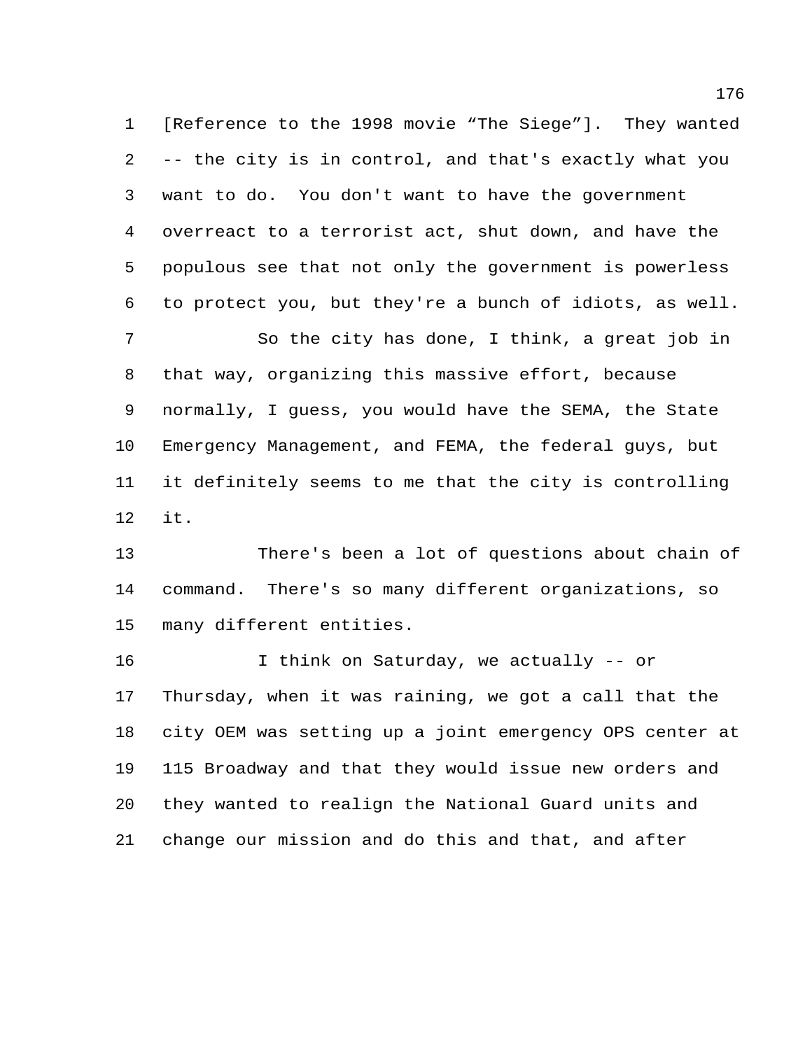[Reference to the 1998 movie "The Siege"]. They wanted -- the city is in control, and that's exactly what you want to do. You don't want to have the government overreact to a terrorist act, shut down, and have the populous see that not only the government is powerless to protect you, but they're a bunch of idiots, as well.

So the city has done, I think, a great job in that way, organizing this massive effort, because normally, I guess, you would have the SEMA, the State Emergency Management, and FEMA, the federal guys, but it definitely seems to me that the city is controlling it.

There's been a lot of questions about chain of command. There's so many different organizations, so many different entities.

I think on Saturday, we actually -- or Thursday, when it was raining, we got a call that the city OEM was setting up a joint emergency OPS center at 115 Broadway and that they would issue new orders and they wanted to realign the National Guard units and change our mission and do this and that, and after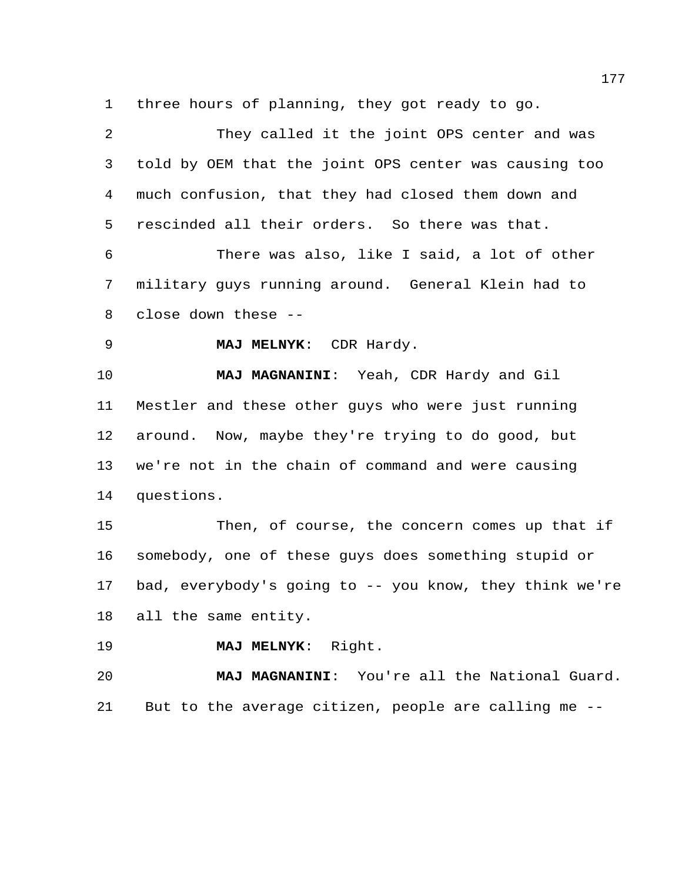three hours of planning, they got ready to go.

They called it the joint OPS center and was told by OEM that the joint OPS center was causing too much confusion, that they had closed them down and rescinded all their orders. So there was that.

There was also, like I said, a lot of other military guys running around. General Klein had to close down these --

**MAJ MELNYK**: CDR Hardy.

**MAJ MAGNANINI**: Yeah, CDR Hardy and Gil Mestler and these other guys who were just running around. Now, maybe they're trying to do good, but we're not in the chain of command and were causing questions.

Then, of course, the concern comes up that if somebody, one of these guys does something stupid or bad, everybody's going to -- you know, they think we're all the same entity.

**MAJ MELNYK**: Right.

**MAJ MAGNANINI**: You're all the National Guard. But to the average citizen, people are calling me --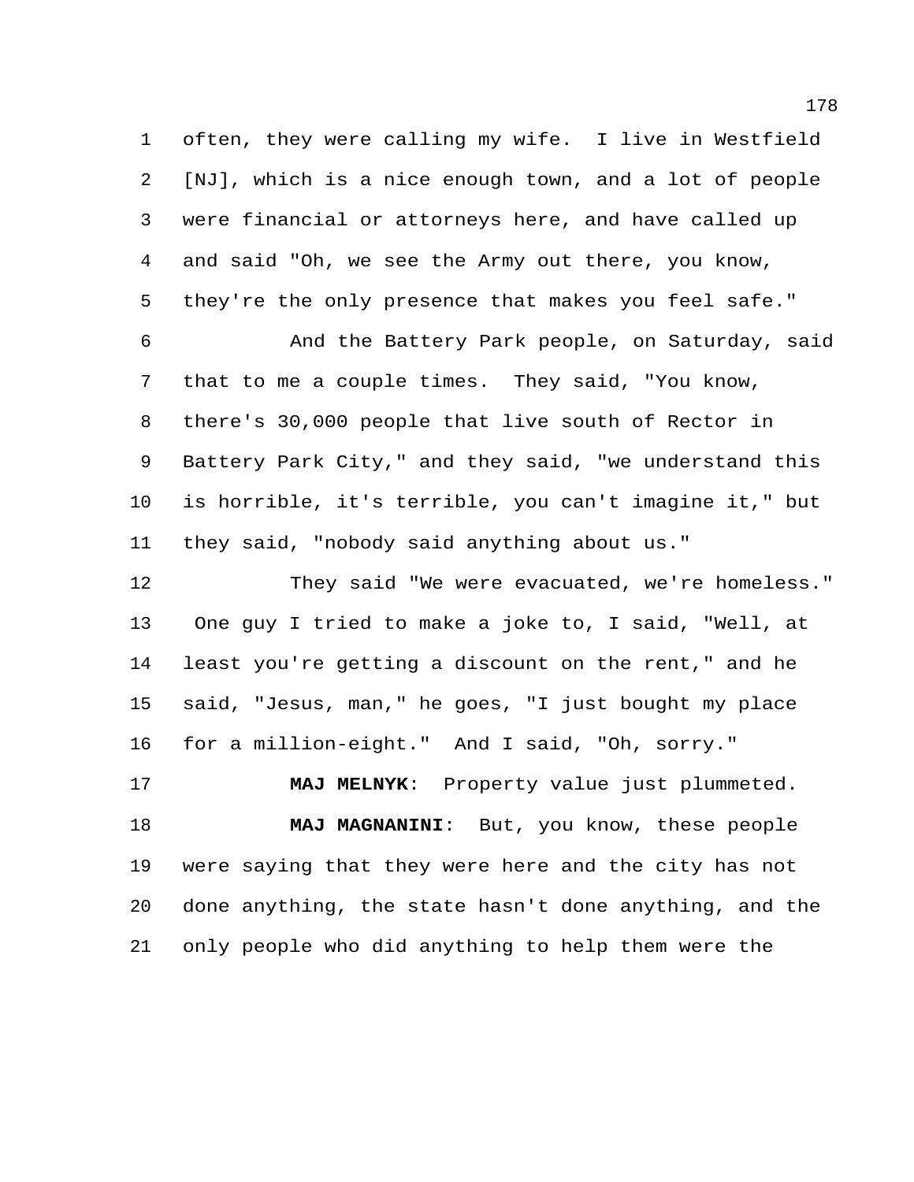often, they were calling my wife. I live in Westfield [NJ], which is a nice enough town, and a lot of people were financial or attorneys here, and have called up and said "Oh, we see the Army out there, you know, they're the only presence that makes you feel safe."

And the Battery Park people, on Saturday, said that to me a couple times. They said, "You know, there's 30,000 people that live south of Rector in Battery Park City," and they said, "we understand this is horrible, it's terrible, you can't imagine it," but they said, "nobody said anything about us."

They said "We were evacuated, we're homeless." One guy I tried to make a joke to, I said, "Well, at least you're getting a discount on the rent," and he said, "Jesus, man," he goes, "I just bought my place for a million-eight." And I said, "Oh, sorry."

**MAJ MELNYK**: Property value just plummeted.

**MAJ MAGNANINI**: But, you know, these people were saying that they were here and the city has not done anything, the state hasn't done anything, and the only people who did anything to help them were the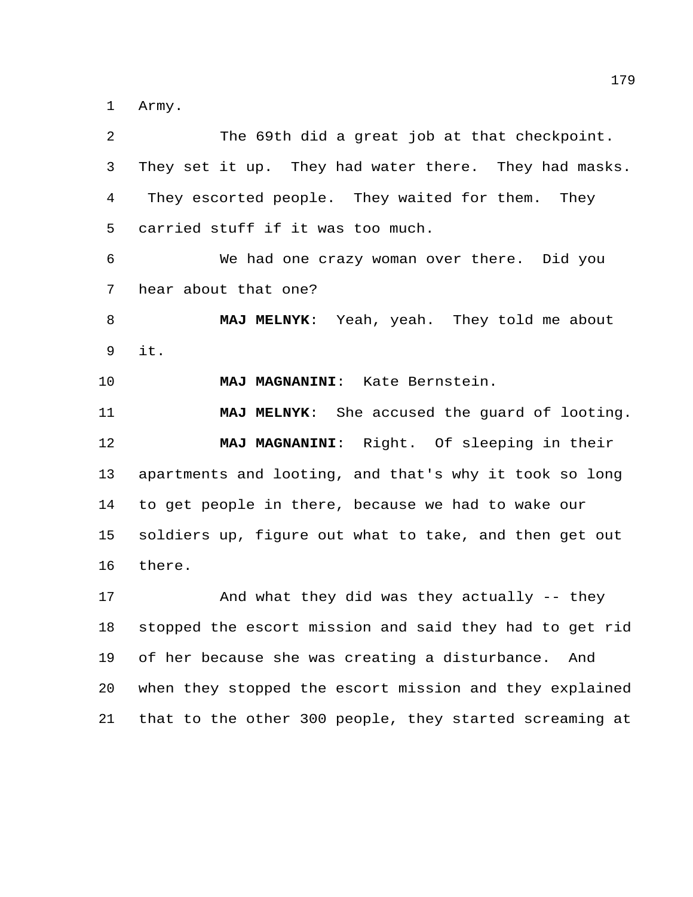Army.

The 69th did a great job at that checkpoint. They set it up. They had water there. They had masks. They escorted people. They waited for them. They carried stuff if it was too much.

We had one crazy woman over there. Did you hear about that one?

**MAJ MELNYK**: Yeah, yeah. They told me about it.

**MAJ MAGNANINI**: Kate Bernstein.

**MAJ MELNYK**: She accused the guard of looting.

**MAJ MAGNANINI**: Right. Of sleeping in their apartments and looting, and that's why it took so long to get people in there, because we had to wake our soldiers up, figure out what to take, and then get out there.

And what they did was they actually -- they stopped the escort mission and said they had to get rid of her because she was creating a disturbance. And when they stopped the escort mission and they explained that to the other 300 people, they started screaming at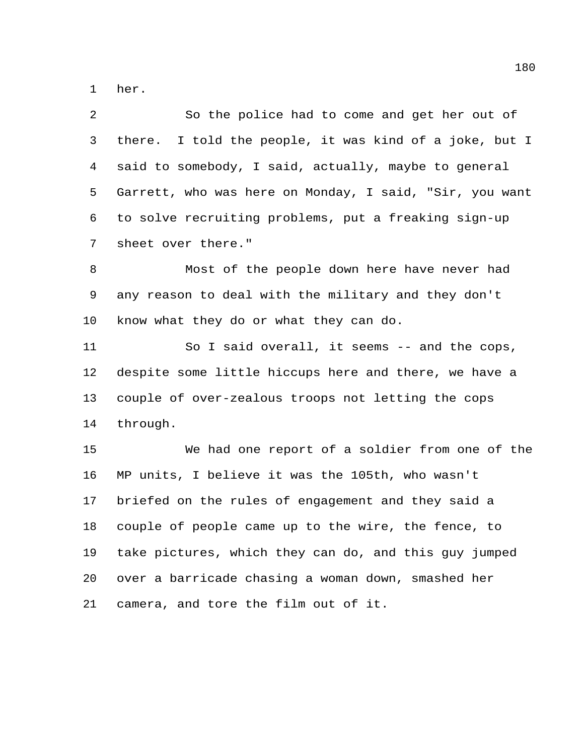her.

So the police had to come and get her out of there. I told the people, it was kind of a joke, but I said to somebody, I said, actually, maybe to general Garrett, who was here on Monday, I said, "Sir, you want to solve recruiting problems, put a freaking sign-up sheet over there."

Most of the people down here have never had any reason to deal with the military and they don't know what they do or what they can do.

So I said overall, it seems -- and the cops, despite some little hiccups here and there, we have a couple of over-zealous troops not letting the cops through.

We had one report of a soldier from one of the MP units, I believe it was the 105th, who wasn't briefed on the rules of engagement and they said a couple of people came up to the wire, the fence, to take pictures, which they can do, and this guy jumped over a barricade chasing a woman down, smashed her camera, and tore the film out of it.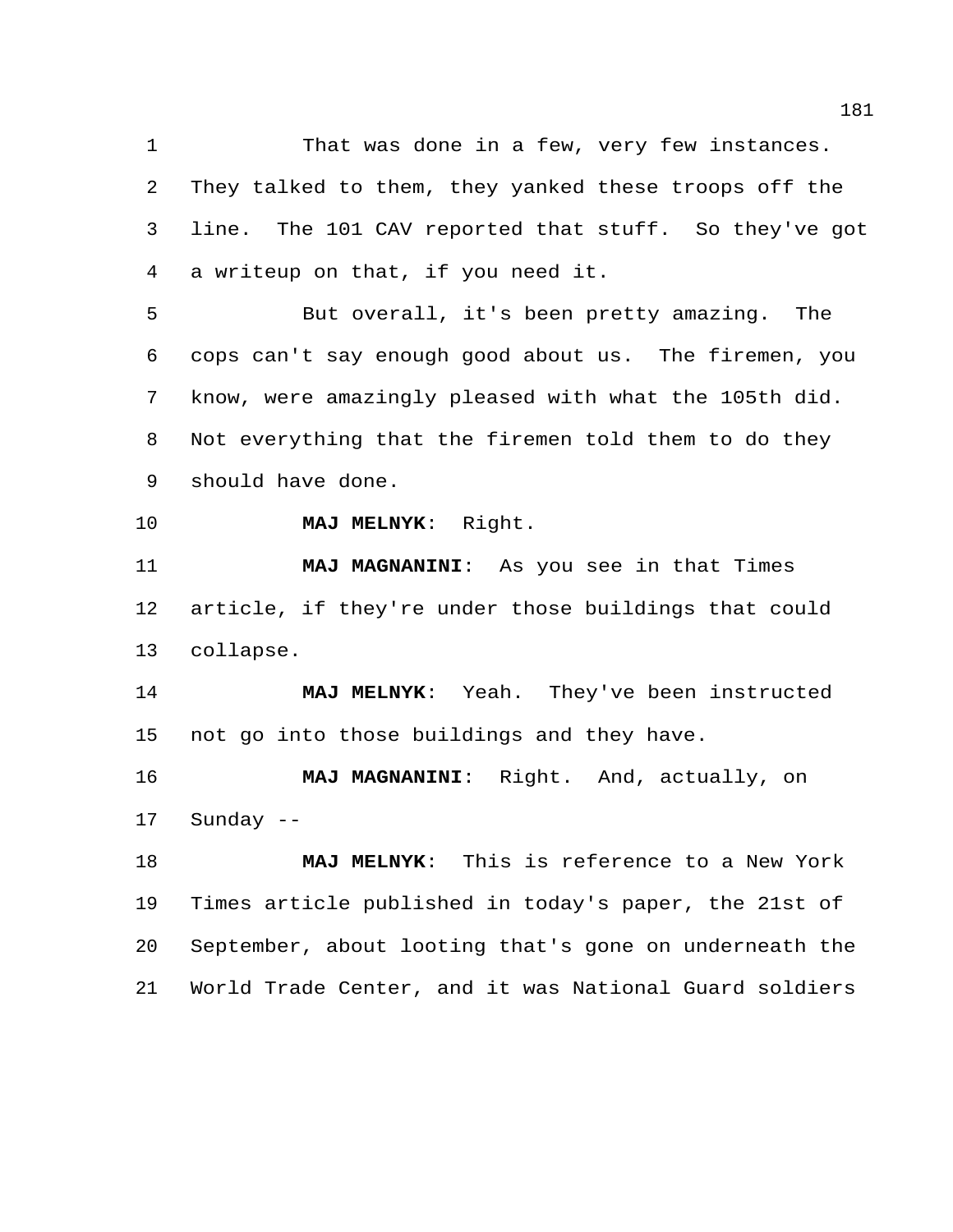That was done in a few, very few instances. They talked to them, they yanked these troops off the line. The 101 CAV reported that stuff. So they've got a writeup on that, if you need it.

But overall, it's been pretty amazing. The cops can't say enough good about us. The firemen, you know, were amazingly pleased with what the 105th did. Not everything that the firemen told them to do they should have done.

**MAJ MELNYK**: Right.

**MAJ MAGNANINI**: As you see in that Times article, if they're under those buildings that could collapse.

**MAJ MELNYK**: Yeah. They've been instructed not go into those buildings and they have.

**MAJ MAGNANINI**: Right. And, actually, on Sunday --

**MAJ MELNYK**: This is reference to a New York Times article published in today's paper, the 21st of September, about looting that's gone on underneath the World Trade Center, and it was National Guard soldiers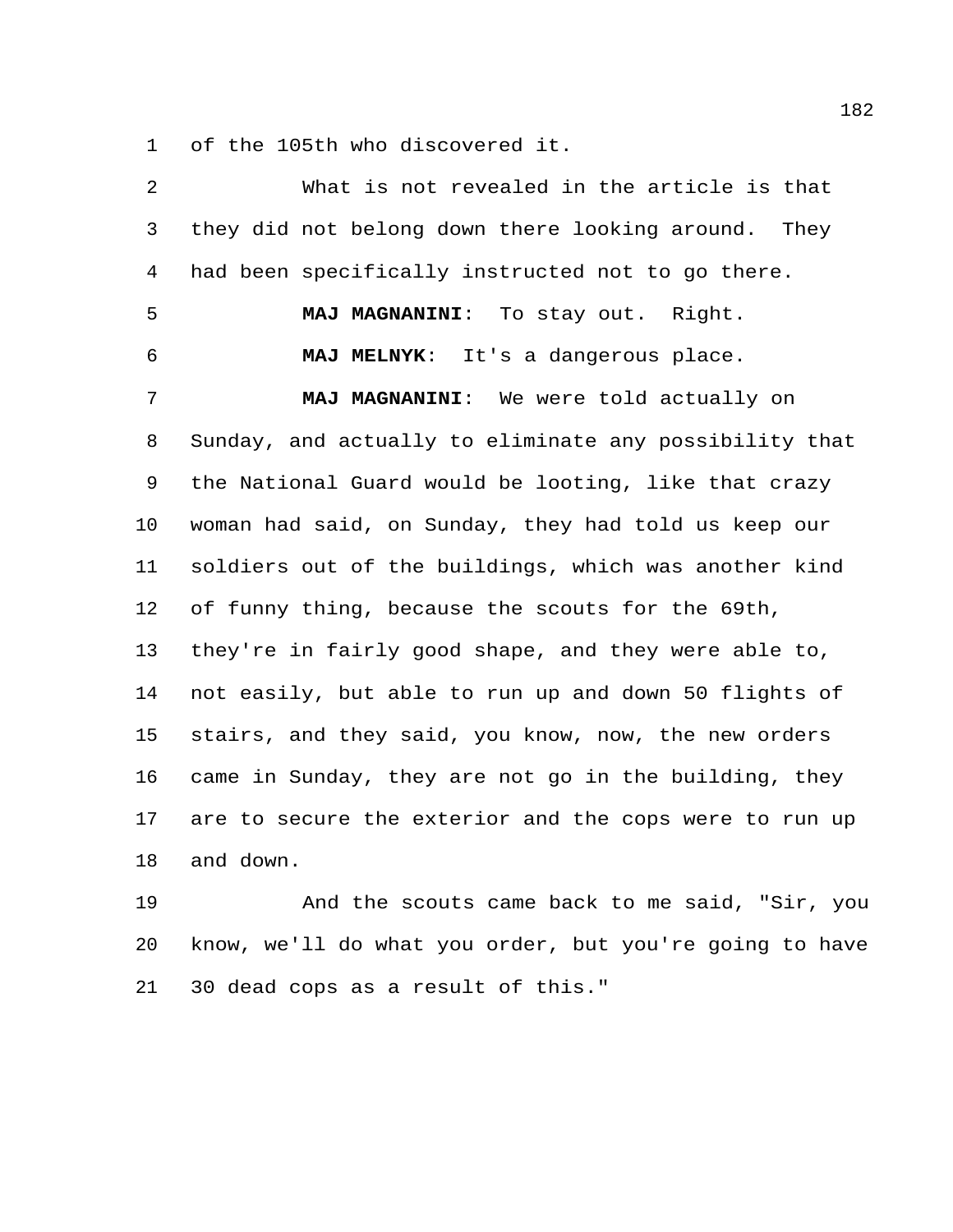of the 105th who discovered it.

What is not revealed in the article is that they did not belong down there looking around. They had been specifically instructed not to go there.

**MAJ MAGNANINI**: To stay out. Right.

**MAJ MELNYK**: It's a dangerous place.

**MAJ MAGNANINI**: We were told actually on Sunday, and actually to eliminate any possibility that the National Guard would be looting, like that crazy woman had said, on Sunday, they had told us keep our soldiers out of the buildings, which was another kind of funny thing, because the scouts for the 69th, they're in fairly good shape, and they were able to, not easily, but able to run up and down 50 flights of stairs, and they said, you know, now, the new orders came in Sunday, they are not go in the building, they are to secure the exterior and the cops were to run up and down.

And the scouts came back to me said, "Sir, you know, we'll do what you order, but you're going to have 30 dead cops as a result of this."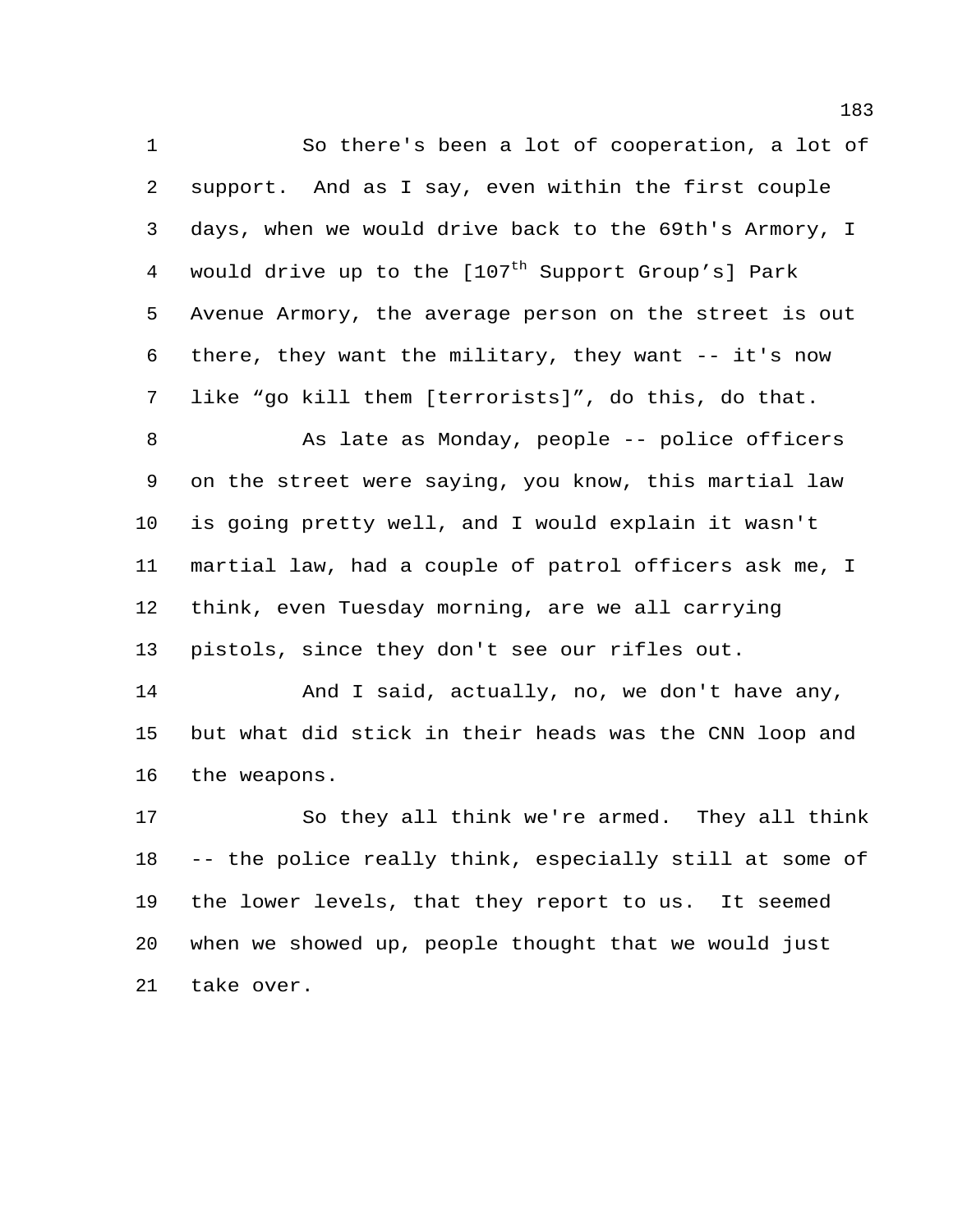So there's been a lot of cooperation, a lot of support. And as I say, even within the first couple days, when we would drive back to the 69th's Armory, I would drive up to the [107th Support Group's] Park Avenue Armory, the average person on the street is out there, they want the military, they want -- it's now like "go kill them [terrorists]", do this, do that.

As late as Monday, people -- police officers on the street were saying, you know, this martial law is going pretty well, and I would explain it wasn't martial law, had a couple of patrol officers ask me, I think, even Tuesday morning, are we all carrying pistols, since they don't see our rifles out.

And I said, actually, no, we don't have any, but what did stick in their heads was the CNN loop and the weapons.

So they all think we're armed. They all think -- the police really think, especially still at some of the lower levels, that they report to us. It seemed when we showed up, people thought that we would just take over.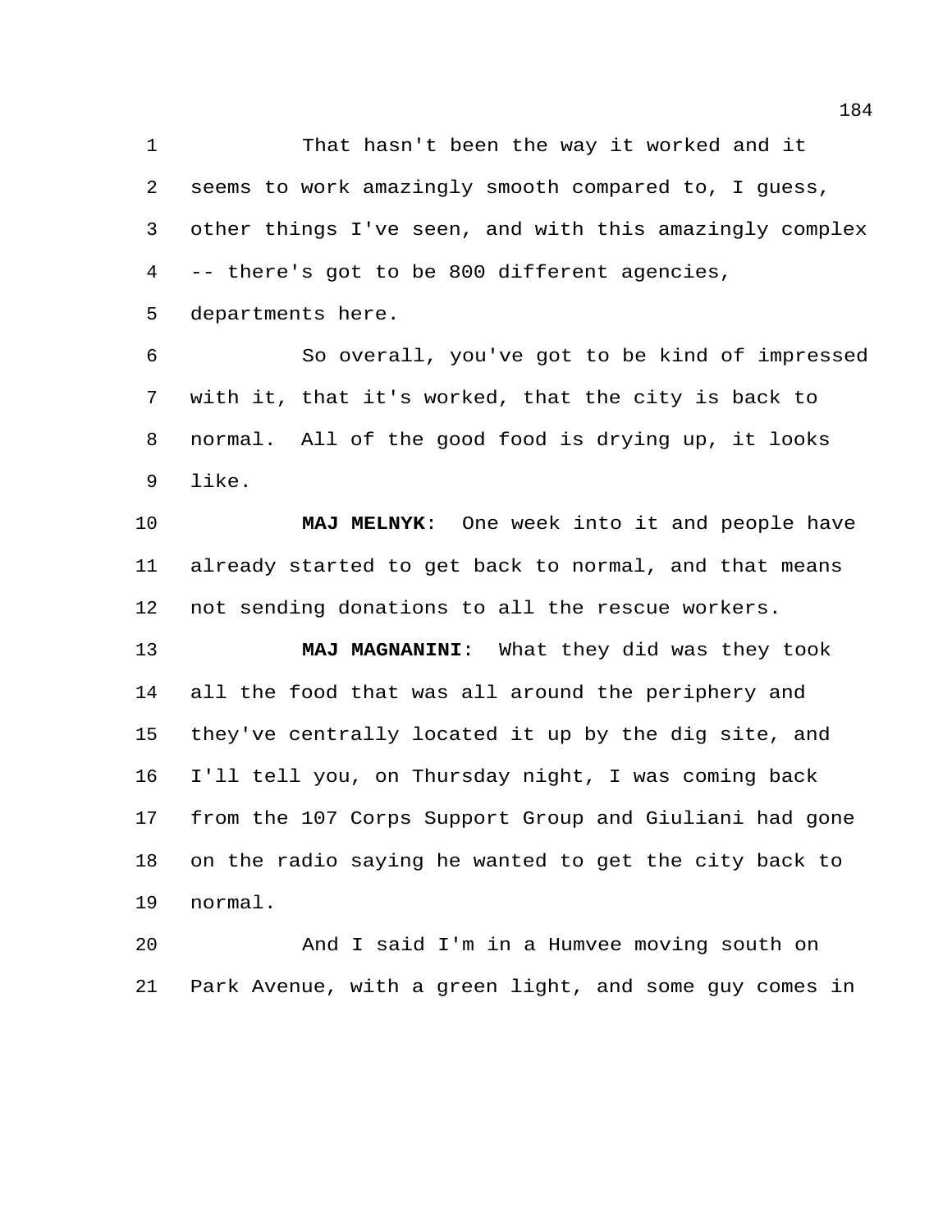That hasn't been the way it worked and it seems to work amazingly smooth compared to, I guess, other things I've seen, and with this amazingly complex -- there's got to be 800 different agencies, departments here.

So overall, you've got to be kind of impressed with it, that it's worked, that the city is back to normal. All of the good food is drying up, it looks like.

**MAJ MELNYK**: One week into it and people have already started to get back to normal, and that means not sending donations to all the rescue workers.

**MAJ MAGNANINI**: What they did was they took all the food that was all around the periphery and they've centrally located it up by the dig site, and I'll tell you, on Thursday night, I was coming back from the 107 Corps Support Group and Giuliani had gone on the radio saying he wanted to get the city back to normal.

And I said I'm in a Humvee moving south on Park Avenue, with a green light, and some guy comes in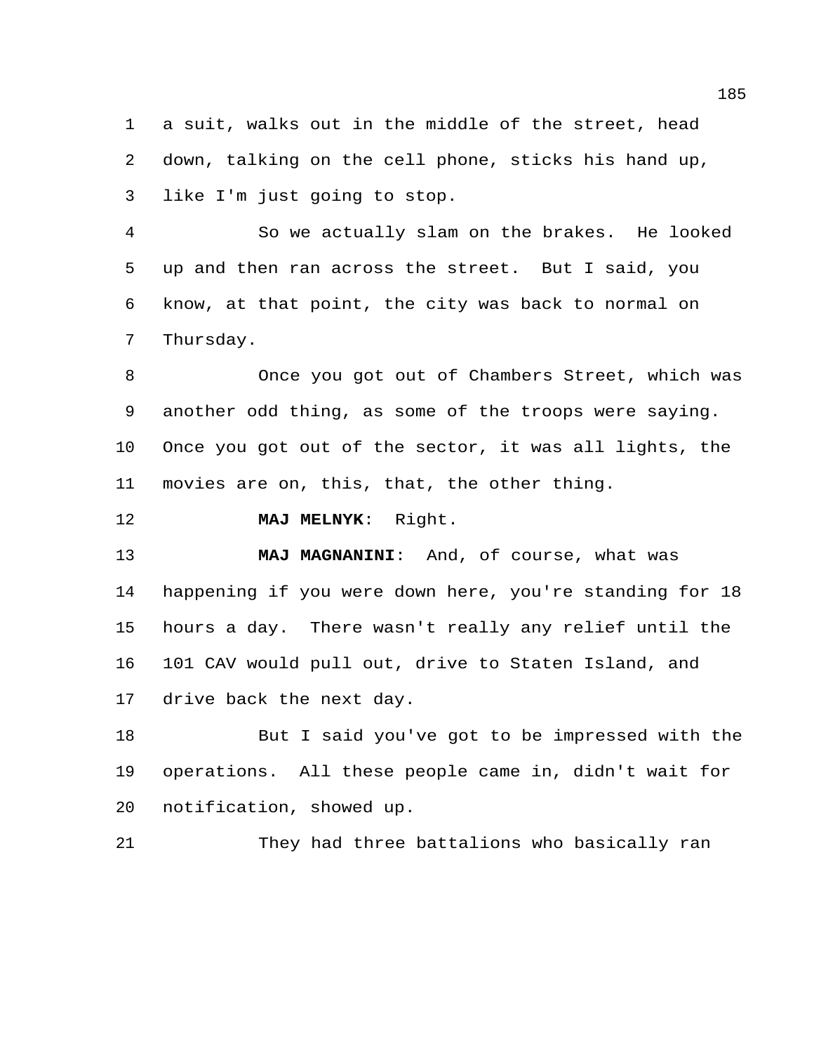a suit, walks out in the middle of the street, head down, talking on the cell phone, sticks his hand up, like I'm just going to stop.

So we actually slam on the brakes. He looked up and then ran across the street. But I said, you know, at that point, the city was back to normal on Thursday.

Once you got out of Chambers Street, which was another odd thing, as some of the troops were saying. Once you got out of the sector, it was all lights, the movies are on, this, that, the other thing.

**MAJ MELNYK**: Right.

**MAJ MAGNANINI**: And, of course, what was happening if you were down here, you're standing for 18 hours a day. There wasn't really any relief until the 101 CAV would pull out, drive to Staten Island, and drive back the next day.

But I said you've got to be impressed with the operations. All these people came in, didn't wait for notification, showed up.

They had three battalions who basically ran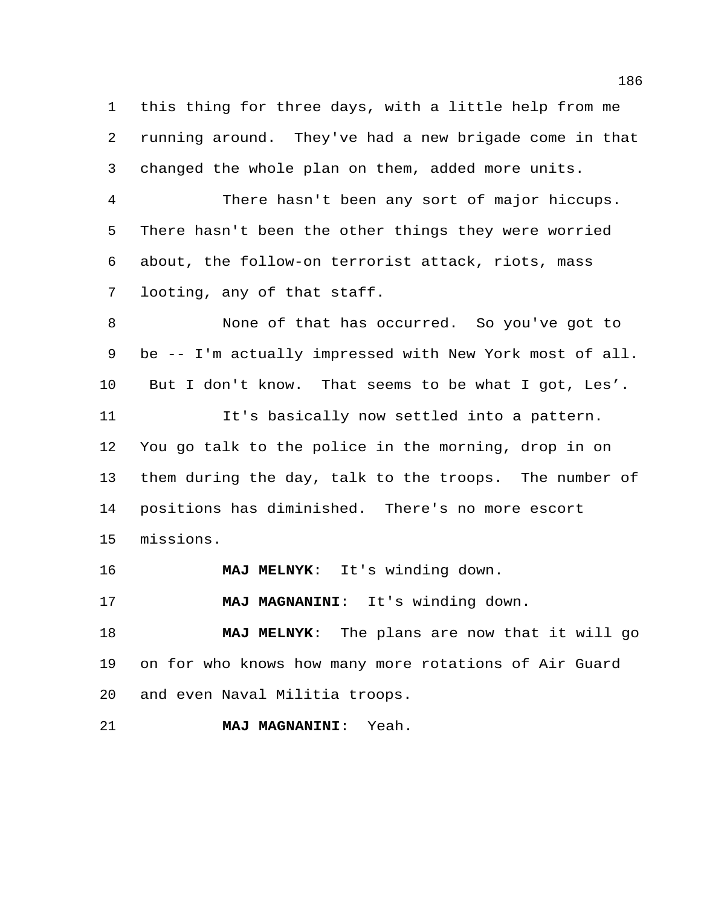this thing for three days, with a little help from me running around. They've had a new brigade come in that changed the whole plan on them, added more units.

There hasn't been any sort of major hiccups. There hasn't been the other things they were worried about, the follow-on terrorist attack, riots, mass looting, any of that staff.

None of that has occurred. So you've got to be -- I'm actually impressed with New York most of all. But I don't know. That seems to be what I got, Les'.

It's basically now settled into a pattern. You go talk to the police in the morning, drop in on them during the day, talk to the troops. The number of positions has diminished. There's no more escort missions.

**MAJ MELNYK**: It's winding down.

**MAJ MAGNANINI**: It's winding down.

**MAJ MELNYK**: The plans are now that it will go on for who knows how many more rotations of Air Guard and even Naval Militia troops.

**MAJ MAGNANINI**: Yeah.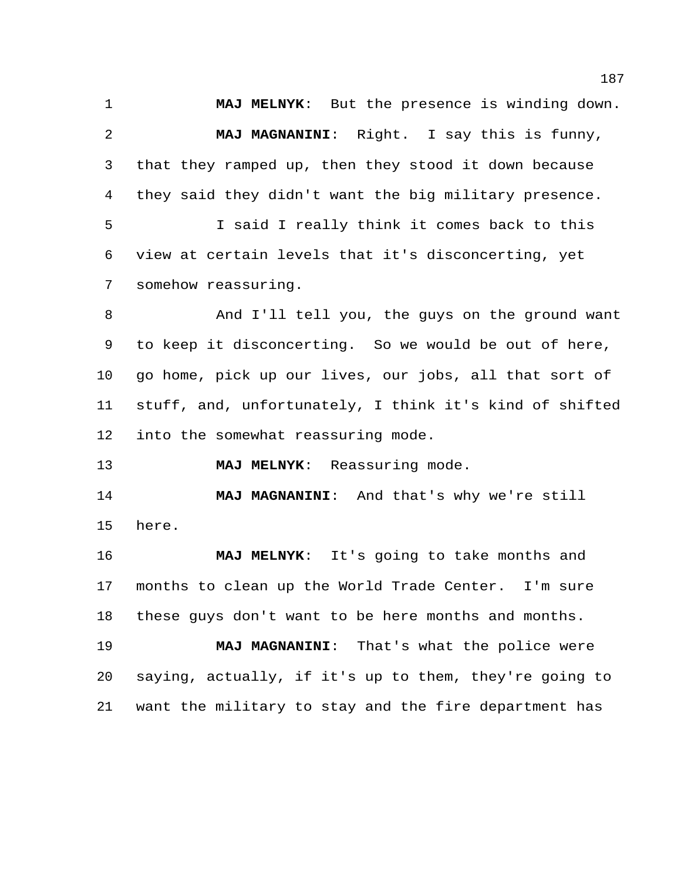**MAJ MELNYK**: But the presence is winding down.

**MAJ MAGNANINI**: Right. I say this is funny, that they ramped up, then they stood it down because they said they didn't want the big military presence.

I said I really think it comes back to this view at certain levels that it's disconcerting, yet somehow reassuring.

And I'll tell you, the guys on the ground want to keep it disconcerting. So we would be out of here, go home, pick up our lives, our jobs, all that sort of stuff, and, unfortunately, I think it's kind of shifted into the somewhat reassuring mode.

**MAJ MELNYK**: Reassuring mode.

**MAJ MAGNANINI**: And that's why we're still here.

**MAJ MELNYK**: It's going to take months and months to clean up the World Trade Center. I'm sure these guys don't want to be here months and months.

**MAJ MAGNANINI**: That's what the police were saying, actually, if it's up to them, they're going to want the military to stay and the fire department has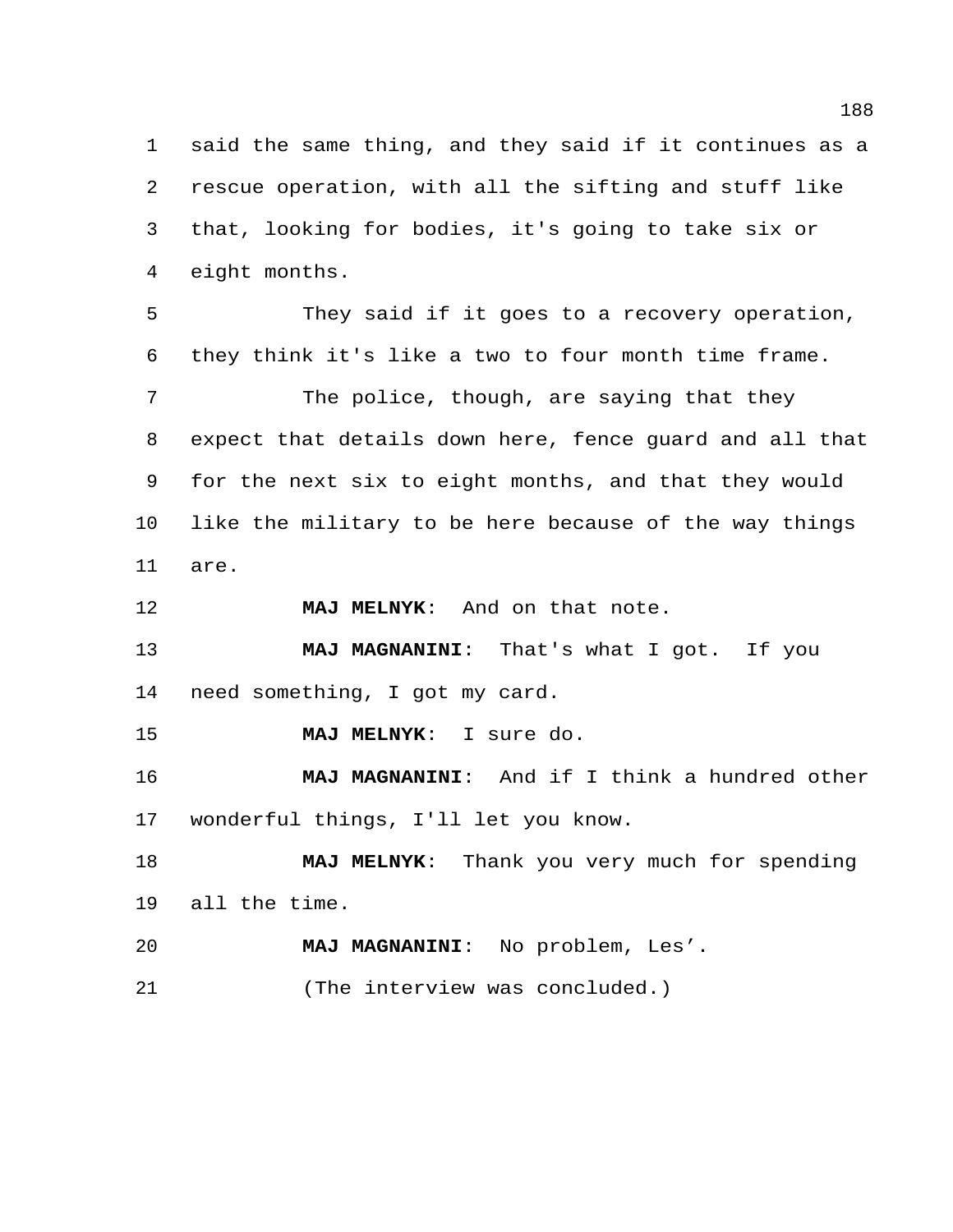said the same thing, and they said if it continues as a rescue operation, with all the sifting and stuff like that, looking for bodies, it's going to take six or eight months.

They said if it goes to a recovery operation, they think it's like a two to four month time frame.

The police, though, are saying that they expect that details down here, fence guard and all that for the next six to eight months, and that they would like the military to be here because of the way things are.

**MAJ MELNYK**: And on that note.

**MAJ MAGNANINI**: That's what I got. If you need something, I got my card.

**MAJ MELNYK**: I sure do.

**MAJ MAGNANINI**: And if I think a hundred other wonderful things, I'll let you know.

**MAJ MELNYK**: Thank you very much for spending all the time.

**MAJ MAGNANINI**: No problem, Les'.

(The interview was concluded.)